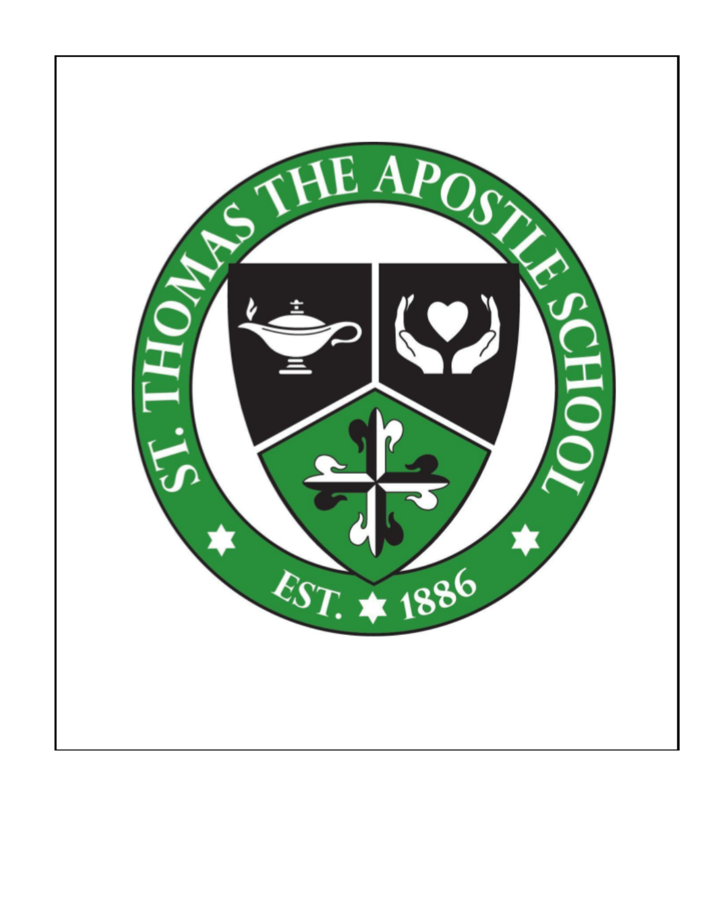ST. THOMAS THE APOSTLE SCHOOL

EST. 1886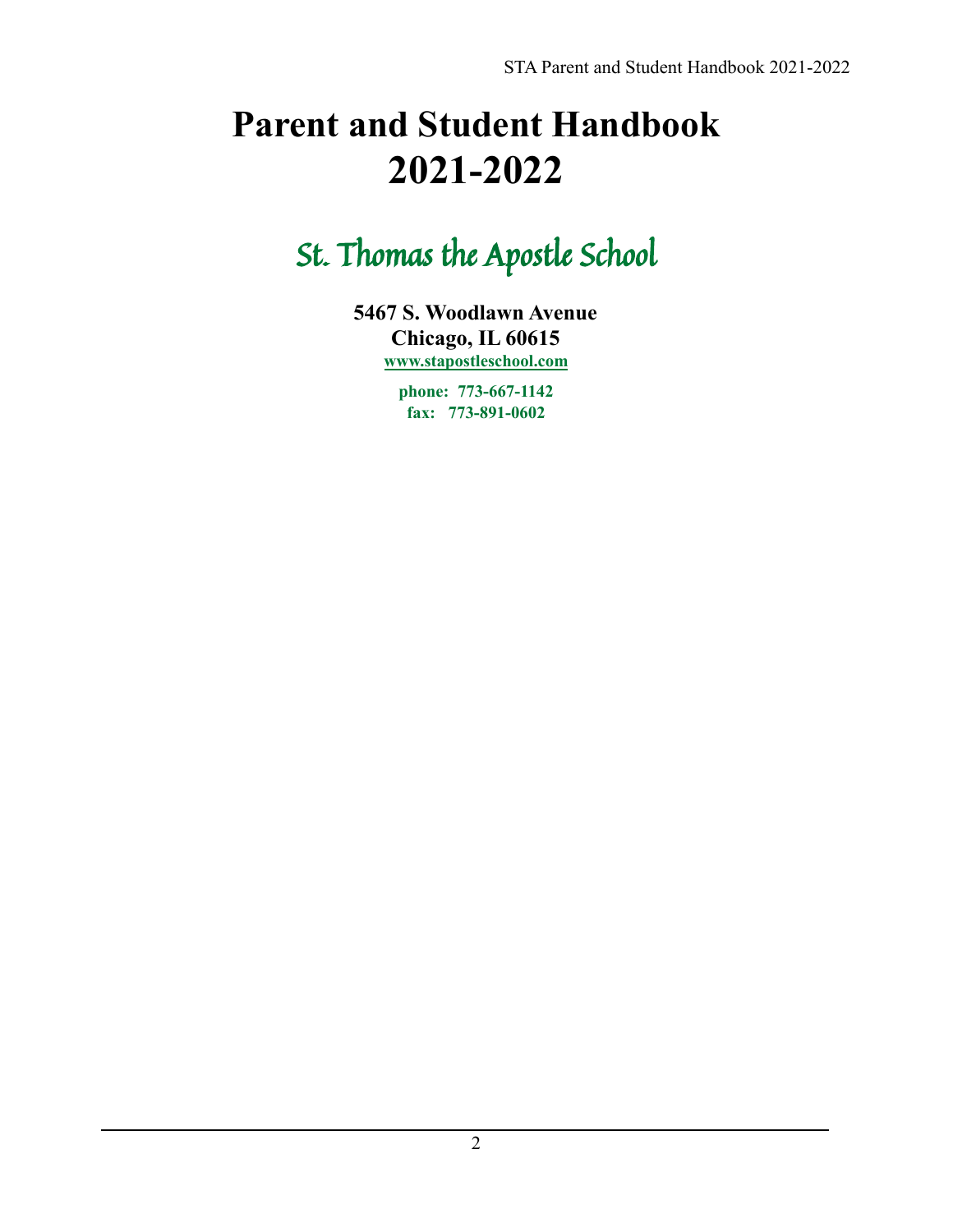# Parent and Student Handbook 2021-2022

## St. Thomas the Apostle School

**5467 S. Woodlawn Avenue**
**Chicago, IL 60615**
**www.stapostleschool.com**

**phone: 773-667-1142**
**fax: 773-891-0602**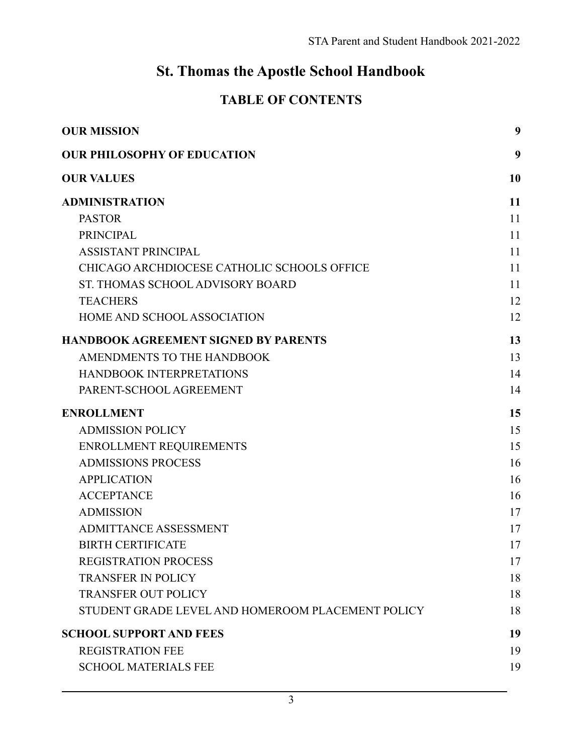# St. Thomas the Apostle School Handbook

## TABLE OF CONTENTS

| | |
|---|---|
| **OUR MISSION** | **9** |
| **OUR PHILOSOPHY OF EDUCATION** | **9** |
| **OUR VALUES** | **10** |
| **ADMINISTRATION** | **11** |
| PASTOR | 11 |
| PRINCIPAL | 11 |
| ASSISTANT PRINCIPAL | 11 |
| CHICAGO ARCHDIOCESE CATHOLIC SCHOOLS OFFICE | 11 |
| ST. THOMAS SCHOOL ADVISORY BOARD | 11 |
| TEACHERS | 12 |
| HOME AND SCHOOL ASSOCIATION | 12 |
| **HANDBOOK AGREEMENT SIGNED BY PARENTS** | **13** |
| AMENDMENTS TO THE HANDBOOK | 13 |
| HANDBOOK INTERPRETATIONS | 14 |
| PARENT-SCHOOL AGREEMENT | 14 |
| **ENROLLMENT** | **15** |
| ADMISSION POLICY | 15 |
| ENROLLMENT REQUIREMENTS | 15 |
| ADMISSIONS PROCESS | 16 |
| APPLICATION | 16 |
| ACCEPTANCE | 16 |
| ADMISSION | 17 |
| ADMITTANCE ASSESSMENT | 17 |
| BIRTH CERTIFICATE | 17 |
| REGISTRATION PROCESS | 17 |
| TRANSFER IN POLICY | 18 |
| TRANSFER OUT POLICY | 18 |
| STUDENT GRADE LEVEL AND HOMEROOM PLACEMENT POLICY | 18 |
| **SCHOOL SUPPORT AND FEES** | **19** |
| REGISTRATION FEE | 19 |
| SCHOOL MATERIALS FEE | 19 |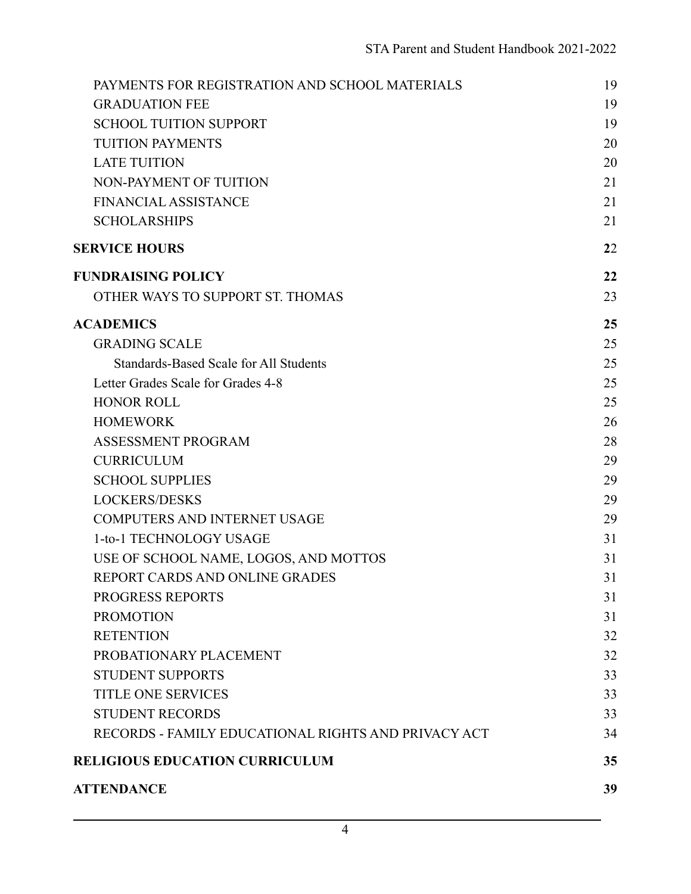PAYMENTS FOR REGISTRATION AND SCHOOL MATERIALS 19
GRADUATION FEE 19
SCHOOL TUITION SUPPORT 19
TUITION PAYMENTS 20
LATE TUITION 20
NON-PAYMENT OF TUITION 21
FINANCIAL ASSISTANCE 21
SCHOLARSHIPS 21

**SERVICE HOURS 22**

**FUNDRAISING POLICY 22**

OTHER WAYS TO SUPPORT ST. THOMAS 23

**ACADEMICS 25**

GRADING SCALE 25
Standards-Based Scale for All Students 25
Letter Grades Scale for Grades 4-8 25
HONOR ROLL 25
HOMEWORK 26
ASSESSMENT PROGRAM 28
CURRICULUM 29
SCHOOL SUPPLIES 29
LOCKERS/DESKS 29
COMPUTERS AND INTERNET USAGE 29
1-to-1 TECHNOLOGY USAGE 31
USE OF SCHOOL NAME, LOGOS, AND MOTTOS 31
REPORT CARDS AND ONLINE GRADES 31
PROGRESS REPORTS 31
PROMOTION 31
RETENTION 32
PROBATIONARY PLACEMENT 32
STUDENT SUPPORTS 33
TITLE ONE SERVICES 33
STUDENT RECORDS 33
RECORDS - FAMILY EDUCATIONAL RIGHTS AND PRIVACY ACT 34

**RELIGIOUS EDUCATION CURRICULUM 35**

**ATTENDANCE 39**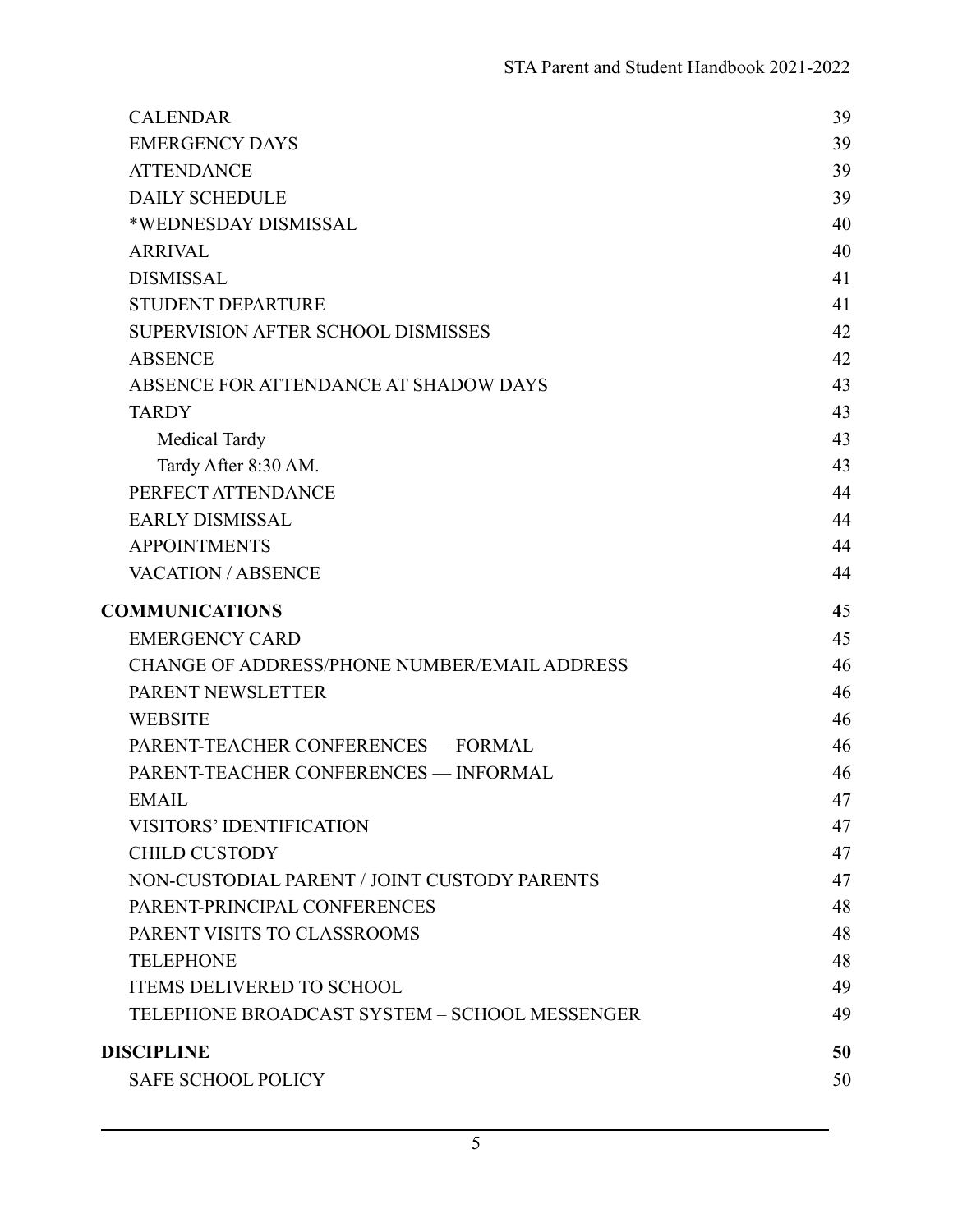CALENDAR 39
EMERGENCY DAYS 39
ATTENDANCE 39
DAILY SCHEDULE 39
*WEDNESDAY DISMISSAL 40
ARRIVAL 40
DISMISSAL 41
STUDENT DEPARTURE 41
SUPERVISION AFTER SCHOOL DISMISSES 42
ABSENCE 42
ABSENCE FOR ATTENDANCE AT SHADOW DAYS 43
TARDY 43
- Medical Tardy 43
- Tardy After 8:30 AM. 43

PERFECT ATTENDANCE 44
EARLY DISMISSAL 44
APPOINTMENTS 44
VACATION / ABSENCE 44

**COMMUNICATIONS 45**

EMERGENCY CARD 45
CHANGE OF ADDRESS/PHONE NUMBER/EMAIL ADDRESS 46
PARENT NEWSLETTER 46
WEBSITE 46
PARENT-TEACHER CONFERENCES — FORMAL 46
PARENT-TEACHER CONFERENCES — INFORMAL 46
EMAIL 47
VISITORS' IDENTIFICATION 47
CHILD CUSTODY 47
NON-CUSTODIAL PARENT / JOINT CUSTODY PARENTS 47
PARENT-PRINCIPAL CONFERENCES 48
PARENT VISITS TO CLASSROOMS 48
TELEPHONE 48
ITEMS DELIVERED TO SCHOOL 49
TELEPHONE BROADCAST SYSTEM – SCHOOL MESSENGER 49

**DISCIPLINE 50**

SAFE SCHOOL POLICY 50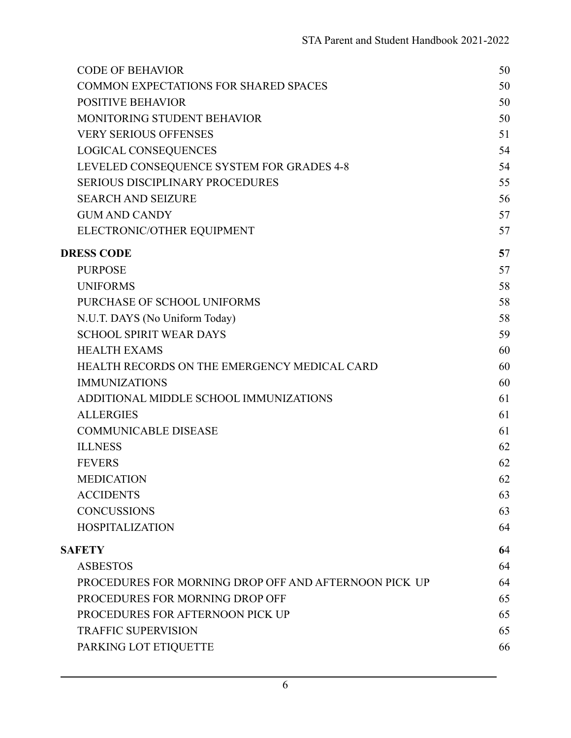| | |
|---|---|
| CODE OF BEHAVIOR | 50 |
| COMMON EXPECTATIONS FOR SHARED SPACES | 50 |
| POSITIVE BEHAVIOR | 50 |
| MONITORING STUDENT BEHAVIOR | 50 |
| VERY SERIOUS OFFENSES | 51 |
| LOGICAL CONSEQUENCES | 54 |
| LEVELED CONSEQUENCE SYSTEM FOR GRADES 4-8 | 54 |
| SERIOUS DISCIPLINARY PROCEDURES | 55 |
| SEARCH AND SEIZURE | 56 |
| GUM AND CANDY | 57 |
| ELECTRONIC/OTHER EQUIPMENT | 57 |
| **DRESS CODE** | **5**7 |
| PURPOSE | 57 |
| UNIFORMS | 58 |
| PURCHASE OF SCHOOL UNIFORMS | 58 |
| N.U.T. DAYS (No Uniform Today) | 58 |
| SCHOOL SPIRIT WEAR DAYS | 59 |
| HEALTH EXAMS | 60 |
| HEALTH RECORDS ON THE EMERGENCY MEDICAL CARD | 60 |
| IMMUNIZATIONS | 60 |
| ADDITIONAL MIDDLE SCHOOL IMMUNIZATIONS | 61 |
| ALLERGIES | 61 |
| COMMUNICABLE DISEASE | 61 |
| ILLNESS | 62 |
| FEVERS | 62 |
| MEDICATION | 62 |
| ACCIDENTS | 63 |
| CONCUSSIONS | 63 |
| HOSPITALIZATION | 64 |
| **SAFETY** | **6**4 |
| ASBESTOS | 64 |
| PROCEDURES FOR MORNING DROP OFF AND AFTERNOON PICK UP | 64 |
| PROCEDURES FOR MORNING DROP OFF | 65 |
| PROCEDURES FOR AFTERNOON PICK UP | 65 |
| TRAFFIC SUPERVISION | 65 |
| PARKING LOT ETIQUETTE | 66 |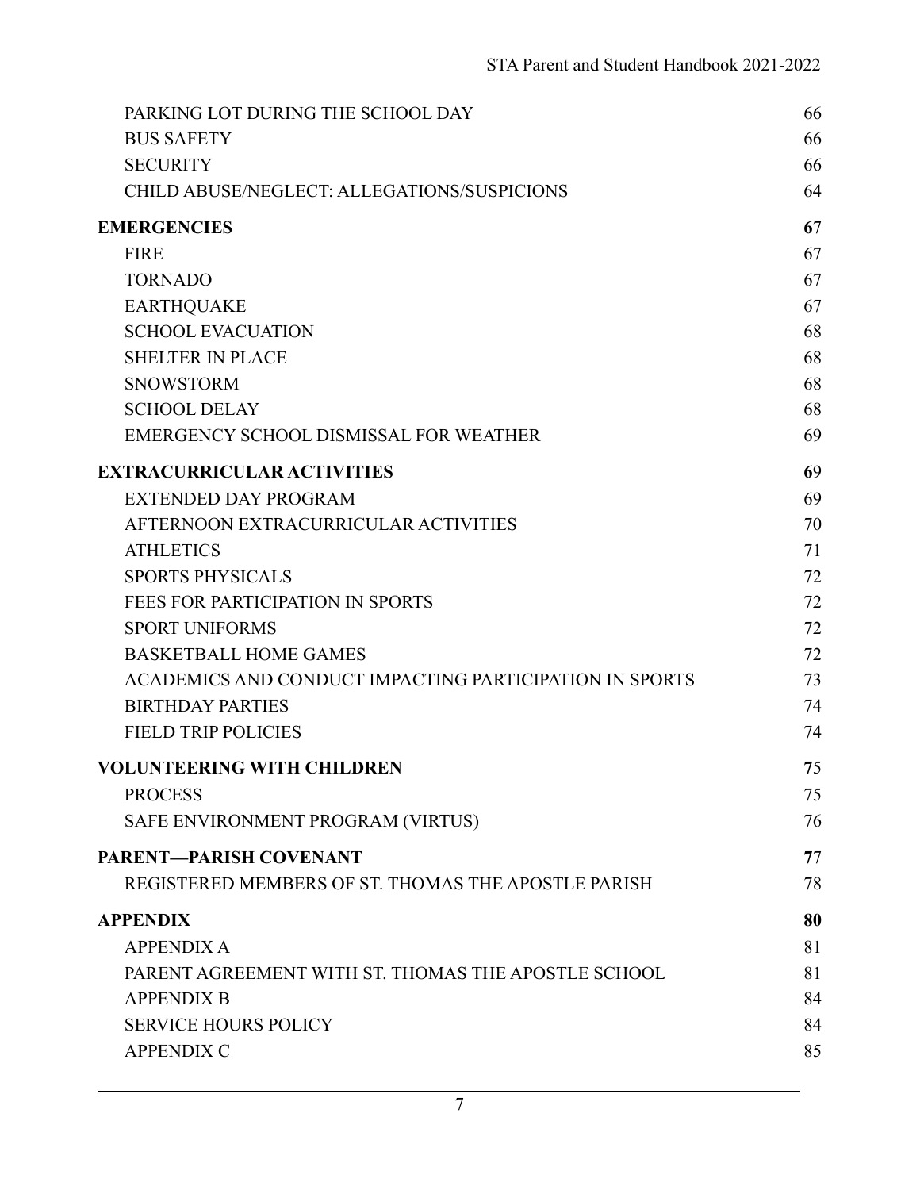PARKING LOT DURING THE SCHOOL DAY 66
BUS SAFETY 66
SECURITY 66
CHILD ABUSE/NEGLECT: ALLEGATIONS/SUSPICIONS 64

**EMERGENCIES 67**
FIRE 67
TORNADO 67
EARTHQUAKE 67
SCHOOL EVACUATION 68
SHELTER IN PLACE 68
SNOWSTORM 68
SCHOOL DELAY 68
EMERGENCY SCHOOL DISMISSAL FOR WEATHER 69

**EXTRACURRICULAR ACTIVITIES 69**
EXTENDED DAY PROGRAM 69
AFTERNOON EXTRACURRICULAR ACTIVITIES 70
ATHLETICS 71
SPORTS PHYSICALS 72
FEES FOR PARTICIPATION IN SPORTS 72
SPORT UNIFORMS 72
BASKETBALL HOME GAMES 72
ACADEMICS AND CONDUCT IMPACTING PARTICIPATION IN SPORTS 73
BIRTHDAY PARTIES 74
FIELD TRIP POLICIES 74

**VOLUNTEERING WITH CHILDREN 75**
PROCESS 75
SAFE ENVIRONMENT PROGRAM (VIRTUS) 76

**PARENT—PARISH COVENANT 77**
REGISTERED MEMBERS OF ST. THOMAS THE APOSTLE PARISH 78

**APPENDIX 80**
APPENDIX A 81
PARENT AGREEMENT WITH ST. THOMAS THE APOSTLE SCHOOL 81
APPENDIX B 84
SERVICE HOURS POLICY 84
APPENDIX C 85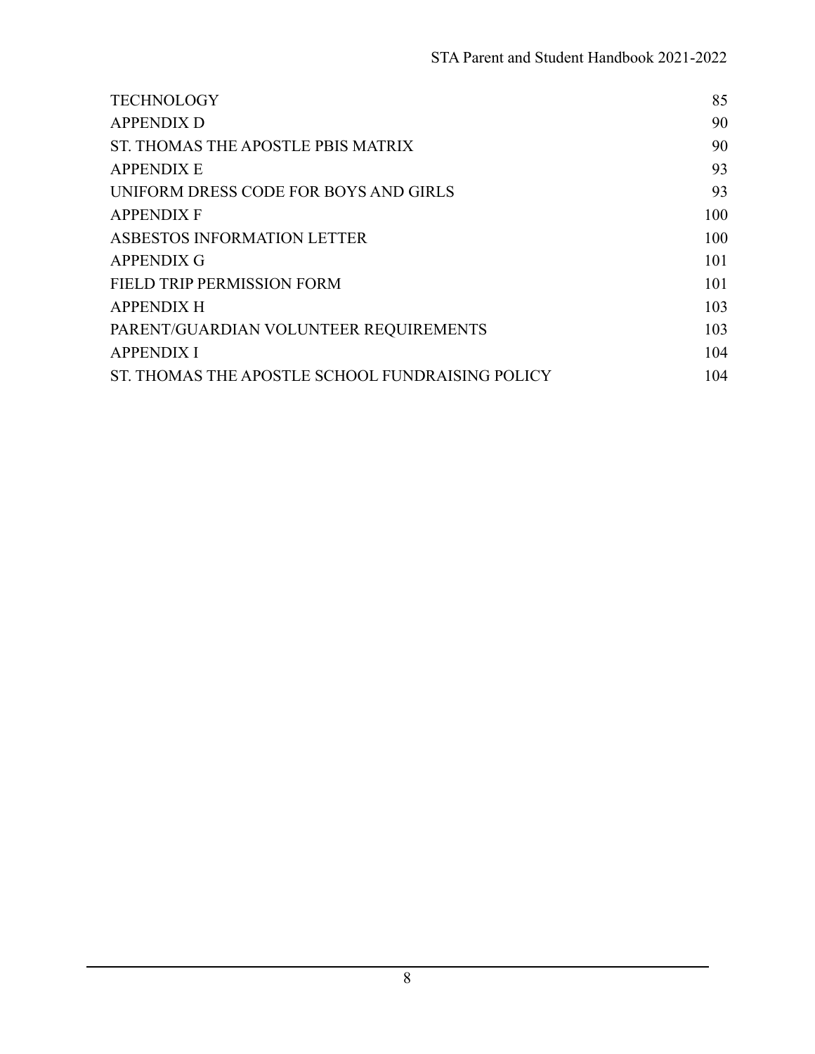| | |
|---|---|
| TECHNOLOGY | 85 |
| APPENDIX D | 90 |
| ST. THOMAS THE APOSTLE PBIS MATRIX | 90 |
| APPENDIX E | 93 |
| UNIFORM DRESS CODE FOR BOYS AND GIRLS | 93 |
| APPENDIX F | 100 |
| ASBESTOS INFORMATION LETTER | 100 |
| APPENDIX G | 101 |
| FIELD TRIP PERMISSION FORM | 101 |
| APPENDIX H | 103 |
| PARENT/GUARDIAN VOLUNTEER REQUIREMENTS | 103 |
| APPENDIX I | 104 |
| ST. THOMAS THE APOSTLE SCHOOL FUNDRAISING POLICY | 104 |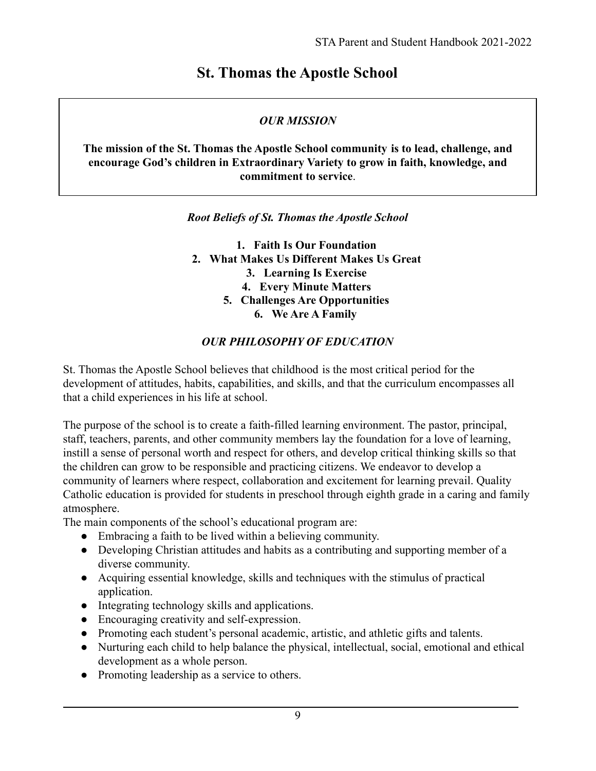# St. Thomas the Apostle School

***OUR MISSION***

**The mission of the St. Thomas the Apostle School community is to lead, challenge, and encourage God's children in Extraordinary Variety to grow in faith, knowledge, and commitment to service**.

***Root Beliefs of St. Thomas the Apostle School***

1. **Faith Is Our Foundation**
2. **What Makes Us Different Makes Us Great**
3. **Learning Is Exercise**
4. **Every Minute Matters**
5. **Challenges Are Opportunities**
6. **We Are A Family**

***OUR PHILOSOPHY OF EDUCATION***

St. Thomas the Apostle School believes that childhood is the most critical period for the development of attitudes, habits, capabilities, and skills, and that the curriculum encompasses all that a child experiences in his life at school.

The purpose of the school is to create a faith-filled learning environment. The pastor, principal, staff, teachers, parents, and other community members lay the foundation for a love of learning, instill a sense of personal worth and respect for others, and develop critical thinking skills so that the children can grow to be responsible and practicing citizens. We endeavor to develop a community of learners where respect, collaboration and excitement for learning prevail. Quality Catholic education is provided for students in preschool through eighth grade in a caring and family atmosphere.

The main components of the school's educational program are:

- Embracing a faith to be lived within a believing community.
- Developing Christian attitudes and habits as a contributing and supporting member of a diverse community.
- Acquiring essential knowledge, skills and techniques with the stimulus of practical application.
- Integrating technology skills and applications.
- Encouraging creativity and self-expression.
- Promoting each student's personal academic, artistic, and athletic gifts and talents.
- Nurturing each child to help balance the physical, intellectual, social, emotional and ethical development as a whole person.
- Promoting leadership as a service to others.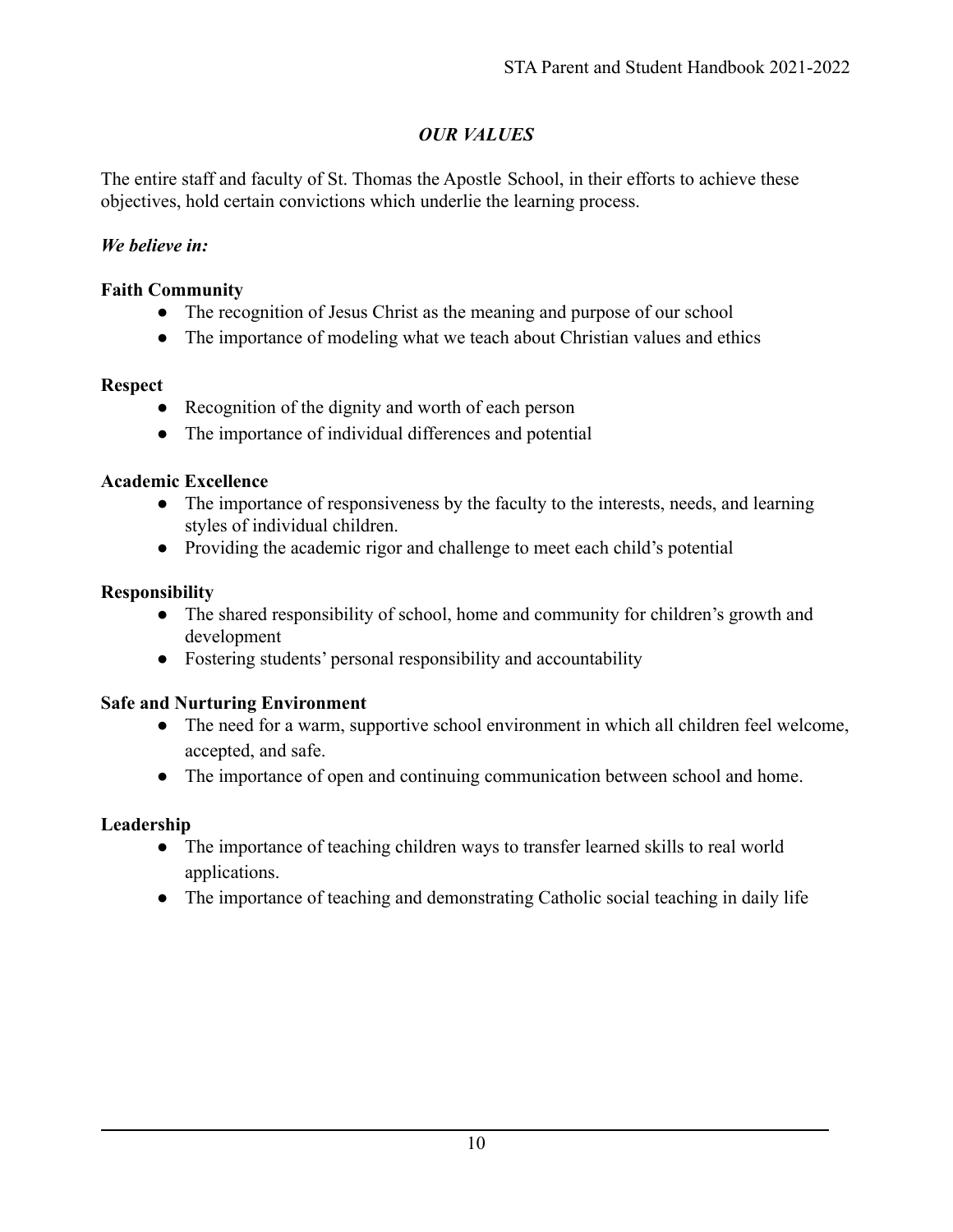## *OUR VALUES*

The entire staff and faculty of St. Thomas the Apostle School, in their efforts to achieve these objectives, hold certain convictions which underlie the learning process.

***We believe in:***

**Faith Community**

- The recognition of Jesus Christ as the meaning and purpose of our school
- The importance of modeling what we teach about Christian values and ethics

**Respect**

- Recognition of the dignity and worth of each person
- The importance of individual differences and potential

**Academic Excellence**

- The importance of responsiveness by the faculty to the interests, needs, and learning styles of individual children.
- Providing the academic rigor and challenge to meet each child's potential

**Responsibility**

- The shared responsibility of school, home and community for children's growth and development
- Fostering students' personal responsibility and accountability

**Safe and Nurturing Environment**

- The need for a warm, supportive school environment in which all children feel welcome, accepted, and safe.
- The importance of open and continuing communication between school and home.

**Leadership**

- The importance of teaching children ways to transfer learned skills to real world applications.
- The importance of teaching and demonstrating Catholic social teaching in daily life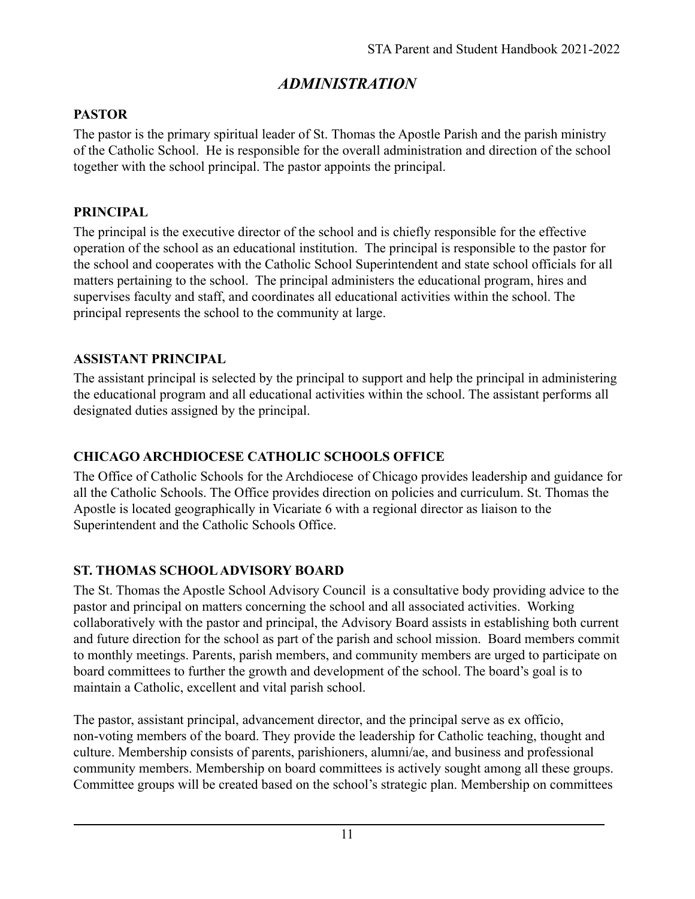# *ADMINISTRATION*

## PASTOR

The pastor is the primary spiritual leader of St. Thomas the Apostle Parish and the parish ministry of the Catholic School. He is responsible for the overall administration and direction of the school together with the school principal. The pastor appoints the principal.

## PRINCIPAL

The principal is the executive director of the school and is chiefly responsible for the effective operation of the school as an educational institution. The principal is responsible to the pastor for the school and cooperates with the Catholic School Superintendent and state school officials for all matters pertaining to the school. The principal administers the educational program, hires and supervises faculty and staff, and coordinates all educational activities within the school. The principal represents the school to the community at large.

## ASSISTANT PRINCIPAL

The assistant principal is selected by the principal to support and help the principal in administering the educational program and all educational activities within the school. The assistant performs all designated duties assigned by the principal.

## CHICAGO ARCHDIOCESE CATHOLIC SCHOOLS OFFICE

The Office of Catholic Schools for the Archdiocese of Chicago provides leadership and guidance for all the Catholic Schools. The Office provides direction on policies and curriculum. St. Thomas the Apostle is located geographically in Vicariate 6 with a regional director as liaison to the Superintendent and the Catholic Schools Office.

## ST. THOMAS SCHOOL ADVISORY BOARD

The St. Thomas the Apostle School Advisory Council is a consultative body providing advice to the pastor and principal on matters concerning the school and all associated activities. Working collaboratively with the pastor and principal, the Advisory Board assists in establishing both current and future direction for the school as part of the parish and school mission. Board members commit to monthly meetings. Parents, parish members, and community members are urged to participate on board committees to further the growth and development of the school. The board's goal is to maintain a Catholic, excellent and vital parish school.

The pastor, assistant principal, advancement director, and the principal serve as ex officio, non-voting members of the board. They provide the leadership for Catholic teaching, thought and culture. Membership consists of parents, parishioners, alumni/ae, and business and professional community members. Membership on board committees is actively sought among all these groups. Committee groups will be created based on the school's strategic plan. Membership on committees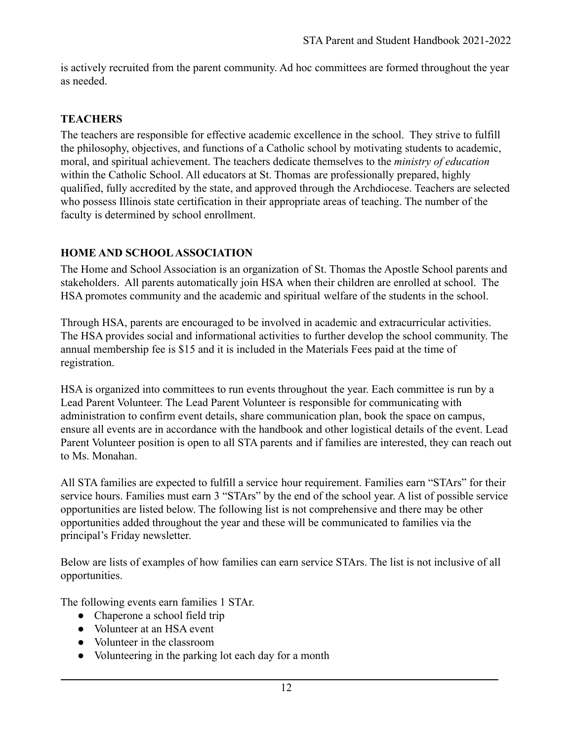is actively recruited from the parent community. Ad hoc committees are formed throughout the year as needed.

## TEACHERS

The teachers are responsible for effective academic excellence in the school. They strive to fulfill the philosophy, objectives, and functions of a Catholic school by motivating students to academic, moral, and spiritual achievement. The teachers dedicate themselves to the *ministry of education* within the Catholic School. All educators at St. Thomas are professionally prepared, highly qualified, fully accredited by the state, and approved through the Archdiocese. Teachers are selected who possess Illinois state certification in their appropriate areas of teaching. The number of the faculty is determined by school enrollment.

## HOME AND SCHOOL ASSOCIATION

The Home and School Association is an organization of St. Thomas the Apostle School parents and stakeholders. All parents automatically join HSA when their children are enrolled at school. The HSA promotes community and the academic and spiritual welfare of the students in the school.

Through HSA, parents are encouraged to be involved in academic and extracurricular activities. The HSA provides social and informational activities to further develop the school community. The annual membership fee is $15 and it is included in the Materials Fees paid at the time of registration.

HSA is organized into committees to run events throughout the year. Each committee is run by a Lead Parent Volunteer. The Lead Parent Volunteer is responsible for communicating with administration to confirm event details, share communication plan, book the space on campus, ensure all events are in accordance with the handbook and other logistical details of the event. Lead Parent Volunteer position is open to all STA parents and if families are interested, they can reach out to Ms. Monahan.

All STA families are expected to fulfill a service hour requirement. Families earn "STArs" for their service hours. Families must earn 3 "STArs" by the end of the school year. A list of possible service opportunities are listed below. The following list is not comprehensive and there may be other opportunities added throughout the year and these will be communicated to families via the principal's Friday newsletter.

Below are lists of examples of how families can earn service STArs. The list is not inclusive of all opportunities.

The following events earn families 1 STAr.

- Chaperone a school field trip
- Volunteer at an HSA event
- Volunteer in the classroom
- Volunteering in the parking lot each day for a month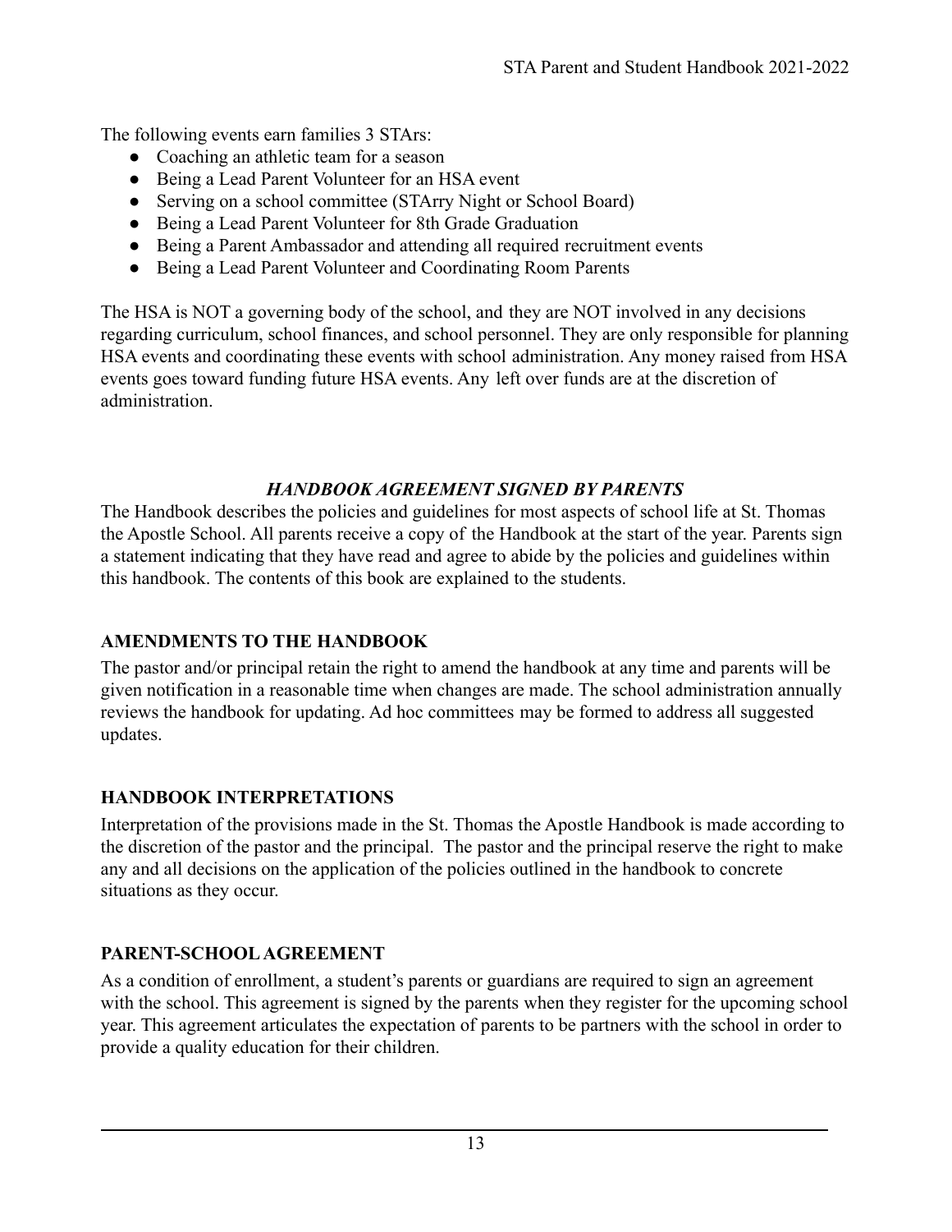The following events earn families 3 STArs:

- Coaching an athletic team for a season
- Being a Lead Parent Volunteer for an HSA event
- Serving on a school committee (STArry Night or School Board)
- Being a Lead Parent Volunteer for 8th Grade Graduation
- Being a Parent Ambassador and attending all required recruitment events
- Being a Lead Parent Volunteer and Coordinating Room Parents

The HSA is NOT a governing body of the school, and they are NOT involved in any decisions regarding curriculum, school finances, and school personnel. They are only responsible for planning HSA events and coordinating these events with school administration. Any money raised from HSA events goes toward funding future HSA events. Any left over funds are at the discretion of administration.

## *HANDBOOK AGREEMENT SIGNED BY PARENTS*

The Handbook describes the policies and guidelines for most aspects of school life at St. Thomas the Apostle School. All parents receive a copy of the Handbook at the start of the year. Parents sign a statement indicating that they have read and agree to abide by the policies and guidelines within this handbook. The contents of this book are explained to the students.

## AMENDMENTS TO THE HANDBOOK

The pastor and/or principal retain the right to amend the handbook at any time and parents will be given notification in a reasonable time when changes are made. The school administration annually reviews the handbook for updating. Ad hoc committees may be formed to address all suggested updates.

## HANDBOOK INTERPRETATIONS

Interpretation of the provisions made in the St. Thomas the Apostle Handbook is made according to the discretion of the pastor and the principal. The pastor and the principal reserve the right to make any and all decisions on the application of the policies outlined in the handbook to concrete situations as they occur.

## PARENT-SCHOOL AGREEMENT

As a condition of enrollment, a student's parents or guardians are required to sign an agreement with the school. This agreement is signed by the parents when they register for the upcoming school year. This agreement articulates the expectation of parents to be partners with the school in order to provide a quality education for their children.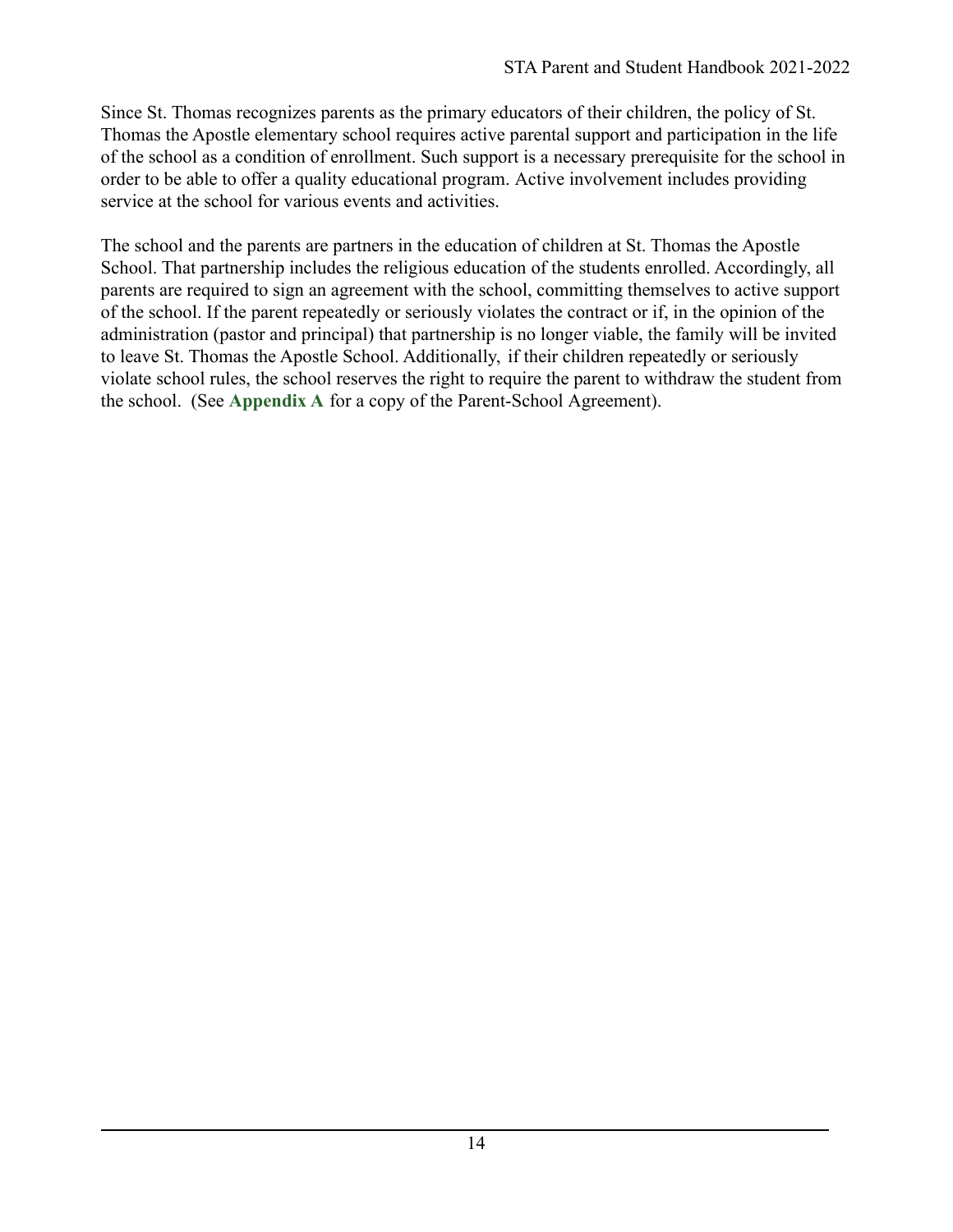Since St. Thomas recognizes parents as the primary educators of their children, the policy of St. Thomas the Apostle elementary school requires active parental support and participation in the life of the school as a condition of enrollment. Such support is a necessary prerequisite for the school in order to be able to offer a quality educational program. Active involvement includes providing service at the school for various events and activities.

The school and the parents are partners in the education of children at St. Thomas the Apostle School. That partnership includes the religious education of the students enrolled. Accordingly, all parents are required to sign an agreement with the school, committing themselves to active support of the school. If the parent repeatedly or seriously violates the contract or if, in the opinion of the administration (pastor and principal) that partnership is no longer viable, the family will be invited to leave St. Thomas the Apostle School. Additionally, if their children repeatedly or seriously violate school rules, the school reserves the right to require the parent to withdraw the student from the school. (See **Appendix A** for a copy of the Parent-School Agreement).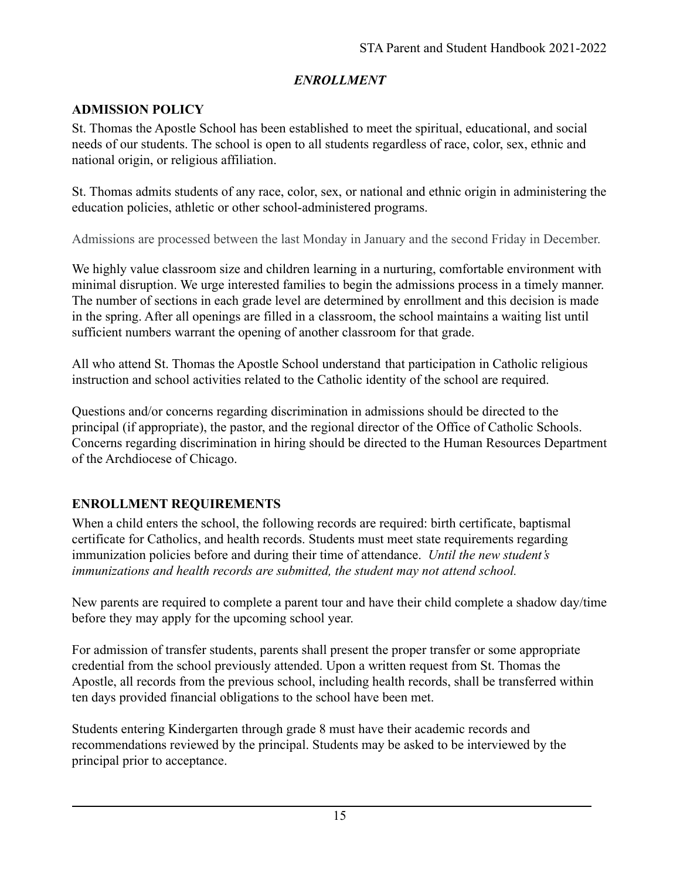## *ENROLLMENT*

### ADMISSION POLICY

St. Thomas the Apostle School has been established to meet the spiritual, educational, and social needs of our students. The school is open to all students regardless of race, color, sex, ethnic and national origin, or religious affiliation.

St. Thomas admits students of any race, color, sex, or national and ethnic origin in administering the education policies, athletic or other school-administered programs.

Admissions are processed between the last Monday in January and the second Friday in December.

We highly value classroom size and children learning in a nurturing, comfortable environment with minimal disruption. We urge interested families to begin the admissions process in a timely manner. The number of sections in each grade level are determined by enrollment and this decision is made in the spring. After all openings are filled in a classroom, the school maintains a waiting list until sufficient numbers warrant the opening of another classroom for that grade.

All who attend St. Thomas the Apostle School understand that participation in Catholic religious instruction and school activities related to the Catholic identity of the school are required.

Questions and/or concerns regarding discrimination in admissions should be directed to the principal (if appropriate), the pastor, and the regional director of the Office of Catholic Schools. Concerns regarding discrimination in hiring should be directed to the Human Resources Department of the Archdiocese of Chicago.

### ENROLLMENT REQUIREMENTS

When a child enters the school, the following records are required: birth certificate, baptismal certificate for Catholics, and health records. Students must meet state requirements regarding immunization policies before and during their time of attendance. *Until the new student's immunizations and health records are submitted, the student may not attend school.*

New parents are required to complete a parent tour and have their child complete a shadow day/time before they may apply for the upcoming school year.

For admission of transfer students, parents shall present the proper transfer or some appropriate credential from the school previously attended. Upon a written request from St. Thomas the Apostle, all records from the previous school, including health records, shall be transferred within ten days provided financial obligations to the school have been met.

Students entering Kindergarten through grade 8 must have their academic records and recommendations reviewed by the principal. Students may be asked to be interviewed by the principal prior to acceptance.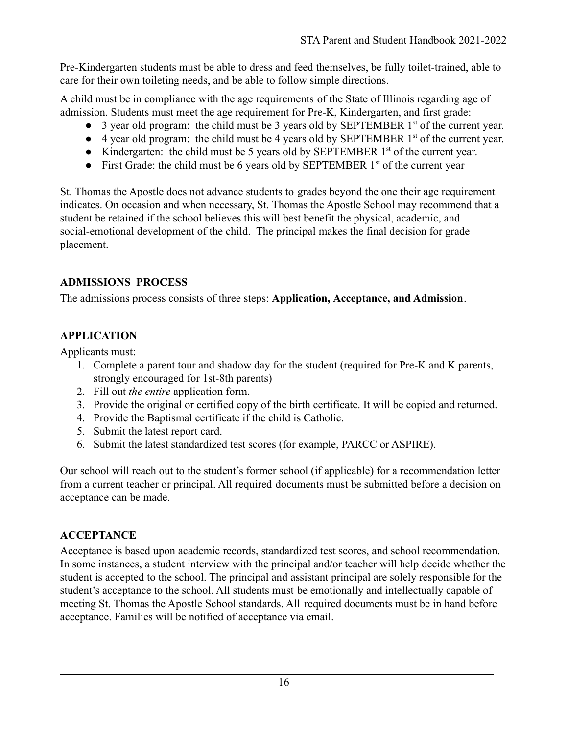Pre-Kindergarten students must be able to dress and feed themselves, be fully toilet-trained, able to care for their own toileting needs, and be able to follow simple directions.

A child must be in compliance with the age requirements of the State of Illinois regarding age of admission. Students must meet the age requirement for Pre-K, Kindergarten, and first grade:

- 3 year old program: the child must be 3 years old by SEPTEMBER 1st of the current year.
- 4 year old program: the child must be 4 years old by SEPTEMBER 1st of the current year.
- Kindergarten: the child must be 5 years old by SEPTEMBER 1st of the current year.
- First Grade: the child must be 6 years old by SEPTEMBER 1st of the current year

St. Thomas the Apostle does not advance students to grades beyond the one their age requirement indicates. On occasion and when necessary, St. Thomas the Apostle School may recommend that a student be retained if the school believes this will best benefit the physical, academic, and social-emotional development of the child. The principal makes the final decision for grade placement.

## ADMISSIONS PROCESS

The admissions process consists of three steps: **Application, Acceptance, and Admission**.

## APPLICATION

Applicants must:

1. Complete a parent tour and shadow day for the student (required for Pre-K and K parents, strongly encouraged for 1st-8th parents)
2. Fill out *the entire* application form.
3. Provide the original or certified copy of the birth certificate. It will be copied and returned.
4. Provide the Baptismal certificate if the child is Catholic.
5. Submit the latest report card.
6. Submit the latest standardized test scores (for example, PARCC or ASPIRE).

Our school will reach out to the student's former school (if applicable) for a recommendation letter from a current teacher or principal. All required documents must be submitted before a decision on acceptance can be made.

## ACCEPTANCE

Acceptance is based upon academic records, standardized test scores, and school recommendation. In some instances, a student interview with the principal and/or teacher will help decide whether the student is accepted to the school. The principal and assistant principal are solely responsible for the student's acceptance to the school. All students must be emotionally and intellectually capable of meeting St. Thomas the Apostle School standards. All required documents must be in hand before acceptance. Families will be notified of acceptance via email.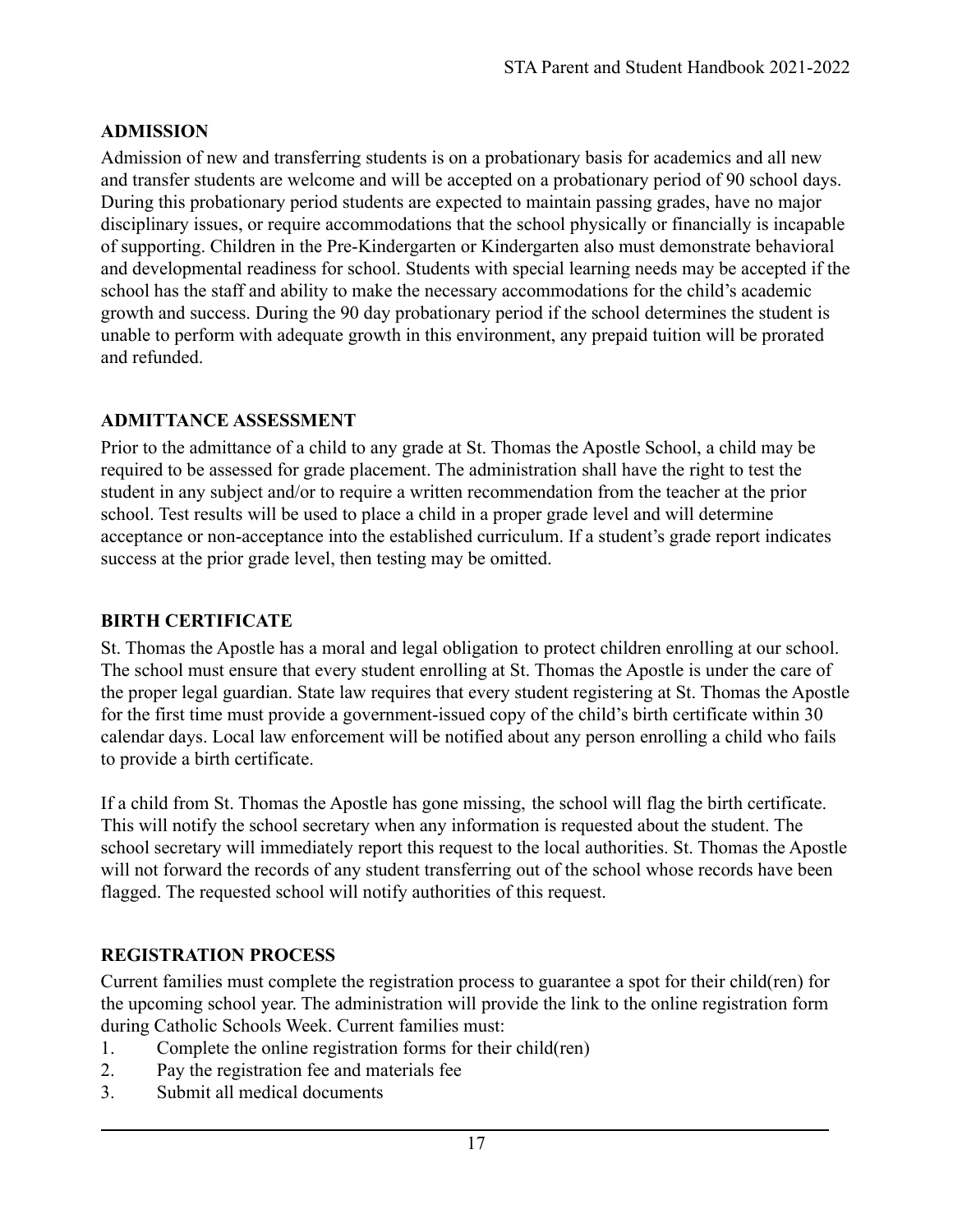## ADMISSION

Admission of new and transferring students is on a probationary basis for academics and all new and transfer students are welcome and will be accepted on a probationary period of 90 school days. During this probationary period students are expected to maintain passing grades, have no major disciplinary issues, or require accommodations that the school physically or financially is incapable of supporting. Children in the Pre-Kindergarten or Kindergarten also must demonstrate behavioral and developmental readiness for school. Students with special learning needs may be accepted if the school has the staff and ability to make the necessary accommodations for the child's academic growth and success. During the 90 day probationary period if the school determines the student is unable to perform with adequate growth in this environment, any prepaid tuition will be prorated and refunded.

## ADMITTANCE ASSESSMENT

Prior to the admittance of a child to any grade at St. Thomas the Apostle School, a child may be required to be assessed for grade placement. The administration shall have the right to test the student in any subject and/or to require a written recommendation from the teacher at the prior school. Test results will be used to place a child in a proper grade level and will determine acceptance or non-acceptance into the established curriculum. If a student's grade report indicates success at the prior grade level, then testing may be omitted.

## BIRTH CERTIFICATE

St. Thomas the Apostle has a moral and legal obligation to protect children enrolling at our school. The school must ensure that every student enrolling at St. Thomas the Apostle is under the care of the proper legal guardian. State law requires that every student registering at St. Thomas the Apostle for the first time must provide a government-issued copy of the child's birth certificate within 30 calendar days. Local law enforcement will be notified about any person enrolling a child who fails to provide a birth certificate.

If a child from St. Thomas the Apostle has gone missing, the school will flag the birth certificate. This will notify the school secretary when any information is requested about the student. The school secretary will immediately report this request to the local authorities. St. Thomas the Apostle will not forward the records of any student transferring out of the school whose records have been flagged. The requested school will notify authorities of this request.

## REGISTRATION PROCESS

Current families must complete the registration process to guarantee a spot for their child(ren) for the upcoming school year. The administration will provide the link to the online registration form during Catholic Schools Week. Current families must:

1. Complete the online registration forms for their child(ren)
2. Pay the registration fee and materials fee
3. Submit all medical documents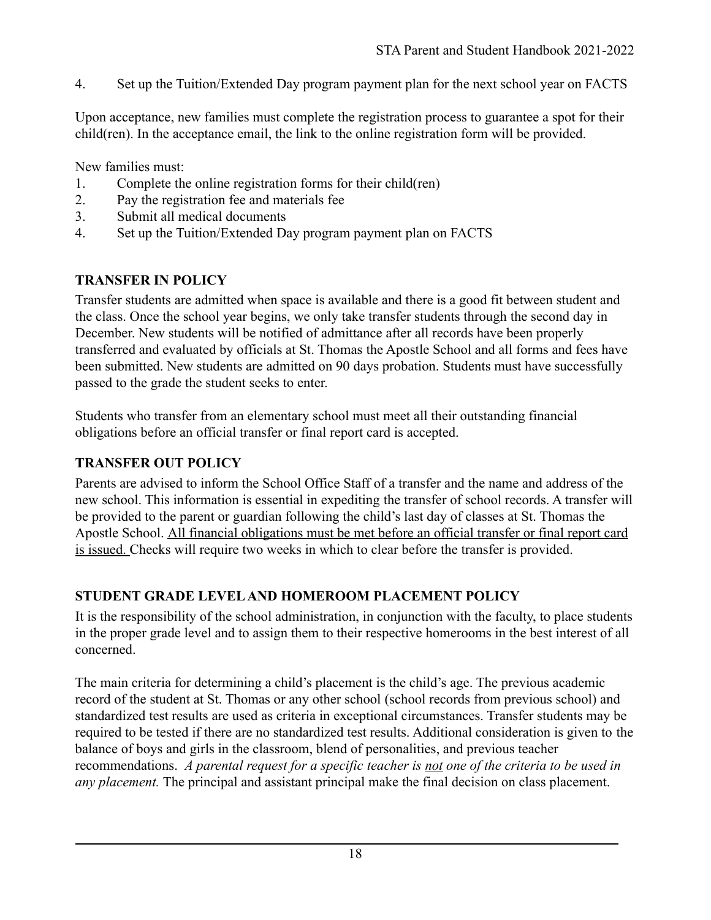4. Set up the Tuition/Extended Day program payment plan for the next school year on FACTS

Upon acceptance, new families must complete the registration process to guarantee a spot for their child(ren). In the acceptance email, the link to the online registration form will be provided.

New families must:

1. Complete the online registration forms for their child(ren)
2. Pay the registration fee and materials fee
3. Submit all medical documents
4. Set up the Tuition/Extended Day program payment plan on FACTS

## TRANSFER IN POLICY

Transfer students are admitted when space is available and there is a good fit between student and the class. Once the school year begins, we only take transfer students through the second day in December. New students will be notified of admittance after all records have been properly transferred and evaluated by officials at St. Thomas the Apostle School and all forms and fees have been submitted. New students are admitted on 90 days probation. Students must have successfully passed to the grade the student seeks to enter.

Students who transfer from an elementary school must meet all their outstanding financial obligations before an official transfer or final report card is accepted.

## TRANSFER OUT POLICY

Parents are advised to inform the School Office Staff of a transfer and the name and address of the new school. This information is essential in expediting the transfer of school records. A transfer will be provided to the parent or guardian following the child's last day of classes at St. Thomas the Apostle School. <u>All financial obligations must be met before an official transfer or final report card is issued.</u> Checks will require two weeks in which to clear before the transfer is provided.

## STUDENT GRADE LEVEL AND HOMEROOM PLACEMENT POLICY

It is the responsibility of the school administration, in conjunction with the faculty, to place students in the proper grade level and to assign them to their respective homerooms in the best interest of all concerned.

The main criteria for determining a child's placement is the child's age. The previous academic record of the student at St. Thomas or any other school (school records from previous school) and standardized test results are used as criteria in exceptional circumstances. Transfer students may be required to be tested if there are no standardized test results. Additional consideration is given to the balance of boys and girls in the classroom, blend of personalities, and previous teacher recommendations. *A parental request for a specific teacher is <u>not</u> one of the criteria to be used in any placement.* The principal and assistant principal make the final decision on class placement.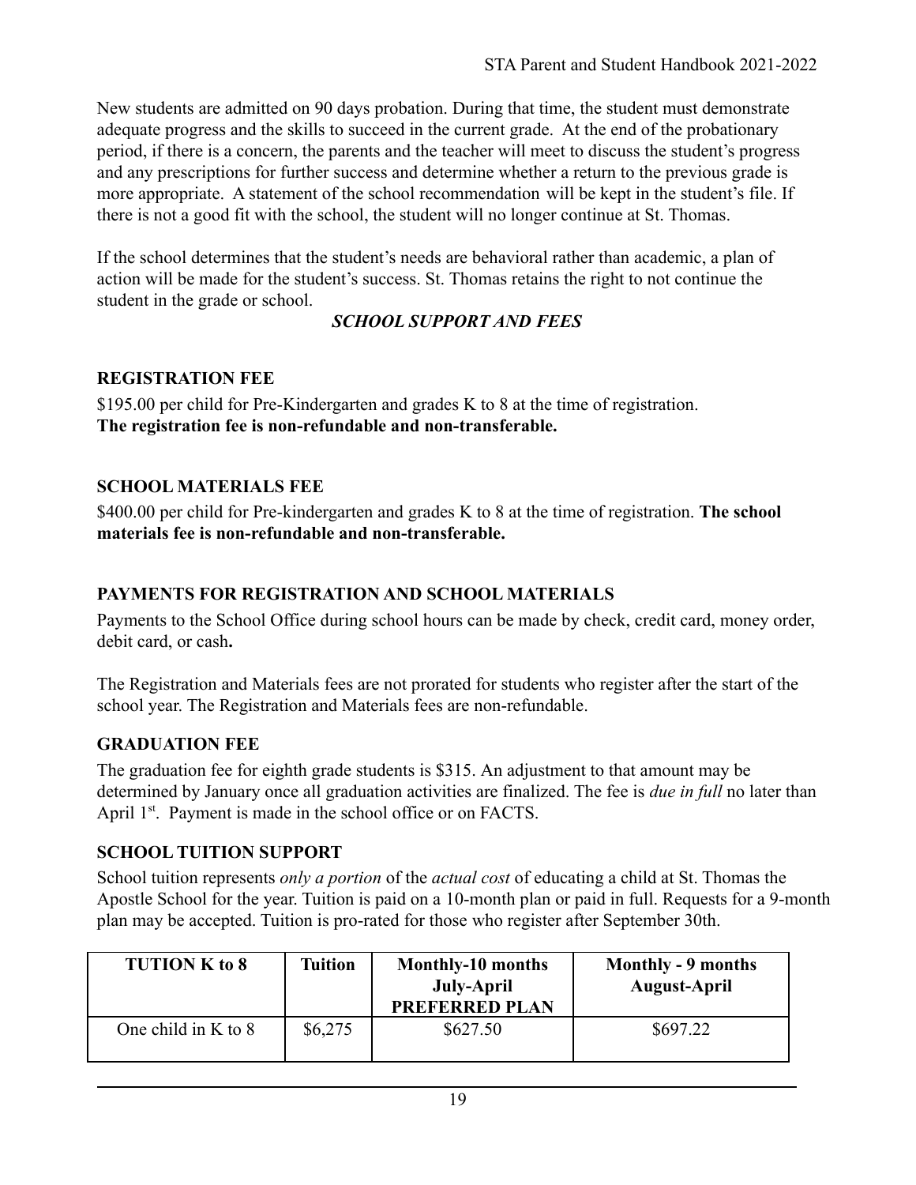New students are admitted on 90 days probation. During that time, the student must demonstrate adequate progress and the skills to succeed in the current grade. At the end of the probationary period, if there is a concern, the parents and the teacher will meet to discuss the student's progress and any prescriptions for further success and determine whether a return to the previous grade is more appropriate. A statement of the school recommendation will be kept in the student's file. If there is not a good fit with the school, the student will no longer continue at St. Thomas.

If the school determines that the student's needs are behavioral rather than academic, a plan of action will be made for the student's success. St. Thomas retains the right to not continue the student in the grade or school.

## *SCHOOL SUPPORT AND FEES*

### REGISTRATION FEE

$195.00 per child for Pre-Kindergarten and grades K to 8 at the time of registration.
**The registration fee is non-refundable and non-transferable.**

### SCHOOL MATERIALS FEE

$400.00 per child for Pre-kindergarten and grades K to 8 at the time of registration. **The school materials fee is non-refundable and non-transferable.**

### PAYMENTS FOR REGISTRATION AND SCHOOL MATERIALS

Payments to the School Office during school hours can be made by check, credit card, money order, debit card, or cash**.**

The Registration and Materials fees are not prorated for students who register after the start of the school year. The Registration and Materials fees are non-refundable.

### GRADUATION FEE

The graduation fee for eighth grade students is $315. An adjustment to that amount may be determined by January once all graduation activities are finalized. The fee is *due in full* no later than April 1st. Payment is made in the school office or on FACTS.

### SCHOOL TUITION SUPPORT

School tuition represents *only a portion* of the *actual cost* of educating a child at St. Thomas the Apostle School for the year. Tuition is paid on a 10-month plan or paid in full. Requests for a 9-month plan may be accepted. Tuition is pro-rated for those who register after September 30th.

| TUTION K to 8 | Tuition | Monthly-10 months July-April PREFERRED PLAN | Monthly - 9 months August-April |
|---|---|---|---|
| One child in K to 8 | $6,275 | $627.50 | $697.22 |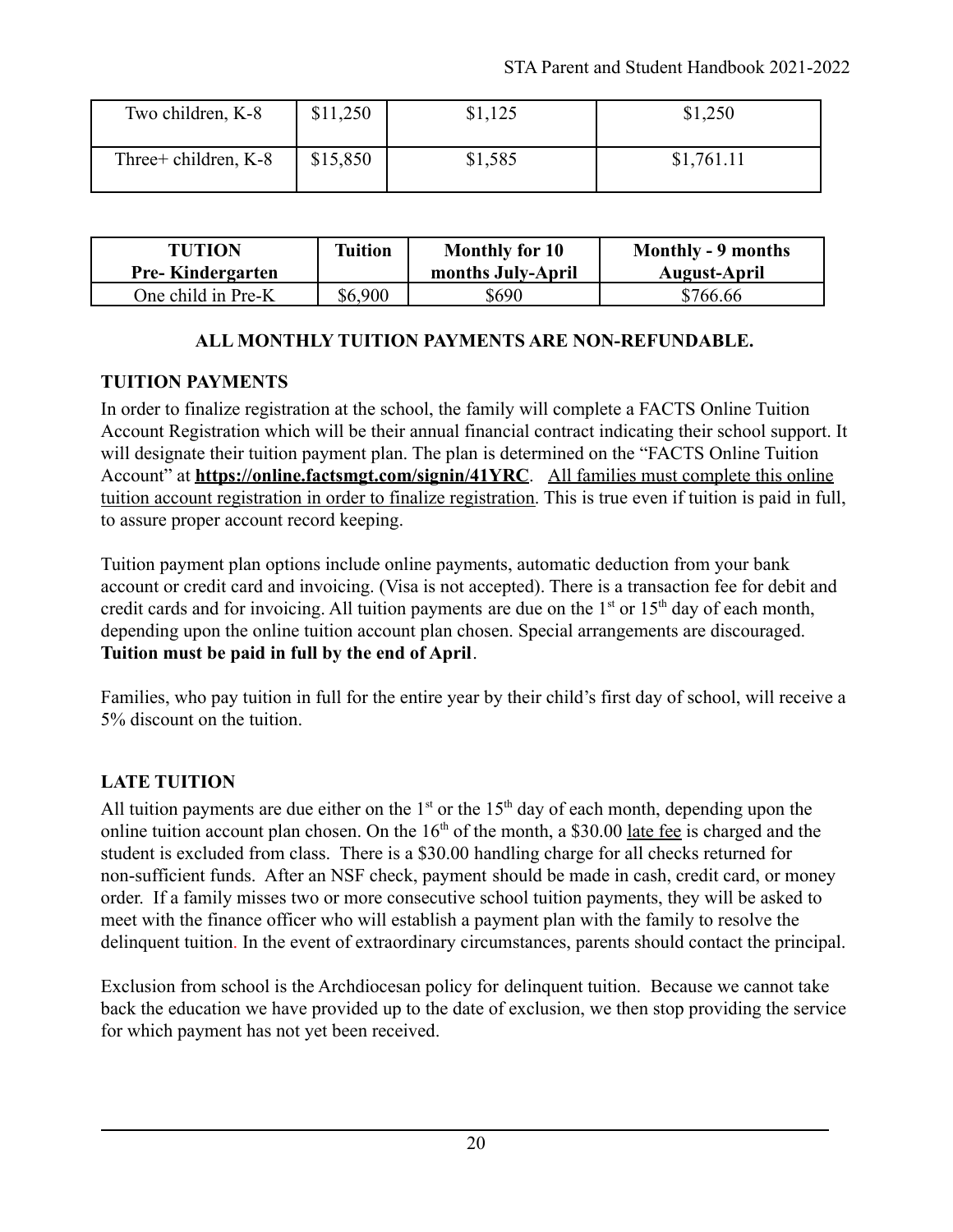| Two children, K-8 | $11,250 | $1,125 | $1,250 |
|---|---|---|---|
| Three+ children, K-8 | $15,850 | $1,585 | $1,761.11 |

| TUTION Pre- Kindergarten | Tuition | Monthly for 10 months July-April | Monthly - 9 months August-April |
|---|---|---|---|
| One child in Pre-K | $6,900 | $690 | $766.66 |

**ALL MONTHLY TUITION PAYMENTS ARE NON-REFUNDABLE.**

## TUITION PAYMENTS

In order to finalize registration at the school, the family will complete a FACTS Online Tuition Account Registration which will be their annual financial contract indicating their school support. It will designate their tuition payment plan. The plan is determined on the "FACTS Online Tuition Account" at **https://online.factsmgt.com/signin/41YRC**. All families must complete this online tuition account registration in order to finalize registration. This is true even if tuition is paid in full, to assure proper account record keeping.

Tuition payment plan options include online payments, automatic deduction from your bank account or credit card and invoicing. (Visa is not accepted). There is a transaction fee for debit and credit cards and for invoicing. All tuition payments are due on the 1st or 15th day of each month, depending upon the online tuition account plan chosen. Special arrangements are discouraged. **Tuition must be paid in full by the end of April**.

Families, who pay tuition in full for the entire year by their child's first day of school, will receive a 5% discount on the tuition.

## LATE TUITION

All tuition payments are due either on the 1st or the 15th day of each month, depending upon the online tuition account plan chosen. On the 16th of the month, a $30.00 late fee is charged and the student is excluded from class. There is a $30.00 handling charge for all checks returned for non-sufficient funds. After an NSF check, payment should be made in cash, credit card, or money order. If a family misses two or more consecutive school tuition payments, they will be asked to meet with the finance officer who will establish a payment plan with the family to resolve the delinquent tuition. In the event of extraordinary circumstances, parents should contact the principal.

Exclusion from school is the Archdiocesan policy for delinquent tuition. Because we cannot take back the education we have provided up to the date of exclusion, we then stop providing the service for which payment has not yet been received.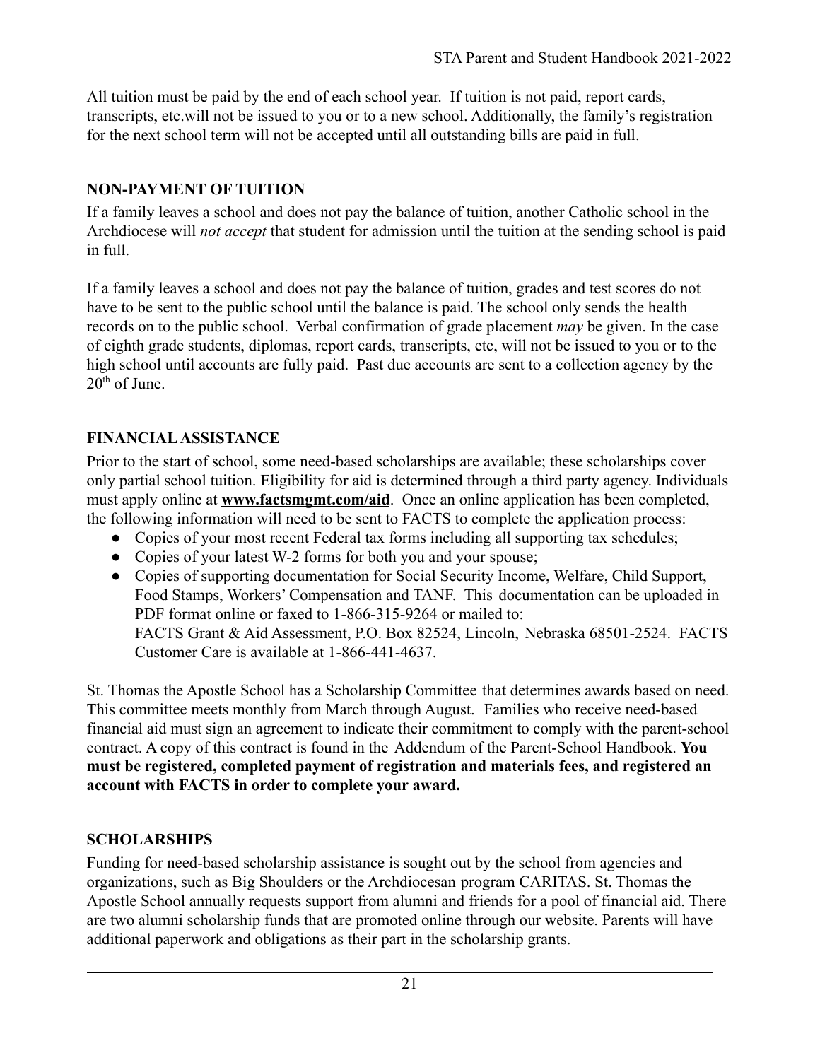All tuition must be paid by the end of each school year. If tuition is not paid, report cards, transcripts, etc.will not be issued to you or to a new school. Additionally, the family's registration for the next school term will not be accepted until all outstanding bills are paid in full.

## NON-PAYMENT OF TUITION

If a family leaves a school and does not pay the balance of tuition, another Catholic school in the Archdiocese will *not accept* that student for admission until the tuition at the sending school is paid in full.

If a family leaves a school and does not pay the balance of tuition, grades and test scores do not have to be sent to the public school until the balance is paid. The school only sends the health records on to the public school. Verbal confirmation of grade placement *may* be given. In the case of eighth grade students, diplomas, report cards, transcripts, etc, will not be issued to you or to the high school until accounts are fully paid. Past due accounts are sent to a collection agency by the 20th of June.

## FINANCIAL ASSISTANCE

Prior to the start of school, some need-based scholarships are available; these scholarships cover only partial school tuition. Eligibility for aid is determined through a third party agency. Individuals must apply online at **www.factsmgmt.com/aid**. Once an online application has been completed, the following information will need to be sent to FACTS to complete the application process:

- Copies of your most recent Federal tax forms including all supporting tax schedules;
- Copies of your latest W-2 forms for both you and your spouse;
- Copies of supporting documentation for Social Security Income, Welfare, Child Support, Food Stamps, Workers' Compensation and TANF. This documentation can be uploaded in PDF format online or faxed to 1-866-315-9264 or mailed to:
  FACTS Grant & Aid Assessment, P.O. Box 82524, Lincoln, Nebraska 68501-2524. FACTS Customer Care is available at 1-866-441-4637.

St. Thomas the Apostle School has a Scholarship Committee that determines awards based on need. This committee meets monthly from March through August. Families who receive need-based financial aid must sign an agreement to indicate their commitment to comply with the parent-school contract. A copy of this contract is found in the Addendum of the Parent-School Handbook. **You must be registered, completed payment of registration and materials fees, and registered an account with FACTS in order to complete your award.**

## SCHOLARSHIPS

Funding for need-based scholarship assistance is sought out by the school from agencies and organizations, such as Big Shoulders or the Archdiocesan program CARITAS. St. Thomas the Apostle School annually requests support from alumni and friends for a pool of financial aid. There are two alumni scholarship funds that are promoted online through our website. Parents will have additional paperwork and obligations as their part in the scholarship grants.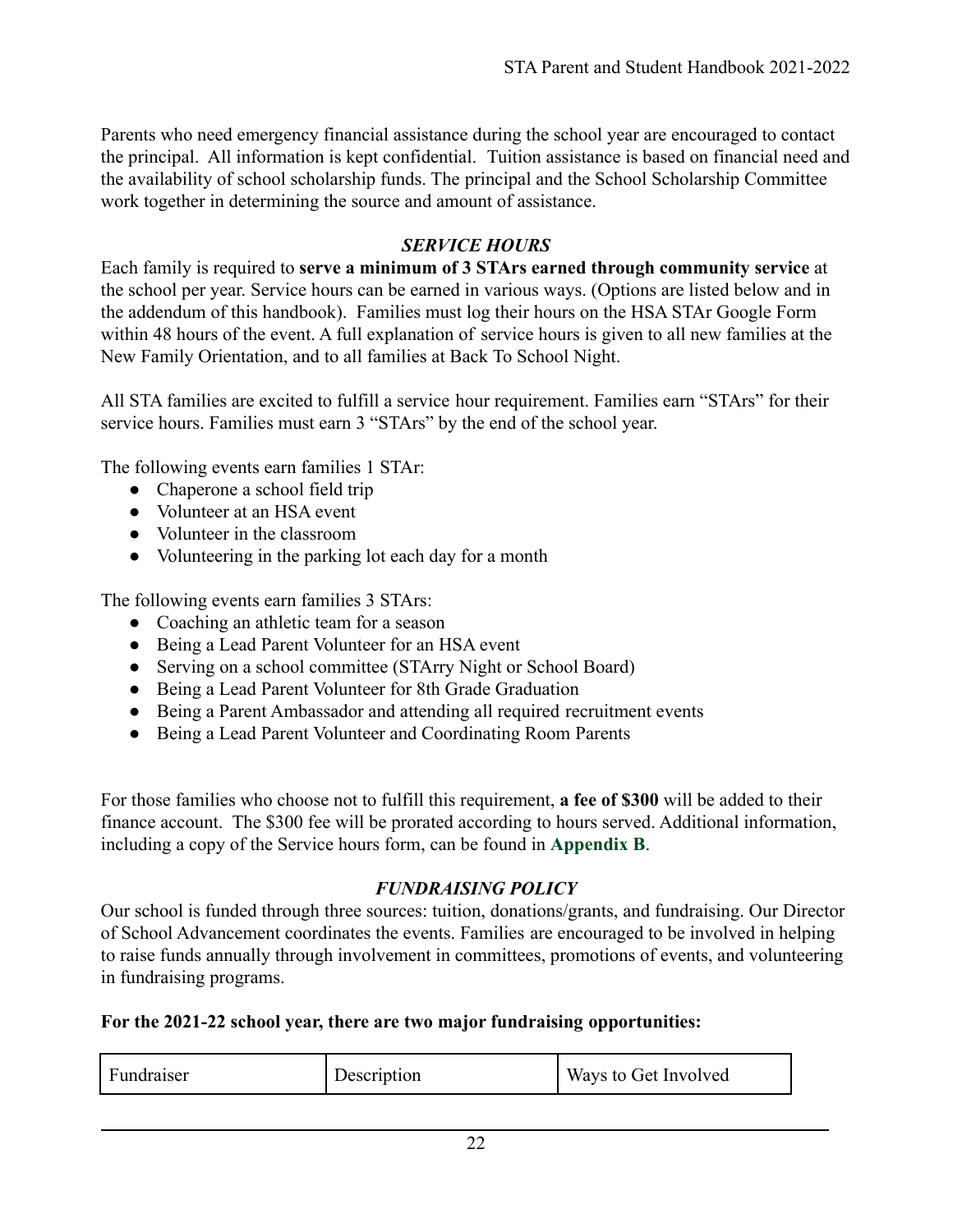Parents who need emergency financial assistance during the school year are encouraged to contact the principal. All information is kept confidential. Tuition assistance is based on financial need and the availability of school scholarship funds. The principal and the School Scholarship Committee work together in determining the source and amount of assistance.

### *SERVICE HOURS*

Each family is required to **serve a minimum of 3 STArs earned through community service** at the school per year. Service hours can be earned in various ways. (Options are listed below and in the addendum of this handbook). Families must log their hours on the HSA STAr Google Form within 48 hours of the event. A full explanation of service hours is given to all new families at the New Family Orientation, and to all families at Back To School Night.

All STA families are excited to fulfill a service hour requirement. Families earn "STArs" for their service hours. Families must earn 3 "STArs" by the end of the school year.

The following events earn families 1 STAr:

- Chaperone a school field trip
- Volunteer at an HSA event
- Volunteer in the classroom
- Volunteering in the parking lot each day for a month

The following events earn families 3 STArs:

- Coaching an athletic team for a season
- Being a Lead Parent Volunteer for an HSA event
- Serving on a school committee (STArry Night or School Board)
- Being a Lead Parent Volunteer for 8th Grade Graduation
- Being a Parent Ambassador and attending all required recruitment events
- Being a Lead Parent Volunteer and Coordinating Room Parents

For those families who choose not to fulfill this requirement, **a fee of $300** will be added to their finance account. The $300 fee will be prorated according to hours served. Additional information, including a copy of the Service hours form, can be found in **Appendix B**.

### *FUNDRAISING POLICY*

Our school is funded through three sources: tuition, donations/grants, and fundraising. Our Director of School Advancement coordinates the events. Families are encouraged to be involved in helping to raise funds annually through involvement in committees, promotions of events, and volunteering in fundraising programs.

**For the 2021-22 school year, there are two major fundraising opportunities:**

| Fundraiser | Description | Ways to Get Involved |
| --- | --- | --- |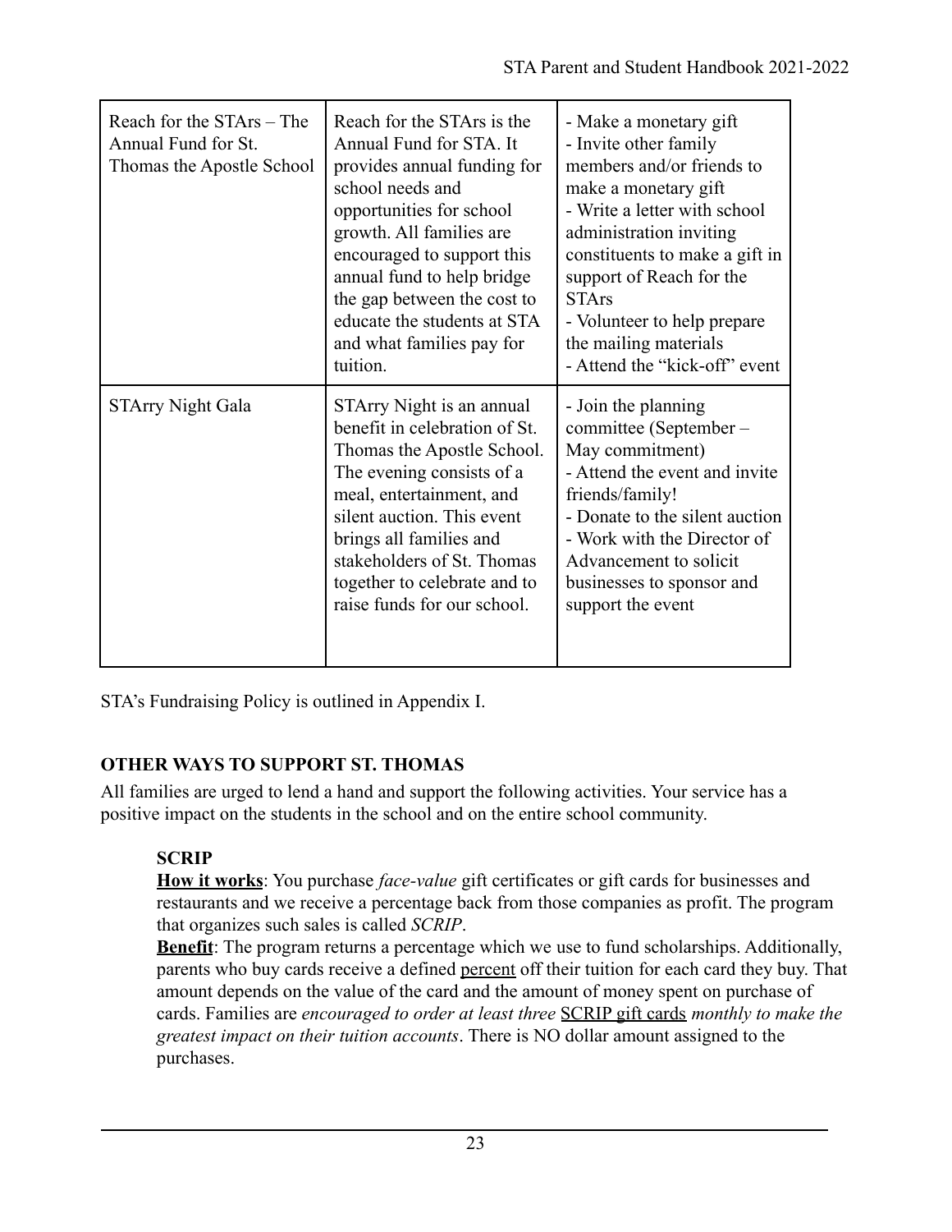| | | |
|---|---|---|
| Reach for the STArs – The Annual Fund for St. Thomas the Apostle School | Reach for the STArs is the Annual Fund for STA. It provides annual funding for school needs and opportunities for school growth. All families are encouraged to support this annual fund to help bridge the gap between the cost to educate the students at STA and what families pay for tuition. | - Make a monetary gift<br>- Invite other family members and/or friends to make a monetary gift<br>- Write a letter with school administration inviting constituents to make a gift in support of Reach for the STArs<br>- Volunteer to help prepare the mailing materials<br>- Attend the "kick-off" event |
| STArry Night Gala | STArry Night is an annual benefit in celebration of St. Thomas the Apostle School. The evening consists of a meal, entertainment, and silent auction. This event brings all families and stakeholders of St. Thomas together to celebrate and to raise funds for our school. | - Join the planning committee (September – May commitment)<br>- Attend the event and invite friends/family!<br>- Donate to the silent auction<br>- Work with the Director of Advancement to solicit businesses to sponsor and support the event |

STA's Fundraising Policy is outlined in Appendix I.

## OTHER WAYS TO SUPPORT ST. THOMAS

All families are urged to lend a hand and support the following activities. Your service has a positive impact on the students in the school and on the entire school community.

### SCRIP

**How it works**: You purchase *face-value* gift certificates or gift cards for businesses and restaurants and we receive a percentage back from those companies as profit. The program that organizes such sales is called *SCRIP*.

**Benefit**: The program returns a percentage which we use to fund scholarships. Additionally, parents who buy cards receive a defined percent off their tuition for each card they buy. That amount depends on the value of the card and the amount of money spent on purchase of cards. Families are *encouraged to order at least three* SCRIP gift cards *monthly to make the greatest impact on their tuition accounts*. There is NO dollar amount assigned to the purchases.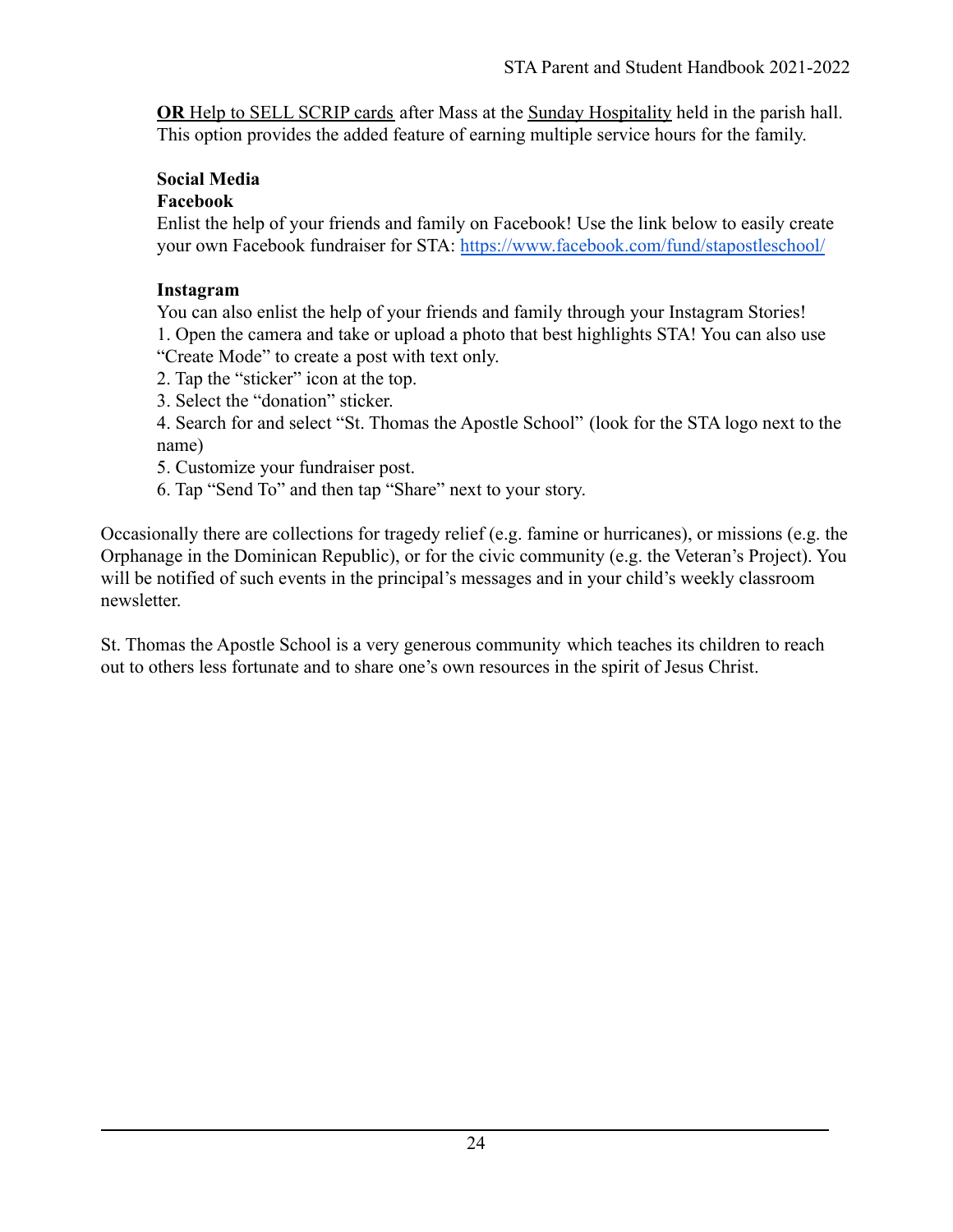**OR** Help to SELL SCRIP cards after Mass at the Sunday Hospitality held in the parish hall. This option provides the added feature of earning multiple service hours for the family.

**Social Media**

**Facebook**

Enlist the help of your friends and family on Facebook! Use the link below to easily create your own Facebook fundraiser for STA: https://www.facebook.com/fund/stapostleschool/

**Instagram**

You can also enlist the help of your friends and family through your Instagram Stories!

1. Open the camera and take or upload a photo that best highlights STA! You can also use "Create Mode" to create a post with text only.
2. Tap the "sticker" icon at the top.
3. Select the "donation" sticker.
4. Search for and select "St. Thomas the Apostle School" (look for the STA logo next to the name)
5. Customize your fundraiser post.
6. Tap "Send To" and then tap "Share" next to your story.

Occasionally there are collections for tragedy relief (e.g. famine or hurricanes), or missions (e.g. the Orphanage in the Dominican Republic), or for the civic community (e.g. the Veteran's Project). You will be notified of such events in the principal's messages and in your child's weekly classroom newsletter.

St. Thomas the Apostle School is a very generous community which teaches its children to reach out to others less fortunate and to share one's own resources in the spirit of Jesus Christ.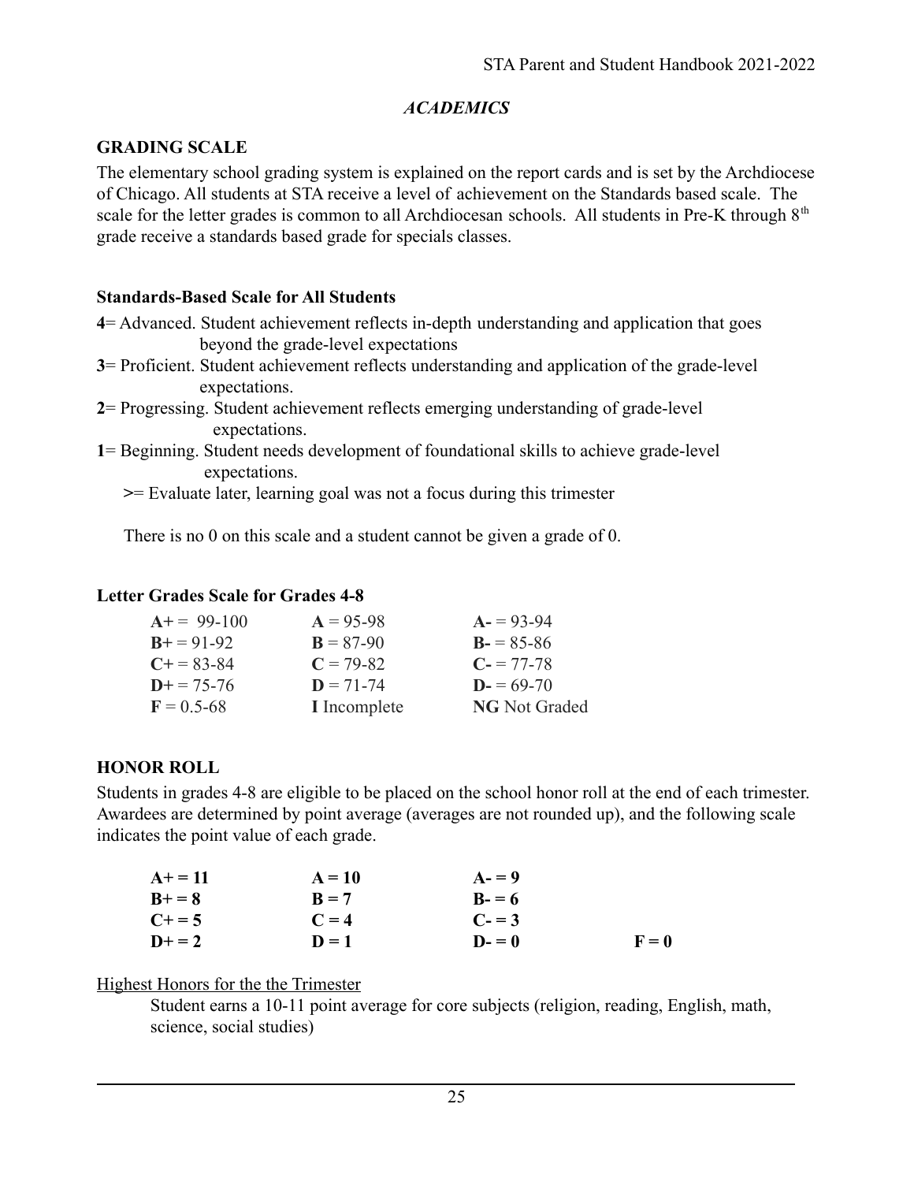## *ACADEMICS*

### GRADING SCALE

The elementary school grading system is explained on the report cards and is set by the Archdiocese of Chicago. All students at STA receive a level of achievement on the Standards based scale. The scale for the letter grades is common to all Archdiocesan schools. All students in Pre-K through 8th grade receive a standards based grade for specials classes.

#### Standards-Based Scale for All Students

**4**= Advanced. Student achievement reflects in-depth understanding and application that goes beyond the grade-level expectations

**3**= Proficient. Student achievement reflects understanding and application of the grade-level expectations.

**2**= Progressing. Student achievement reflects emerging understanding of grade-level expectations.

**1**= Beginning. Student needs development of foundational skills to achieve grade-level expectations.

**>**= Evaluate later, learning goal was not a focus during this trimester

There is no 0 on this scale and a student cannot be given a grade of 0.

#### Letter Grades Scale for Grades 4-8

| | | |
|---|---|---|
| **A+** = 99-100 | **A** = 95-98 | **A-** = 93-94 |
| **B+** = 91-92 | **B** = 87-90 | **B-** = 85-86 |
| **C+** = 83-84 | **C** = 79-82 | **C-** = 77-78 |
| **D+** = 75-76 | **D** = 71-74 | **D-** = 69-70 |
| **F** = 0.5-68 | **I** Incomplete | **NG** Not Graded |

### HONOR ROLL

Students in grades 4-8 are eligible to be placed on the school honor roll at the end of each trimester. Awardees are determined by point average (averages are not rounded up), and the following scale indicates the point value of each grade.

| | | | |
|---|---|---|---|
| **A+ = 11** | **A = 10** | **A- = 9** | |
| **B+ = 8** | **B = 7** | **B- = 6** | |
| **C+ = 5** | **C = 4** | **C- = 3** | |
| **D+ = 2** | **D = 1** | **D- = 0** | **F = 0** |

<u>Highest Honors for the the Trimester</u>

Student earns a 10-11 point average for core subjects (religion, reading, English, math, science, social studies)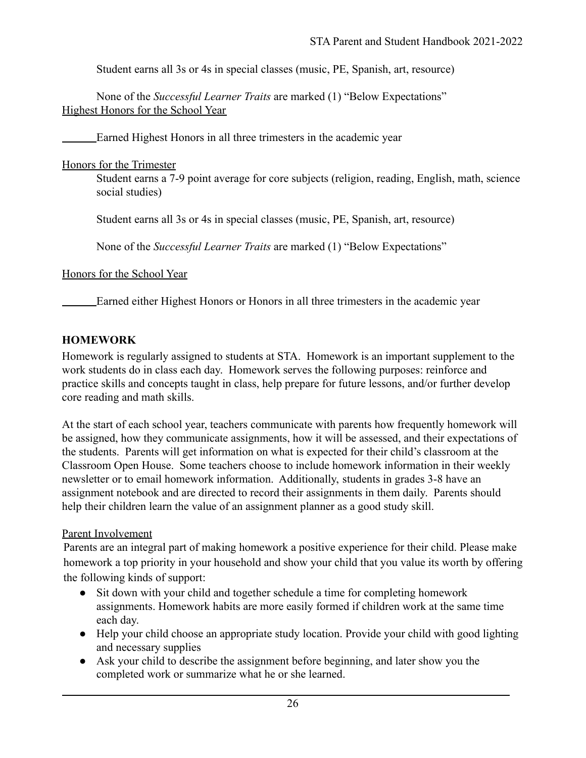Student earns all 3s or 4s in special classes (music, PE, Spanish, art, resource)

None of the *Successful Learner Traits* are marked (1) “Below Expectations”

Highest Honors for the School Year

______Earned Highest Honors in all three trimesters in the academic year

Honors for the Trimester

Student earns a 7-9 point average for core subjects (religion, reading, English, math, science social studies)

Student earns all 3s or 4s in special classes (music, PE, Spanish, art, resource)

None of the *Successful Learner Traits* are marked (1) “Below Expectations”

Honors for the School Year

______Earned either Highest Honors or Honors in all three trimesters in the academic year

## HOMEWORK

Homework is regularly assigned to students at STA. Homework is an important supplement to the work students do in class each day. Homework serves the following purposes: reinforce and practice skills and concepts taught in class, help prepare for future lessons, and/or further develop core reading and math skills.

At the start of each school year, teachers communicate with parents how frequently homework will be assigned, how they communicate assignments, how it will be assessed, and their expectations of the students. Parents will get information on what is expected for their child’s classroom at the Classroom Open House. Some teachers choose to include homework information in their weekly newsletter or to email homework information. Additionally, students in grades 3-8 have an assignment notebook and are directed to record their assignments in them daily. Parents should help their children learn the value of an assignment planner as a good study skill.

Parent Involvement

Parents are an integral part of making homework a positive experience for their child. Please make homework a top priority in your household and show your child that you value its worth by offering the following kinds of support:

- Sit down with your child and together schedule a time for completing homework assignments. Homework habits are more easily formed if children work at the same time each day.
- Help your child choose an appropriate study location. Provide your child with good lighting and necessary supplies
- Ask your child to describe the assignment before beginning, and later show you the completed work or summarize what he or she learned.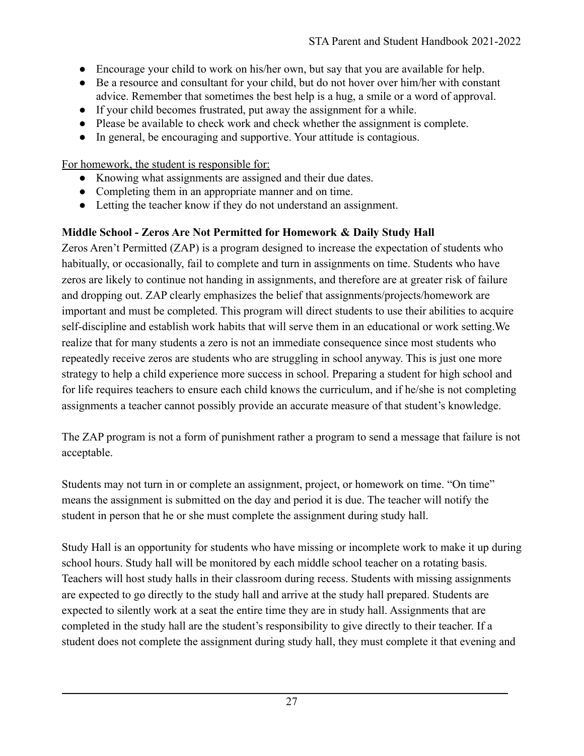- Encourage your child to work on his/her own, but say that you are available for help.
- Be a resource and consultant for your child, but do not hover over him/her with constant advice. Remember that sometimes the best help is a hug, a smile or a word of approval.
- If your child becomes frustrated, put away the assignment for a while.
- Please be available to check work and check whether the assignment is complete.
- In general, be encouraging and supportive. Your attitude is contagious.

For homework, the student is responsible for:

- Knowing what assignments are assigned and their due dates.
- Completing them in an appropriate manner and on time.
- Letting the teacher know if they do not understand an assignment.

**Middle School - Zeros Are Not Permitted for Homework & Daily Study Hall**

Zeros Aren't Permitted (ZAP) is a program designed to increase the expectation of students who habitually, or occasionally, fail to complete and turn in assignments on time. Students who have zeros are likely to continue not handing in assignments, and therefore are at greater risk of failure and dropping out. ZAP clearly emphasizes the belief that assignments/projects/homework are important and must be completed. This program will direct students to use their abilities to acquire self-discipline and establish work habits that will serve them in an educational or work setting.We realize that for many students a zero is not an immediate consequence since most students who repeatedly receive zeros are students who are struggling in school anyway. This is just one more strategy to help a child experience more success in school. Preparing a student for high school and for life requires teachers to ensure each child knows the curriculum, and if he/she is not completing assignments a teacher cannot possibly provide an accurate measure of that student's knowledge.

The ZAP program is not a form of punishment rather a program to send a message that failure is not acceptable.

Students may not turn in or complete an assignment, project, or homework on time. "On time" means the assignment is submitted on the day and period it is due. The teacher will notify the student in person that he or she must complete the assignment during study hall.

Study Hall is an opportunity for students who have missing or incomplete work to make it up during school hours. Study hall will be monitored by each middle school teacher on a rotating basis. Teachers will host study halls in their classroom during recess. Students with missing assignments are expected to go directly to the study hall and arrive at the study hall prepared. Students are expected to silently work at a seat the entire time they are in study hall. Assignments that are completed in the study hall are the student's responsibility to give directly to their teacher. If a student does not complete the assignment during study hall, they must complete it that evening and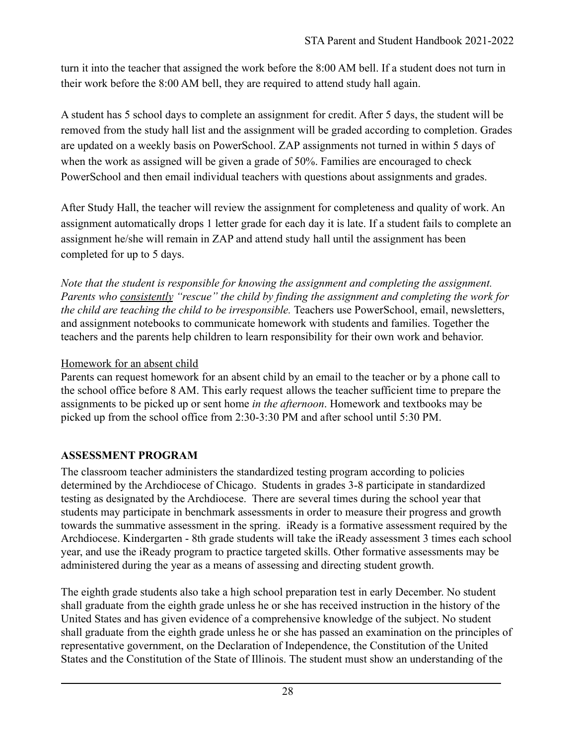turn it into the teacher that assigned the work before the 8:00 AM bell. If a student does not turn in their work before the 8:00 AM bell, they are required to attend study hall again.

A student has 5 school days to complete an assignment for credit. After 5 days, the student will be removed from the study hall list and the assignment will be graded according to completion. Grades are updated on a weekly basis on PowerSchool. ZAP assignments not turned in within 5 days of when the work as assigned will be given a grade of 50%. Families are encouraged to check PowerSchool and then email individual teachers with questions about assignments and grades.

After Study Hall, the teacher will review the assignment for completeness and quality of work. An assignment automatically drops 1 letter grade for each day it is late. If a student fails to complete an assignment he/she will remain in ZAP and attend study hall until the assignment has been completed for up to 5 days.

*Note that the student is responsible for knowing the assignment and completing the assignment. Parents who <u>consistently</u> "rescue" the child by finding the assignment and completing the work for the child are teaching the child to be irresponsible.* Teachers use PowerSchool, email, newsletters, and assignment notebooks to communicate homework with students and families. Together the teachers and the parents help children to learn responsibility for their own work and behavior.

<u>Homework for an absent child</u>

Parents can request homework for an absent child by an email to the teacher or by a phone call to the school office before 8 AM. This early request allows the teacher sufficient time to prepare the assignments to be picked up or sent home *in the afternoon*. Homework and textbooks may be picked up from the school office from 2:30-3:30 PM and after school until 5:30 PM.

**ASSESSMENT PROGRAM**

The classroom teacher administers the standardized testing program according to policies determined by the Archdiocese of Chicago. Students in grades 3-8 participate in standardized testing as designated by the Archdiocese. There are several times during the school year that students may participate in benchmark assessments in order to measure their progress and growth towards the summative assessment in the spring. iReady is a formative assessment required by the Archdiocese. Kindergarten - 8th grade students will take the iReady assessment 3 times each school year, and use the iReady program to practice targeted skills. Other formative assessments may be administered during the year as a means of assessing and directing student growth.

The eighth grade students also take a high school preparation test in early December. No student shall graduate from the eighth grade unless he or she has received instruction in the history of the United States and has given evidence of a comprehensive knowledge of the subject. No student shall graduate from the eighth grade unless he or she has passed an examination on the principles of representative government, on the Declaration of Independence, the Constitution of the United States and the Constitution of the State of Illinois. The student must show an understanding of the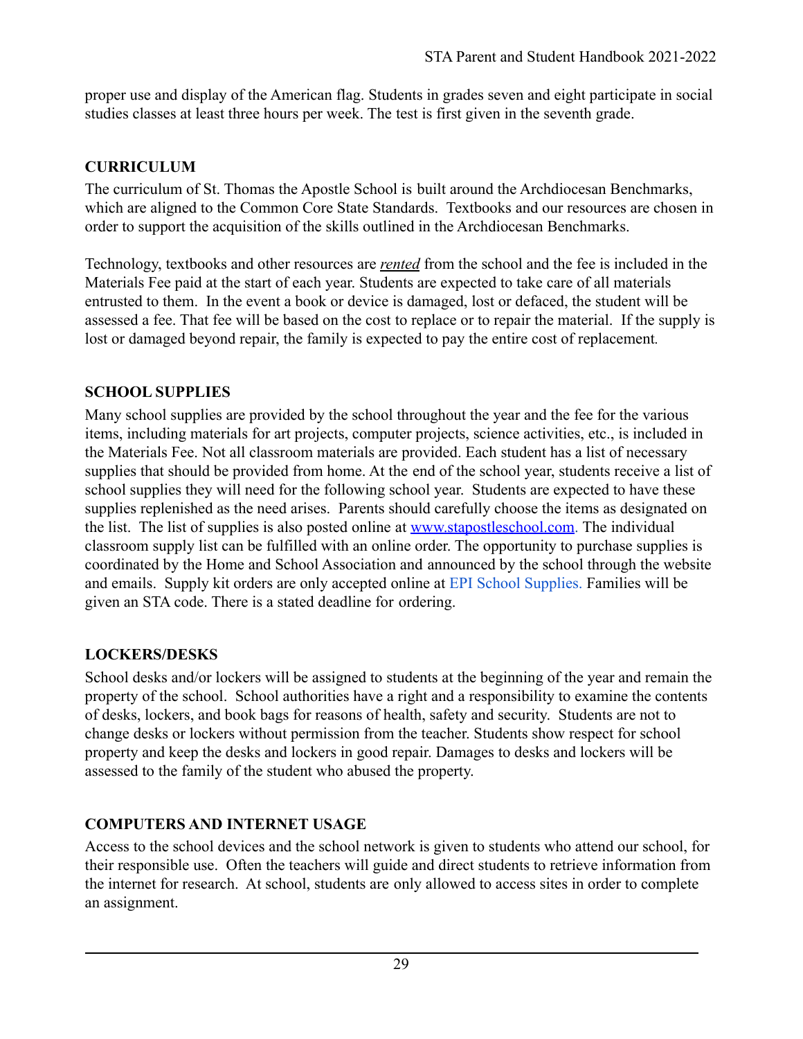proper use and display of the American flag. Students in grades seven and eight participate in social studies classes at least three hours per week. The test is first given in the seventh grade.

## CURRICULUM

The curriculum of St. Thomas the Apostle School is built around the Archdiocesan Benchmarks, which are aligned to the Common Core State Standards. Textbooks and our resources are chosen in order to support the acquisition of the skills outlined in the Archdiocesan Benchmarks.

Technology, textbooks and other resources are ***rented*** from the school and the fee is included in the Materials Fee paid at the start of each year. Students are expected to take care of all materials entrusted to them. In the event a book or device is damaged, lost or defaced, the student will be assessed a fee. That fee will be based on the cost to replace or to repair the material. If the supply is lost or damaged beyond repair, the family is expected to pay the entire cost of replacement.

## SCHOOL SUPPLIES

Many school supplies are provided by the school throughout the year and the fee for the various items, including materials for art projects, computer projects, science activities, etc., is included in the Materials Fee. Not all classroom materials are provided. Each student has a list of necessary supplies that should be provided from home. At the end of the school year, students receive a list of school supplies they will need for the following school year. Students are expected to have these supplies replenished as the need arises. Parents should carefully choose the items as designated on the list. The list of supplies is also posted online at [www.stapostleschool.com](http://www.stapostleschool.com). The individual classroom supply list can be fulfilled with an online order. The opportunity to purchase supplies is coordinated by the Home and School Association and announced by the school through the website and emails. Supply kit orders are only accepted online at EPI School Supplies. Families will be given an STA code. There is a stated deadline for ordering.

## LOCKERS/DESKS

School desks and/or lockers will be assigned to students at the beginning of the year and remain the property of the school. School authorities have a right and a responsibility to examine the contents of desks, lockers, and book bags for reasons of health, safety and security. Students are not to change desks or lockers without permission from the teacher. Students show respect for school property and keep the desks and lockers in good repair. Damages to desks and lockers will be assessed to the family of the student who abused the property.

## COMPUTERS AND INTERNET USAGE

Access to the school devices and the school network is given to students who attend our school, for their responsible use. Often the teachers will guide and direct students to retrieve information from the internet for research. At school, students are only allowed to access sites in order to complete an assignment.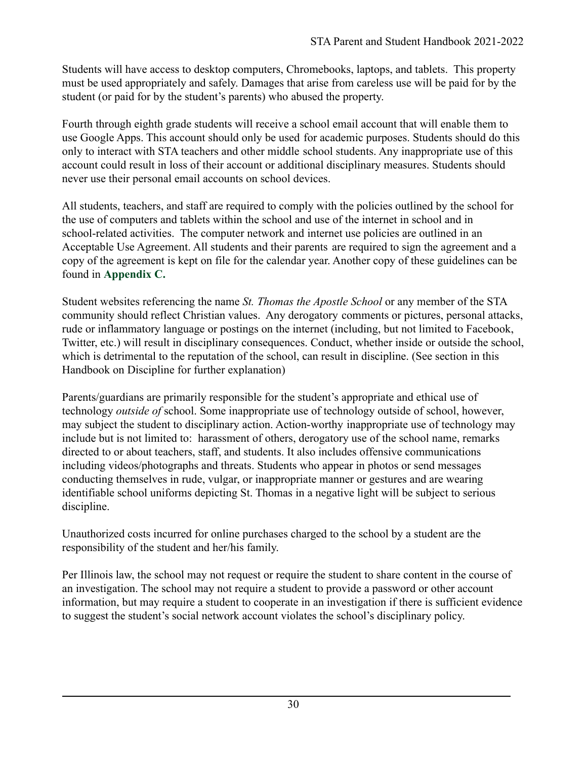Students will have access to desktop computers, Chromebooks, laptops, and tablets. This property must be used appropriately and safely. Damages that arise from careless use will be paid for by the student (or paid for by the student's parents) who abused the property.

Fourth through eighth grade students will receive a school email account that will enable them to use Google Apps. This account should only be used for academic purposes. Students should do this only to interact with STA teachers and other middle school students. Any inappropriate use of this account could result in loss of their account or additional disciplinary measures. Students should never use their personal email accounts on school devices.

All students, teachers, and staff are required to comply with the policies outlined by the school for the use of computers and tablets within the school and use of the internet in school and in school-related activities. The computer network and internet use policies are outlined in an Acceptable Use Agreement. All students and their parents are required to sign the agreement and a copy of the agreement is kept on file for the calendar year. Another copy of these guidelines can be found in **Appendix C.**

Student websites referencing the name *St. Thomas the Apostle School* or any member of the STA community should reflect Christian values. Any derogatory comments or pictures, personal attacks, rude or inflammatory language or postings on the internet (including, but not limited to Facebook, Twitter, etc.) will result in disciplinary consequences. Conduct, whether inside or outside the school, which is detrimental to the reputation of the school, can result in discipline. (See section in this Handbook on Discipline for further explanation)

Parents/guardians are primarily responsible for the student's appropriate and ethical use of technology *outside of* school. Some inappropriate use of technology outside of school, however, may subject the student to disciplinary action. Action-worthy inappropriate use of technology may include but is not limited to: harassment of others, derogatory use of the school name, remarks directed to or about teachers, staff, and students. It also includes offensive communications including videos/photographs and threats. Students who appear in photos or send messages conducting themselves in rude, vulgar, or inappropriate manner or gestures and are wearing identifiable school uniforms depicting St. Thomas in a negative light will be subject to serious discipline.

Unauthorized costs incurred for online purchases charged to the school by a student are the responsibility of the student and her/his family.

Per Illinois law, the school may not request or require the student to share content in the course of an investigation. The school may not require a student to provide a password or other account information, but may require a student to cooperate in an investigation if there is sufficient evidence to suggest the student's social network account violates the school's disciplinary policy.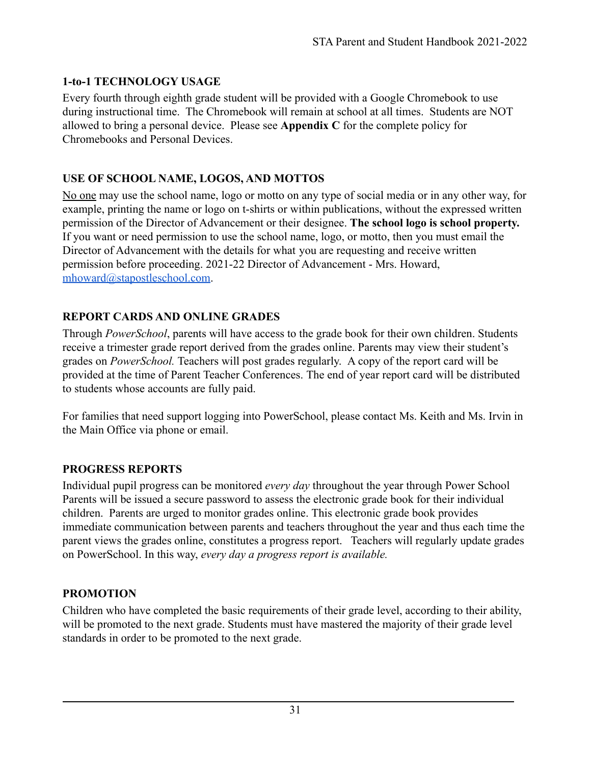## 1-to-1 TECHNOLOGY USAGE

Every fourth through eighth grade student will be provided with a Google Chromebook to use during instructional time. The Chromebook will remain at school at all times. Students are NOT allowed to bring a personal device. Please see **Appendix C** for the complete policy for Chromebooks and Personal Devices.

## USE OF SCHOOL NAME, LOGOS, AND MOTTOS

No one may use the school name, logo or motto on any type of social media or in any other way, for example, printing the name or logo on t-shirts or within publications, without the expressed written permission of the Director of Advancement or their designee. **The school logo is school property.** If you want or need permission to use the school name, logo, or motto, then you must email the Director of Advancement with the details for what you are requesting and receive written permission before proceeding. 2021-22 Director of Advancement - Mrs. Howard, [mhoward@stapostleschool.com](mailto:mhoward@stapostleschool.com).

## REPORT CARDS AND ONLINE GRADES

Through *PowerSchool*, parents will have access to the grade book for their own children. Students receive a trimester grade report derived from the grades online. Parents may view their student's grades on *PowerSchool.* Teachers will post grades regularly. A copy of the report card will be provided at the time of Parent Teacher Conferences. The end of year report card will be distributed to students whose accounts are fully paid.

For families that need support logging into PowerSchool, please contact Ms. Keith and Ms. Irvin in the Main Office via phone or email.

## PROGRESS REPORTS

Individual pupil progress can be monitored *every day* throughout the year through Power School Parents will be issued a secure password to assess the electronic grade book for their individual children. Parents are urged to monitor grades online. This electronic grade book provides immediate communication between parents and teachers throughout the year and thus each time the parent views the grades online, constitutes a progress report. Teachers will regularly update grades on PowerSchool. In this way, *every day a progress report is available.*

## PROMOTION

Children who have completed the basic requirements of their grade level, according to their ability, will be promoted to the next grade. Students must have mastered the majority of their grade level standards in order to be promoted to the next grade.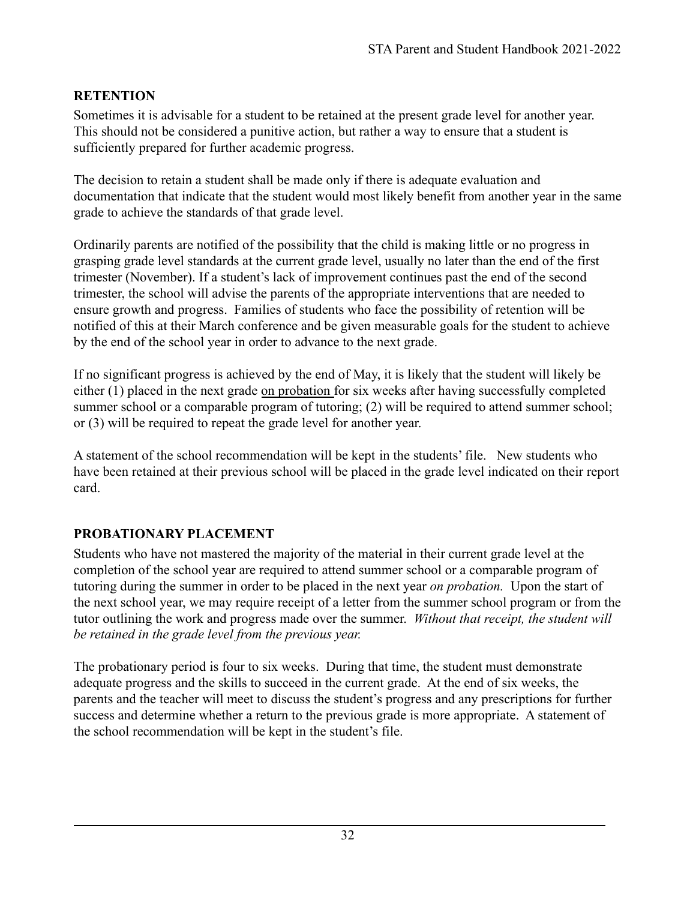## RETENTION

Sometimes it is advisable for a student to be retained at the present grade level for another year. This should not be considered a punitive action, but rather a way to ensure that a student is sufficiently prepared for further academic progress.

The decision to retain a student shall be made only if there is adequate evaluation and documentation that indicate that the student would most likely benefit from another year in the same grade to achieve the standards of that grade level.

Ordinarily parents are notified of the possibility that the child is making little or no progress in grasping grade level standards at the current grade level, usually no later than the end of the first trimester (November). If a student's lack of improvement continues past the end of the second trimester, the school will advise the parents of the appropriate interventions that are needed to ensure growth and progress. Families of students who face the possibility of retention will be notified of this at their March conference and be given measurable goals for the student to achieve by the end of the school year in order to advance to the next grade.

If no significant progress is achieved by the end of May, it is likely that the student will likely be either (1) placed in the next grade <u>on probation</u> for six weeks after having successfully completed summer school or a comparable program of tutoring; (2) will be required to attend summer school; or (3) will be required to repeat the grade level for another year.

A statement of the school recommendation will be kept in the students' file. New students who have been retained at their previous school will be placed in the grade level indicated on their report card.

## PROBATIONARY PLACEMENT

Students who have not mastered the majority of the material in their current grade level at the completion of the school year are required to attend summer school or a comparable program of tutoring during the summer in order to be placed in the next year *on probation.* Upon the start of the next school year, we may require receipt of a letter from the summer school program or from the tutor outlining the work and progress made over the summer. *Without that receipt, the student will be retained in the grade level from the previous year.*

The probationary period is four to six weeks. During that time, the student must demonstrate adequate progress and the skills to succeed in the current grade. At the end of six weeks, the parents and the teacher will meet to discuss the student's progress and any prescriptions for further success and determine whether a return to the previous grade is more appropriate. A statement of the school recommendation will be kept in the student's file.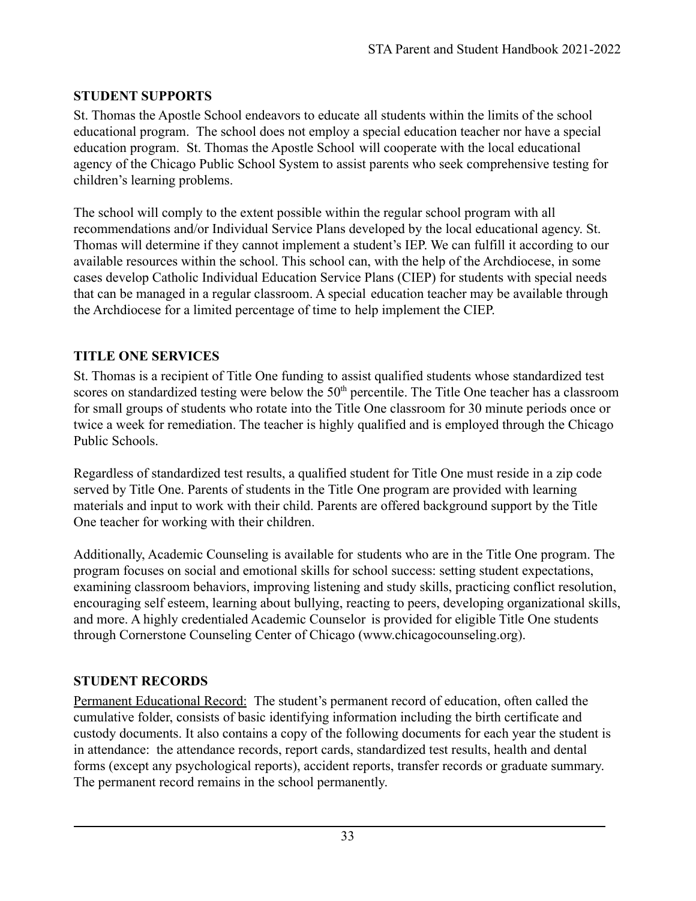## STUDENT SUPPORTS

St. Thomas the Apostle School endeavors to educate all students within the limits of the school educational program. The school does not employ a special education teacher nor have a special education program. St. Thomas the Apostle School will cooperate with the local educational agency of the Chicago Public School System to assist parents who seek comprehensive testing for children's learning problems.

The school will comply to the extent possible within the regular school program with all recommendations and/or Individual Service Plans developed by the local educational agency. St. Thomas will determine if they cannot implement a student's IEP. We can fulfill it according to our available resources within the school. This school can, with the help of the Archdiocese, in some cases develop Catholic Individual Education Service Plans (CIEP) for students with special needs that can be managed in a regular classroom. A special education teacher may be available through the Archdiocese for a limited percentage of time to help implement the CIEP.

## TITLE ONE SERVICES

St. Thomas is a recipient of Title One funding to assist qualified students whose standardized test scores on standardized testing were below the 50th percentile. The Title One teacher has a classroom for small groups of students who rotate into the Title One classroom for 30 minute periods once or twice a week for remediation. The teacher is highly qualified and is employed through the Chicago Public Schools.

Regardless of standardized test results, a qualified student for Title One must reside in a zip code served by Title One. Parents of students in the Title One program are provided with learning materials and input to work with their child. Parents are offered background support by the Title One teacher for working with their children.

Additionally, Academic Counseling is available for students who are in the Title One program. The program focuses on social and emotional skills for school success: setting student expectations, examining classroom behaviors, improving listening and study skills, practicing conflict resolution, encouraging self esteem, learning about bullying, reacting to peers, developing organizational skills, and more. A highly credentialed Academic Counselor is provided for eligible Title One students through Cornerstone Counseling Center of Chicago (www.chicagocounseling.org).

## STUDENT RECORDS

Permanent Educational Record: The student's permanent record of education, often called the cumulative folder, consists of basic identifying information including the birth certificate and custody documents. It also contains a copy of the following documents for each year the student is in attendance: the attendance records, report cards, standardized test results, health and dental forms (except any psychological reports), accident reports, transfer records or graduate summary. The permanent record remains in the school permanently.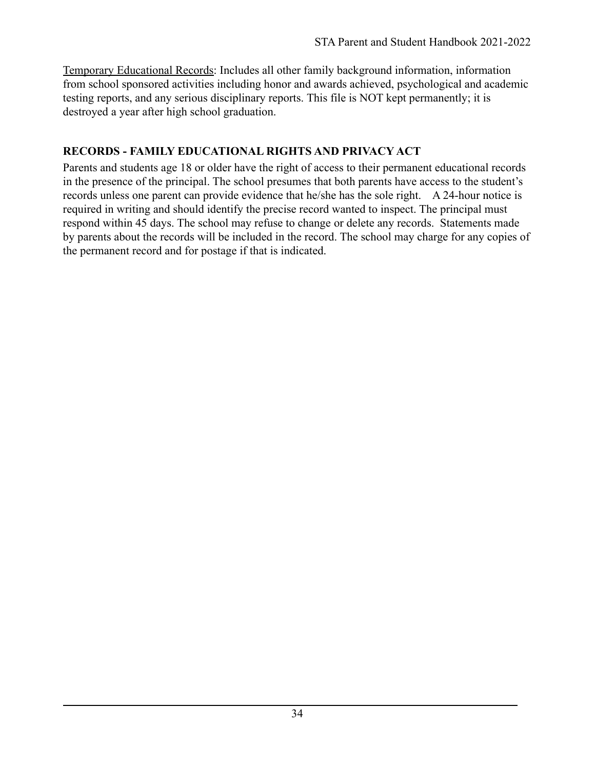<u>Temporary Educational Records</u>: Includes all other family background information, information from school sponsored activities including honor and awards achieved, psychological and academic testing reports, and any serious disciplinary reports. This file is NOT kept permanently; it is destroyed a year after high school graduation.

## RECORDS - FAMILY EDUCATIONAL RIGHTS AND PRIVACY ACT

Parents and students age 18 or older have the right of access to their permanent educational records in the presence of the principal. The school presumes that both parents have access to the student's records unless one parent can provide evidence that he/she has the sole right. A 24-hour notice is required in writing and should identify the precise record wanted to inspect. The principal must respond within 45 days. The school may refuse to change or delete any records. Statements made by parents about the records will be included in the record. The school may charge for any copies of the permanent record and for postage if that is indicated.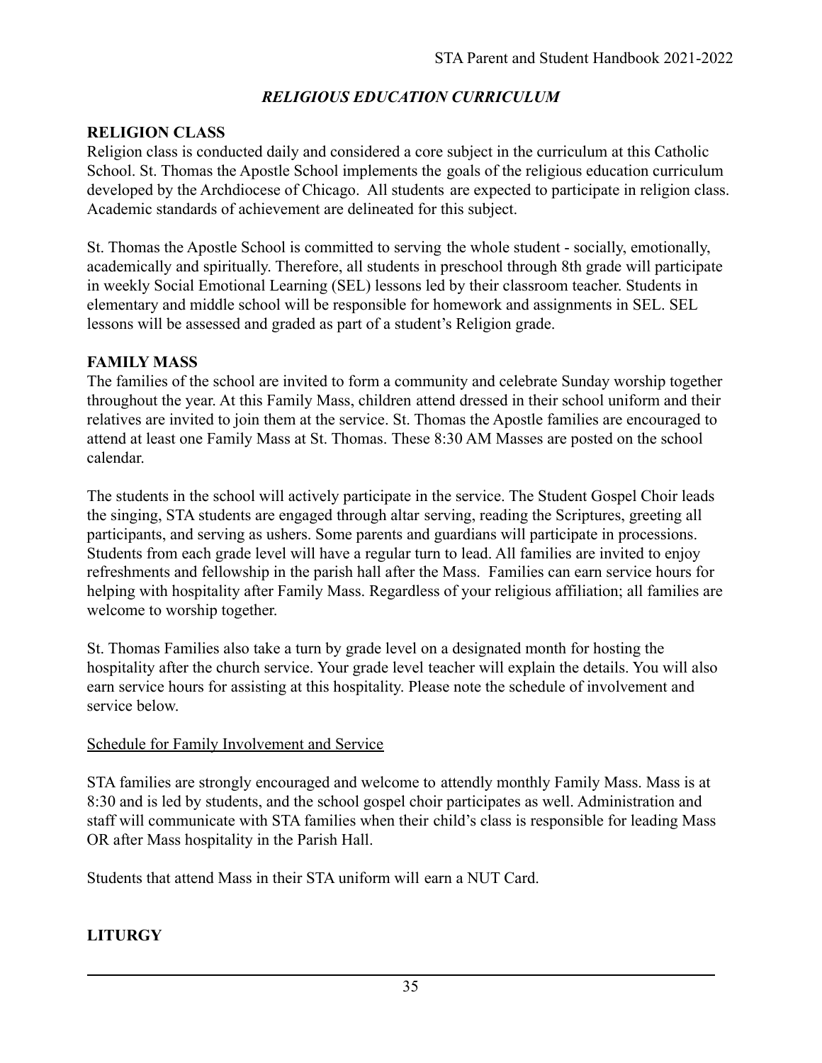## *RELIGIOUS EDUCATION CURRICULUM*

### RELIGION CLASS

Religion class is conducted daily and considered a core subject in the curriculum at this Catholic School. St. Thomas the Apostle School implements the goals of the religious education curriculum developed by the Archdiocese of Chicago. All students are expected to participate in religion class. Academic standards of achievement are delineated for this subject.

St. Thomas the Apostle School is committed to serving the whole student - socially, emotionally, academically and spiritually. Therefore, all students in preschool through 8th grade will participate in weekly Social Emotional Learning (SEL) lessons led by their classroom teacher. Students in elementary and middle school will be responsible for homework and assignments in SEL. SEL lessons will be assessed and graded as part of a student's Religion grade.

### FAMILY MASS

The families of the school are invited to form a community and celebrate Sunday worship together throughout the year. At this Family Mass, children attend dressed in their school uniform and their relatives are invited to join them at the service. St. Thomas the Apostle families are encouraged to attend at least one Family Mass at St. Thomas. These 8:30 AM Masses are posted on the school calendar.

The students in the school will actively participate in the service. The Student Gospel Choir leads the singing, STA students are engaged through altar serving, reading the Scriptures, greeting all participants, and serving as ushers. Some parents and guardians will participate in processions. Students from each grade level will have a regular turn to lead. All families are invited to enjoy refreshments and fellowship in the parish hall after the Mass. Families can earn service hours for helping with hospitality after Family Mass. Regardless of your religious affiliation; all families are welcome to worship together.

St. Thomas Families also take a turn by grade level on a designated month for hosting the hospitality after the church service. Your grade level teacher will explain the details. You will also earn service hours for assisting at this hospitality. Please note the schedule of involvement and service below.

<u>Schedule for Family Involvement and Service</u>

STA families are strongly encouraged and welcome to attendly monthly Family Mass. Mass is at 8:30 and is led by students, and the school gospel choir participates as well. Administration and staff will communicate with STA families when their child's class is responsible for leading Mass OR after Mass hospitality in the Parish Hall.

Students that attend Mass in their STA uniform will earn a NUT Card.

### LITURGY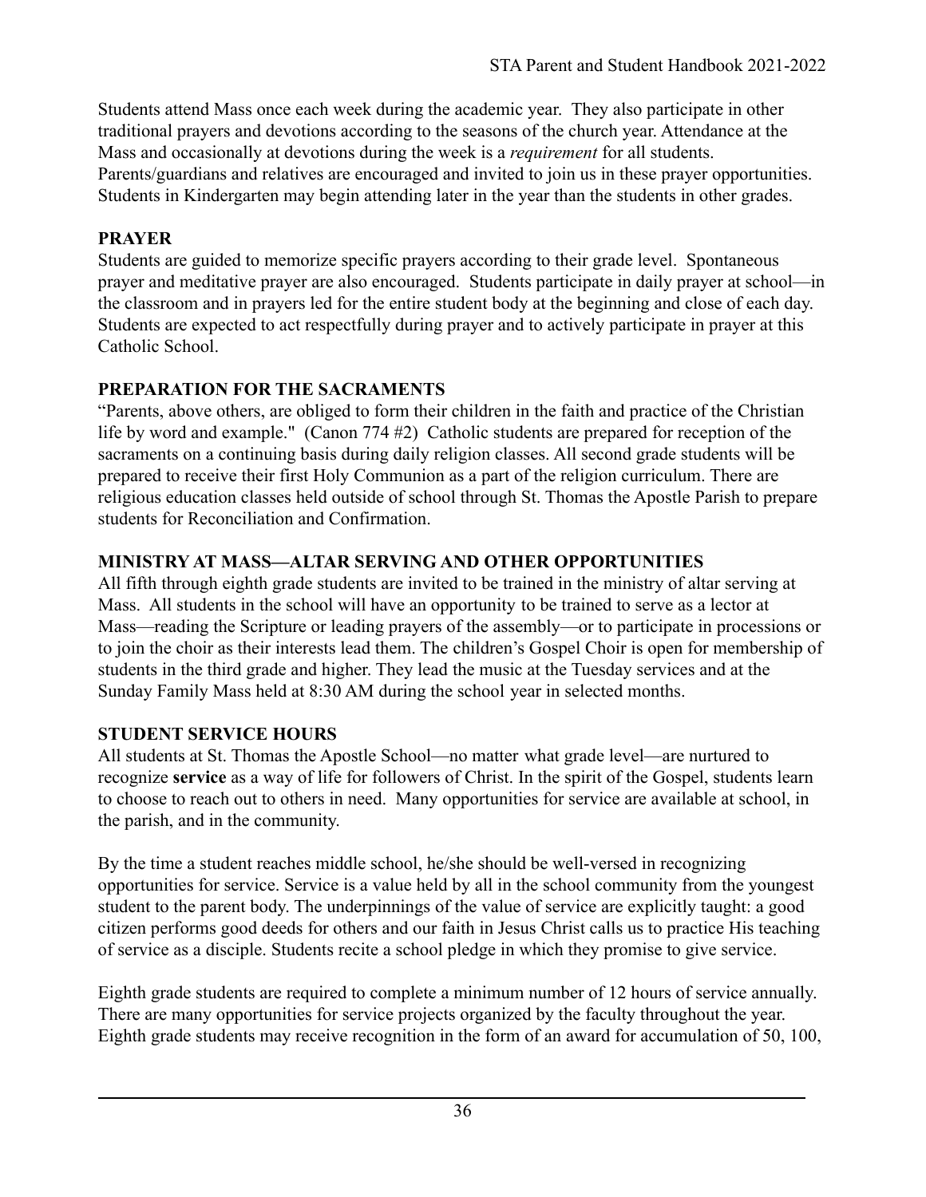Students attend Mass once each week during the academic year. They also participate in other traditional prayers and devotions according to the seasons of the church year. Attendance at the Mass and occasionally at devotions during the week is a *requirement* for all students. Parents/guardians and relatives are encouraged and invited to join us in these prayer opportunities. Students in Kindergarten may begin attending later in the year than the students in other grades.

## PRAYER

Students are guided to memorize specific prayers according to their grade level. Spontaneous prayer and meditative prayer are also encouraged. Students participate in daily prayer at school—in the classroom and in prayers led for the entire student body at the beginning and close of each day. Students are expected to act respectfully during prayer and to actively participate in prayer at this Catholic School.

## PREPARATION FOR THE SACRAMENTS

"Parents, above others, are obliged to form their children in the faith and practice of the Christian life by word and example." (Canon 774 #2) Catholic students are prepared for reception of the sacraments on a continuing basis during daily religion classes. All second grade students will be prepared to receive their first Holy Communion as a part of the religion curriculum. There are religious education classes held outside of school through St. Thomas the Apostle Parish to prepare students for Reconciliation and Confirmation.

## MINISTRY AT MASS—ALTAR SERVING AND OTHER OPPORTUNITIES

All fifth through eighth grade students are invited to be trained in the ministry of altar serving at Mass. All students in the school will have an opportunity to be trained to serve as a lector at Mass—reading the Scripture or leading prayers of the assembly—or to participate in processions or to join the choir as their interests lead them. The children's Gospel Choir is open for membership of students in the third grade and higher. They lead the music at the Tuesday services and at the Sunday Family Mass held at 8:30 AM during the school year in selected months.

## STUDENT SERVICE HOURS

All students at St. Thomas the Apostle School—no matter what grade level—are nurtured to recognize **service** as a way of life for followers of Christ. In the spirit of the Gospel, students learn to choose to reach out to others in need. Many opportunities for service are available at school, in the parish, and in the community.

By the time a student reaches middle school, he/she should be well-versed in recognizing opportunities for service. Service is a value held by all in the school community from the youngest student to the parent body. The underpinnings of the value of service are explicitly taught: a good citizen performs good deeds for others and our faith in Jesus Christ calls us to practice His teaching of service as a disciple. Students recite a school pledge in which they promise to give service.

Eighth grade students are required to complete a minimum number of 12 hours of service annually. There are many opportunities for service projects organized by the faculty throughout the year. Eighth grade students may receive recognition in the form of an award for accumulation of 50, 100,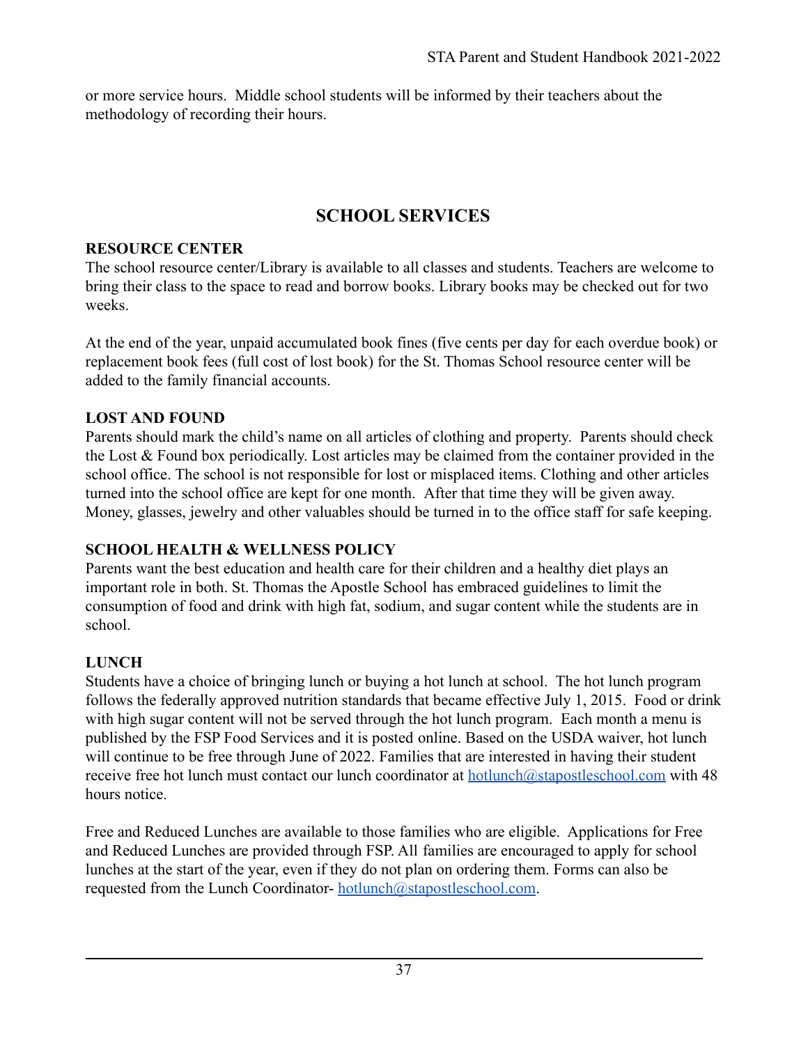or more service hours. Middle school students will be informed by their teachers about the methodology of recording their hours.

# SCHOOL SERVICES

## RESOURCE CENTER

The school resource center/Library is available to all classes and students. Teachers are welcome to bring their class to the space to read and borrow books. Library books may be checked out for two weeks.

At the end of the year, unpaid accumulated book fines (five cents per day for each overdue book) or replacement book fees (full cost of lost book) for the St. Thomas School resource center will be added to the family financial accounts.

## LOST AND FOUND

Parents should mark the child's name on all articles of clothing and property. Parents should check the Lost & Found box periodically. Lost articles may be claimed from the container provided in the school office. The school is not responsible for lost or misplaced items. Clothing and other articles turned into the school office are kept for one month. After that time they will be given away. Money, glasses, jewelry and other valuables should be turned in to the office staff for safe keeping.

## SCHOOL HEALTH & WELLNESS POLICY

Parents want the best education and health care for their children and a healthy diet plays an important role in both. St. Thomas the Apostle School has embraced guidelines to limit the consumption of food and drink with high fat, sodium, and sugar content while the students are in school.

## LUNCH

Students have a choice of bringing lunch or buying a hot lunch at school. The hot lunch program follows the federally approved nutrition standards that became effective July 1, 2015. Food or drink with high sugar content will not be served through the hot lunch program. Each month a menu is published by the FSP Food Services and it is posted online. Based on the USDA waiver, hot lunch will continue to be free through June of 2022. Families that are interested in having their student receive free hot lunch must contact our lunch coordinator at hotlunch@stapostleschool.com with 48 hours notice.

Free and Reduced Lunches are available to those families who are eligible. Applications for Free and Reduced Lunches are provided through FSP. All families are encouraged to apply for school lunches at the start of the year, even if they do not plan on ordering them. Forms can also be requested from the Lunch Coordinator- hotlunch@stapostleschool.com.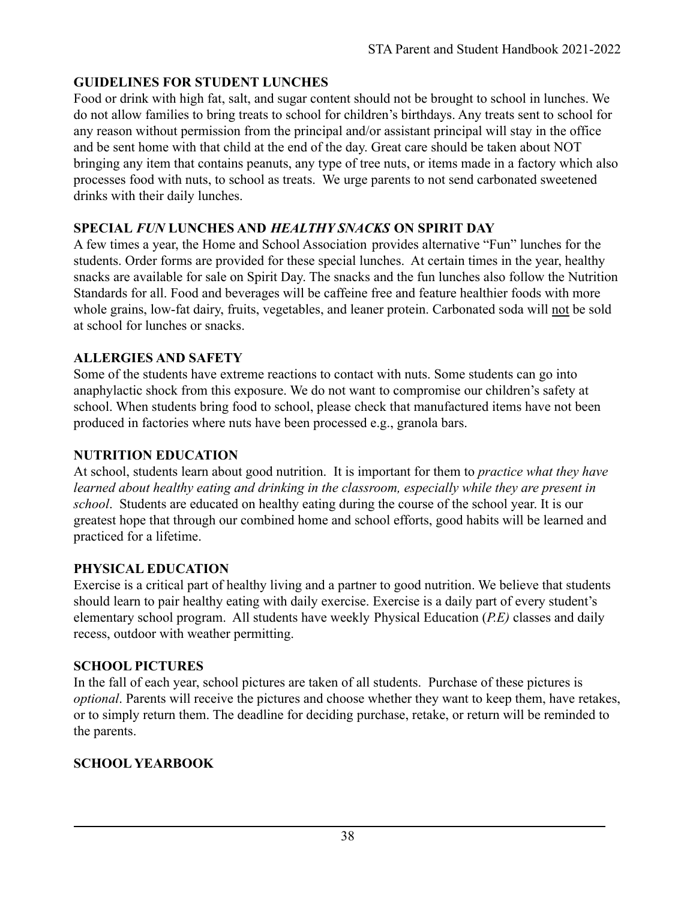## GUIDELINES FOR STUDENT LUNCHES

Food or drink with high fat, salt, and sugar content should not be brought to school in lunches. We do not allow families to bring treats to school for children's birthdays. Any treats sent to school for any reason without permission from the principal and/or assistant principal will stay in the office and be sent home with that child at the end of the day. Great care should be taken about NOT bringing any item that contains peanuts, any type of tree nuts, or items made in a factory which also processes food with nuts, to school as treats. We urge parents to not send carbonated sweetened drinks with their daily lunches.

## SPECIAL *FUN* LUNCHES AND *HEALTHY SNACKS* ON SPIRIT DAY

A few times a year, the Home and School Association provides alternative "Fun" lunches for the students. Order forms are provided for these special lunches. At certain times in the year, healthy snacks are available for sale on Spirit Day. The snacks and the fun lunches also follow the Nutrition Standards for all. Food and beverages will be caffeine free and feature healthier foods with more whole grains, low-fat dairy, fruits, vegetables, and leaner protein. Carbonated soda will <u>not</u> be sold at school for lunches or snacks.

## ALLERGIES AND SAFETY

Some of the students have extreme reactions to contact with nuts. Some students can go into anaphylactic shock from this exposure. We do not want to compromise our children's safety at school. When students bring food to school, please check that manufactured items have not been produced in factories where nuts have been processed e.g., granola bars.

## NUTRITION EDUCATION

At school, students learn about good nutrition. It is important for them to *practice what they have learned about healthy eating and drinking in the classroom, especially while they are present in school*. Students are educated on healthy eating during the course of the school year. It is our greatest hope that through our combined home and school efforts, good habits will be learned and practiced for a lifetime.

## PHYSICAL EDUCATION

Exercise is a critical part of healthy living and a partner to good nutrition. We believe that students should learn to pair healthy eating with daily exercise. Exercise is a daily part of every student's elementary school program. All students have weekly Physical Education (*P.E)* classes and daily recess, outdoor with weather permitting.

## SCHOOL PICTURES

In the fall of each year, school pictures are taken of all students. Purchase of these pictures is *optional*. Parents will receive the pictures and choose whether they want to keep them, have retakes, or to simply return them. The deadline for deciding purchase, retake, or return will be reminded to the parents.

## SCHOOL YEARBOOK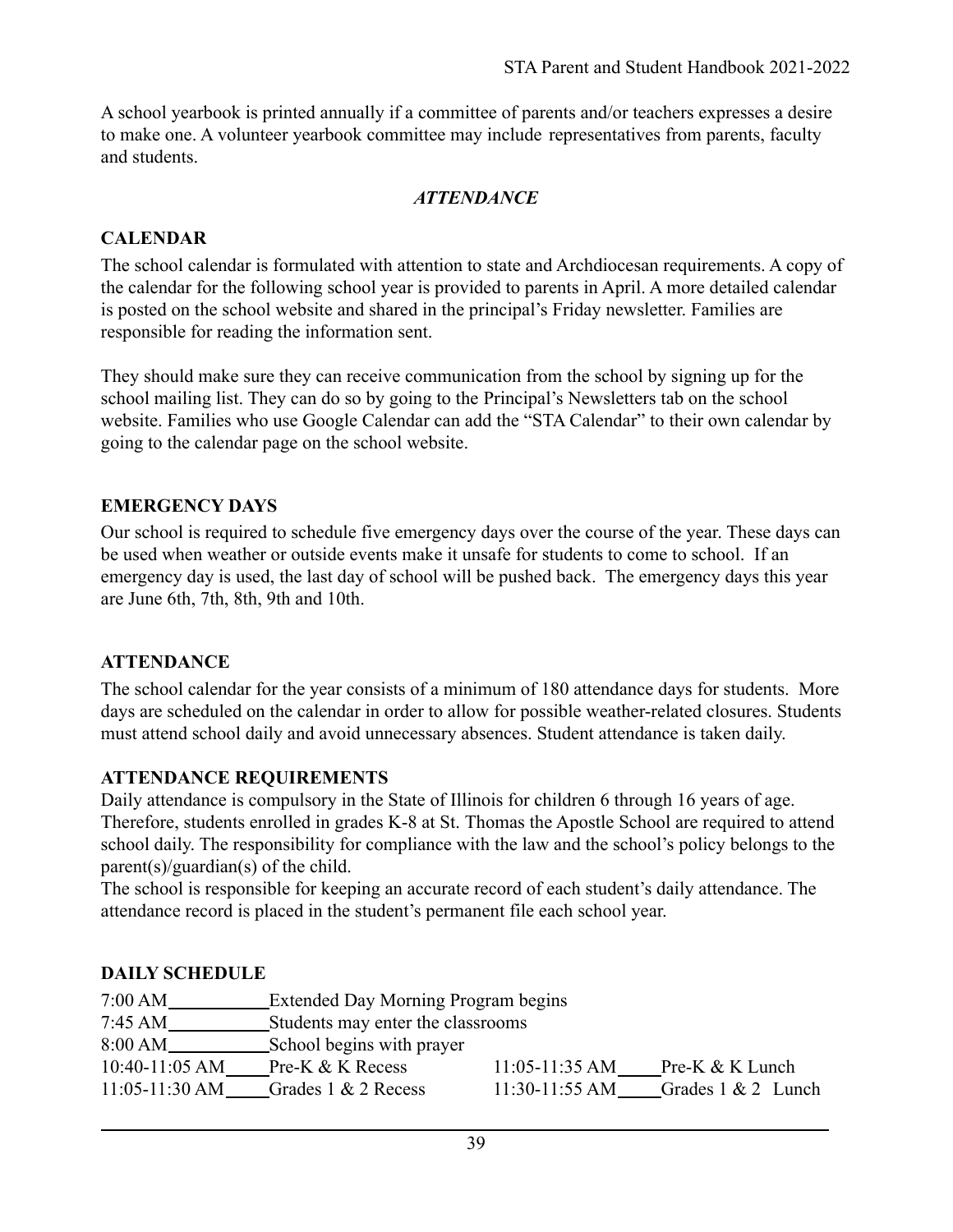A school yearbook is printed annually if a committee of parents and/or teachers expresses a desire to make one. A volunteer yearbook committee may include representatives from parents, faculty and students.

## *ATTENDANCE*

### CALENDAR

The school calendar is formulated with attention to state and Archdiocesan requirements. A copy of the calendar for the following school year is provided to parents in April. A more detailed calendar is posted on the school website and shared in the principal's Friday newsletter. Families are responsible for reading the information sent.

They should make sure they can receive communication from the school by signing up for the school mailing list. They can do so by going to the Principal's Newsletters tab on the school website. Families who use Google Calendar can add the "STA Calendar" to their own calendar by going to the calendar page on the school website.

### EMERGENCY DAYS

Our school is required to schedule five emergency days over the course of the year. These days can be used when weather or outside events make it unsafe for students to come to school. If an emergency day is used, the last day of school will be pushed back. The emergency days this year are June 6th, 7th, 8th, 9th and 10th.

### ATTENDANCE

The school calendar for the year consists of a minimum of 180 attendance days for students. More days are scheduled on the calendar in order to allow for possible weather-related closures. Students must attend school daily and avoid unnecessary absences. Student attendance is taken daily.

### ATTENDANCE REQUIREMENTS

Daily attendance is compulsory in the State of Illinois for children 6 through 16 years of age. Therefore, students enrolled in grades K-8 at St. Thomas the Apostle School are required to attend school daily. The responsibility for compliance with the law and the school's policy belongs to the parent(s)/guardian(s) of the child.
The school is responsible for keeping an accurate record of each student's daily attendance. The attendance record is placed in the student's permanent file each school year.

### DAILY SCHEDULE

| Time | Activity | Time | Activity |
|---|---|---|---|
| 7:00 AM | Extended Day Morning Program begins | | |
| 7:45 AM | Students may enter the classrooms | | |
| 8:00 AM | School begins with prayer | | |
| 10:40-11:05 AM | Pre-K & K Recess | 11:05-11:35 AM | Pre-K & K Lunch |
| 11:05-11:30 AM | Grades 1 & 2 Recess | 11:30-11:55 AM | Grades 1 & 2 Lunch |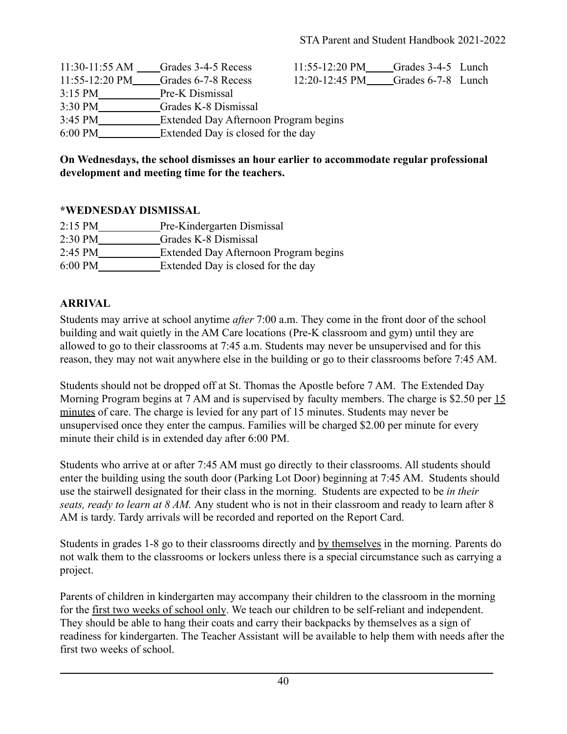11:30-11:55 AM ____Grades 3-4-5 Recess	11:55-12:20 PM_____Grades 3-4-5 Lunch
11:55-12:20 PM_____Grades 6-7-8 Recess	12:20-12:45 PM_____Grades 6-7-8 Lunch
3:15 PM___________Pre-K Dismissal
3:30 PM___________Grades K-8 Dismissal
3:45 PM___________Extended Day Afternoon Program begins
6:00 PM___________Extended Day is closed for the day

**On Wednesdays, the school dismisses an hour earlier to accommodate regular professional development and meeting time for the teachers.**

**\*WEDNESDAY DISMISSAL**

2:15 PM___________Pre-Kindergarten Dismissal
2:30 PM___________Grades K-8 Dismissal
2:45 PM___________Extended Day Afternoon Program begins
6:00 PM___________Extended Day is closed for the day

**ARRIVAL**

Students may arrive at school anytime *after* 7:00 a.m. They come in the front door of the school building and wait quietly in the AM Care locations (Pre-K classroom and gym) until they are allowed to go to their classrooms at 7:45 a.m. Students may never be unsupervised and for this reason, they may not wait anywhere else in the building or go to their classrooms before 7:45 AM.

Students should not be dropped off at St. Thomas the Apostle before 7 AM. The Extended Day Morning Program begins at 7 AM and is supervised by faculty members. The charge is $2.50 per <u>15 minutes</u> of care. The charge is levied for any part of 15 minutes. Students may never be unsupervised once they enter the campus. Families will be charged $2.00 per minute for every minute their child is in extended day after 6:00 PM.

Students who arrive at or after 7:45 AM must go directly to their classrooms. All students should enter the building using the south door (Parking Lot Door) beginning at 7:45 AM. Students should use the stairwell designated for their class in the morning. Students are expected to be *in their seats, ready to learn at 8 AM.* Any student who is not in their classroom and ready to learn after 8 AM is tardy. Tardy arrivals will be recorded and reported on the Report Card.

Students in grades 1-8 go to their classrooms directly and <u>by themselves</u> in the morning. Parents do not walk them to the classrooms or lockers unless there is a special circumstance such as carrying a project.

Parents of children in kindergarten may accompany their children to the classroom in the morning for the <u>first two weeks of school only</u>. We teach our children to be self-reliant and independent. They should be able to hang their coats and carry their backpacks by themselves as a sign of readiness for kindergarten. The Teacher Assistant will be available to help them with needs after the first two weeks of school.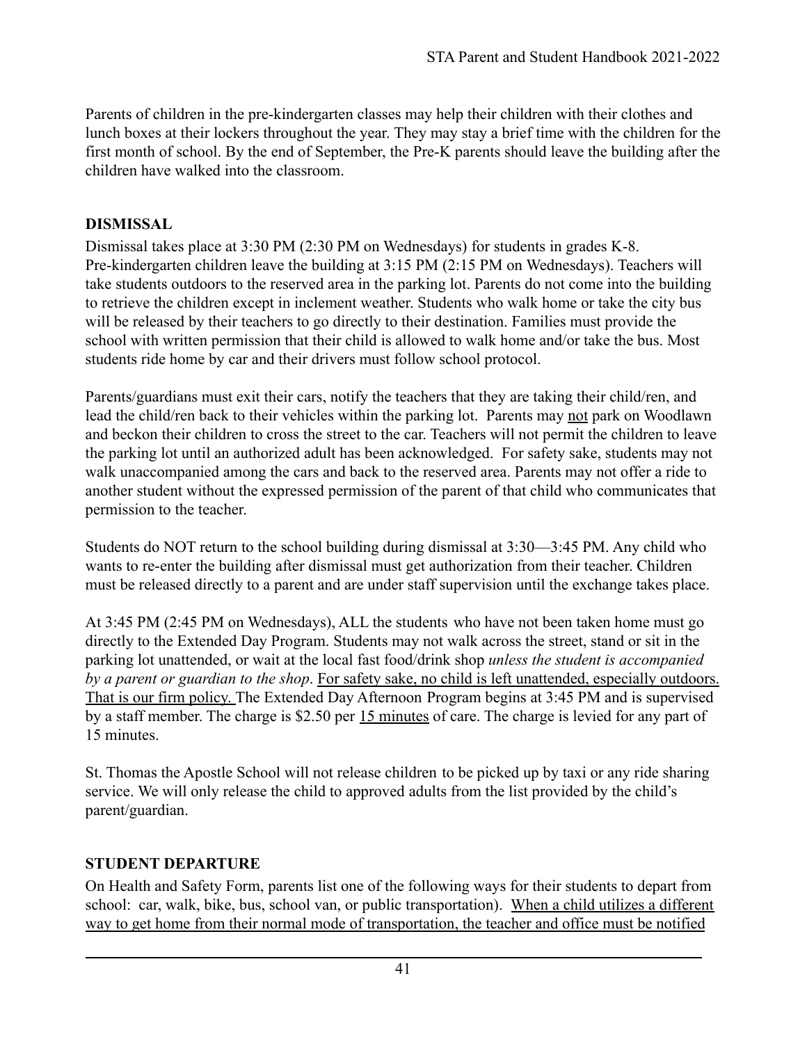Parents of children in the pre-kindergarten classes may help their children with their clothes and lunch boxes at their lockers throughout the year. They may stay a brief time with the children for the first month of school. By the end of September, the Pre-K parents should leave the building after the children have walked into the classroom.

**DISMISSAL**

Dismissal takes place at 3:30 PM (2:30 PM on Wednesdays) for students in grades K-8. Pre-kindergarten children leave the building at 3:15 PM (2:15 PM on Wednesdays). Teachers will take students outdoors to the reserved area in the parking lot. Parents do not come into the building to retrieve the children except in inclement weather. Students who walk home or take the city bus will be released by their teachers to go directly to their destination. Families must provide the school with written permission that their child is allowed to walk home and/or take the bus. Most students ride home by car and their drivers must follow school protocol.

Parents/guardians must exit their cars, notify the teachers that they are taking their child/ren, and lead the child/ren back to their vehicles within the parking lot. Parents may <u>not</u> park on Woodlawn and beckon their children to cross the street to the car. Teachers will not permit the children to leave the parking lot until an authorized adult has been acknowledged. For safety sake, students may not walk unaccompanied among the cars and back to the reserved area. Parents may not offer a ride to another student without the expressed permission of the parent of that child who communicates that permission to the teacher.

Students do NOT return to the school building during dismissal at 3:30—3:45 PM. Any child who wants to re-enter the building after dismissal must get authorization from their teacher. Children must be released directly to a parent and are under staff supervision until the exchange takes place.

At 3:45 PM (2:45 PM on Wednesdays), ALL the students who have not been taken home must go directly to the Extended Day Program. Students may not walk across the street, stand or sit in the parking lot unattended, or wait at the local fast food/drink shop *unless the student is accompanied by a parent or guardian to the shop*. <u>For safety sake, no child is left unattended, especially outdoors. That is our firm policy.</u> The Extended Day Afternoon Program begins at 3:45 PM and is supervised by a staff member. The charge is $2.50 per <u>15 minutes</u> of care. The charge is levied for any part of 15 minutes.

St. Thomas the Apostle School will not release children to be picked up by taxi or any ride sharing service. We will only release the child to approved adults from the list provided by the child's parent/guardian.

**STUDENT DEPARTURE**

On Health and Safety Form, parents list one of the following ways for their students to depart from school: car, walk, bike, bus, school van, or public transportation). <u>When a child utilizes a different way to get home from their normal mode of transportation, the teacher and office must be notified</u>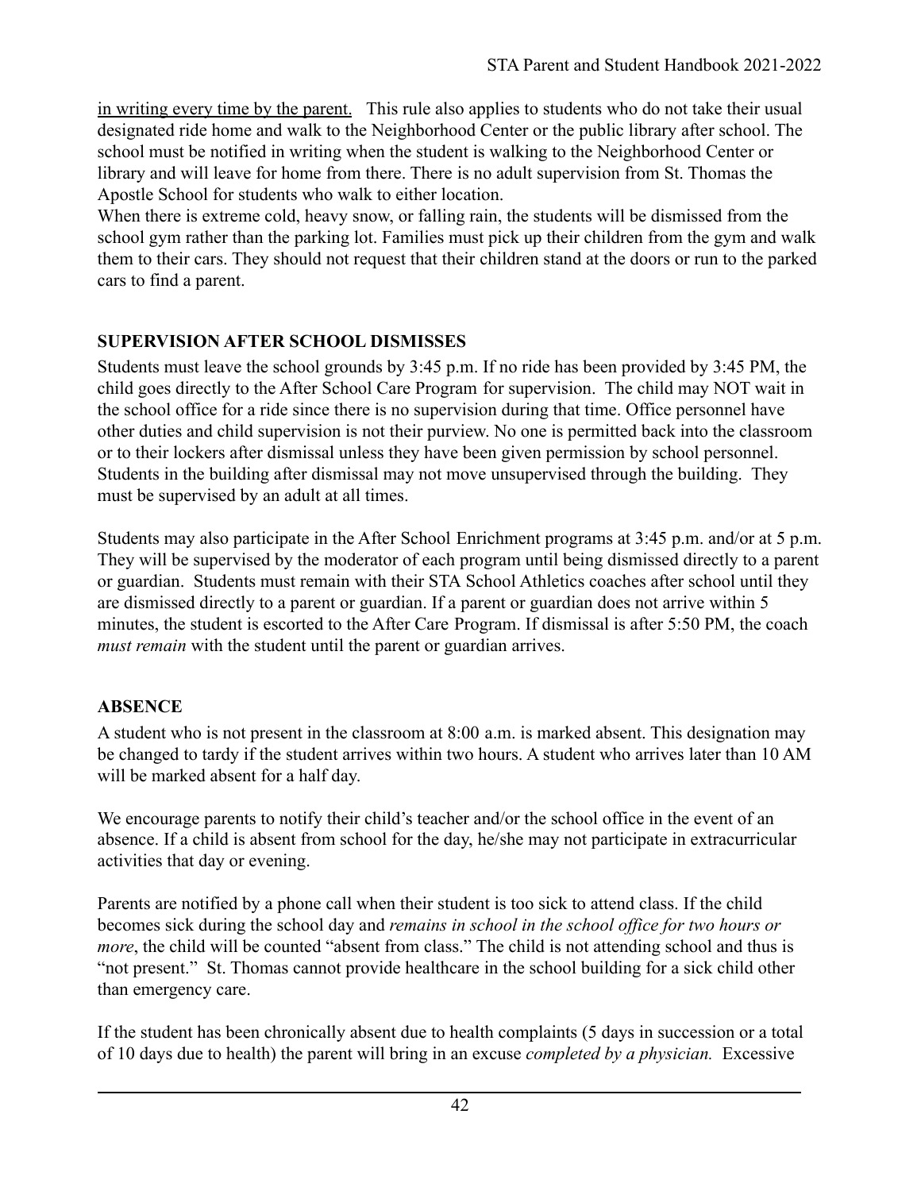in writing every time by the parent. This rule also applies to students who do not take their usual designated ride home and walk to the Neighborhood Center or the public library after school. The school must be notified in writing when the student is walking to the Neighborhood Center or library and will leave for home from there. There is no adult supervision from St. Thomas the Apostle School for students who walk to either location.

When there is extreme cold, heavy snow, or falling rain, the students will be dismissed from the school gym rather than the parking lot. Families must pick up their children from the gym and walk them to their cars. They should not request that their children stand at the doors or run to the parked cars to find a parent.

**SUPERVISION AFTER SCHOOL DISMISSES**

Students must leave the school grounds by 3:45 p.m. If no ride has been provided by 3:45 PM, the child goes directly to the After School Care Program for supervision. The child may NOT wait in the school office for a ride since there is no supervision during that time. Office personnel have other duties and child supervision is not their purview. No one is permitted back into the classroom or to their lockers after dismissal unless they have been given permission by school personnel. Students in the building after dismissal may not move unsupervised through the building. They must be supervised by an adult at all times.

Students may also participate in the After School Enrichment programs at 3:45 p.m. and/or at 5 p.m. They will be supervised by the moderator of each program until being dismissed directly to a parent or guardian. Students must remain with their STA School Athletics coaches after school until they are dismissed directly to a parent or guardian. If a parent or guardian does not arrive within 5 minutes, the student is escorted to the After Care Program. If dismissal is after 5:50 PM, the coach *must remain* with the student until the parent or guardian arrives.

**ABSENCE**

A student who is not present in the classroom at 8:00 a.m. is marked absent. This designation may be changed to tardy if the student arrives within two hours. A student who arrives later than 10 AM will be marked absent for a half day.

We encourage parents to notify their child's teacher and/or the school office in the event of an absence. If a child is absent from school for the day, he/she may not participate in extracurricular activities that day or evening.

Parents are notified by a phone call when their student is too sick to attend class. If the child becomes sick during the school day and *remains in school in the school office for two hours or more*, the child will be counted "absent from class." The child is not attending school and thus is "not present." St. Thomas cannot provide healthcare in the school building for a sick child other than emergency care.

If the student has been chronically absent due to health complaints (5 days in succession or a total of 10 days due to health) the parent will bring in an excuse *completed by a physician.* Excessive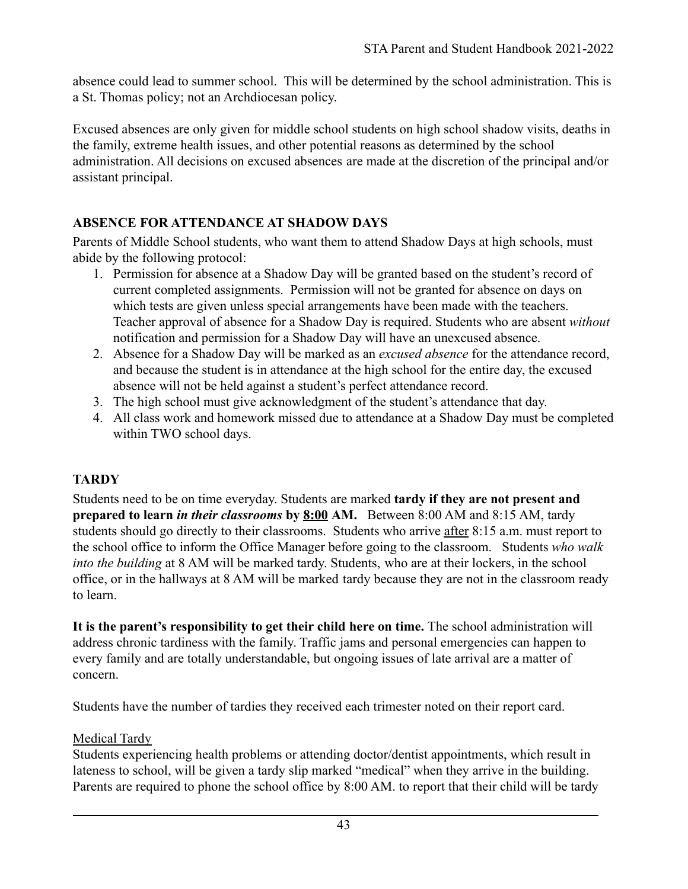absence could lead to summer school. This will be determined by the school administration. This is a St. Thomas policy; not an Archdiocesan policy.

Excused absences are only given for middle school students on high school shadow visits, deaths in the family, extreme health issues, and other potential reasons as determined by the school administration. All decisions on excused absences are made at the discretion of the principal and/or assistant principal.

## ABSENCE FOR ATTENDANCE AT SHADOW DAYS

Parents of Middle School students, who want them to attend Shadow Days at high schools, must abide by the following protocol:

1. Permission for absence at a Shadow Day will be granted based on the student's record of current completed assignments. Permission will not be granted for absence on days on which tests are given unless special arrangements have been made with the teachers. Teacher approval of absence for a Shadow Day is required. Students who are absent *without* notification and permission for a Shadow Day will have an unexcused absence.
2. Absence for a Shadow Day will be marked as an *excused absence* for the attendance record, and because the student is in attendance at the high school for the entire day, the excused absence will not be held against a student's perfect attendance record.
3. The high school must give acknowledgment of the student's attendance that day.
4. All class work and homework missed due to attendance at a Shadow Day must be completed within TWO school days.

## TARDY

Students need to be on time everyday. Students are marked **tardy if they are not present and prepared to learn *in their classrooms* by <u>8:00</u> AM.** Between 8:00 AM and 8:15 AM, tardy students should go directly to their classrooms. Students who arrive <u>after</u> 8:15 a.m. must report to the school office to inform the Office Manager before going to the classroom. Students *who walk into the building* at 8 AM will be marked tardy. Students, who are at their lockers, in the school office, or in the hallways at 8 AM will be marked tardy because they are not in the classroom ready to learn.

**It is the parent's responsibility to get their child here on time.** The school administration will address chronic tardiness with the family. Traffic jams and personal emergencies can happen to every family and are totally understandable, but ongoing issues of late arrival are a matter of concern.

Students have the number of tardies they received each trimester noted on their report card.

<u>Medical Tardy</u>

Students experiencing health problems or attending doctor/dentist appointments, which result in lateness to school, will be given a tardy slip marked "medical" when they arrive in the building. Parents are required to phone the school office by 8:00 AM. to report that their child will be tardy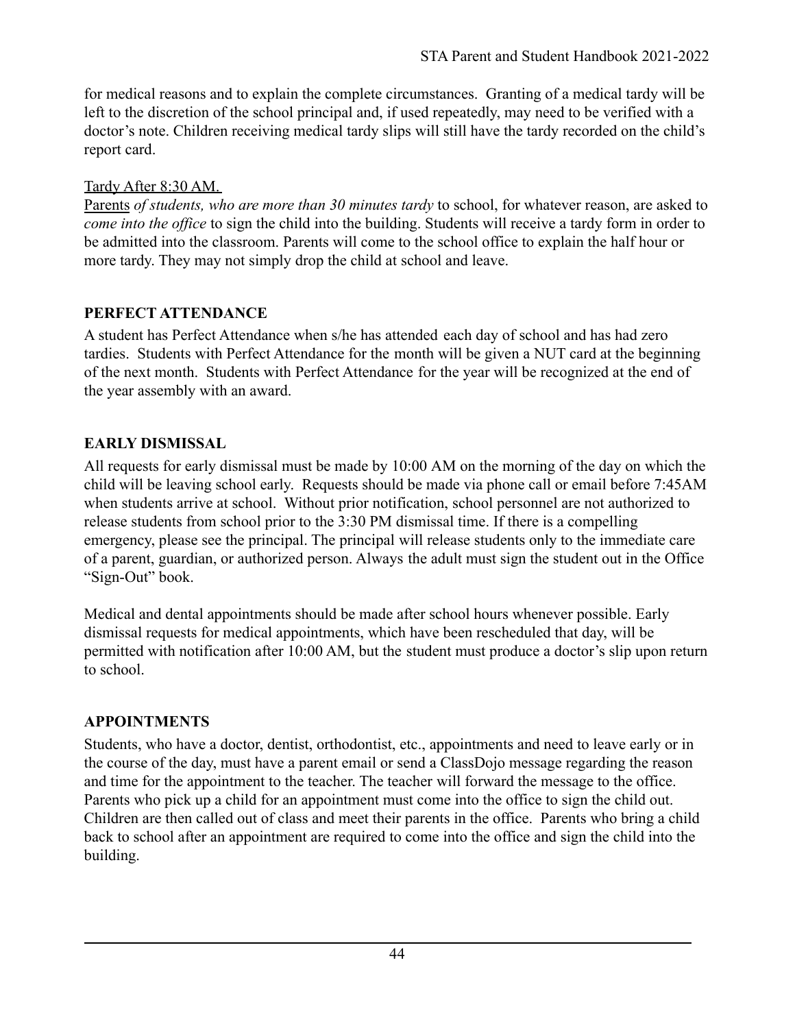for medical reasons and to explain the complete circumstances. Granting of a medical tardy will be left to the discretion of the school principal and, if used repeatedly, may need to be verified with a doctor's note. Children receiving medical tardy slips will still have the tardy recorded on the child's report card.

Tardy After 8:30 AM.

Parents *of students, who are more than 30 minutes tardy* to school, for whatever reason, are asked to *come into the office* to sign the child into the building. Students will receive a tardy form in order to be admitted into the classroom. Parents will come to the school office to explain the half hour or more tardy. They may not simply drop the child at school and leave.

## PERFECT ATTENDANCE

A student has Perfect Attendance when s/he has attended each day of school and has had zero tardies. Students with Perfect Attendance for the month will be given a NUT card at the beginning of the next month. Students with Perfect Attendance for the year will be recognized at the end of the year assembly with an award.

## EARLY DISMISSAL

All requests for early dismissal must be made by 10:00 AM on the morning of the day on which the child will be leaving school early. Requests should be made via phone call or email before 7:45AM when students arrive at school. Without prior notification, school personnel are not authorized to release students from school prior to the 3:30 PM dismissal time. If there is a compelling emergency, please see the principal. The principal will release students only to the immediate care of a parent, guardian, or authorized person. Always the adult must sign the student out in the Office "Sign-Out" book.

Medical and dental appointments should be made after school hours whenever possible. Early dismissal requests for medical appointments, which have been rescheduled that day, will be permitted with notification after 10:00 AM, but the student must produce a doctor's slip upon return to school.

## APPOINTMENTS

Students, who have a doctor, dentist, orthodontist, etc., appointments and need to leave early or in the course of the day, must have a parent email or send a ClassDojo message regarding the reason and time for the appointment to the teacher. The teacher will forward the message to the office. Parents who pick up a child for an appointment must come into the office to sign the child out. Children are then called out of class and meet their parents in the office. Parents who bring a child back to school after an appointment are required to come into the office and sign the child into the building.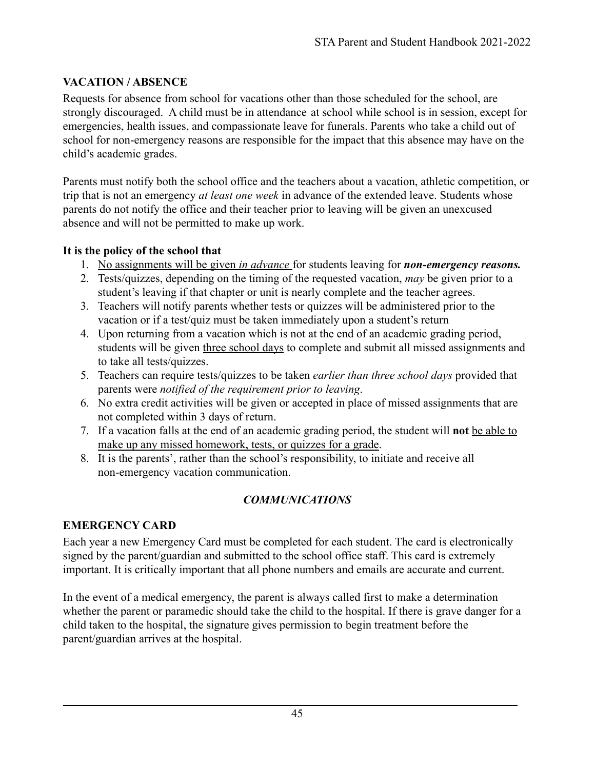## VACATION / ABSENCE

Requests for absence from school for vacations other than those scheduled for the school, are strongly discouraged. A child must be in attendance at school while school is in session, except for emergencies, health issues, and compassionate leave for funerals. Parents who take a child out of school for non-emergency reasons are responsible for the impact that this absence may have on the child's academic grades.

Parents must notify both the school office and the teachers about a vacation, athletic competition, or trip that is not an emergency *at least one week* in advance of the extended leave. Students whose parents do not notify the office and their teacher prior to leaving will be given an unexcused absence and will not be permitted to make up work.

**It is the policy of the school that**

1. No assignments will be given *in advance* for students leaving for ***non-emergency reasons.***
2. Tests/quizzes, depending on the timing of the requested vacation, *may* be given prior to a student's leaving if that chapter or unit is nearly complete and the teacher agrees.
3. Teachers will notify parents whether tests or quizzes will be administered prior to the vacation or if a test/quiz must be taken immediately upon a student's return
4. Upon returning from a vacation which is not at the end of an academic grading period, students will be given three school days to complete and submit all missed assignments and to take all tests/quizzes.
5. Teachers can require tests/quizzes to be taken *earlier than three school days* provided that parents were *notified of the requirement prior to leaving*.
6. No extra credit activities will be given or accepted in place of missed assignments that are not completed within 3 days of return.
7. If a vacation falls at the end of an academic grading period, the student will **not** be able to make up any missed homework, tests, or quizzes for a grade.
8. It is the parents', rather than the school's responsibility, to initiate and receive all non-emergency vacation communication.

# *COMMUNICATIONS*

## EMERGENCY CARD

Each year a new Emergency Card must be completed for each student. The card is electronically signed by the parent/guardian and submitted to the school office staff. This card is extremely important. It is critically important that all phone numbers and emails are accurate and current.

In the event of a medical emergency, the parent is always called first to make a determination whether the parent or paramedic should take the child to the hospital. If there is grave danger for a child taken to the hospital, the signature gives permission to begin treatment before the parent/guardian arrives at the hospital.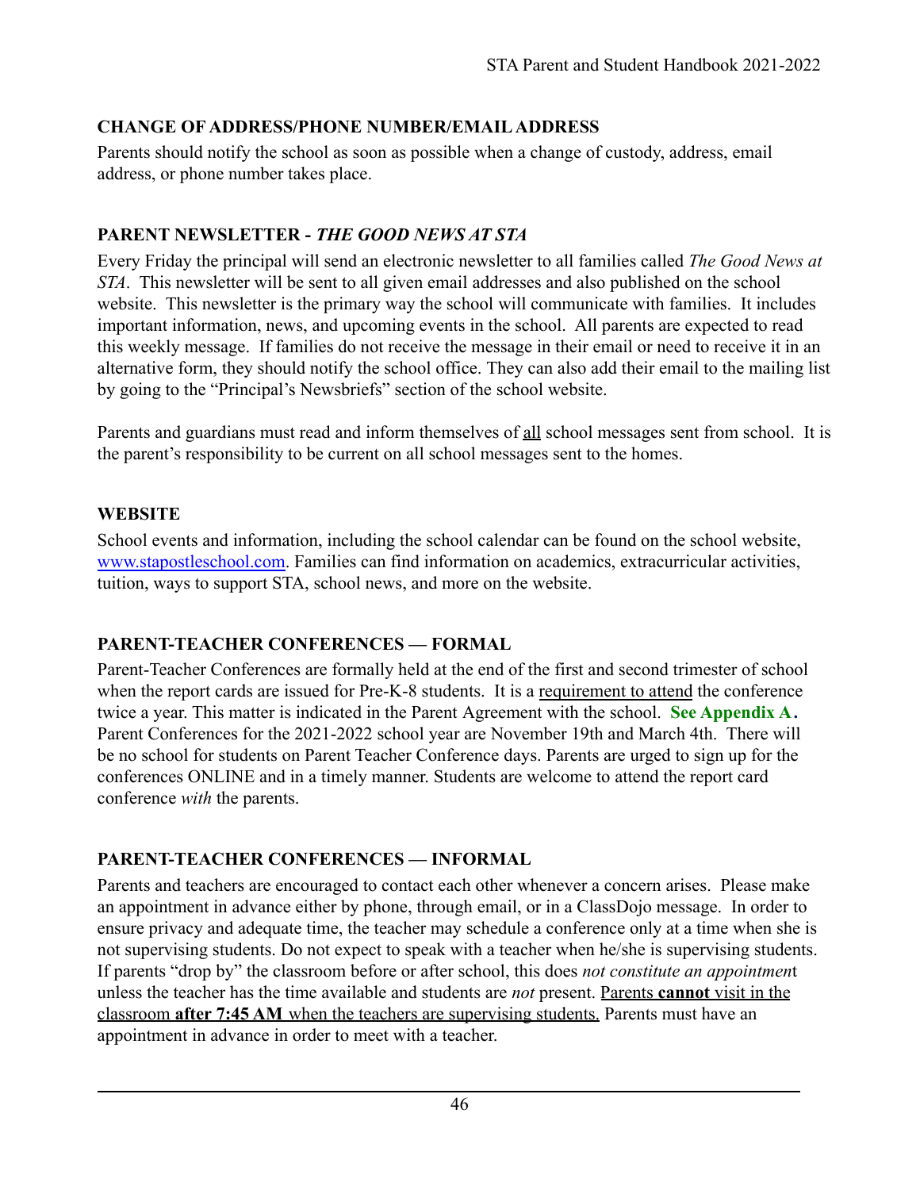## CHANGE OF ADDRESS/PHONE NUMBER/EMAIL ADDRESS

Parents should notify the school as soon as possible when a change of custody, address, email address, or phone number takes place.

## PARENT NEWSLETTER - *THE GOOD NEWS AT STA*

Every Friday the principal will send an electronic newsletter to all families called *The Good News at STA*. This newsletter will be sent to all given email addresses and also published on the school website. This newsletter is the primary way the school will communicate with families. It includes important information, news, and upcoming events in the school. All parents are expected to read this weekly message. If families do not receive the message in their email or need to receive it in an alternative form, they should notify the school office. They can also add their email to the mailing list by going to the "Principal's Newsbriefs" section of the school website.

Parents and guardians must read and inform themselves of <u>all</u> school messages sent from school. It is the parent's responsibility to be current on all school messages sent to the homes.

## WEBSITE

School events and information, including the school calendar can be found on the school website, [www.stapostleschool.com](www.stapostleschool.com). Families can find information on academics, extracurricular activities, tuition, ways to support STA, school news, and more on the website.

## PARENT-TEACHER CONFERENCES — FORMAL

Parent-Teacher Conferences are formally held at the end of the first and second trimester of school when the report cards are issued for Pre-K-8 students. It is a <u>requirement to attend</u> the conference twice a year. This matter is indicated in the Parent Agreement with the school. **See Appendix A.** Parent Conferences for the 2021-2022 school year are November 19th and March 4th. There will be no school for students on Parent Teacher Conference days. Parents are urged to sign up for the conferences ONLINE and in a timely manner. Students are welcome to attend the report card conference *with* the parents.

## PARENT-TEACHER CONFERENCES — INFORMAL

Parents and teachers are encouraged to contact each other whenever a concern arises. Please make an appointment in advance either by phone, through email, or in a ClassDojo message. In order to ensure privacy and adequate time, the teacher may schedule a conference only at a time when she is not supervising students. Do not expect to speak with a teacher when he/she is supervising students. If parents "drop by" the classroom before or after school, this does *not constitute an appointment* unless the teacher has the time available and students are *not* present. <u>Parents **cannot** visit in the classroom **after 7:45 AM** when the teachers are supervising students.</u> Parents must have an appointment in advance in order to meet with a teacher.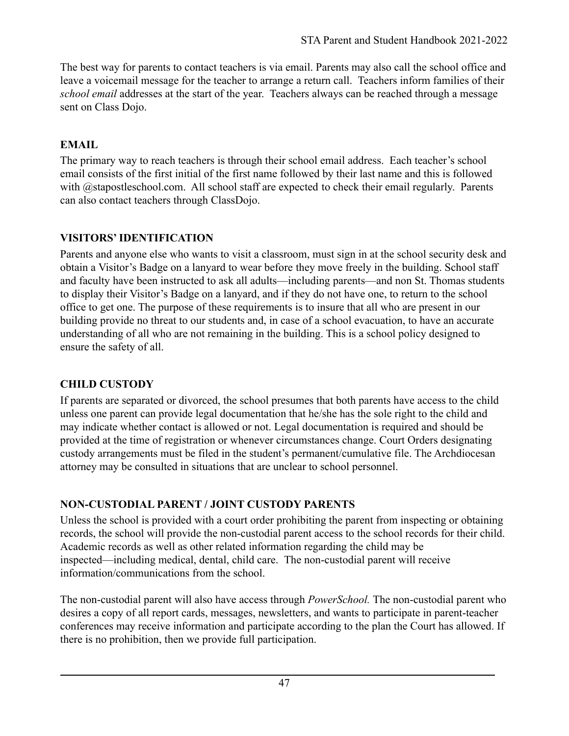The best way for parents to contact teachers is via email. Parents may also call the school office and leave a voicemail message for the teacher to arrange a return call. Teachers inform families of their *school email* addresses at the start of the year. Teachers always can be reached through a message sent on Class Dojo.

## EMAIL

The primary way to reach teachers is through their school email address. Each teacher's school email consists of the first initial of the first name followed by their last name and this is followed with @stapostleschool.com. All school staff are expected to check their email regularly. Parents can also contact teachers through ClassDojo.

## VISITORS' IDENTIFICATION

Parents and anyone else who wants to visit a classroom, must sign in at the school security desk and obtain a Visitor's Badge on a lanyard to wear before they move freely in the building. School staff and faculty have been instructed to ask all adults—including parents—and non St. Thomas students to display their Visitor's Badge on a lanyard, and if they do not have one, to return to the school office to get one. The purpose of these requirements is to insure that all who are present in our building provide no threat to our students and, in case of a school evacuation, to have an accurate understanding of all who are not remaining in the building. This is a school policy designed to ensure the safety of all.

## CHILD CUSTODY

If parents are separated or divorced, the school presumes that both parents have access to the child unless one parent can provide legal documentation that he/she has the sole right to the child and may indicate whether contact is allowed or not. Legal documentation is required and should be provided at the time of registration or whenever circumstances change. Court Orders designating custody arrangements must be filed in the student's permanent/cumulative file. The Archdiocesan attorney may be consulted in situations that are unclear to school personnel.

## NON-CUSTODIAL PARENT / JOINT CUSTODY PARENTS

Unless the school is provided with a court order prohibiting the parent from inspecting or obtaining records, the school will provide the non-custodial parent access to the school records for their child. Academic records as well as other related information regarding the child may be inspected—including medical, dental, child care. The non-custodial parent will receive information/communications from the school.

The non-custodial parent will also have access through *PowerSchool.* The non-custodial parent who desires a copy of all report cards, messages, newsletters, and wants to participate in parent-teacher conferences may receive information and participate according to the plan the Court has allowed. If there is no prohibition, then we provide full participation.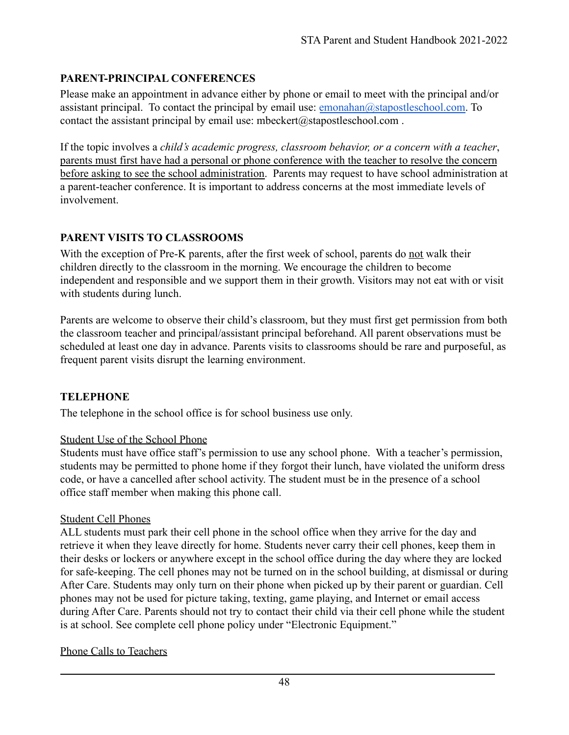## PARENT-PRINCIPAL CONFERENCES

Please make an appointment in advance either by phone or email to meet with the principal and/or assistant principal. To contact the principal by email use: emonahan@stapostleschool.com. To contact the assistant principal by email use: mbeckert@stapostleschool.com .

If the topic involves a *child's academic progress, classroom behavior, or a concern with a teacher*, parents must first have had a personal or phone conference with the teacher to resolve the concern before asking to see the school administration. Parents may request to have school administration at a parent-teacher conference. It is important to address concerns at the most immediate levels of involvement.

## PARENT VISITS TO CLASSROOMS

With the exception of Pre-K parents, after the first week of school, parents do not walk their children directly to the classroom in the morning. We encourage the children to become independent and responsible and we support them in their growth. Visitors may not eat with or visit with students during lunch.

Parents are welcome to observe their child's classroom, but they must first get permission from both the classroom teacher and principal/assistant principal beforehand. All parent observations must be scheduled at least one day in advance. Parents visits to classrooms should be rare and purposeful, as frequent parent visits disrupt the learning environment.

## TELEPHONE

The telephone in the school office is for school business use only.

### Student Use of the School Phone

Students must have office staff's permission to use any school phone. With a teacher's permission, students may be permitted to phone home if they forgot their lunch, have violated the uniform dress code, or have a cancelled after school activity. The student must be in the presence of a school office staff member when making this phone call.

### Student Cell Phones

ALL students must park their cell phone in the school office when they arrive for the day and retrieve it when they leave directly for home. Students never carry their cell phones, keep them in their desks or lockers or anywhere except in the school office during the day where they are locked for safe-keeping. The cell phones may not be turned on in the school building, at dismissal or during After Care. Students may only turn on their phone when picked up by their parent or guardian. Cell phones may not be used for picture taking, texting, game playing, and Internet or email access during After Care. Parents should not try to contact their child via their cell phone while the student is at school. See complete cell phone policy under "Electronic Equipment."

### Phone Calls to Teachers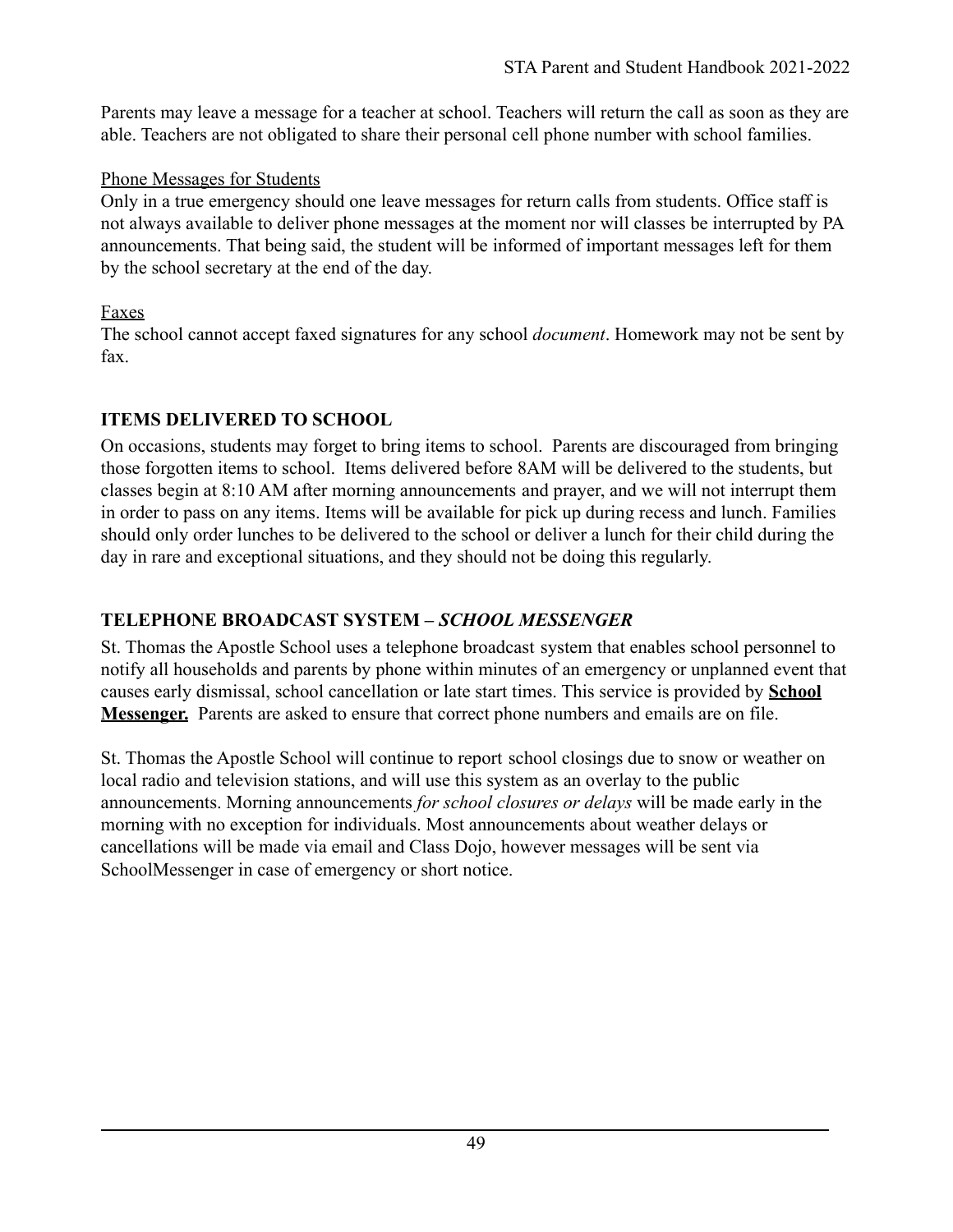Parents may leave a message for a teacher at school. Teachers will return the call as soon as they are able. Teachers are not obligated to share their personal cell phone number with school families.

<u>Phone Messages for Students</u>

Only in a true emergency should one leave messages for return calls from students. Office staff is not always available to deliver phone messages at the moment nor will classes be interrupted by PA announcements. That being said, the student will be informed of important messages left for them by the school secretary at the end of the day.

<u>Faxes</u>

The school cannot accept faxed signatures for any school *document*. Homework may not be sent by fax.

## ITEMS DELIVERED TO SCHOOL

On occasions, students may forget to bring items to school. Parents are discouraged from bringing those forgotten items to school. Items delivered before 8AM will be delivered to the students, but classes begin at 8:10 AM after morning announcements and prayer, and we will not interrupt them in order to pass on any items. Items will be available for pick up during recess and lunch. Families should only order lunches to be delivered to the school or deliver a lunch for their child during the day in rare and exceptional situations, and they should not be doing this regularly.

## TELEPHONE BROADCAST SYSTEM – *SCHOOL MESSENGER*

St. Thomas the Apostle School uses a telephone broadcast system that enables school personnel to notify all households and parents by phone within minutes of an emergency or unplanned event that causes early dismissal, school cancellation or late start times. This service is provided by <u>**School Messenger.**</u> Parents are asked to ensure that correct phone numbers and emails are on file.

St. Thomas the Apostle School will continue to report school closings due to snow or weather on local radio and television stations, and will use this system as an overlay to the public announcements. Morning announcements *for school closures or delays* will be made early in the morning with no exception for individuals. Most announcements about weather delays or cancellations will be made via email and Class Dojo, however messages will be sent via SchoolMessenger in case of emergency or short notice.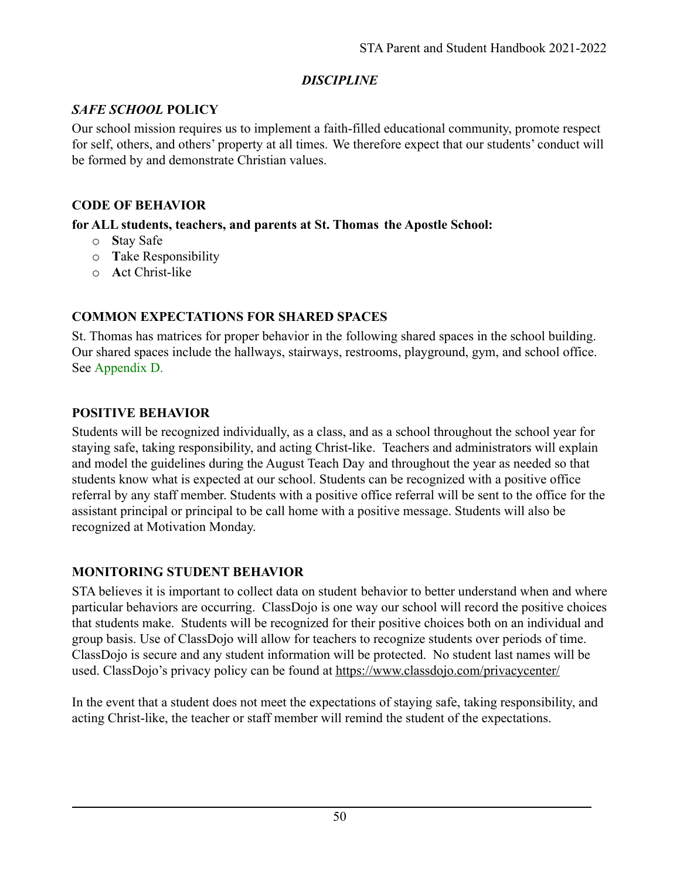## *DISCIPLINE*

### *SAFE SCHOOL* POLICY

Our school mission requires us to implement a faith-filled educational community, promote respect for self, others, and others' property at all times. We therefore expect that our students' conduct will be formed by and demonstrate Christian values.

### CODE OF BEHAVIOR

**for ALL students, teachers, and parents at St. Thomas the Apostle School:**

- **S**tay Safe
- **T**ake Responsibility
- **A**ct Christ-like

### COMMON EXPECTATIONS FOR SHARED SPACES

St. Thomas has matrices for proper behavior in the following shared spaces in the school building. Our shared spaces include the hallways, stairways, restrooms, playground, gym, and school office. See Appendix D.

### POSITIVE BEHAVIOR

Students will be recognized individually, as a class, and as a school throughout the school year for staying safe, taking responsibility, and acting Christ-like. Teachers and administrators will explain and model the guidelines during the August Teach Day and throughout the year as needed so that students know what is expected at our school. Students can be recognized with a positive office referral by any staff member. Students with a positive office referral will be sent to the office for the assistant principal or principal to be call home with a positive message. Students will also be recognized at Motivation Monday.

### MONITORING STUDENT BEHAVIOR

STA believes it is important to collect data on student behavior to better understand when and where particular behaviors are occurring. ClassDojo is one way our school will record the positive choices that students make. Students will be recognized for their positive choices both on an individual and group basis. Use of ClassDojo will allow for teachers to recognize students over periods of time. ClassDojo is secure and any student information will be protected. No student last names will be used. ClassDojo's privacy policy can be found at https://www.classdojo.com/privacycenter/

In the event that a student does not meet the expectations of staying safe, taking responsibility, and acting Christ-like, the teacher or staff member will remind the student of the expectations.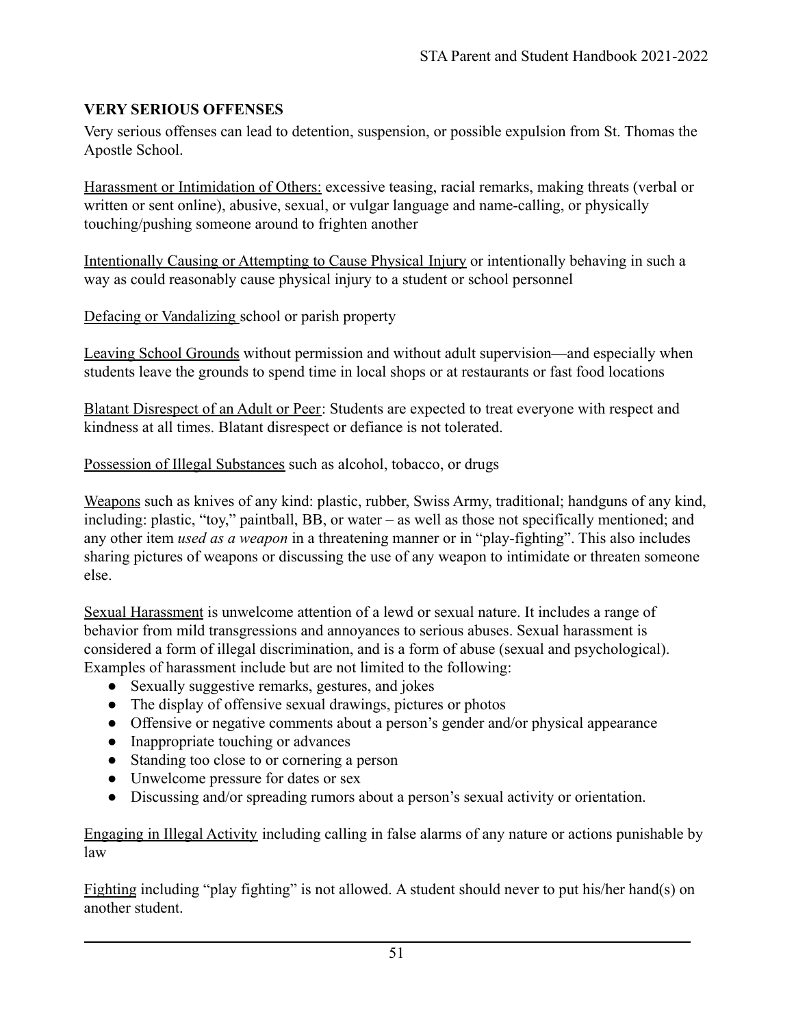## VERY SERIOUS OFFENSES

Very serious offenses can lead to detention, suspension, or possible expulsion from St. Thomas the Apostle School.

<u>Harassment or Intimidation of Others:</u> excessive teasing, racial remarks, making threats (verbal or written or sent online), abusive, sexual, or vulgar language and name-calling, or physically touching/pushing someone around to frighten another

<u>Intentionally Causing or Attempting to Cause Physical Injury</u> or intentionally behaving in such a way as could reasonably cause physical injury to a student or school personnel

<u>Defacing or Vandalizing</u> school or parish property

<u>Leaving School Grounds</u> without permission and without adult supervision—and especially when students leave the grounds to spend time in local shops or at restaurants or fast food locations

<u>Blatant Disrespect of an Adult or Peer</u>: Students are expected to treat everyone with respect and kindness at all times. Blatant disrespect or defiance is not tolerated.

<u>Possession of Illegal Substances</u> such as alcohol, tobacco, or drugs

<u>Weapons</u> such as knives of any kind: plastic, rubber, Swiss Army, traditional; handguns of any kind, including: plastic, "toy," paintball, BB, or water – as well as those not specifically mentioned; and any other item *used as a weapon* in a threatening manner or in "play-fighting". This also includes sharing pictures of weapons or discussing the use of any weapon to intimidate or threaten someone else.

<u>Sexual Harassment</u> is unwelcome attention of a lewd or sexual nature. It includes a range of behavior from mild transgressions and annoyances to serious abuses. Sexual harassment is considered a form of illegal discrimination, and is a form of abuse (sexual and psychological). Examples of harassment include but are not limited to the following:

- Sexually suggestive remarks, gestures, and jokes
- The display of offensive sexual drawings, pictures or photos
- Offensive or negative comments about a person's gender and/or physical appearance
- Inappropriate touching or advances
- Standing too close to or cornering a person
- Unwelcome pressure for dates or sex
- Discussing and/or spreading rumors about a person's sexual activity or orientation.

<u>Engaging in Illegal Activity</u> including calling in false alarms of any nature or actions punishable by law

<u>Fighting</u> including "play fighting" is not allowed. A student should never to put his/her hand(s) on another student.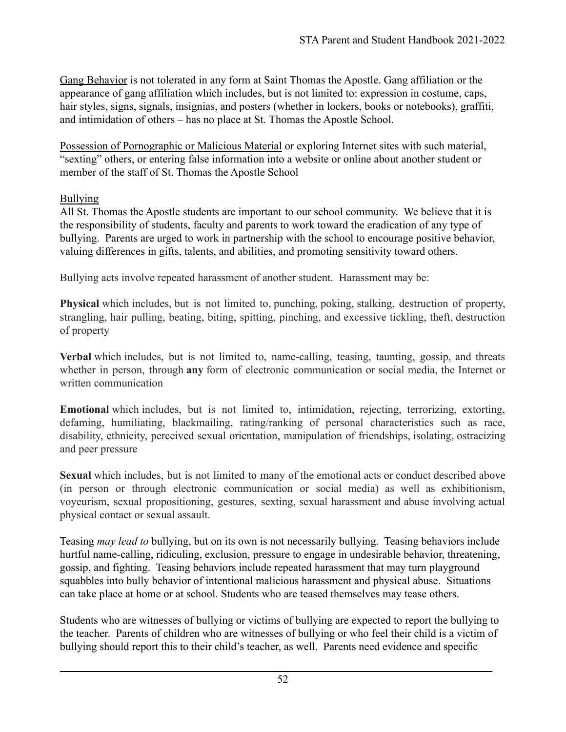<u>Gang Behavior</u> is not tolerated in any form at Saint Thomas the Apostle. Gang affiliation or the appearance of gang affiliation which includes, but is not limited to: expression in costume, caps, hair styles, signs, signals, insignias, and posters (whether in lockers, books or notebooks), graffiti, and intimidation of others – has no place at St. Thomas the Apostle School.

<u>Possession of Pornographic or Malicious Material</u> or exploring Internet sites with such material, "sexting" others, or entering false information into a website or online about another student or member of the staff of St. Thomas the Apostle School

<u>Bullying</u>
All St. Thomas the Apostle students are important to our school community. We believe that it is the responsibility of students, faculty and parents to work toward the eradication of any type of bullying. Parents are urged to work in partnership with the school to encourage positive behavior, valuing differences in gifts, talents, and abilities, and promoting sensitivity toward others.

Bullying acts involve repeated harassment of another student. Harassment may be:

**Physical** which includes, but is not limited to, punching, poking, stalking, destruction of property, strangling, hair pulling, beating, biting, spitting, pinching, and excessive tickling, theft, destruction of property

**Verbal** which includes, but is not limited to, name-calling, teasing, taunting, gossip, and threats whether in person, through **any** form of electronic communication or social media, the Internet or written communication

**Emotional** which includes, but is not limited to, intimidation, rejecting, terrorizing, extorting, defaming, humiliating, blackmailing, rating/ranking of personal characteristics such as race, disability, ethnicity, perceived sexual orientation, manipulation of friendships, isolating, ostracizing and peer pressure

**Sexual** which includes, but is not limited to many of the emotional acts or conduct described above (in person or through electronic communication or social media) as well as exhibitionism, voyeurism, sexual propositioning, gestures, sexting, sexual harassment and abuse involving actual physical contact or sexual assault.

Teasing *may lead to* bullying, but on its own is not necessarily bullying. Teasing behaviors include hurtful name-calling, ridiculing, exclusion, pressure to engage in undesirable behavior, threatening, gossip, and fighting. Teasing behaviors include repeated harassment that may turn playground squabbles into bully behavior of intentional malicious harassment and physical abuse. Situations can take place at home or at school. Students who are teased themselves may tease others.

Students who are witnesses of bullying or victims of bullying are expected to report the bullying to the teacher. Parents of children who are witnesses of bullying or who feel their child is a victim of bullying should report this to their child's teacher, as well. Parents need evidence and specific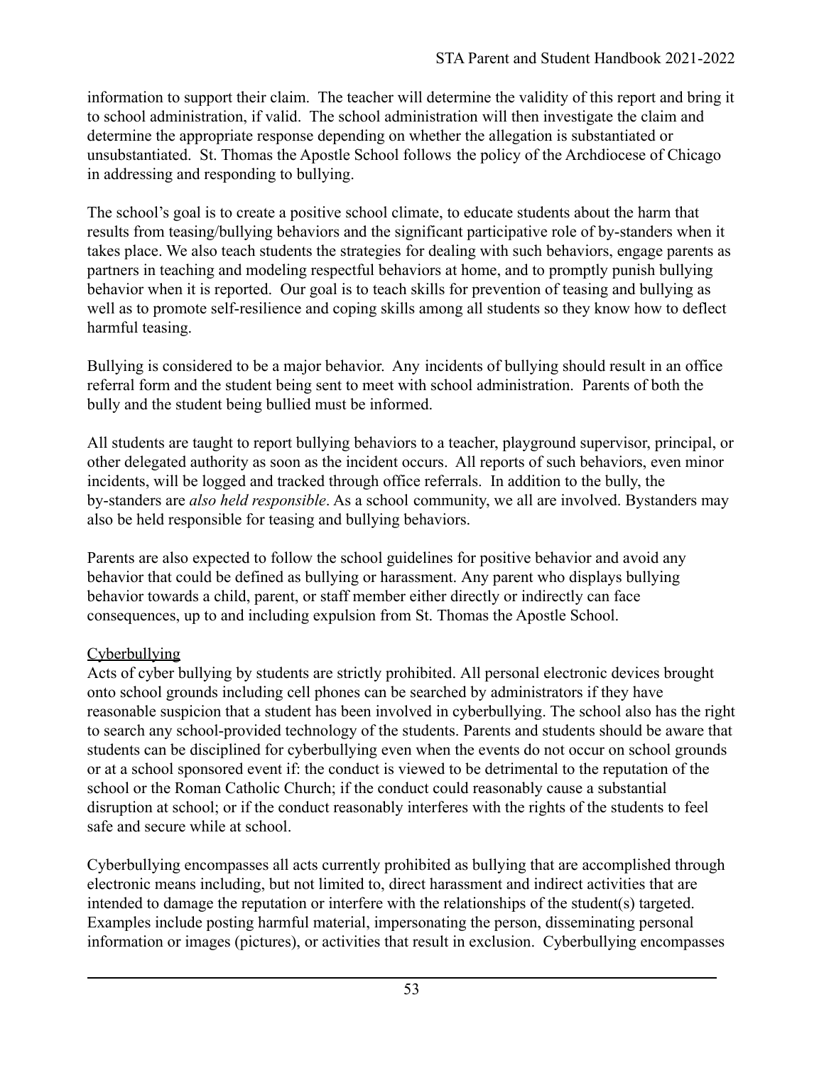information to support their claim. The teacher will determine the validity of this report and bring it to school administration, if valid. The school administration will then investigate the claim and determine the appropriate response depending on whether the allegation is substantiated or unsubstantiated. St. Thomas the Apostle School follows the policy of the Archdiocese of Chicago in addressing and responding to bullying.

The school's goal is to create a positive school climate, to educate students about the harm that results from teasing/bullying behaviors and the significant participative role of by-standers when it takes place. We also teach students the strategies for dealing with such behaviors, engage parents as partners in teaching and modeling respectful behaviors at home, and to promptly punish bullying behavior when it is reported. Our goal is to teach skills for prevention of teasing and bullying as well as to promote self-resilience and coping skills among all students so they know how to deflect harmful teasing.

Bullying is considered to be a major behavior. Any incidents of bullying should result in an office referral form and the student being sent to meet with school administration. Parents of both the bully and the student being bullied must be informed.

All students are taught to report bullying behaviors to a teacher, playground supervisor, principal, or other delegated authority as soon as the incident occurs. All reports of such behaviors, even minor incidents, will be logged and tracked through office referrals. In addition to the bully, the by-standers are *also held responsible*. As a school community, we all are involved. Bystanders may also be held responsible for teasing and bullying behaviors.

Parents are also expected to follow the school guidelines for positive behavior and avoid any behavior that could be defined as bullying or harassment. Any parent who displays bullying behavior towards a child, parent, or staff member either directly or indirectly can face consequences, up to and including expulsion from St. Thomas the Apostle School.

<u>Cyberbullying</u>

Acts of cyber bullying by students are strictly prohibited. All personal electronic devices brought onto school grounds including cell phones can be searched by administrators if they have reasonable suspicion that a student has been involved in cyberbullying. The school also has the right to search any school-provided technology of the students. Parents and students should be aware that students can be disciplined for cyberbullying even when the events do not occur on school grounds or at a school sponsored event if: the conduct is viewed to be detrimental to the reputation of the school or the Roman Catholic Church; if the conduct could reasonably cause a substantial disruption at school; or if the conduct reasonably interferes with the rights of the students to feel safe and secure while at school.

Cyberbullying encompasses all acts currently prohibited as bullying that are accomplished through electronic means including, but not limited to, direct harassment and indirect activities that are intended to damage the reputation or interfere with the relationships of the student(s) targeted. Examples include posting harmful material, impersonating the person, disseminating personal information or images (pictures), or activities that result in exclusion. Cyberbullying encompasses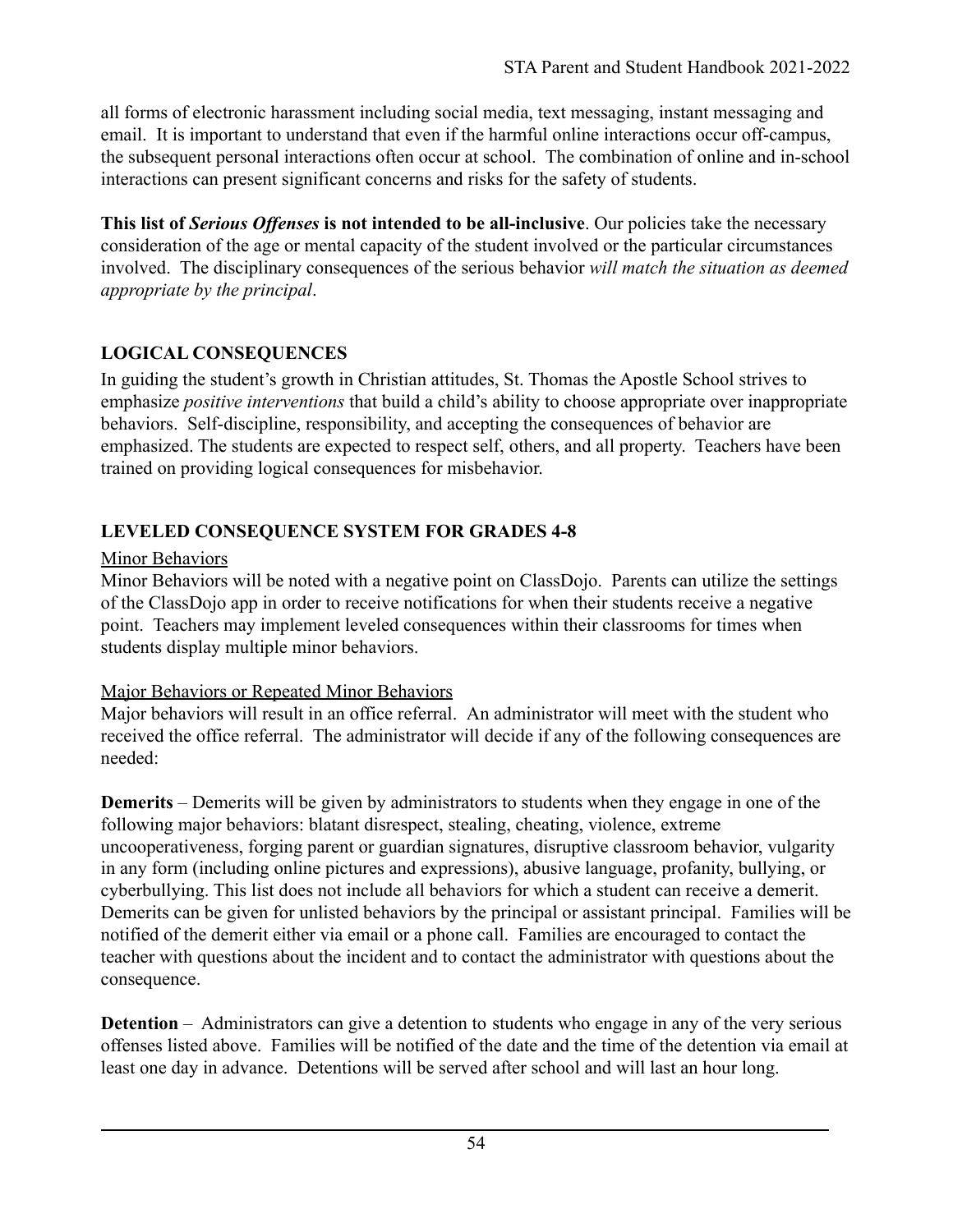all forms of electronic harassment including social media, text messaging, instant messaging and email. It is important to understand that even if the harmful online interactions occur off-campus, the subsequent personal interactions often occur at school. The combination of online and in-school interactions can present significant concerns and risks for the safety of students.

**This list of *Serious Offenses* is not intended to be all-inclusive**. Our policies take the necessary consideration of the age or mental capacity of the student involved or the particular circumstances involved. The disciplinary consequences of the serious behavior *will match the situation as deemed appropriate by the principal*.

## LOGICAL CONSEQUENCES

In guiding the student's growth in Christian attitudes, St. Thomas the Apostle School strives to emphasize *positive interventions* that build a child's ability to choose appropriate over inappropriate behaviors. Self-discipline, responsibility, and accepting the consequences of behavior are emphasized. The students are expected to respect self, others, and all property. Teachers have been trained on providing logical consequences for misbehavior.

## LEVELED CONSEQUENCE SYSTEM FOR GRADES 4-8

<u>Minor Behaviors</u>

Minor Behaviors will be noted with a negative point on ClassDojo. Parents can utilize the settings of the ClassDojo app in order to receive notifications for when their students receive a negative point. Teachers may implement leveled consequences within their classrooms for times when students display multiple minor behaviors.

<u>Major Behaviors or Repeated Minor Behaviors</u>

Major behaviors will result in an office referral. An administrator will meet with the student who received the office referral. The administrator will decide if any of the following consequences are needed:

**Demerits** – Demerits will be given by administrators to students when they engage in one of the following major behaviors: blatant disrespect, stealing, cheating, violence, extreme uncooperativeness, forging parent or guardian signatures, disruptive classroom behavior, vulgarity in any form (including online pictures and expressions), abusive language, profanity, bullying, or cyberbullying. This list does not include all behaviors for which a student can receive a demerit. Demerits can be given for unlisted behaviors by the principal or assistant principal. Families will be notified of the demerit either via email or a phone call. Families are encouraged to contact the teacher with questions about the incident and to contact the administrator with questions about the consequence.

**Detention** – Administrators can give a detention to students who engage in any of the very serious offenses listed above. Families will be notified of the date and the time of the detention via email at least one day in advance. Detentions will be served after school and will last an hour long.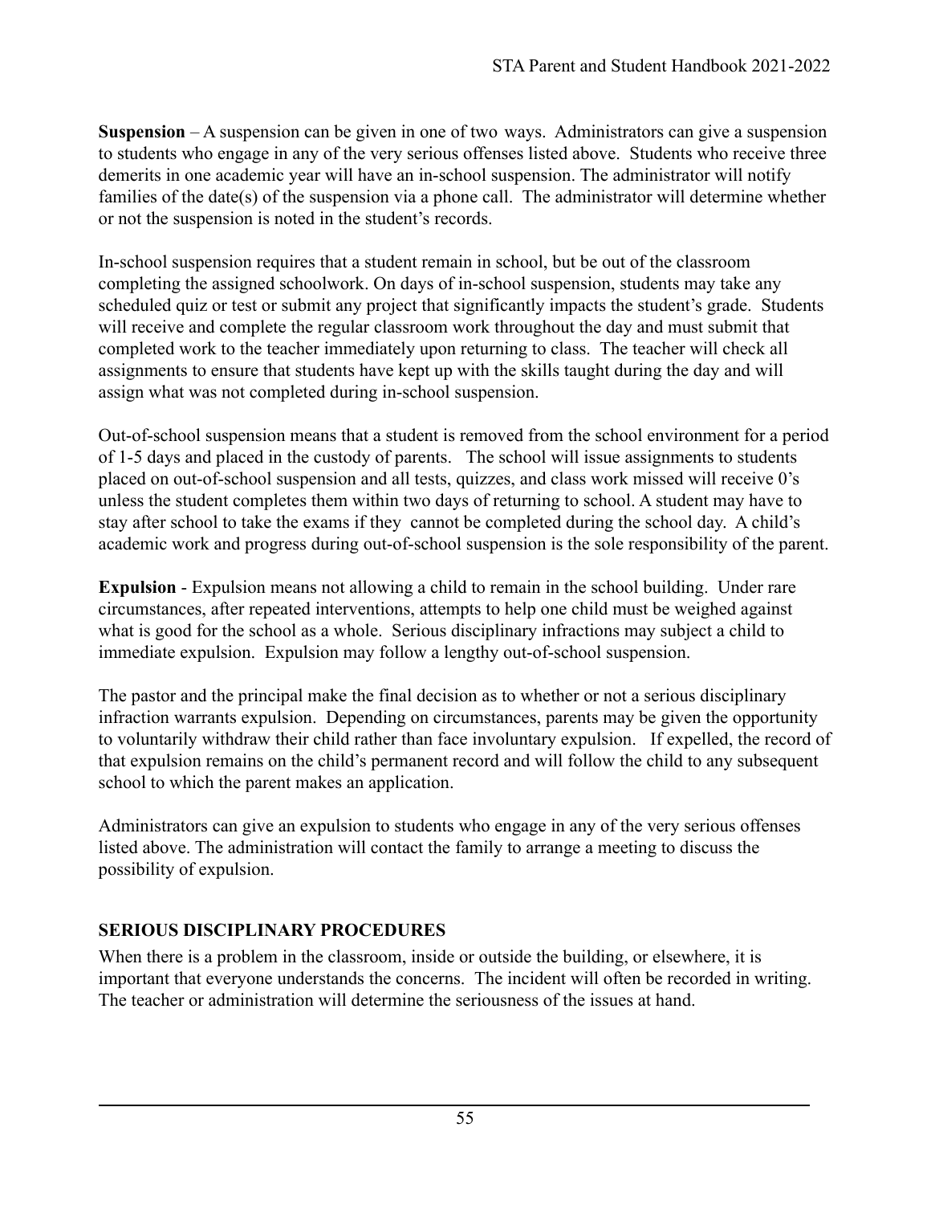**Suspension** – A suspension can be given in one of two ways. Administrators can give a suspension to students who engage in any of the very serious offenses listed above. Students who receive three demerits in one academic year will have an in-school suspension. The administrator will notify families of the date(s) of the suspension via a phone call. The administrator will determine whether or not the suspension is noted in the student's records.

In-school suspension requires that a student remain in school, but be out of the classroom completing the assigned schoolwork. On days of in-school suspension, students may take any scheduled quiz or test or submit any project that significantly impacts the student's grade. Students will receive and complete the regular classroom work throughout the day and must submit that completed work to the teacher immediately upon returning to class. The teacher will check all assignments to ensure that students have kept up with the skills taught during the day and will assign what was not completed during in-school suspension.

Out-of-school suspension means that a student is removed from the school environment for a period of 1-5 days and placed in the custody of parents. The school will issue assignments to students placed on out-of-school suspension and all tests, quizzes, and class work missed will receive 0's unless the student completes them within two days of returning to school. A student may have to stay after school to take the exams if they cannot be completed during the school day. A child's academic work and progress during out-of-school suspension is the sole responsibility of the parent.

**Expulsion** - Expulsion means not allowing a child to remain in the school building. Under rare circumstances, after repeated interventions, attempts to help one child must be weighed against what is good for the school as a whole. Serious disciplinary infractions may subject a child to immediate expulsion. Expulsion may follow a lengthy out-of-school suspension.

The pastor and the principal make the final decision as to whether or not a serious disciplinary infraction warrants expulsion. Depending on circumstances, parents may be given the opportunity to voluntarily withdraw their child rather than face involuntary expulsion. If expelled, the record of that expulsion remains on the child's permanent record and will follow the child to any subsequent school to which the parent makes an application.

Administrators can give an expulsion to students who engage in any of the very serious offenses listed above. The administration will contact the family to arrange a meeting to discuss the possibility of expulsion.

## SERIOUS DISCIPLINARY PROCEDURES

When there is a problem in the classroom, inside or outside the building, or elsewhere, it is important that everyone understands the concerns. The incident will often be recorded in writing. The teacher or administration will determine the seriousness of the issues at hand.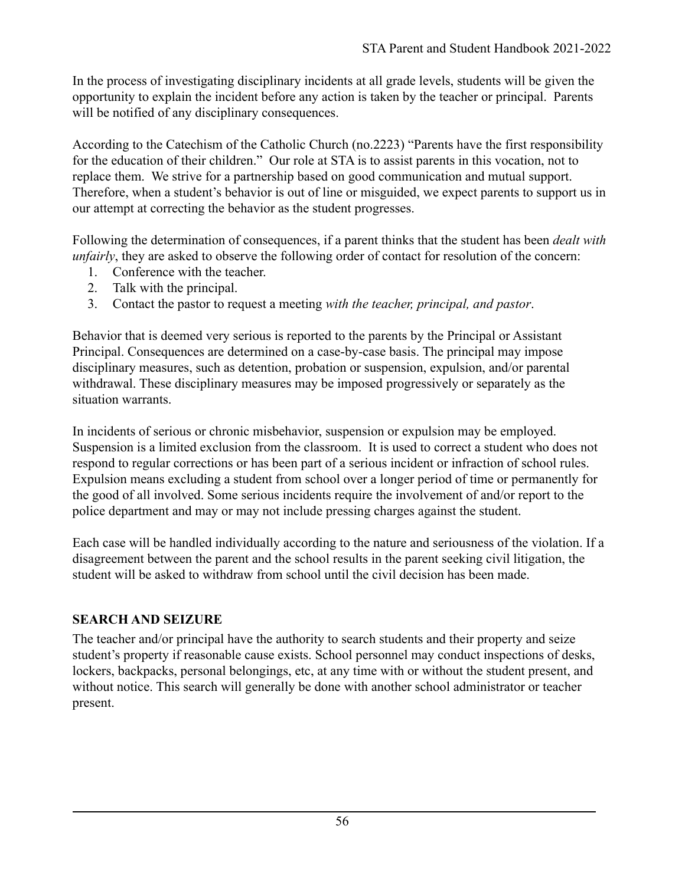In the process of investigating disciplinary incidents at all grade levels, students will be given the opportunity to explain the incident before any action is taken by the teacher or principal. Parents will be notified of any disciplinary consequences.

According to the Catechism of the Catholic Church (no.2223) "Parents have the first responsibility for the education of their children." Our role at STA is to assist parents in this vocation, not to replace them. We strive for a partnership based on good communication and mutual support. Therefore, when a student's behavior is out of line or misguided, we expect parents to support us in our attempt at correcting the behavior as the student progresses.

Following the determination of consequences, if a parent thinks that the student has been *dealt with unfairly*, they are asked to observe the following order of contact for resolution of the concern:

1. Conference with the teacher.
2. Talk with the principal.
3. Contact the pastor to request a meeting *with the teacher, principal, and pastor*.

Behavior that is deemed very serious is reported to the parents by the Principal or Assistant Principal. Consequences are determined on a case-by-case basis. The principal may impose disciplinary measures, such as detention, probation or suspension, expulsion, and/or parental withdrawal. These disciplinary measures may be imposed progressively or separately as the situation warrants.

In incidents of serious or chronic misbehavior, suspension or expulsion may be employed. Suspension is a limited exclusion from the classroom. It is used to correct a student who does not respond to regular corrections or has been part of a serious incident or infraction of school rules. Expulsion means excluding a student from school over a longer period of time or permanently for the good of all involved. Some serious incidents require the involvement of and/or report to the police department and may or may not include pressing charges against the student.

Each case will be handled individually according to the nature and seriousness of the violation. If a disagreement between the parent and the school results in the parent seeking civil litigation, the student will be asked to withdraw from school until the civil decision has been made.

## SEARCH AND SEIZURE

The teacher and/or principal have the authority to search students and their property and seize student's property if reasonable cause exists. School personnel may conduct inspections of desks, lockers, backpacks, personal belongings, etc, at any time with or without the student present, and without notice. This search will generally be done with another school administrator or teacher present.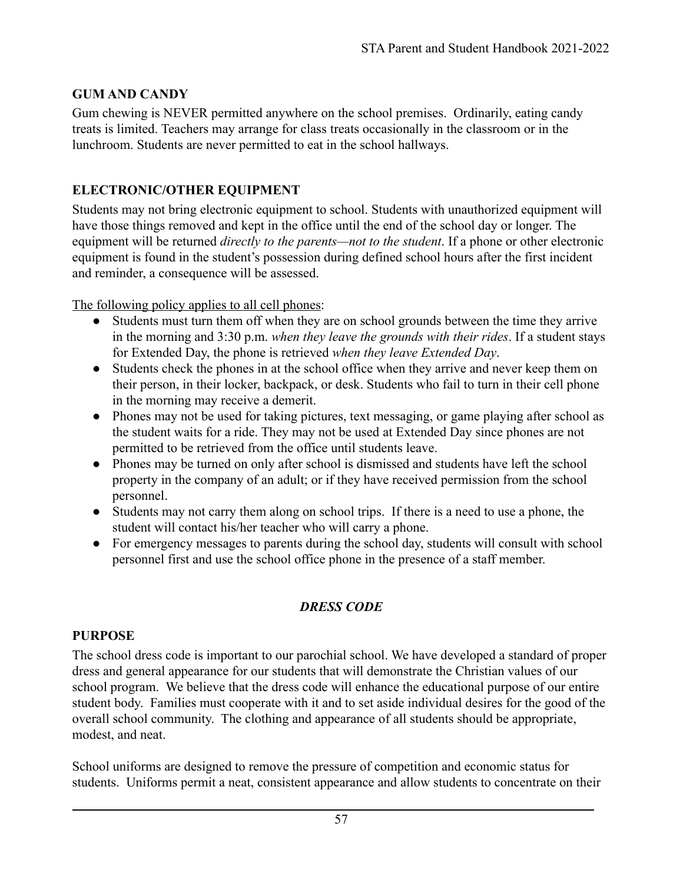## GUM AND CANDY

Gum chewing is NEVER permitted anywhere on the school premises. Ordinarily, eating candy treats is limited. Teachers may arrange for class treats occasionally in the classroom or in the lunchroom. Students are never permitted to eat in the school hallways.

## ELECTRONIC/OTHER EQUIPMENT

Students may not bring electronic equipment to school. Students with unauthorized equipment will have those things removed and kept in the office until the end of the school day or longer. The equipment will be returned *directly to the parents—not to the student*. If a phone or other electronic equipment is found in the student's possession during defined school hours after the first incident and reminder, a consequence will be assessed.

<u>The following policy applies to all cell phones</u>:

- Students must turn them off when they are on school grounds between the time they arrive in the morning and 3:30 p.m. *when they leave the grounds with their rides*. If a student stays for Extended Day, the phone is retrieved *when they leave Extended Day*.
- Students check the phones in at the school office when they arrive and never keep them on their person, in their locker, backpack, or desk. Students who fail to turn in their cell phone in the morning may receive a demerit.
- Phones may not be used for taking pictures, text messaging, or game playing after school as the student waits for a ride. They may not be used at Extended Day since phones are not permitted to be retrieved from the office until students leave.
- Phones may be turned on only after school is dismissed and students have left the school property in the company of an adult; or if they have received permission from the school personnel.
- Students may not carry them along on school trips. If there is a need to use a phone, the student will contact his/her teacher who will carry a phone.
- For emergency messages to parents during the school day, students will consult with school personnel first and use the school office phone in the presence of a staff member.

# *DRESS CODE*

## PURPOSE

The school dress code is important to our parochial school. We have developed a standard of proper dress and general appearance for our students that will demonstrate the Christian values of our school program. We believe that the dress code will enhance the educational purpose of our entire student body. Families must cooperate with it and to set aside individual desires for the good of the overall school community. The clothing and appearance of all students should be appropriate, modest, and neat.

School uniforms are designed to remove the pressure of competition and economic status for students. Uniforms permit a neat, consistent appearance and allow students to concentrate on their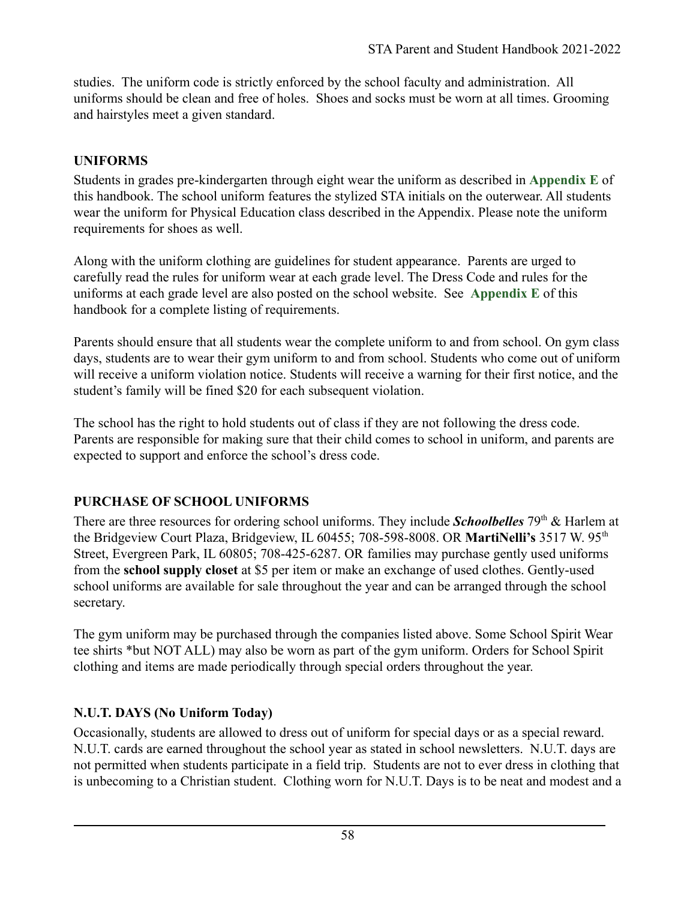studies. The uniform code is strictly enforced by the school faculty and administration. All uniforms should be clean and free of holes. Shoes and socks must be worn at all times. Grooming and hairstyles meet a given standard.

## UNIFORMS

Students in grades pre-kindergarten through eight wear the uniform as described in **Appendix E** of this handbook. The school uniform features the stylized STA initials on the outerwear. All students wear the uniform for Physical Education class described in the Appendix. Please note the uniform requirements for shoes as well.

Along with the uniform clothing are guidelines for student appearance. Parents are urged to carefully read the rules for uniform wear at each grade level. The Dress Code and rules for the uniforms at each grade level are also posted on the school website. See **Appendix E** of this handbook for a complete listing of requirements.

Parents should ensure that all students wear the complete uniform to and from school. On gym class days, students are to wear their gym uniform to and from school. Students who come out of uniform will receive a uniform violation notice. Students will receive a warning for their first notice, and the student's family will be fined $20 for each subsequent violation.

The school has the right to hold students out of class if they are not following the dress code. Parents are responsible for making sure that their child comes to school in uniform, and parents are expected to support and enforce the school's dress code.

## PURCHASE OF SCHOOL UNIFORMS

There are three resources for ordering school uniforms. They include ***Schoolbelles*** 79th & Harlem at the Bridgeview Court Plaza, Bridgeview, IL 60455; 708-598-8008. OR **MartiNelli's** 3517 W. 95th Street, Evergreen Park, IL 60805; 708-425-6287. OR families may purchase gently used uniforms from the **school supply closet** at $5 per item or make an exchange of used clothes. Gently-used school uniforms are available for sale throughout the year and can be arranged through the school secretary.

The gym uniform may be purchased through the companies listed above. Some School Spirit Wear tee shirts *but NOT ALL) may also be worn as part of the gym uniform. Orders for School Spirit clothing and items are made periodically through special orders throughout the year.

## N.U.T. DAYS (No Uniform Today)

Occasionally, students are allowed to dress out of uniform for special days or as a special reward. N.U.T. cards are earned throughout the school year as stated in school newsletters. N.U.T. days are not permitted when students participate in a field trip. Students are not to ever dress in clothing that is unbecoming to a Christian student. Clothing worn for N.U.T. Days is to be neat and modest and a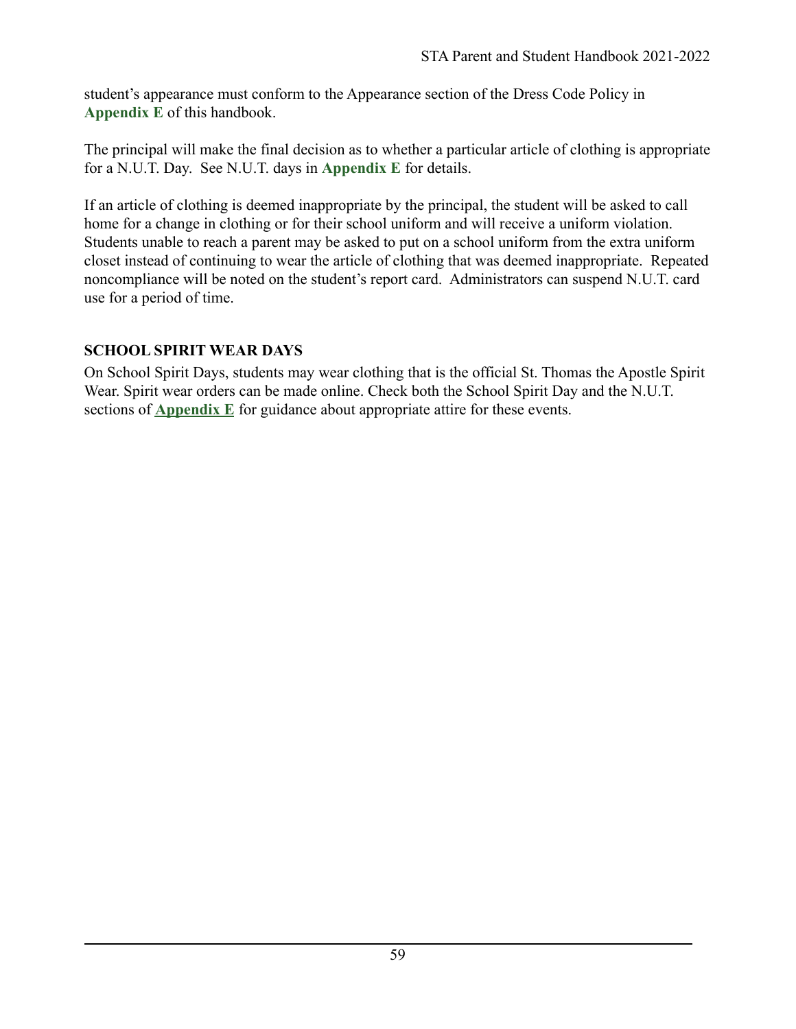student's appearance must conform to the Appearance section of the Dress Code Policy in **Appendix E** of this handbook.

The principal will make the final decision as to whether a particular article of clothing is appropriate for a N.U.T. Day. See N.U.T. days in **Appendix E** for details.

If an article of clothing is deemed inappropriate by the principal, the student will be asked to call home for a change in clothing or for their school uniform and will receive a uniform violation. Students unable to reach a parent may be asked to put on a school uniform from the extra uniform closet instead of continuing to wear the article of clothing that was deemed inappropriate. Repeated noncompliance will be noted on the student's report card. Administrators can suspend N.U.T. card use for a period of time.

**SCHOOL SPIRIT WEAR DAYS**

On School Spirit Days, students may wear clothing that is the official St. Thomas the Apostle Spirit Wear. Spirit wear orders can be made online. Check both the School Spirit Day and the N.U.T. sections of **Appendix E** for guidance about appropriate attire for these events.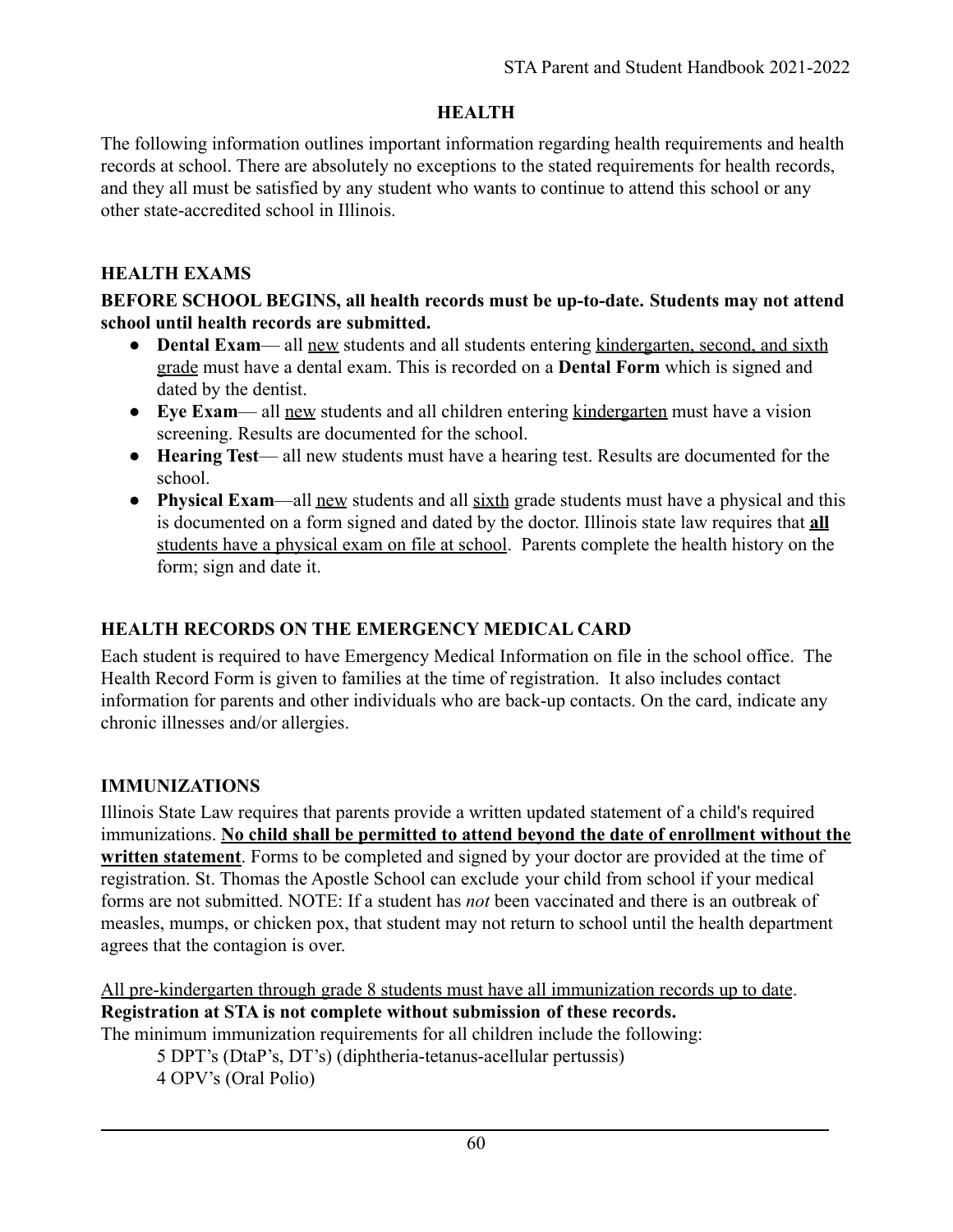## HEALTH

The following information outlines important information regarding health requirements and health records at school. There are absolutely no exceptions to the stated requirements for health records, and they all must be satisfied by any student who wants to continue to attend this school or any other state-accredited school in Illinois.

### HEALTH EXAMS

**BEFORE SCHOOL BEGINS, all health records must be up-to-date. Students may not attend school until health records are submitted.**

- **Dental Exam**— all <u>new</u> students and all students entering <u>kindergarten, second, and sixth grade</u> must have a dental exam. This is recorded on a **Dental Form** which is signed and dated by the dentist.
- **Eye Exam**— all <u>new</u> students and all children entering <u>kindergarten</u> must have a vision screening. Results are documented for the school.
- **Hearing Test**— all new students must have a hearing test. Results are documented for the school.
- **Physical Exam**—all <u>new</u> students and all <u>sixth</u> grade students must have a physical and this is documented on a form signed and dated by the doctor. Illinois state law requires that <u>**all** students have a physical exam on file at school</u>. Parents complete the health history on the form; sign and date it.

### HEALTH RECORDS ON THE EMERGENCY MEDICAL CARD

Each student is required to have Emergency Medical Information on file in the school office. The Health Record Form is given to families at the time of registration. It also includes contact information for parents and other individuals who are back-up contacts. On the card, indicate any chronic illnesses and/or allergies.

### IMMUNIZATIONS

Illinois State Law requires that parents provide a written updated statement of a child's required immunizations. <u>**No child shall be permitted to attend beyond the date of enrollment without the written statement**</u>. Forms to be completed and signed by your doctor are provided at the time of registration. St. Thomas the Apostle School can exclude your child from school if your medical forms are not submitted. NOTE: If a student has *not* been vaccinated and there is an outbreak of measles, mumps, or chicken pox, that student may not return to school until the health department agrees that the contagion is over.

<u>All pre-kindergarten through grade 8 students must have all immunization records up to date</u>.
**Registration at STA is not complete without submission of these records.**
The minimum immunization requirements for all children include the following:

5 DPT's (DtaP's, DT's) (diphtheria-tetanus-acellular pertussis)
4 OPV's (Oral Polio)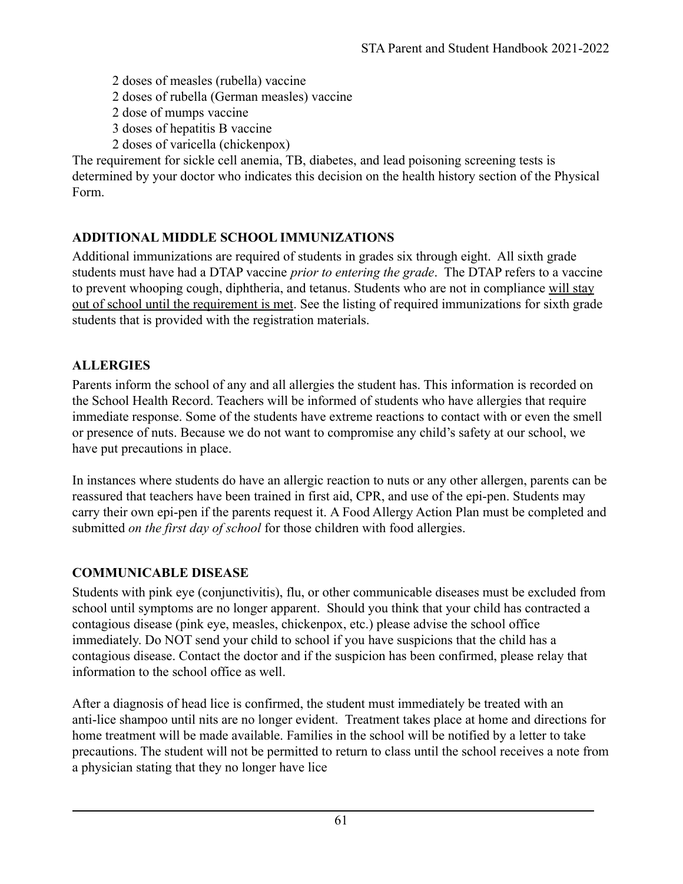- 2 doses of measles (rubella) vaccine
- 2 doses of rubella (German measles) vaccine
- 2 dose of mumps vaccine
- 3 doses of hepatitis B vaccine
- 2 doses of varicella (chickenpox)

The requirement for sickle cell anemia, TB, diabetes, and lead poisoning screening tests is determined by your doctor who indicates this decision on the health history section of the Physical Form.

## ADDITIONAL MIDDLE SCHOOL IMMUNIZATIONS

Additional immunizations are required of students in grades six through eight. All sixth grade students must have had a DTAP vaccine *prior to entering the grade*. The DTAP refers to a vaccine to prevent whooping cough, diphtheria, and tetanus. Students who are not in compliance <u>will stay out of school until the requirement is met</u>. See the listing of required immunizations for sixth grade students that is provided with the registration materials.

## ALLERGIES

Parents inform the school of any and all allergies the student has. This information is recorded on the School Health Record. Teachers will be informed of students who have allergies that require immediate response. Some of the students have extreme reactions to contact with or even the smell or presence of nuts. Because we do not want to compromise any child's safety at our school, we have put precautions in place.

In instances where students do have an allergic reaction to nuts or any other allergen, parents can be reassured that teachers have been trained in first aid, CPR, and use of the epi-pen. Students may carry their own epi-pen if the parents request it. A Food Allergy Action Plan must be completed and submitted *on the first day of school* for those children with food allergies.

## COMMUNICABLE DISEASE

Students with pink eye (conjunctivitis), flu, or other communicable diseases must be excluded from school until symptoms are no longer apparent. Should you think that your child has contracted a contagious disease (pink eye, measles, chickenpox, etc.) please advise the school office immediately. Do NOT send your child to school if you have suspicions that the child has a contagious disease. Contact the doctor and if the suspicion has been confirmed, please relay that information to the school office as well.

After a diagnosis of head lice is confirmed, the student must immediately be treated with an anti-lice shampoo until nits are no longer evident. Treatment takes place at home and directions for home treatment will be made available. Families in the school will be notified by a letter to take precautions. The student will not be permitted to return to class until the school receives a note from a physician stating that they no longer have lice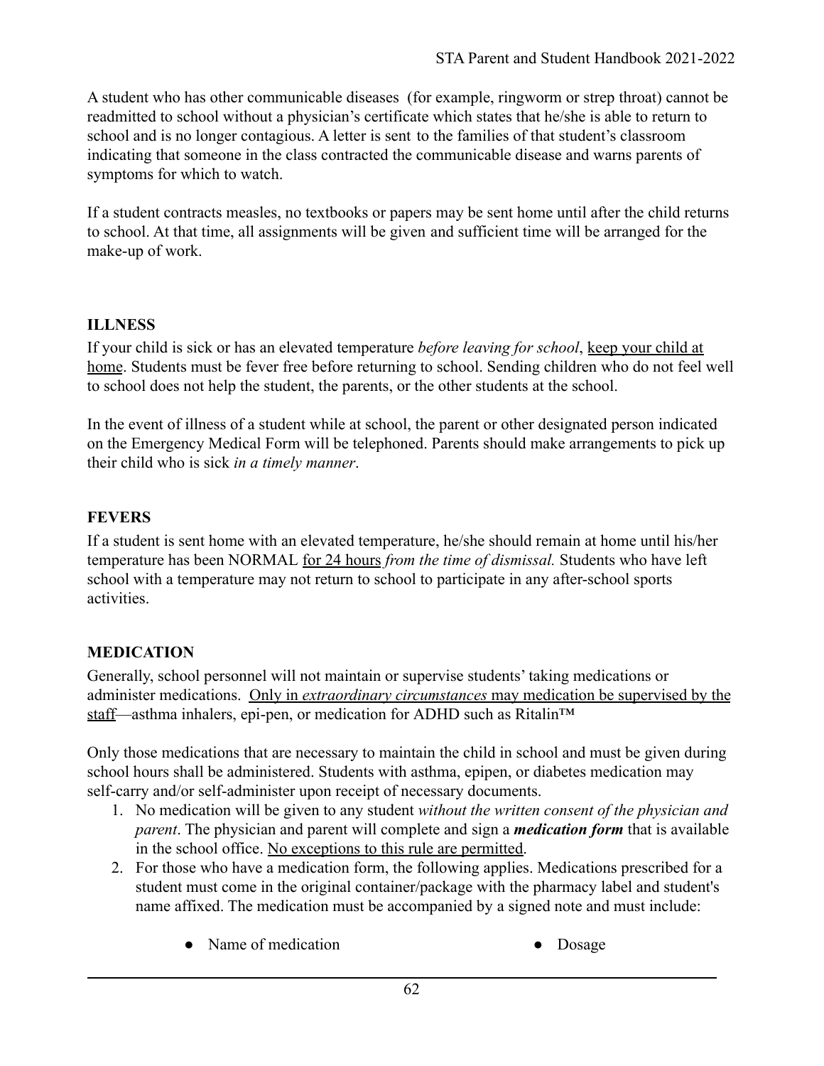A student who has other communicable diseases (for example, ringworm or strep throat) cannot be readmitted to school without a physician's certificate which states that he/she is able to return to school and is no longer contagious. A letter is sent to the families of that student's classroom indicating that someone in the class contracted the communicable disease and warns parents of symptoms for which to watch.

If a student contracts measles, no textbooks or papers may be sent home until after the child returns to school. At that time, all assignments will be given and sufficient time will be arranged for the make-up of work.

## ILLNESS

If your child is sick or has an elevated temperature *before leaving for school*, keep your child at home. Students must be fever free before returning to school. Sending children who do not feel well to school does not help the student, the parents, or the other students at the school.

In the event of illness of a student while at school, the parent or other designated person indicated on the Emergency Medical Form will be telephoned. Parents should make arrangements to pick up their child who is sick *in a timely manner*.

## FEVERS

If a student is sent home with an elevated temperature, he/she should remain at home until his/her temperature has been NORMAL for 24 hours *from the time of dismissal.* Students who have left school with a temperature may not return to school to participate in any after-school sports activities.

## MEDICATION

Generally, school personnel will not maintain or supervise students' taking medications or administer medications. Only in *extraordinary circumstances* may medication be supervised by the staff—asthma inhalers, epi-pen, or medication for ADHD such as Ritalin™

Only those medications that are necessary to maintain the child in school and must be given during school hours shall be administered. Students with asthma, epipen, or diabetes medication may self-carry and/or self-administer upon receipt of necessary documents.

1. No medication will be given to any student *without the written consent of the physician and parent*. The physician and parent will complete and sign a ***medication form*** that is available in the school office. No exceptions to this rule are permitted.
2. For those who have a medication form, the following applies. Medications prescribed for a student must come in the original container/package with the pharmacy label and student's name affixed. The medication must be accompanied by a signed note and must include:
   - Name of medication
   - Dosage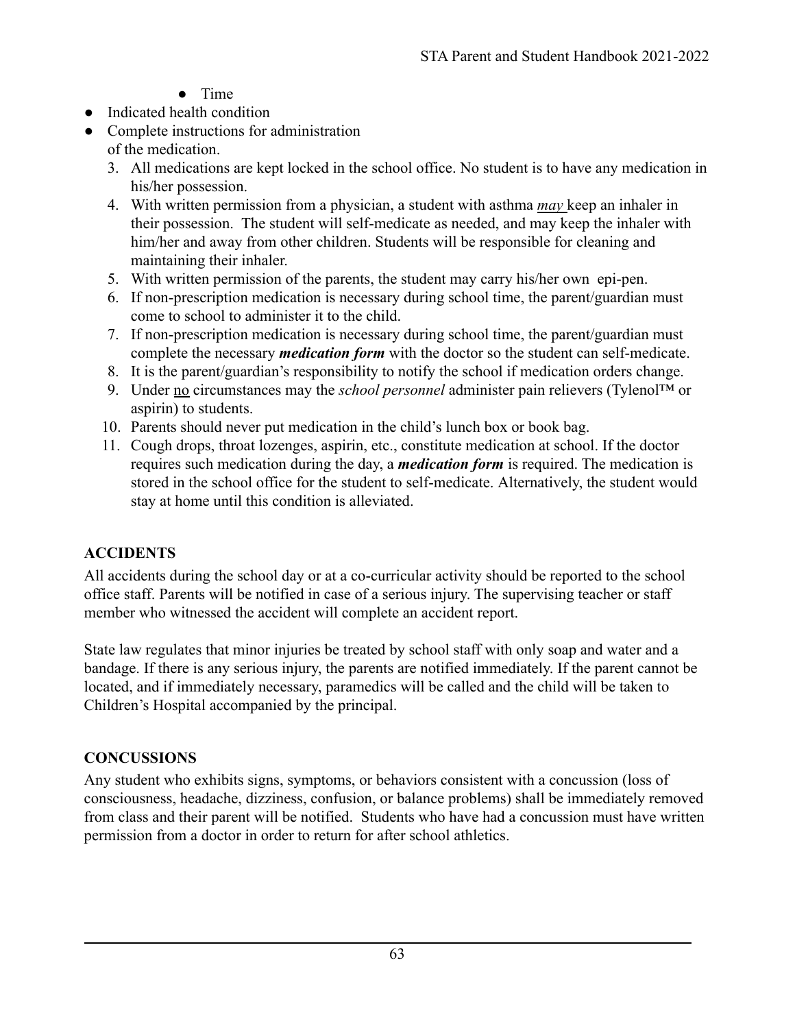- Time
- Indicated health condition
- Complete instructions for administration of the medication.

3. All medications are kept locked in the school office. No student is to have any medication in his/her possession.
4. With written permission from a physician, a student with asthma <u>*may*</u> keep an inhaler in their possession. The student will self-medicate as needed, and may keep the inhaler with him/her and away from other children. Students will be responsible for cleaning and maintaining their inhaler.
5. With written permission of the parents, the student may carry his/her own epi-pen.
6. If non-prescription medication is necessary during school time, the parent/guardian must come to school to administer it to the child.
7. If non-prescription medication is necessary during school time, the parent/guardian must complete the necessary ***medication form*** with the doctor so the student can self-medicate.
8. It is the parent/guardian's responsibility to notify the school if medication orders change.
9. Under <u>no</u> circumstances may the *school personnel* administer pain relievers (Tylenol™ or aspirin) to students.
10. Parents should never put medication in the child's lunch box or book bag.
11. Cough drops, throat lozenges, aspirin, etc., constitute medication at school. If the doctor requires such medication during the day, a ***medication form*** is required. The medication is stored in the school office for the student to self-medicate. Alternatively, the student would stay at home until this condition is alleviated.

## ACCIDENTS

All accidents during the school day or at a co-curricular activity should be reported to the school office staff. Parents will be notified in case of a serious injury. The supervising teacher or staff member who witnessed the accident will complete an accident report.

State law regulates that minor injuries be treated by school staff with only soap and water and a bandage. If there is any serious injury, the parents are notified immediately. If the parent cannot be located, and if immediately necessary, paramedics will be called and the child will be taken to Children's Hospital accompanied by the principal.

## CONCUSSIONS

Any student who exhibits signs, symptoms, or behaviors consistent with a concussion (loss of consciousness, headache, dizziness, confusion, or balance problems) shall be immediately removed from class and their parent will be notified. Students who have had a concussion must have written permission from a doctor in order to return for after school athletics.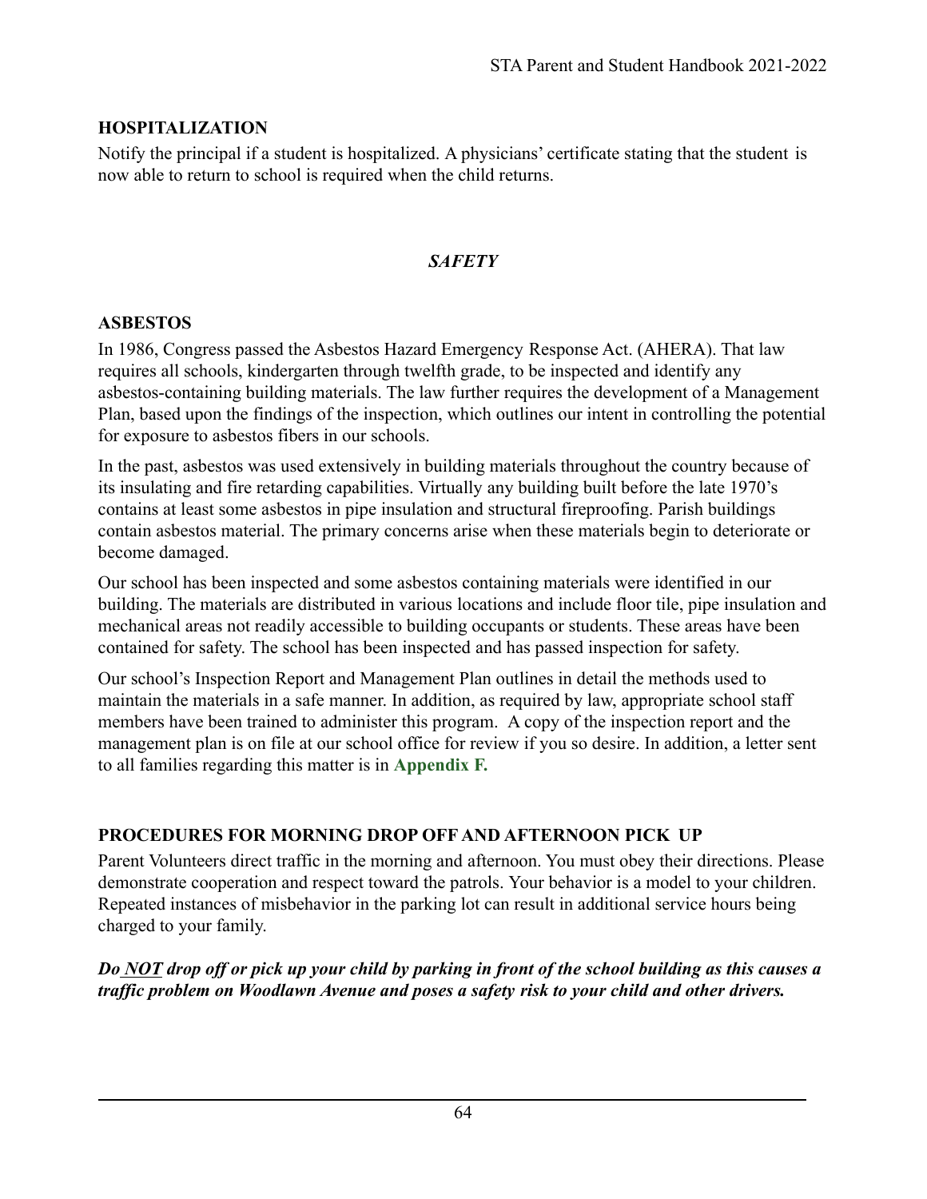## HOSPITALIZATION

Notify the principal if a student is hospitalized. A physicians' certificate stating that the student is now able to return to school is required when the child returns.

# *SAFETY*

## ASBESTOS

In 1986, Congress passed the Asbestos Hazard Emergency Response Act. (AHERA). That law requires all schools, kindergarten through twelfth grade, to be inspected and identify any asbestos-containing building materials. The law further requires the development of a Management Plan, based upon the findings of the inspection, which outlines our intent in controlling the potential for exposure to asbestos fibers in our schools.

In the past, asbestos was used extensively in building materials throughout the country because of its insulating and fire retarding capabilities. Virtually any building built before the late 1970's contains at least some asbestos in pipe insulation and structural fireproofing. Parish buildings contain asbestos material. The primary concerns arise when these materials begin to deteriorate or become damaged.

Our school has been inspected and some asbestos containing materials were identified in our building. The materials are distributed in various locations and include floor tile, pipe insulation and mechanical areas not readily accessible to building occupants or students. These areas have been contained for safety. The school has been inspected and has passed inspection for safety.

Our school's Inspection Report and Management Plan outlines in detail the methods used to maintain the materials in a safe manner. In addition, as required by law, appropriate school staff members have been trained to administer this program. A copy of the inspection report and the management plan is on file at our school office for review if you so desire. In addition, a letter sent to all families regarding this matter is in **Appendix F.**

## PROCEDURES FOR MORNING DROP OFF AND AFTERNOON PICK UP

Parent Volunteers direct traffic in the morning and afternoon. You must obey their directions. Please demonstrate cooperation and respect toward the patrols. Your behavior is a model to your children. Repeated instances of misbehavior in the parking lot can result in additional service hours being charged to your family.

***Do <u>NOT</u> drop off or pick up your child by parking in front of the school building as this causes a traffic problem on Woodlawn Avenue and poses a safety risk to your child and other drivers.***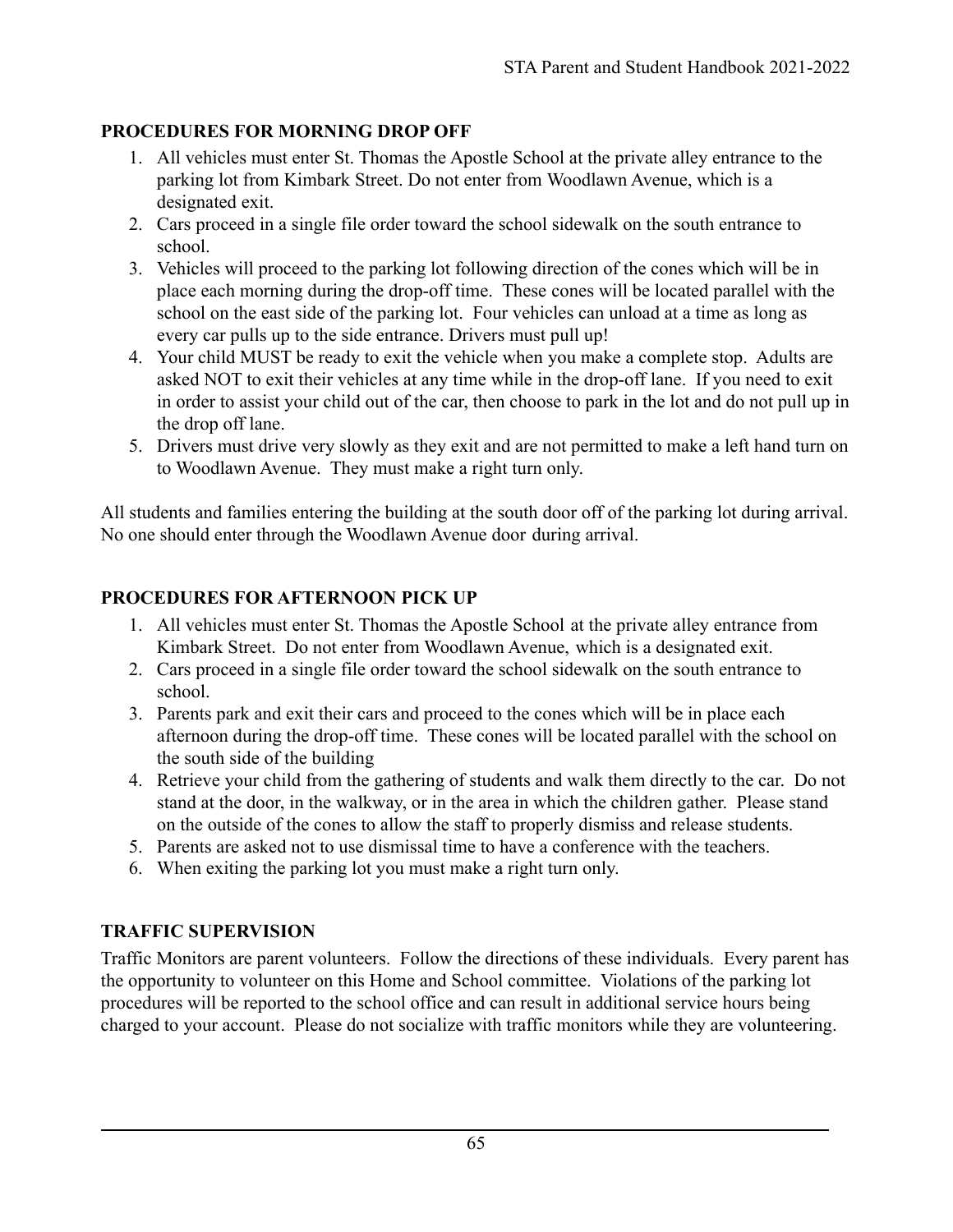## PROCEDURES FOR MORNING DROP OFF

1. All vehicles must enter St. Thomas the Apostle School at the private alley entrance to the parking lot from Kimbark Street. Do not enter from Woodlawn Avenue, which is a designated exit.
2. Cars proceed in a single file order toward the school sidewalk on the south entrance to school.
3. Vehicles will proceed to the parking lot following direction of the cones which will be in place each morning during the drop-off time. These cones will be located parallel with the school on the east side of the parking lot. Four vehicles can unload at a time as long as every car pulls up to the side entrance. Drivers must pull up!
4. Your child MUST be ready to exit the vehicle when you make a complete stop. Adults are asked NOT to exit their vehicles at any time while in the drop-off lane. If you need to exit in order to assist your child out of the car, then choose to park in the lot and do not pull up in the drop off lane.
5. Drivers must drive very slowly as they exit and are not permitted to make a left hand turn on to Woodlawn Avenue. They must make a right turn only.

All students and families entering the building at the south door off of the parking lot during arrival. No one should enter through the Woodlawn Avenue door during arrival.

## PROCEDURES FOR AFTERNOON PICK UP

1. All vehicles must enter St. Thomas the Apostle School at the private alley entrance from Kimbark Street. Do not enter from Woodlawn Avenue, which is a designated exit.
2. Cars proceed in a single file order toward the school sidewalk on the south entrance to school.
3. Parents park and exit their cars and proceed to the cones which will be in place each afternoon during the drop-off time. These cones will be located parallel with the school on the south side of the building
4. Retrieve your child from the gathering of students and walk them directly to the car. Do not stand at the door, in the walkway, or in the area in which the children gather. Please stand on the outside of the cones to allow the staff to properly dismiss and release students.
5. Parents are asked not to use dismissal time to have a conference with the teachers.
6. When exiting the parking lot you must make a right turn only.

## TRAFFIC SUPERVISION

Traffic Monitors are parent volunteers. Follow the directions of these individuals. Every parent has the opportunity to volunteer on this Home and School committee. Violations of the parking lot procedures will be reported to the school office and can result in additional service hours being charged to your account. Please do not socialize with traffic monitors while they are volunteering.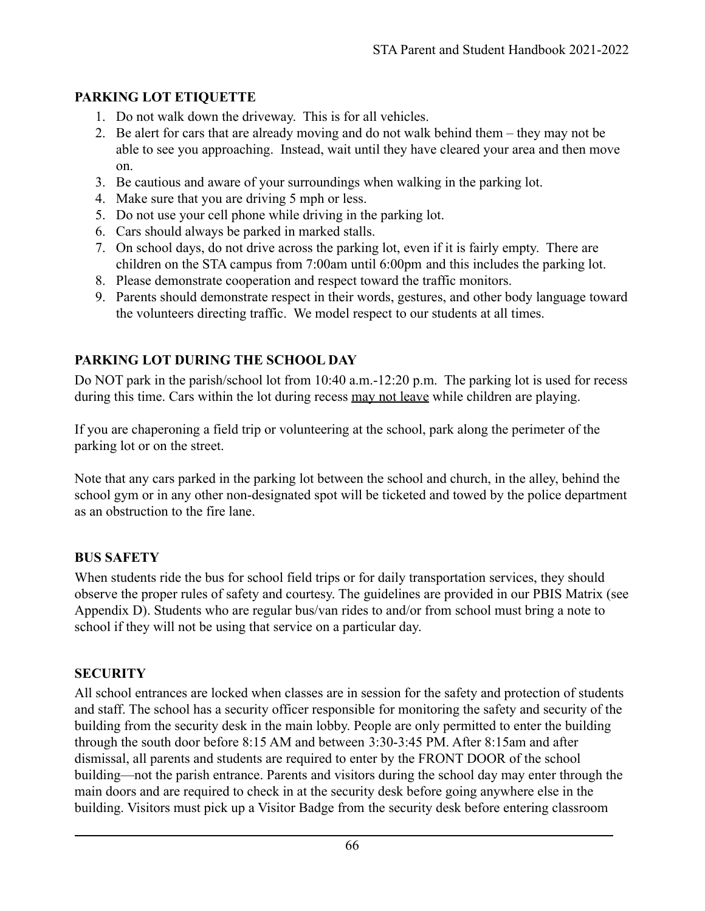## PARKING LOT ETIQUETTE

1. Do not walk down the driveway. This is for all vehicles.
2. Be alert for cars that are already moving and do not walk behind them – they may not be able to see you approaching. Instead, wait until they have cleared your area and then move on.
3. Be cautious and aware of your surroundings when walking in the parking lot.
4. Make sure that you are driving 5 mph or less.
5. Do not use your cell phone while driving in the parking lot.
6. Cars should always be parked in marked stalls.
7. On school days, do not drive across the parking lot, even if it is fairly empty. There are children on the STA campus from 7:00am until 6:00pm and this includes the parking lot.
8. Please demonstrate cooperation and respect toward the traffic monitors.
9. Parents should demonstrate respect in their words, gestures, and other body language toward the volunteers directing traffic. We model respect to our students at all times.

## PARKING LOT DURING THE SCHOOL DAY

Do NOT park in the parish/school lot from 10:40 a.m.-12:20 p.m. The parking lot is used for recess during this time. Cars within the lot during recess <u>may not leave</u> while children are playing.

If you are chaperoning a field trip or volunteering at the school, park along the perimeter of the parking lot or on the street.

Note that any cars parked in the parking lot between the school and church, in the alley, behind the school gym or in any other non-designated spot will be ticketed and towed by the police department as an obstruction to the fire lane.

## BUS SAFETY

When students ride the bus for school field trips or for daily transportation services, they should observe the proper rules of safety and courtesy. The guidelines are provided in our PBIS Matrix (see Appendix D). Students who are regular bus/van rides to and/or from school must bring a note to school if they will not be using that service on a particular day.

## SECURITY

All school entrances are locked when classes are in session for the safety and protection of students and staff. The school has a security officer responsible for monitoring the safety and security of the building from the security desk in the main lobby. People are only permitted to enter the building through the south door before 8:15 AM and between 3:30-3:45 PM. After 8:15am and after dismissal, all parents and students are required to enter by the FRONT DOOR of the school building—not the parish entrance. Parents and visitors during the school day may enter through the main doors and are required to check in at the security desk before going anywhere else in the building. Visitors must pick up a Visitor Badge from the security desk before entering classroom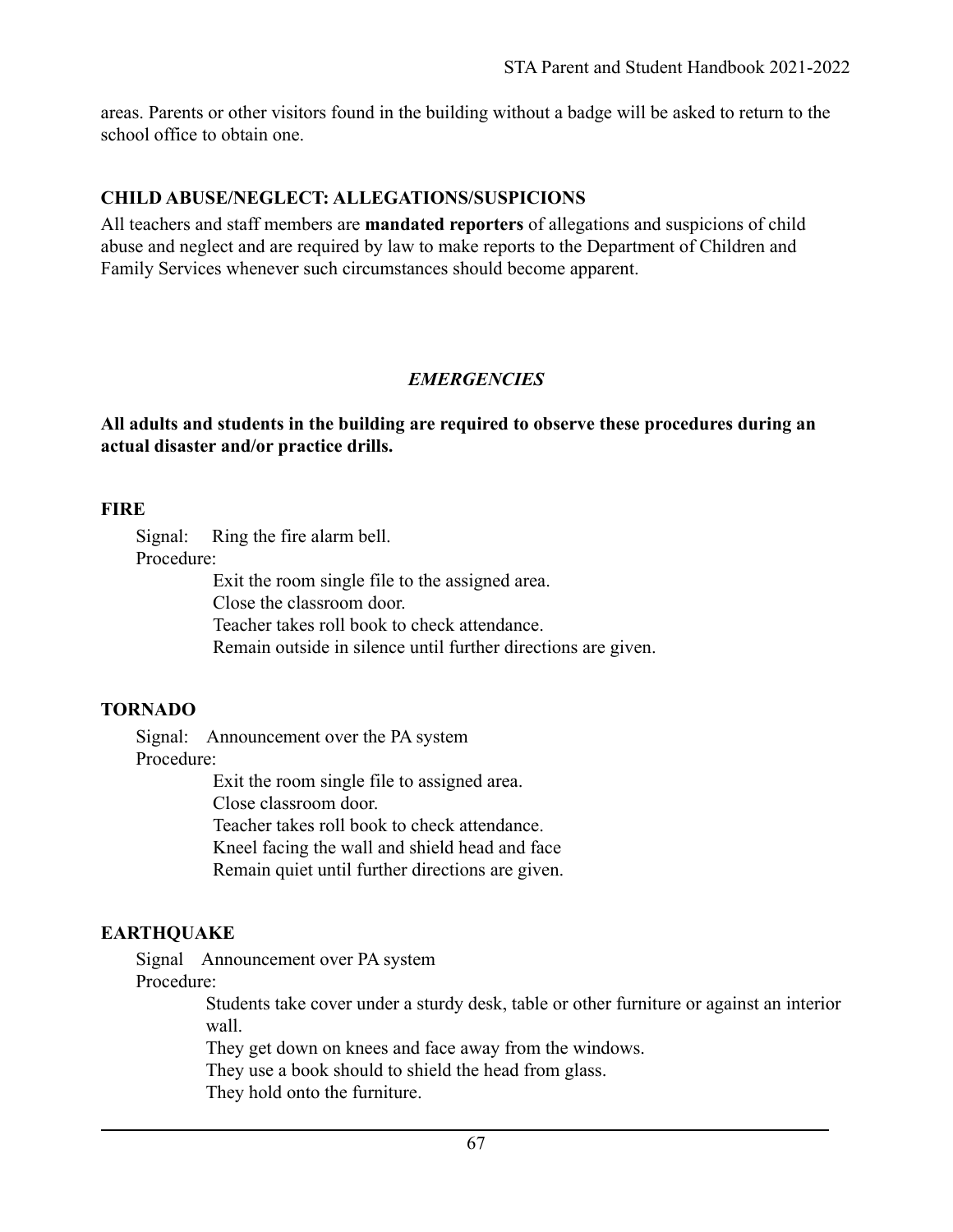areas. Parents or other visitors found in the building without a badge will be asked to return to the school office to obtain one.

### CHILD ABUSE/NEGLECT: ALLEGATIONS/SUSPICIONS

All teachers and staff members are **mandated reporters** of allegations and suspicions of child abuse and neglect and are required by law to make reports to the Department of Children and Family Services whenever such circumstances should become apparent.

## *EMERGENCIES*

**All adults and students in the building are required to observe these procedures during an actual disaster and/or practice drills.**

### FIRE

Signal: Ring the fire alarm bell.

Procedure:

- Exit the room single file to the assigned area.
- Close the classroom door.
- Teacher takes roll book to check attendance.
- Remain outside in silence until further directions are given.

### TORNADO

Signal: Announcement over the PA system

Procedure:

- Exit the room single file to assigned area.
- Close classroom door.
- Teacher takes roll book to check attendance.
- Kneel facing the wall and shield head and face
- Remain quiet until further directions are given.

### EARTHQUAKE

Signal Announcement over PA system

Procedure:

- Students take cover under a sturdy desk, table or other furniture or against an interior wall.
- They get down on knees and face away from the windows.
- They use a book should to shield the head from glass.
- They hold onto the furniture.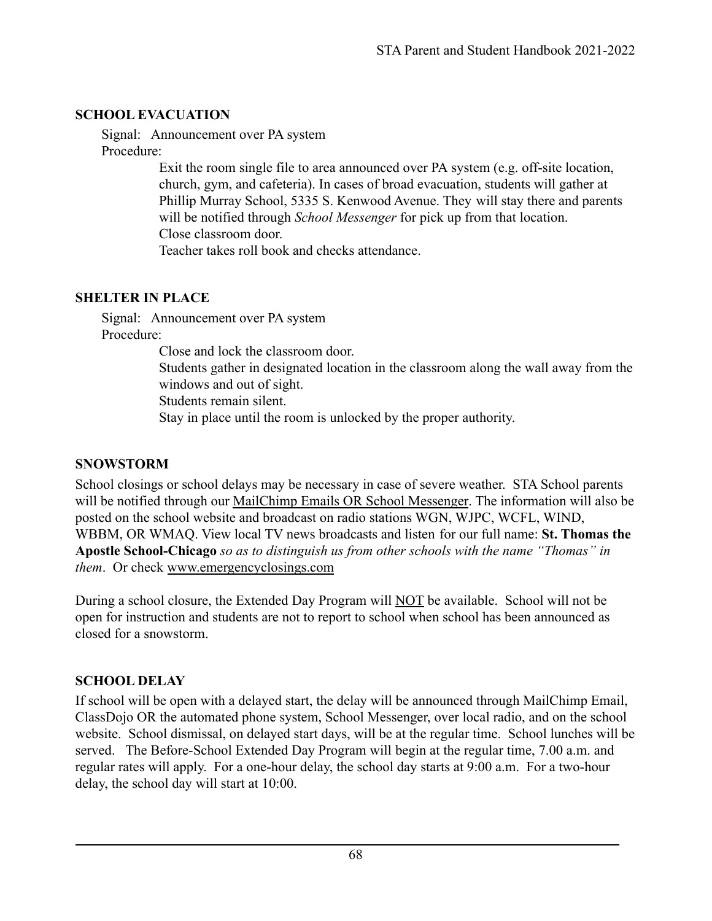## SCHOOL EVACUATION

Signal: Announcement over PA system

Procedure:

Exit the room single file to area announced over PA system (e.g. off-site location, church, gym, and cafeteria). In cases of broad evacuation, students will gather at Phillip Murray School, 5335 S. Kenwood Avenue. They will stay there and parents will be notified through *School Messenger* for pick up from that location.

Close classroom door.

Teacher takes roll book and checks attendance.

## SHELTER IN PLACE

Signal: Announcement over PA system

Procedure:

Close and lock the classroom door.

Students gather in designated location in the classroom along the wall away from the windows and out of sight.

Students remain silent.

Stay in place until the room is unlocked by the proper authority.

## SNOWSTORM

School closings or school delays may be necessary in case of severe weather. STA School parents will be notified through our MailChimp Emails OR School Messenger. The information will also be posted on the school website and broadcast on radio stations WGN, WJPC, WCFL, WIND, WBBM, OR WMAQ. View local TV news broadcasts and listen for our full name: **St. Thomas the Apostle School-Chicago** *so as to distinguish us from other schools with the name "Thomas" in them*. Or check www.emergencyclosings.com

During a school closure, the Extended Day Program will NOT be available. School will not be open for instruction and students are not to report to school when school has been announced as closed for a snowstorm.

## SCHOOL DELAY

If school will be open with a delayed start, the delay will be announced through MailChimp Email, ClassDojo OR the automated phone system, School Messenger, over local radio, and on the school website. School dismissal, on delayed start days, will be at the regular time. School lunches will be served. The Before-School Extended Day Program will begin at the regular time, 7.00 a.m. and regular rates will apply. For a one-hour delay, the school day starts at 9:00 a.m. For a two-hour delay, the school day will start at 10:00.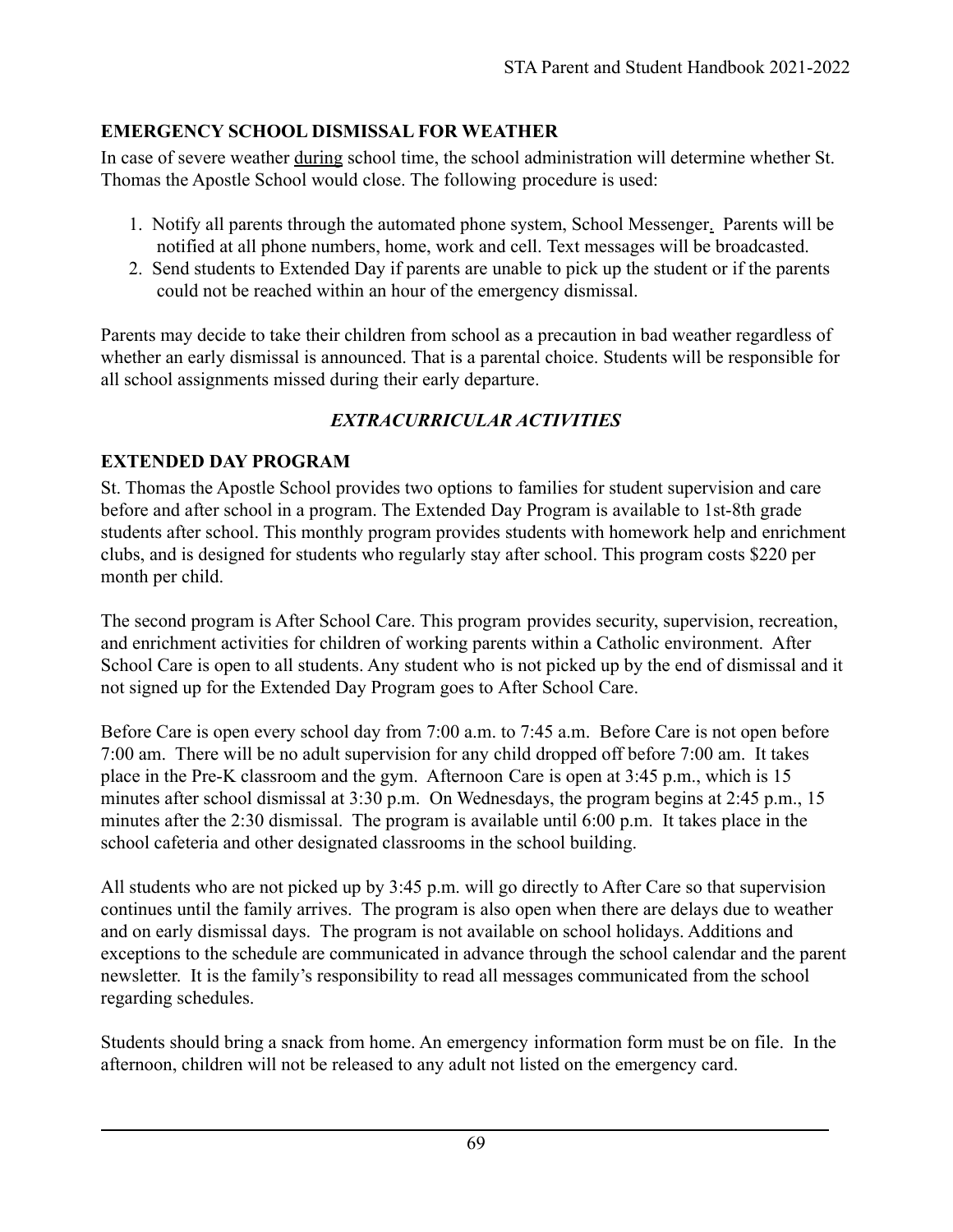**EMERGENCY SCHOOL DISMISSAL FOR WEATHER**

In case of severe weather <u>during</u> school time, the school administration will determine whether St. Thomas the Apostle School would close. The following procedure is used:

1. Notify all parents through the automated phone system, School Messenger. Parents will be notified at all phone numbers, home, work and cell. Text messages will be broadcasted.
2. Send students to Extended Day if parents are unable to pick up the student or if the parents could not be reached within an hour of the emergency dismissal.

Parents may decide to take their children from school as a precaution in bad weather regardless of whether an early dismissal is announced. That is a parental choice. Students will be responsible for all school assignments missed during their early departure.

## *EXTRACURRICULAR ACTIVITIES*

**EXTENDED DAY PROGRAM**

St. Thomas the Apostle School provides two options to families for student supervision and care before and after school in a program. The Extended Day Program is available to 1st-8th grade students after school. This monthly program provides students with homework help and enrichment clubs, and is designed for students who regularly stay after school. This program costs $220 per month per child.

The second program is After School Care. This program provides security, supervision, recreation, and enrichment activities for children of working parents within a Catholic environment. After School Care is open to all students. Any student who is not picked up by the end of dismissal and it not signed up for the Extended Day Program goes to After School Care.

Before Care is open every school day from 7:00 a.m. to 7:45 a.m. Before Care is not open before 7:00 am. There will be no adult supervision for any child dropped off before 7:00 am. It takes place in the Pre-K classroom and the gym. Afternoon Care is open at 3:45 p.m., which is 15 minutes after school dismissal at 3:30 p.m. On Wednesdays, the program begins at 2:45 p.m., 15 minutes after the 2:30 dismissal. The program is available until 6:00 p.m. It takes place in the school cafeteria and other designated classrooms in the school building.

All students who are not picked up by 3:45 p.m. will go directly to After Care so that supervision continues until the family arrives. The program is also open when there are delays due to weather and on early dismissal days. The program is not available on school holidays. Additions and exceptions to the schedule are communicated in advance through the school calendar and the parent newsletter. It is the family's responsibility to read all messages communicated from the school regarding schedules.

Students should bring a snack from home. An emergency information form must be on file. In the afternoon, children will not be released to any adult not listed on the emergency card.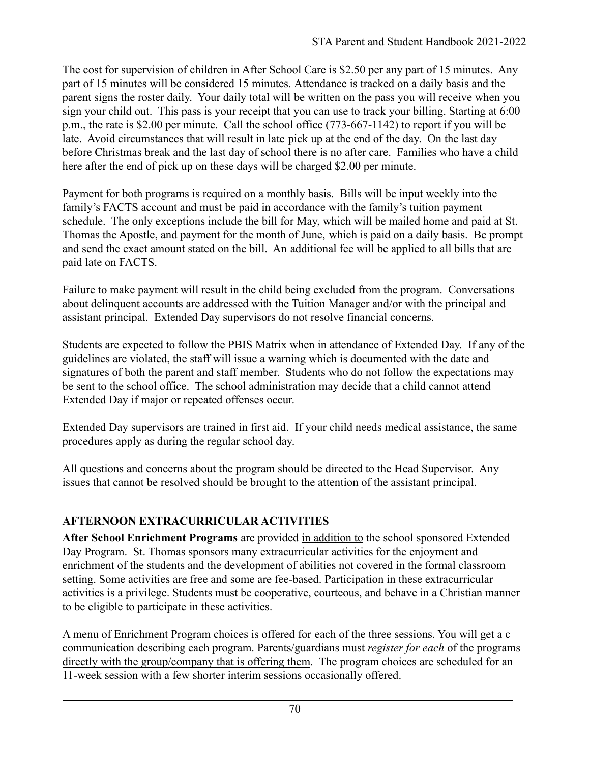The cost for supervision of children in After School Care is $2.50 per any part of 15 minutes. Any part of 15 minutes will be considered 15 minutes. Attendance is tracked on a daily basis and the parent signs the roster daily. Your daily total will be written on the pass you will receive when you sign your child out. This pass is your receipt that you can use to track your billing. Starting at 6:00 p.m., the rate is $2.00 per minute. Call the school office (773-667-1142) to report if you will be late. Avoid circumstances that will result in late pick up at the end of the day. On the last day before Christmas break and the last day of school there is no after care. Families who have a child here after the end of pick up on these days will be charged $2.00 per minute.

Payment for both programs is required on a monthly basis. Bills will be input weekly into the family's FACTS account and must be paid in accordance with the family's tuition payment schedule. The only exceptions include the bill for May, which will be mailed home and paid at St. Thomas the Apostle, and payment for the month of June, which is paid on a daily basis. Be prompt and send the exact amount stated on the bill. An additional fee will be applied to all bills that are paid late on FACTS.

Failure to make payment will result in the child being excluded from the program. Conversations about delinquent accounts are addressed with the Tuition Manager and/or with the principal and assistant principal. Extended Day supervisors do not resolve financial concerns.

Students are expected to follow the PBIS Matrix when in attendance of Extended Day. If any of the guidelines are violated, the staff will issue a warning which is documented with the date and signatures of both the parent and staff member. Students who do not follow the expectations may be sent to the school office. The school administration may decide that a child cannot attend Extended Day if major or repeated offenses occur.

Extended Day supervisors are trained in first aid. If your child needs medical assistance, the same procedures apply as during the regular school day.

All questions and concerns about the program should be directed to the Head Supervisor. Any issues that cannot be resolved should be brought to the attention of the assistant principal.

## AFTERNOON EXTRACURRICULAR ACTIVITIES

**After School Enrichment Programs** are provided <u>in addition to</u> the school sponsored Extended Day Program. St. Thomas sponsors many extracurricular activities for the enjoyment and enrichment of the students and the development of abilities not covered in the formal classroom setting. Some activities are free and some are fee-based. Participation in these extracurricular activities is a privilege. Students must be cooperative, courteous, and behave in a Christian manner to be eligible to participate in these activities.

A menu of Enrichment Program choices is offered for each of the three sessions. You will get a c communication describing each program. Parents/guardians must *register for each* of the programs <u>directly with the group/company that is offering them</u>. The program choices are scheduled for an 11-week session with a few shorter interim sessions occasionally offered.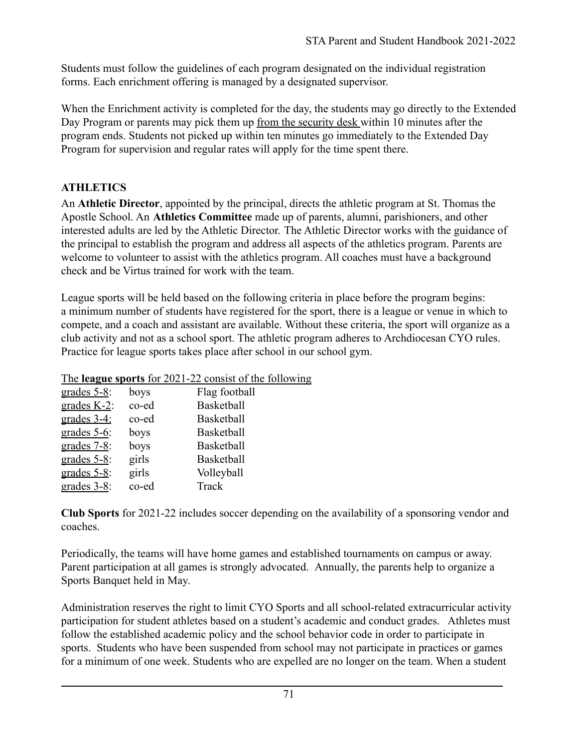Students must follow the guidelines of each program designated on the individual registration forms. Each enrichment offering is managed by a designated supervisor.

When the Enrichment activity is completed for the day, the students may go directly to the Extended Day Program or parents may pick them up <u>from the security desk</u> within 10 minutes after the program ends. Students not picked up within ten minutes go immediately to the Extended Day Program for supervision and regular rates will apply for the time spent there.

## ATHLETICS

An **Athletic Director**, appointed by the principal, directs the athletic program at St. Thomas the Apostle School. An **Athletics Committee** made up of parents, alumni, parishioners, and other interested adults are led by the Athletic Director. The Athletic Director works with the guidance of the principal to establish the program and address all aspects of the athletics program. Parents are welcome to volunteer to assist with the athletics program. All coaches must have a background check and be Virtus trained for work with the team.

League sports will be held based on the following criteria in place before the program begins: a minimum number of students have registered for the sport, there is a league or venue in which to compete, and a coach and assistant are available. Without these criteria, the sport will organize as a club activity and not as a school sport. The athletic program adheres to Archdiocesan CYO rules. Practice for league sports takes place after school in our school gym.

The **league sports** for 2021-22 consist of the following

| | | |
|---|---|---|
| grades 5-8: | boys | Flag football |
| grades K-2: | co-ed | Basketball |
| grades 3-4: | co-ed | Basketball |
| grades 5-6: | boys | Basketball |
| grades 7-8: | boys | Basketball |
| grades 5-8: | girls | Basketball |
| grades 5-8: | girls | Volleyball |
| grades 3-8: | co-ed | Track |

**Club Sports** for 2021-22 includes soccer depending on the availability of a sponsoring vendor and coaches.

Periodically, the teams will have home games and established tournaments on campus or away. Parent participation at all games is strongly advocated. Annually, the parents help to organize a Sports Banquet held in May.

Administration reserves the right to limit CYO Sports and all school-related extracurricular activity participation for student athletes based on a student's academic and conduct grades. Athletes must follow the established academic policy and the school behavior code in order to participate in sports. Students who have been suspended from school may not participate in practices or games for a minimum of one week. Students who are expelled are no longer on the team. When a student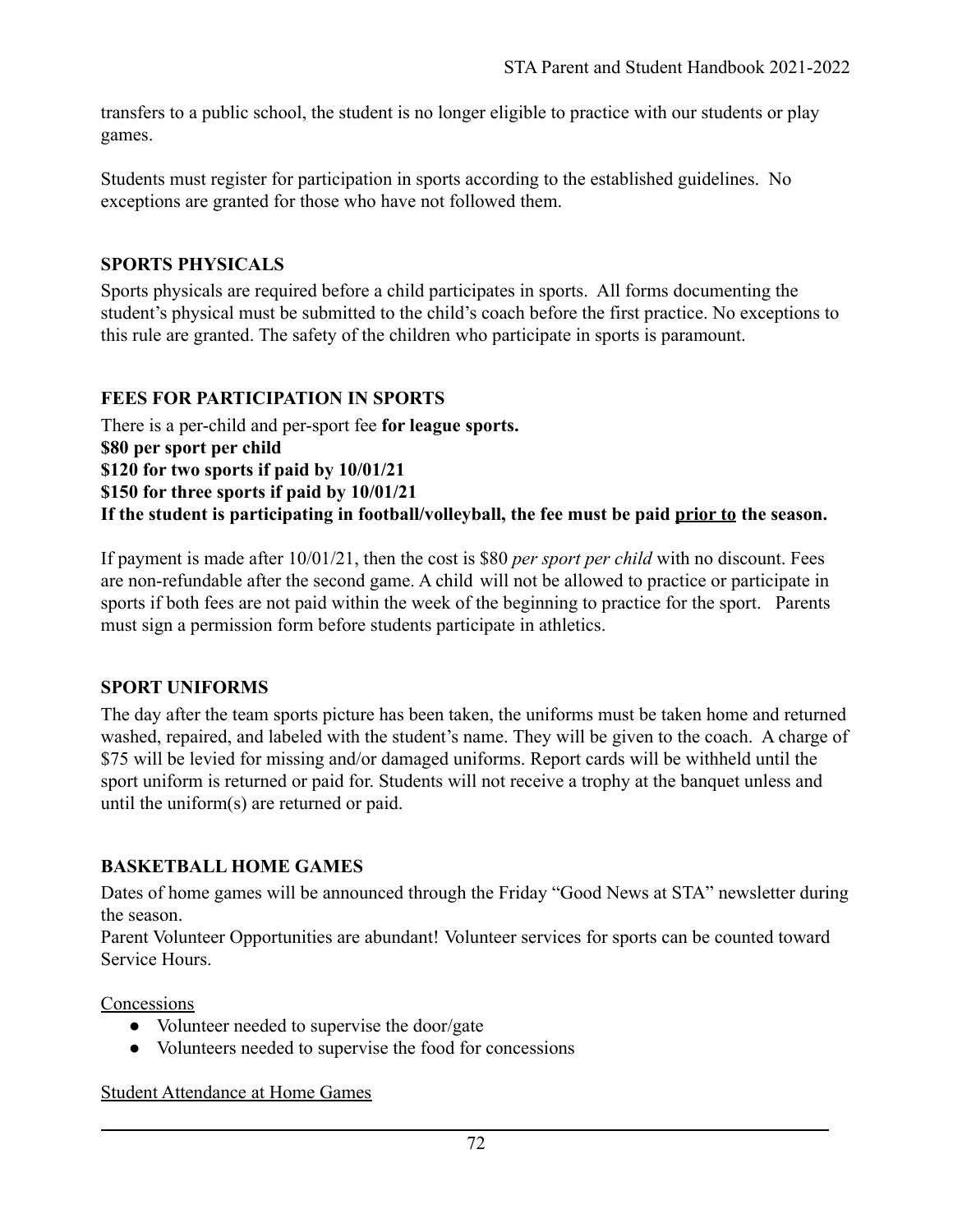transfers to a public school, the student is no longer eligible to practice with our students or play games.

Students must register for participation in sports according to the established guidelines. No exceptions are granted for those who have not followed them.

## SPORTS PHYSICALS

Sports physicals are required before a child participates in sports. All forms documenting the student's physical must be submitted to the child's coach before the first practice. No exceptions to this rule are granted. The safety of the children who participate in sports is paramount.

## FEES FOR PARTICIPATION IN SPORTS

There is a per-child and per-sport fee **for league sports.**
**$80 per sport per child**
**$120 for two sports if paid by 10/01/21**
**$150 for three sports if paid by 10/01/21**
**If the student is participating in football/volleyball, the fee must be paid <u>prior to</u> the season.**

If payment is made after 10/01/21, then the cost is $80 *per sport per child* with no discount. Fees are non-refundable after the second game. A child will not be allowed to practice or participate in sports if both fees are not paid within the week of the beginning to practice for the sport. Parents must sign a permission form before students participate in athletics.

## SPORT UNIFORMS

The day after the team sports picture has been taken, the uniforms must be taken home and returned washed, repaired, and labeled with the student's name. They will be given to the coach. A charge of $75 will be levied for missing and/or damaged uniforms. Report cards will be withheld until the sport uniform is returned or paid for. Students will not receive a trophy at the banquet unless and until the uniform(s) are returned or paid.

## BASKETBALL HOME GAMES

Dates of home games will be announced through the Friday "Good News at STA" newsletter during the season.
Parent Volunteer Opportunities are abundant! Volunteer services for sports can be counted toward Service Hours.

<u>Concessions</u>

- Volunteer needed to supervise the door/gate
- Volunteers needed to supervise the food for concessions

<u>Student Attendance at Home Games</u>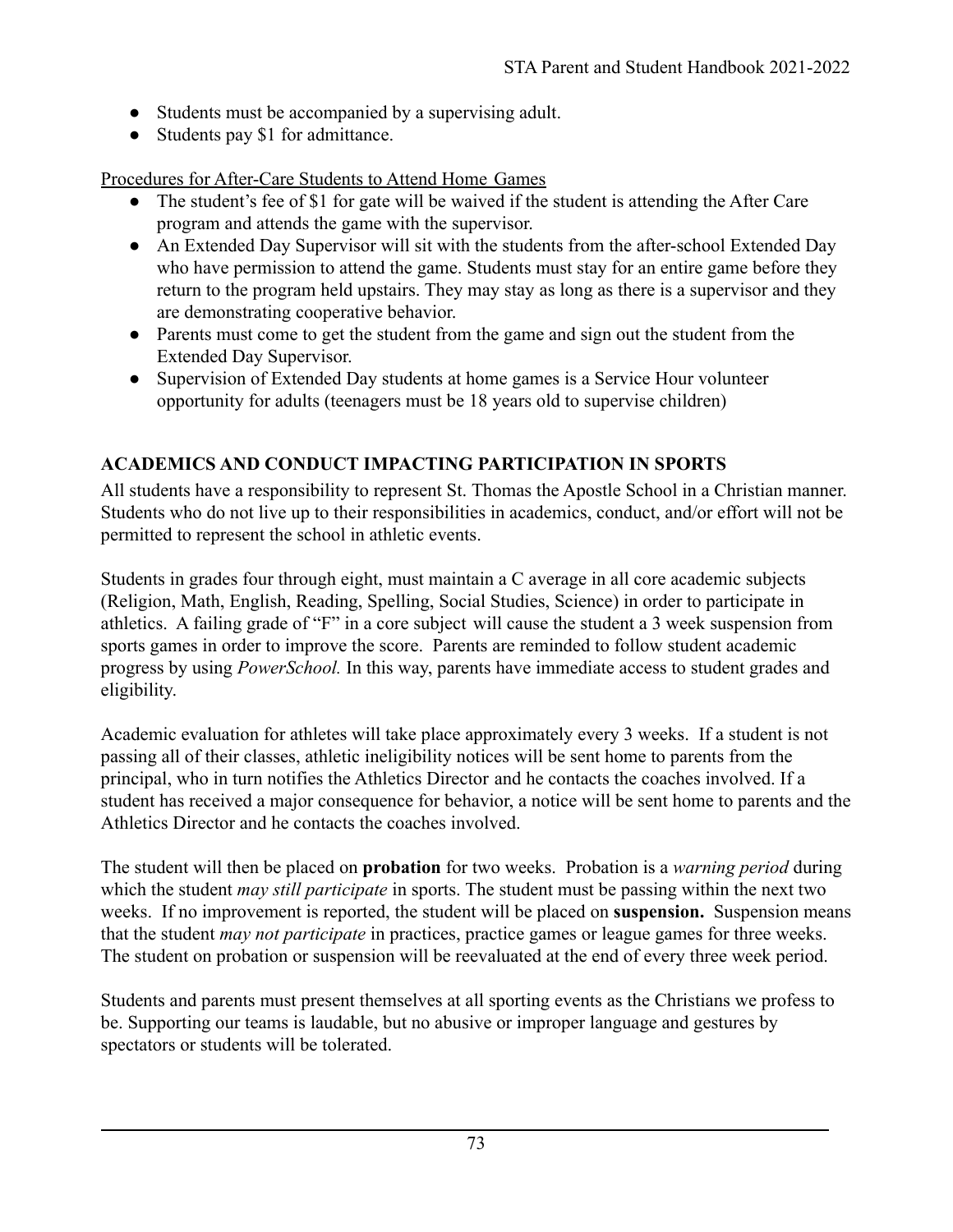- Students must be accompanied by a supervising adult.
- Students pay $1 for admittance.

Procedures for After-Care Students to Attend Home Games

- The student's fee of $1 for gate will be waived if the student is attending the After Care program and attends the game with the supervisor.
- An Extended Day Supervisor will sit with the students from the after-school Extended Day who have permission to attend the game. Students must stay for an entire game before they return to the program held upstairs. They may stay as long as there is a supervisor and they are demonstrating cooperative behavior.
- Parents must come to get the student from the game and sign out the student from the Extended Day Supervisor.
- Supervision of Extended Day students at home games is a Service Hour volunteer opportunity for adults (teenagers must be 18 years old to supervise children)

## ACADEMICS AND CONDUCT IMPACTING PARTICIPATION IN SPORTS

All students have a responsibility to represent St. Thomas the Apostle School in a Christian manner. Students who do not live up to their responsibilities in academics, conduct, and/or effort will not be permitted to represent the school in athletic events.

Students in grades four through eight, must maintain a C average in all core academic subjects (Religion, Math, English, Reading, Spelling, Social Studies, Science) in order to participate in athletics. A failing grade of "F" in a core subject will cause the student a 3 week suspension from sports games in order to improve the score. Parents are reminded to follow student academic progress by using *PowerSchool.* In this way, parents have immediate access to student grades and eligibility.

Academic evaluation for athletes will take place approximately every 3 weeks. If a student is not passing all of their classes, athletic ineligibility notices will be sent home to parents from the principal, who in turn notifies the Athletics Director and he contacts the coaches involved. If a student has received a major consequence for behavior, a notice will be sent home to parents and the Athletics Director and he contacts the coaches involved.

The student will then be placed on **probation** for two weeks. Probation is a *warning period* during which the student *may still participate* in sports. The student must be passing within the next two weeks. If no improvement is reported, the student will be placed on **suspension.** Suspension means that the student *may not participate* in practices, practice games or league games for three weeks. The student on probation or suspension will be reevaluated at the end of every three week period.

Students and parents must present themselves at all sporting events as the Christians we profess to be. Supporting our teams is laudable, but no abusive or improper language and gestures by spectators or students will be tolerated.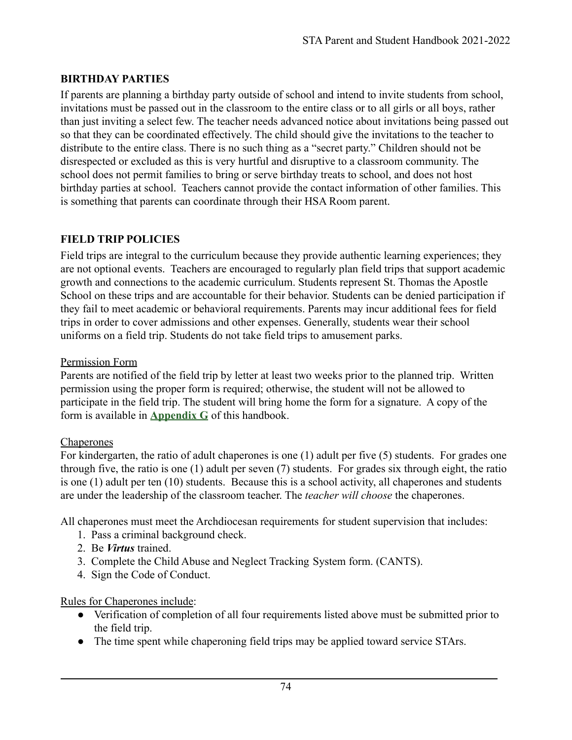## BIRTHDAY PARTIES

If parents are planning a birthday party outside of school and intend to invite students from school, invitations must be passed out in the classroom to the entire class or to all girls or all boys, rather than just inviting a select few. The teacher needs advanced notice about invitations being passed out so that they can be coordinated effectively. The child should give the invitations to the teacher to distribute to the entire class. There is no such thing as a "secret party." Children should not be disrespected or excluded as this is very hurtful and disruptive to a classroom community. The school does not permit families to bring or serve birthday treats to school, and does not host birthday parties at school. Teachers cannot provide the contact information of other families. This is something that parents can coordinate through their HSA Room parent.

## FIELD TRIP POLICIES

Field trips are integral to the curriculum because they provide authentic learning experiences; they are not optional events. Teachers are encouraged to regularly plan field trips that support academic growth and connections to the academic curriculum. Students represent St. Thomas the Apostle School on these trips and are accountable for their behavior. Students can be denied participation if they fail to meet academic or behavioral requirements. Parents may incur additional fees for field trips in order to cover admissions and other expenses. Generally, students wear their school uniforms on a field trip. Students do not take field trips to amusement parks.

<u>Permission Form</u>

Parents are notified of the field trip by letter at least two weeks prior to the planned trip. Written permission using the proper form is required; otherwise, the student will not be allowed to participate in the field trip. The student will bring home the form for a signature. A copy of the form is available in **Appendix G** of this handbook.

<u>Chaperones</u>

For kindergarten, the ratio of adult chaperones is one (1) adult per five (5) students. For grades one through five, the ratio is one (1) adult per seven (7) students. For grades six through eight, the ratio is one (1) adult per ten (10) students. Because this is a school activity, all chaperones and students are under the leadership of the classroom teacher. The *teacher will choose* the chaperones.

All chaperones must meet the Archdiocesan requirements for student supervision that includes:

1. Pass a criminal background check.
2. Be ***Virtus*** trained.
3. Complete the Child Abuse and Neglect Tracking System form. (CANTS).
4. Sign the Code of Conduct.

<u>Rules for Chaperones include</u>:

- Verification of completion of all four requirements listed above must be submitted prior to the field trip.
- The time spent while chaperoning field trips may be applied toward service STArs.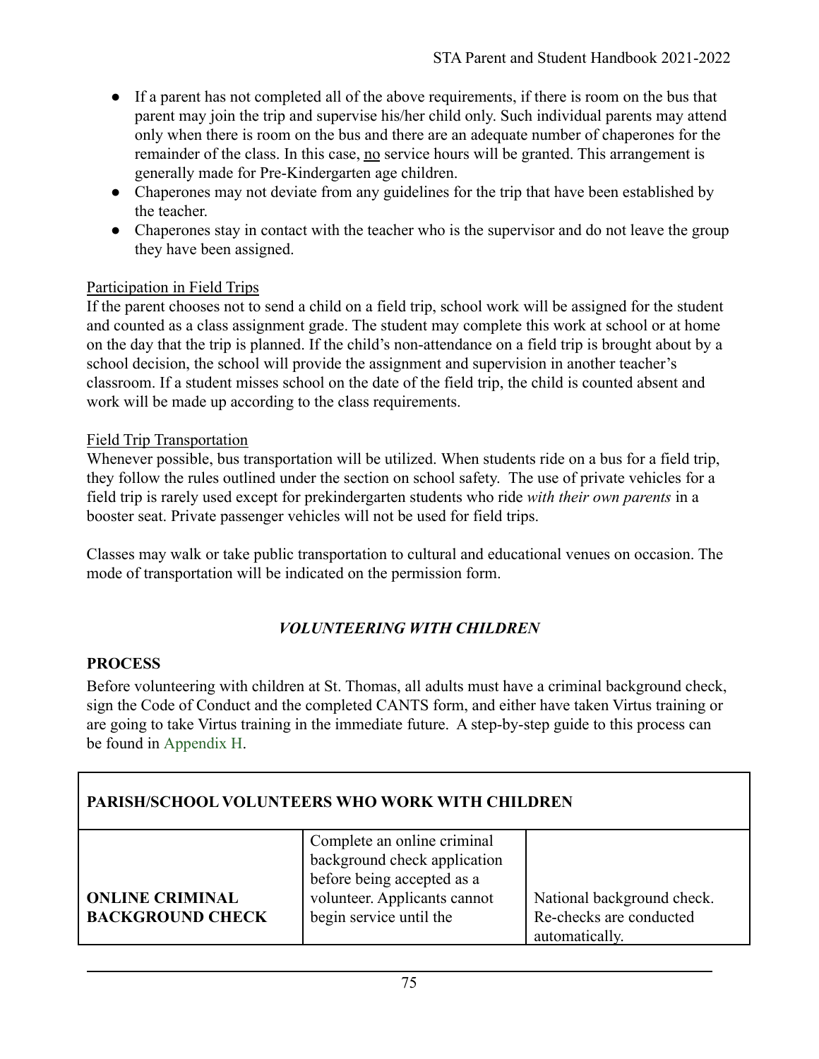- If a parent has not completed all of the above requirements, if there is room on the bus that parent may join the trip and supervise his/her child only. Such individual parents may attend only when there is room on the bus and there are an adequate number of chaperones for the remainder of the class. In this case, <u>no</u> service hours will be granted. This arrangement is generally made for Pre-Kindergarten age children.
- Chaperones may not deviate from any guidelines for the trip that have been established by the teacher.
- Chaperones stay in contact with the teacher who is the supervisor and do not leave the group they have been assigned.

<u>Participation in Field Trips</u>

If the parent chooses not to send a child on a field trip, school work will be assigned for the student and counted as a class assignment grade. The student may complete this work at school or at home on the day that the trip is planned. If the child's non-attendance on a field trip is brought about by a school decision, the school will provide the assignment and supervision in another teacher's classroom. If a student misses school on the date of the field trip, the child is counted absent and work will be made up according to the class requirements.

<u>Field Trip Transportation</u>

Whenever possible, bus transportation will be utilized. When students ride on a bus for a field trip, they follow the rules outlined under the section on school safety. The use of private vehicles for a field trip is rarely used except for prekindergarten students who ride *with their own parents* in a booster seat. Private passenger vehicles will not be used for field trips.

Classes may walk or take public transportation to cultural and educational venues on occasion. The mode of transportation will be indicated on the permission form.

## *VOLUNTEERING WITH CHILDREN*

### PROCESS

Before volunteering with children at St. Thomas, all adults must have a criminal background check, sign the Code of Conduct and the completed CANTS form, and either have taken Virtus training or are going to take Virtus training in the immediate future. A step-by-step guide to this process can be found in Appendix H.

| **PARISH/SCHOOL VOLUNTEERS WHO WORK WITH CHILDREN** | | |
|---|---|---|
| **ONLINE CRIMINAL BACKGROUND CHECK** | Complete an online criminal background check application before being accepted as a volunteer. Applicants cannot begin service until the | National background check. Re-checks are conducted automatically. |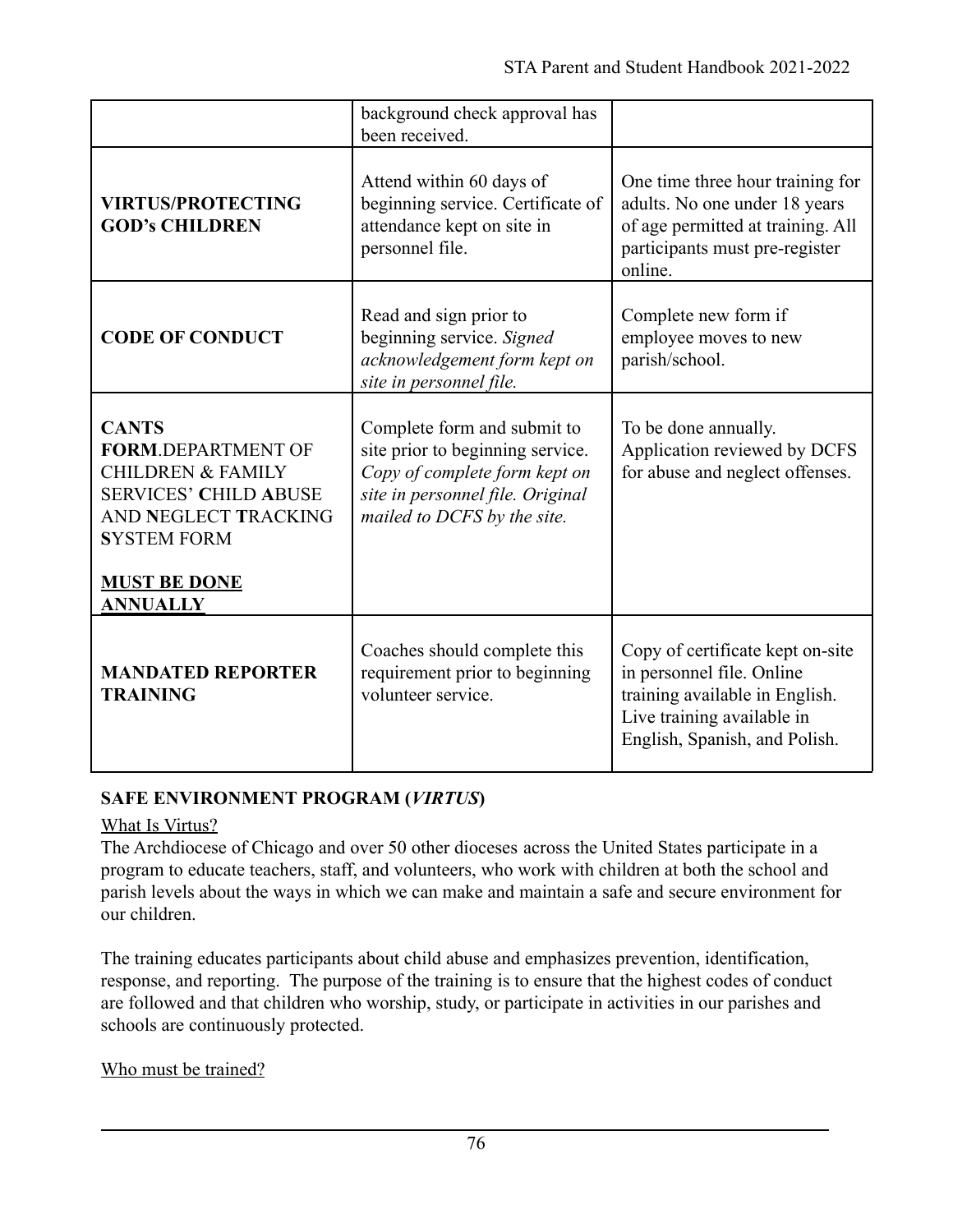| | | |
|---|---|---|
| | background check approval has been received. | |
| **VIRTUS/PROTECTING GOD's CHILDREN** | Attend within 60 days of beginning service. Certificate of attendance kept on site in personnel file. | One time three hour training for adults. No one under 18 years of age permitted at training. All participants must pre-register online. |
| **CODE OF CONDUCT** | Read and sign prior to beginning service. *Signed acknowledgement form kept on site in personnel file.* | Complete new form if employee moves to new parish/school. |
| **CANTS FORM**.DEPARTMENT OF CHILDREN & FAMILY SERVICES' **C**HILD **A**BUSE AND **N**EGLECT **T**RACKING **S**YSTEM FORM <br><br> **MUST BE DONE ANNUALLY** | Complete form and submit to site prior to beginning service. *Copy of complete form kept on site in personnel file. Original mailed to DCFS by the site.* | To be done annually. Application reviewed by DCFS for abuse and neglect offenses. |
| **MANDATED REPORTER TRAINING** | Coaches should complete this requirement prior to beginning volunteer service. | Copy of certificate kept on-site in personnel file. Online training available in English. Live training available in English, Spanish, and Polish. |

## SAFE ENVIRONMENT PROGRAM (*VIRTUS*)

What Is Virtus?

The Archdiocese of Chicago and over 50 other dioceses across the United States participate in a program to educate teachers, staff, and volunteers, who work with children at both the school and parish levels about the ways in which we can make and maintain a safe and secure environment for our children.

The training educates participants about child abuse and emphasizes prevention, identification, response, and reporting. The purpose of the training is to ensure that the highest codes of conduct are followed and that children who worship, study, or participate in activities in our parishes and schools are continuously protected.

Who must be trained?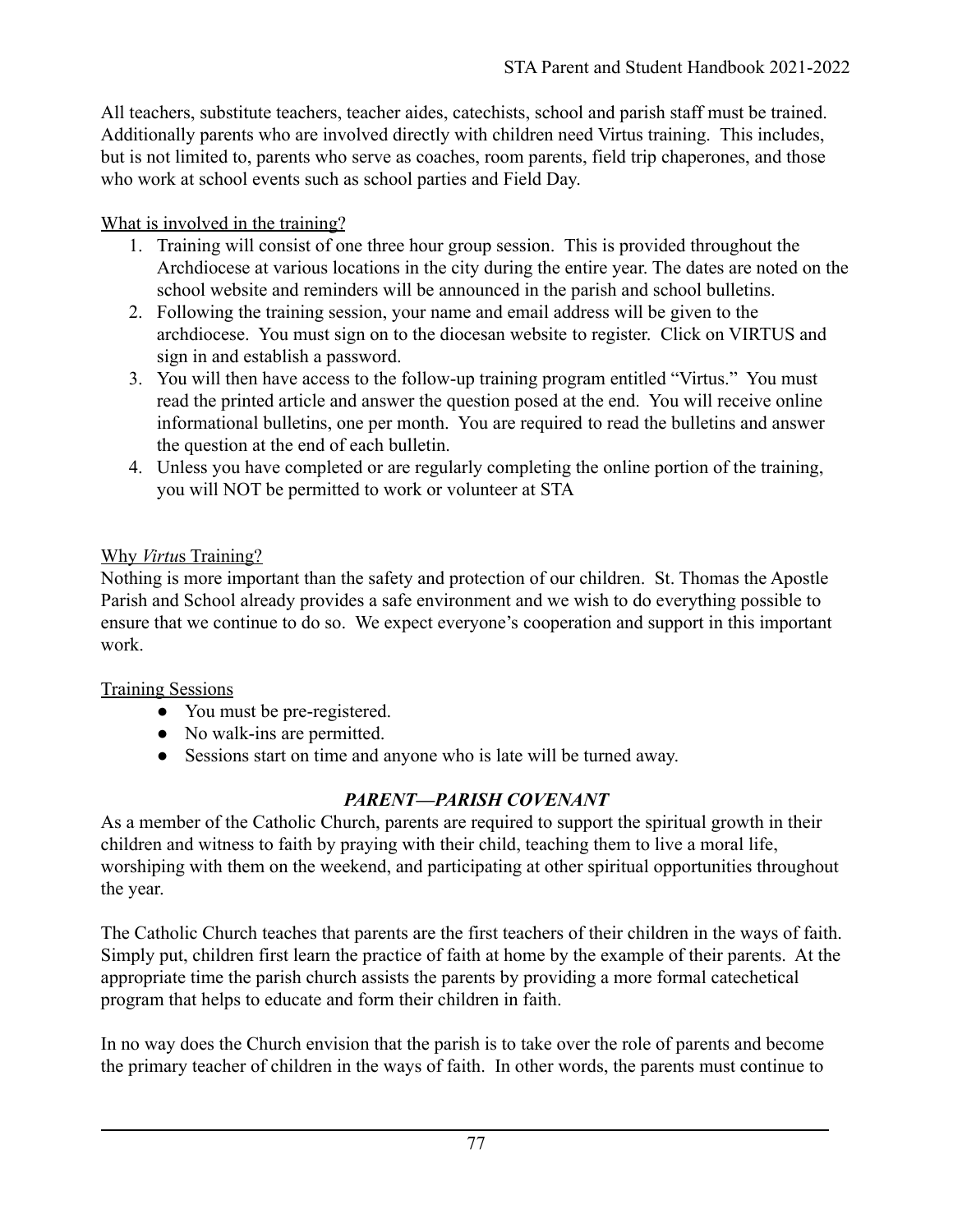All teachers, substitute teachers, teacher aides, catechists, school and parish staff must be trained. Additionally parents who are involved directly with children need Virtus training. This includes, but is not limited to, parents who serve as coaches, room parents, field trip chaperones, and those who work at school events such as school parties and Field Day.

<u>What is involved in the training?</u>

1. Training will consist of one three hour group session. This is provided throughout the Archdiocese at various locations in the city during the entire year. The dates are noted on the school website and reminders will be announced in the parish and school bulletins.
2. Following the training session, your name and email address will be given to the archdiocese. You must sign on to the diocesan website to register. Click on VIRTUS and sign in and establish a password.
3. You will then have access to the follow-up training program entitled "Virtus." You must read the printed article and answer the question posed at the end. You will receive online informational bulletins, one per month. You are required to read the bulletins and answer the question at the end of each bulletin.
4. Unless you have completed or are regularly completing the online portion of the training, you will NOT be permitted to work or volunteer at STA

<u>Why *Virtu*s Training?</u>

Nothing is more important than the safety and protection of our children. St. Thomas the Apostle Parish and School already provides a safe environment and we wish to do everything possible to ensure that we continue to do so. We expect everyone's cooperation and support in this important work.

<u>Training Sessions</u>

- You must be pre-registered.
- No walk-ins are permitted.
- Sessions start on time and anyone who is late will be turned away.

## *PARENT—PARISH COVENANT*

As a member of the Catholic Church, parents are required to support the spiritual growth in their children and witness to faith by praying with their child, teaching them to live a moral life, worshiping with them on the weekend, and participating at other spiritual opportunities throughout the year.

The Catholic Church teaches that parents are the first teachers of their children in the ways of faith. Simply put, children first learn the practice of faith at home by the example of their parents. At the appropriate time the parish church assists the parents by providing a more formal catechetical program that helps to educate and form their children in faith.

In no way does the Church envision that the parish is to take over the role of parents and become the primary teacher of children in the ways of faith. In other words, the parents must continue to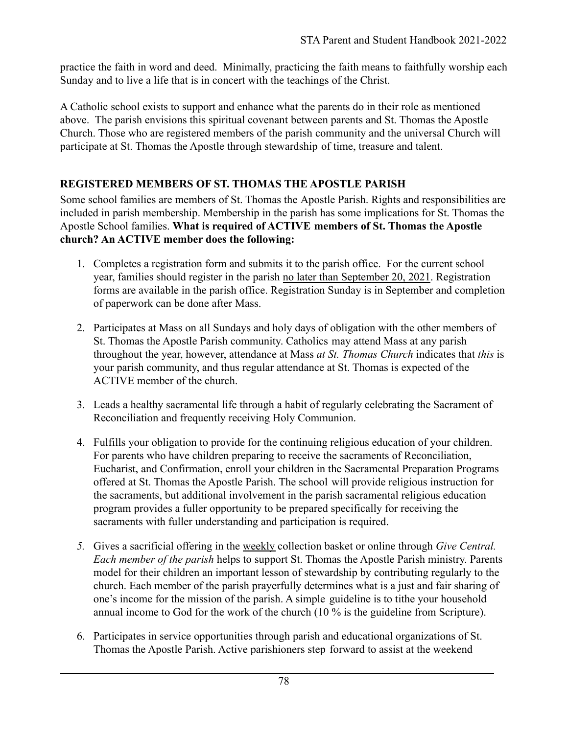practice the faith in word and deed. Minimally, practicing the faith means to faithfully worship each Sunday and to live a life that is in concert with the teachings of the Christ.

A Catholic school exists to support and enhance what the parents do in their role as mentioned above. The parish envisions this spiritual covenant between parents and St. Thomas the Apostle Church. Those who are registered members of the parish community and the universal Church will participate at St. Thomas the Apostle through stewardship of time, treasure and talent.

## REGISTERED MEMBERS OF ST. THOMAS THE APOSTLE PARISH

Some school families are members of St. Thomas the Apostle Parish. Rights and responsibilities are included in parish membership. Membership in the parish has some implications for St. Thomas the Apostle School families. **What is required of ACTIVE members of St. Thomas the Apostle church? An ACTIVE member does the following:**

1. Completes a registration form and submits it to the parish office. For the current school year, families should register in the parish <u>no later than September 20, 2021</u>. Registration forms are available in the parish office. Registration Sunday is in September and completion of paperwork can be done after Mass.

2. Participates at Mass on all Sundays and holy days of obligation with the other members of St. Thomas the Apostle Parish community. Catholics may attend Mass at any parish throughout the year, however, attendance at Mass *at St. Thomas Church* indicates that *this* is your parish community, and thus regular attendance at St. Thomas is expected of the ACTIVE member of the church.

3. Leads a healthy sacramental life through a habit of regularly celebrating the Sacrament of Reconciliation and frequently receiving Holy Communion.

4. Fulfills your obligation to provide for the continuing religious education of your children. For parents who have children preparing to receive the sacraments of Reconciliation, Eucharist, and Confirmation, enroll your children in the Sacramental Preparation Programs offered at St. Thomas the Apostle Parish. The school will provide religious instruction for the sacraments, but additional involvement in the parish sacramental religious education program provides a fuller opportunity to be prepared specifically for receiving the sacraments with fuller understanding and participation is required.

5. Gives a sacrificial offering in the <u>weekly</u> collection basket or online through *Give Central. Each member of the parish* helps to support St. Thomas the Apostle Parish ministry. Parents model for their children an important lesson of stewardship by contributing regularly to the church. Each member of the parish prayerfully determines what is a just and fair sharing of one's income for the mission of the parish. A simple guideline is to tithe your household annual income to God for the work of the church (10 % is the guideline from Scripture).

6. Participates in service opportunities through parish and educational organizations of St. Thomas the Apostle Parish. Active parishioners step forward to assist at the weekend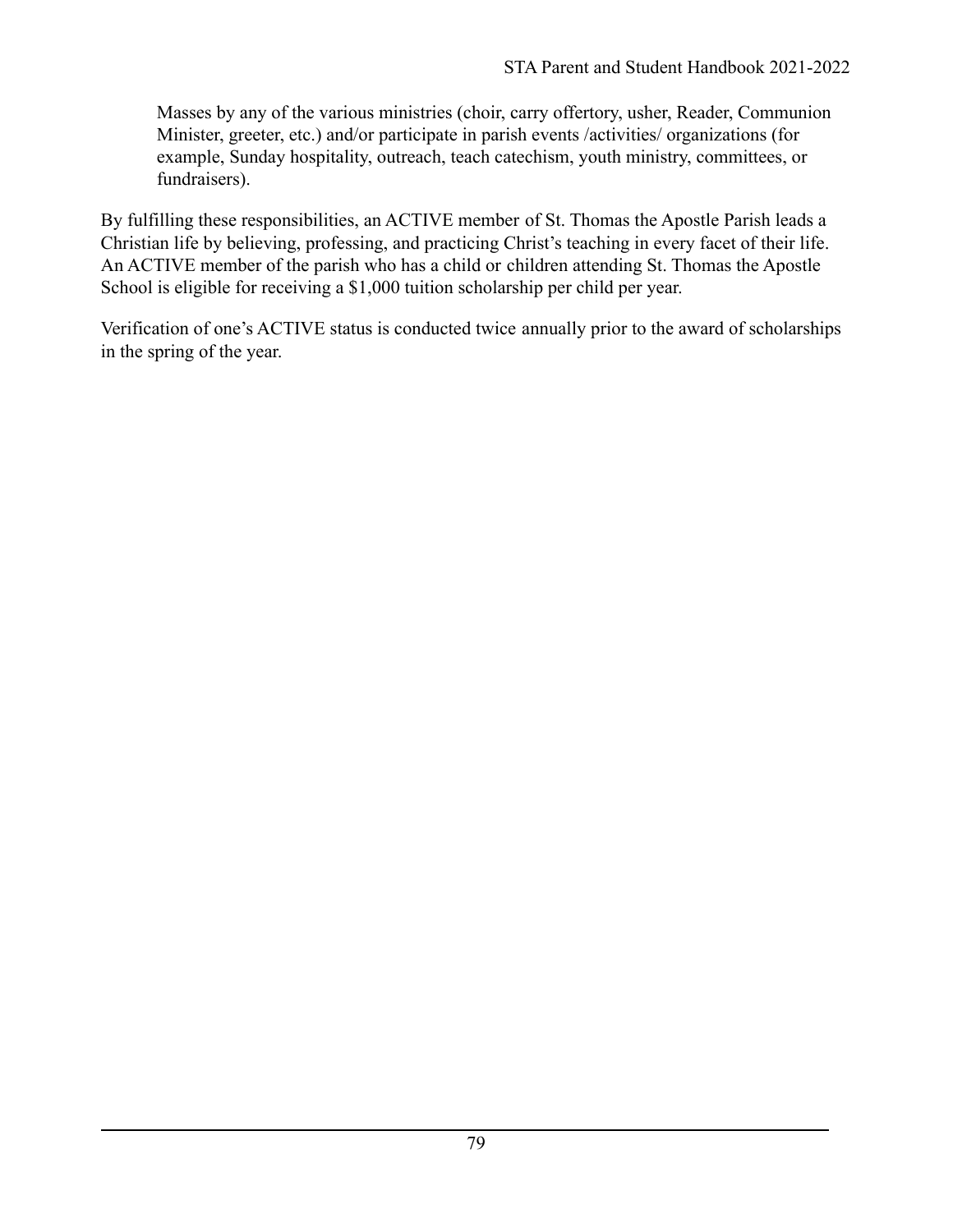Masses by any of the various ministries (choir, carry offertory, usher, Reader, Communion Minister, greeter, etc.) and/or participate in parish events /activities/ organizations (for example, Sunday hospitality, outreach, teach catechism, youth ministry, committees, or fundraisers).

By fulfilling these responsibilities, an ACTIVE member of St. Thomas the Apostle Parish leads a Christian life by believing, professing, and practicing Christ's teaching in every facet of their life. An ACTIVE member of the parish who has a child or children attending St. Thomas the Apostle School is eligible for receiving a $1,000 tuition scholarship per child per year.

Verification of one's ACTIVE status is conducted twice annually prior to the award of scholarships in the spring of the year.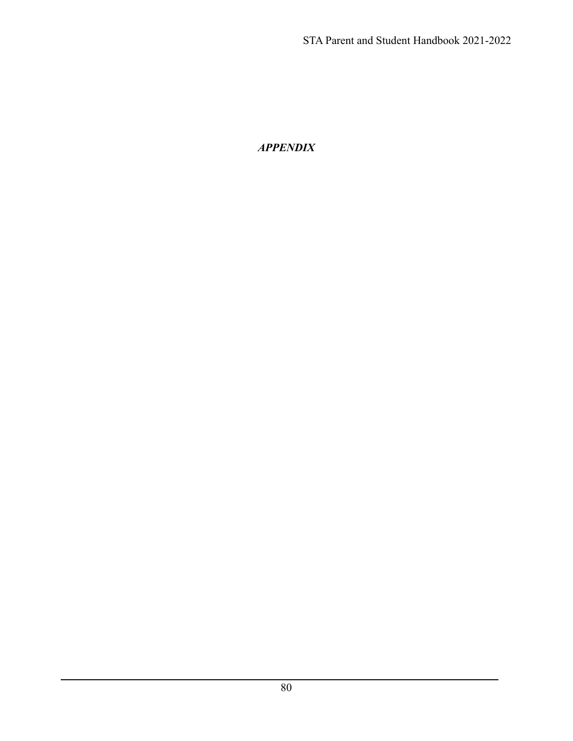# ***APPENDIX***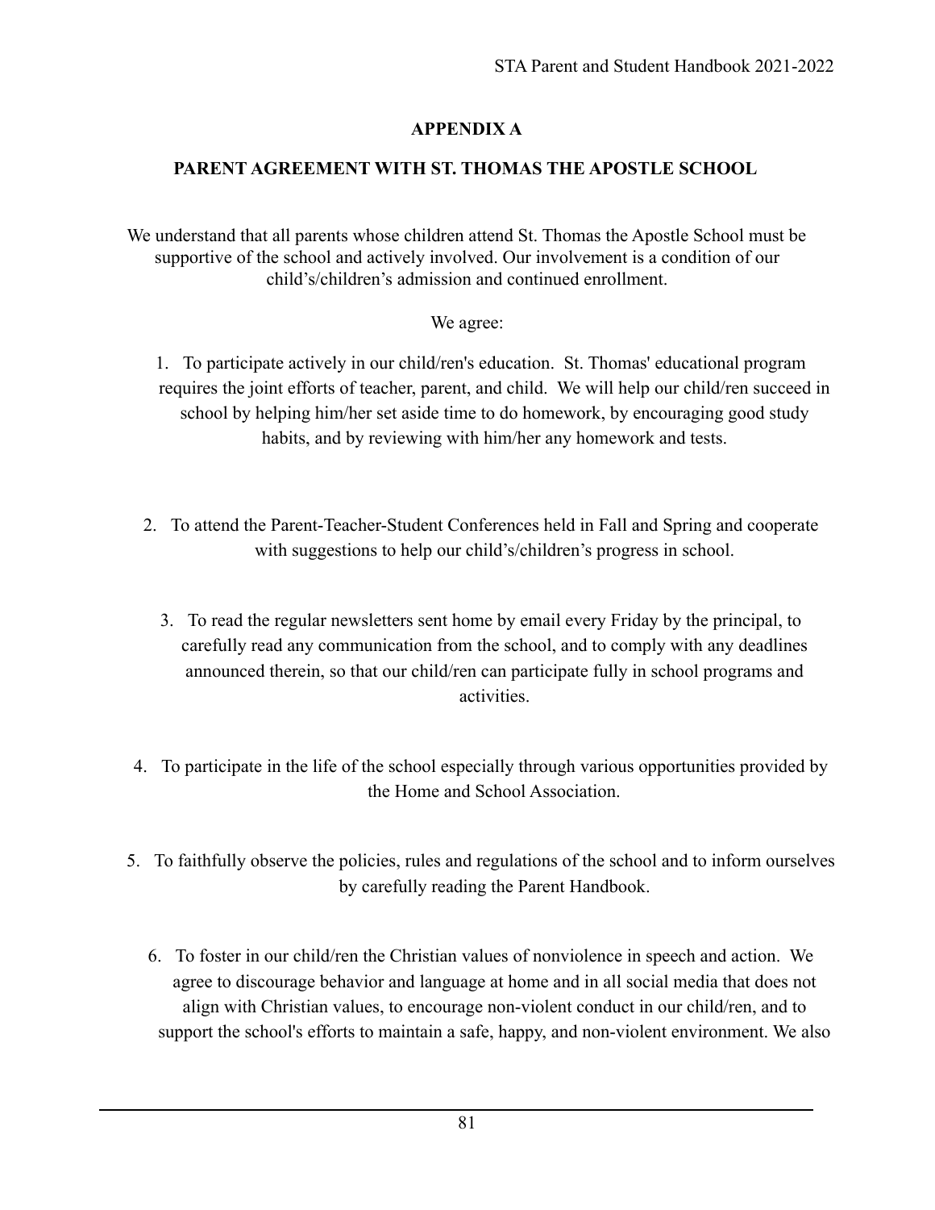## APPENDIX A

## PARENT AGREEMENT WITH ST. THOMAS THE APOSTLE SCHOOL

We understand that all parents whose children attend St. Thomas the Apostle School must be supportive of the school and actively involved. Our involvement is a condition of our child's/children's admission and continued enrollment.

We agree:

1. To participate actively in our child/ren's education. St. Thomas' educational program requires the joint efforts of teacher, parent, and child. We will help our child/ren succeed in school by helping him/her set aside time to do homework, by encouraging good study habits, and by reviewing with him/her any homework and tests.

2. To attend the Parent-Teacher-Student Conferences held in Fall and Spring and cooperate with suggestions to help our child's/children's progress in school.

3. To read the regular newsletters sent home by email every Friday by the principal, to carefully read any communication from the school, and to comply with any deadlines announced therein, so that our child/ren can participate fully in school programs and activities.

4. To participate in the life of the school especially through various opportunities provided by the Home and School Association.

5. To faithfully observe the policies, rules and regulations of the school and to inform ourselves by carefully reading the Parent Handbook.

6. To foster in our child/ren the Christian values of nonviolence in speech and action. We agree to discourage behavior and language at home and in all social media that does not align with Christian values, to encourage non-violent conduct in our child/ren, and to support the school's efforts to maintain a safe, happy, and non-violent environment. We also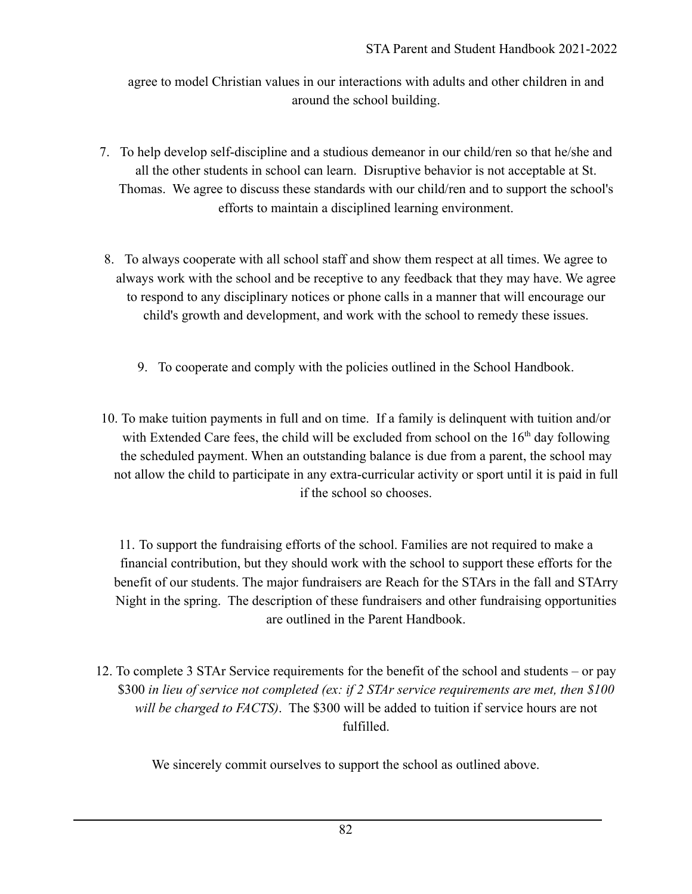agree to model Christian values in our interactions with adults and other children in and around the school building.

7. To help develop self-discipline and a studious demeanor in our child/ren so that he/she and all the other students in school can learn. Disruptive behavior is not acceptable at St. Thomas. We agree to discuss these standards with our child/ren and to support the school's efforts to maintain a disciplined learning environment.

8. To always cooperate with all school staff and show them respect at all times. We agree to always work with the school and be receptive to any feedback that they may have. We agree to respond to any disciplinary notices or phone calls in a manner that will encourage our child's growth and development, and work with the school to remedy these issues.

9. To cooperate and comply with the policies outlined in the School Handbook.

10. To make tuition payments in full and on time. If a family is delinquent with tuition and/or with Extended Care fees, the child will be excluded from school on the 16th day following the scheduled payment. When an outstanding balance is due from a parent, the school may not allow the child to participate in any extra-curricular activity or sport until it is paid in full if the school so chooses.

11. To support the fundraising efforts of the school. Families are not required to make a financial contribution, but they should work with the school to support these efforts for the benefit of our students. The major fundraisers are Reach for the STArs in the fall and STArry Night in the spring. The description of these fundraisers and other fundraising opportunities are outlined in the Parent Handbook.

12. To complete 3 STAr Service requirements for the benefit of the school and students – or pay $300 *in lieu of service not completed (ex: if 2 STAr service requirements are met, then $100 will be charged to FACTS)*. The $300 will be added to tuition if service hours are not fulfilled.

We sincerely commit ourselves to support the school as outlined above.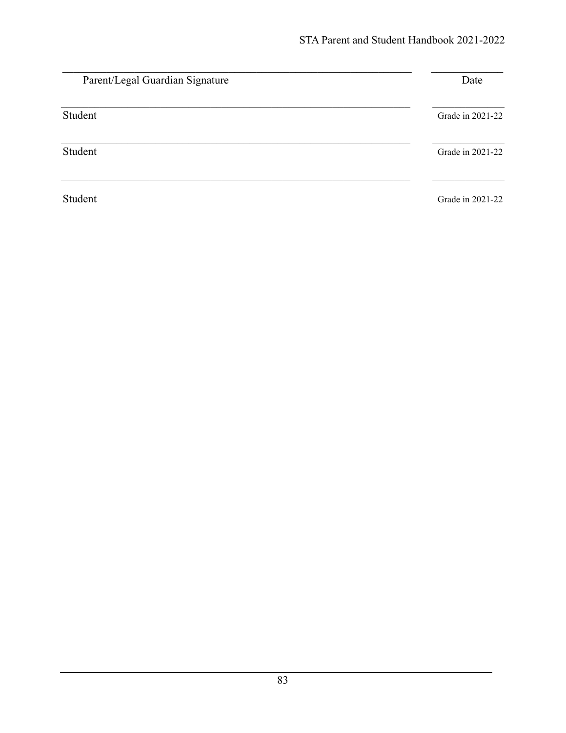_______________________________________________ ____________

Parent/Legal Guardian Signature | Date

_______________________________________________ ____________

Student | Grade in 2021-22

_______________________________________________ ____________

Student | Grade in 2021-22

_______________________________________________ ____________

Student | Grade in 2021-22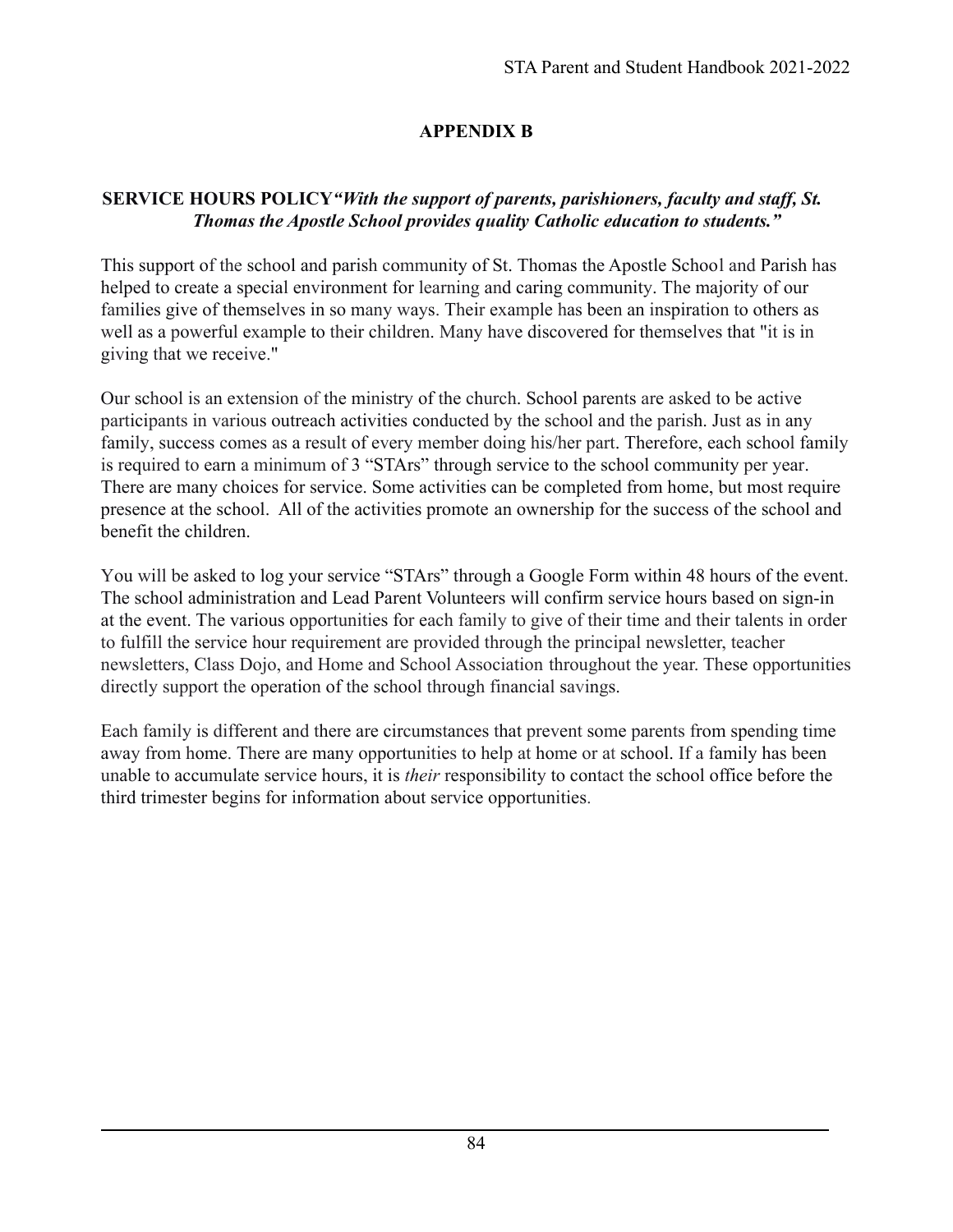# APPENDIX B

**SERVICE HOURS POLICY*"With the support of parents, parishioners, faculty and staff, St. Thomas the Apostle School provides quality Catholic education to students."***

This support of the school and parish community of St. Thomas the Apostle School and Parish has helped to create a special environment for learning and caring community. The majority of our families give of themselves in so many ways. Their example has been an inspiration to others as well as a powerful example to their children. Many have discovered for themselves that "it is in giving that we receive."

Our school is an extension of the ministry of the church. School parents are asked to be active participants in various outreach activities conducted by the school and the parish. Just as in any family, success comes as a result of every member doing his/her part. Therefore, each school family is required to earn a minimum of 3 "STArs" through service to the school community per year. There are many choices for service. Some activities can be completed from home, but most require presence at the school. All of the activities promote an ownership for the success of the school and benefit the children.

You will be asked to log your service "STArs" through a Google Form within 48 hours of the event. The school administration and Lead Parent Volunteers will confirm service hours based on sign-in at the event. The various opportunities for each family to give of their time and their talents in order to fulfill the service hour requirement are provided through the principal newsletter, teacher newsletters, Class Dojo, and Home and School Association throughout the year. These opportunities directly support the operation of the school through financial savings.

Each family is different and there are circumstances that prevent some parents from spending time away from home. There are many opportunities to help at home or at school. If a family has been unable to accumulate service hours, it is *their* responsibility to contact the school office before the third trimester begins for information about service opportunities.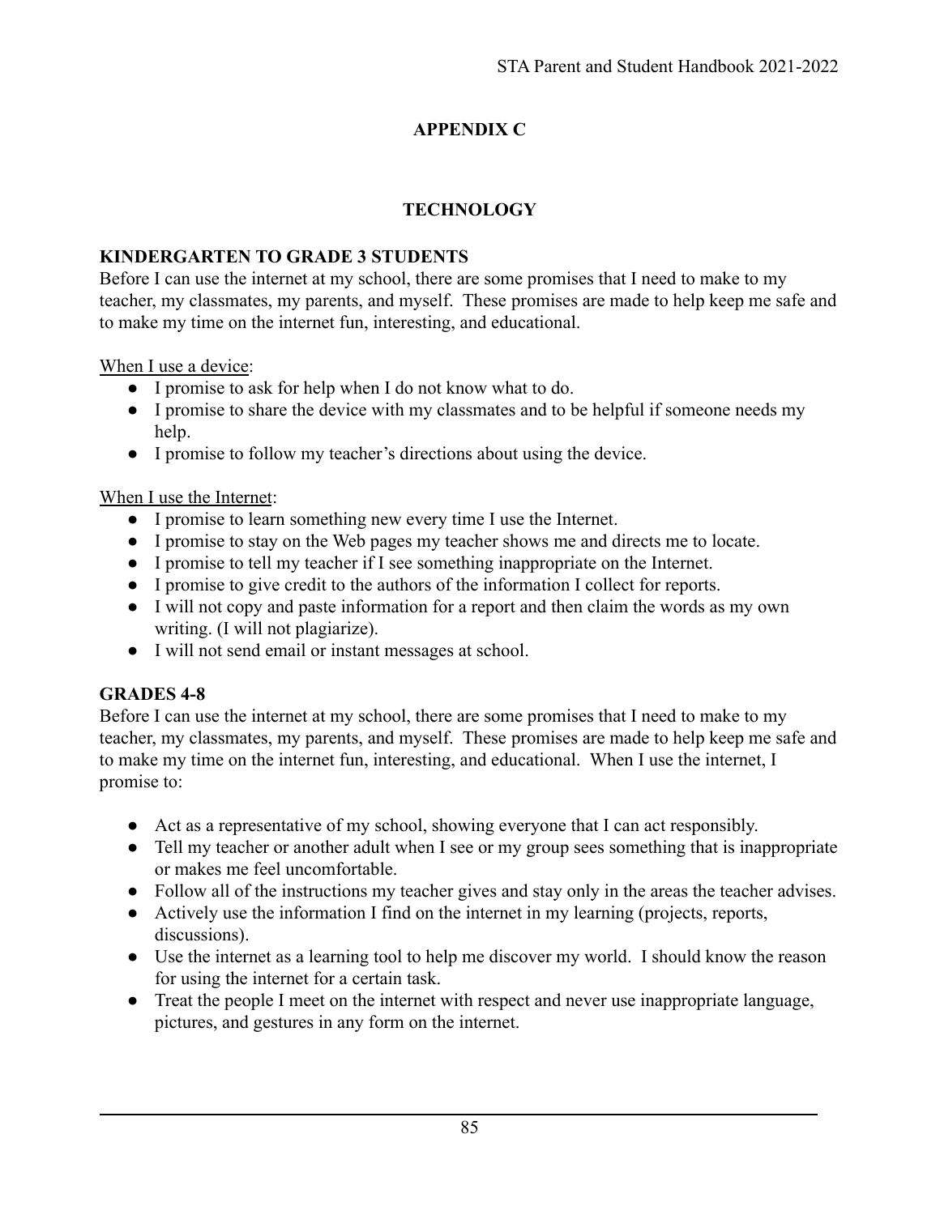# APPENDIX C

# TECHNOLOGY

### KINDERGARTEN TO GRADE 3 STUDENTS

Before I can use the internet at my school, there are some promises that I need to make to my teacher, my classmates, my parents, and myself. These promises are made to help keep me safe and to make my time on the internet fun, interesting, and educational.

<u>When I use a device</u>:

- I promise to ask for help when I do not know what to do.
- I promise to share the device with my classmates and to be helpful if someone needs my help.
- I promise to follow my teacher's directions about using the device.

<u>When I use the Internet</u>:

- I promise to learn something new every time I use the Internet.
- I promise to stay on the Web pages my teacher shows me and directs me to locate.
- I promise to tell my teacher if I see something inappropriate on the Internet.
- I promise to give credit to the authors of the information I collect for reports.
- I will not copy and paste information for a report and then claim the words as my own writing. (I will not plagiarize).
- I will not send email or instant messages at school.

### GRADES 4-8

Before I can use the internet at my school, there are some promises that I need to make to my teacher, my classmates, my parents, and myself. These promises are made to help keep me safe and to make my time on the internet fun, interesting, and educational. When I use the internet, I promise to:

- Act as a representative of my school, showing everyone that I can act responsibly.
- Tell my teacher or another adult when I see or my group sees something that is inappropriate or makes me feel uncomfortable.
- Follow all of the instructions my teacher gives and stay only in the areas the teacher advises.
- Actively use the information I find on the internet in my learning (projects, reports, discussions).
- Use the internet as a learning tool to help me discover my world. I should know the reason for using the internet for a certain task.
- Treat the people I meet on the internet with respect and never use inappropriate language, pictures, and gestures in any form on the internet.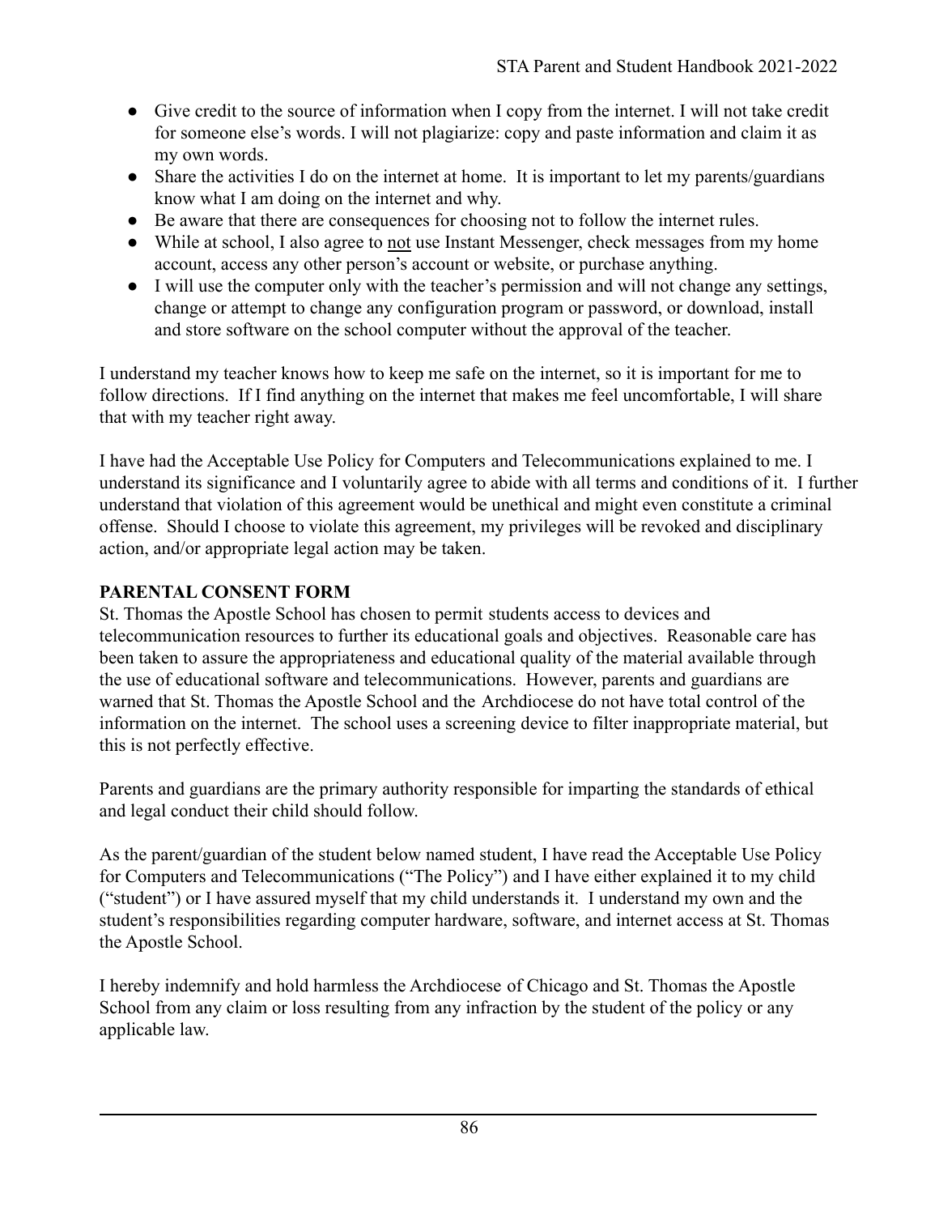- Give credit to the source of information when I copy from the internet. I will not take credit for someone else's words. I will not plagiarize: copy and paste information and claim it as my own words.
- Share the activities I do on the internet at home. It is important to let my parents/guardians know what I am doing on the internet and why.
- Be aware that there are consequences for choosing not to follow the internet rules.
- While at school, I also agree to <u>not</u> use Instant Messenger, check messages from my home account, access any other person's account or website, or purchase anything.
- I will use the computer only with the teacher's permission and will not change any settings, change or attempt to change any configuration program or password, or download, install and store software on the school computer without the approval of the teacher.

I understand my teacher knows how to keep me safe on the internet, so it is important for me to follow directions. If I find anything on the internet that makes me feel uncomfortable, I will share that with my teacher right away.

I have had the Acceptable Use Policy for Computers and Telecommunications explained to me. I understand its significance and I voluntarily agree to abide with all terms and conditions of it. I further understand that violation of this agreement would be unethical and might even constitute a criminal offense. Should I choose to violate this agreement, my privileges will be revoked and disciplinary action, and/or appropriate legal action may be taken.

**PARENTAL CONSENT FORM**

St. Thomas the Apostle School has chosen to permit students access to devices and telecommunication resources to further its educational goals and objectives. Reasonable care has been taken to assure the appropriateness and educational quality of the material available through the use of educational software and telecommunications. However, parents and guardians are warned that St. Thomas the Apostle School and the Archdiocese do not have total control of the information on the internet. The school uses a screening device to filter inappropriate material, but this is not perfectly effective.

Parents and guardians are the primary authority responsible for imparting the standards of ethical and legal conduct their child should follow.

As the parent/guardian of the student below named student, I have read the Acceptable Use Policy for Computers and Telecommunications ("The Policy") and I have either explained it to my child ("student") or I have assured myself that my child understands it. I understand my own and the student's responsibilities regarding computer hardware, software, and internet access at St. Thomas the Apostle School.

I hereby indemnify and hold harmless the Archdiocese of Chicago and St. Thomas the Apostle School from any claim or loss resulting from any infraction by the student of the policy or any applicable law.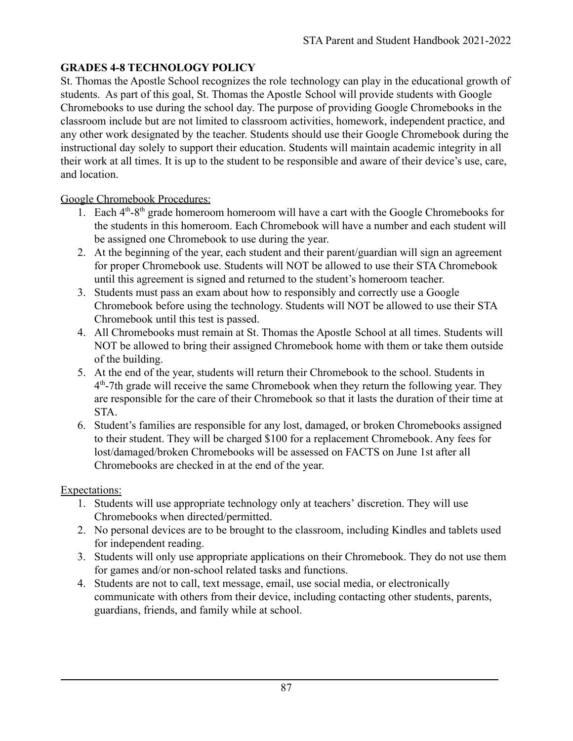## GRADES 4-8 TECHNOLOGY POLICY

St. Thomas the Apostle School recognizes the role technology can play in the educational growth of students. As part of this goal, St. Thomas the Apostle School will provide students with Google Chromebooks to use during the school day. The purpose of providing Google Chromebooks in the classroom include but are not limited to classroom activities, homework, independent practice, and any other work designated by the teacher. Students should use their Google Chromebook during the instructional day solely to support their education. Students will maintain academic integrity in all their work at all times. It is up to the student to be responsible and aware of their device's use, care, and location.

<u>Google Chromebook Procedures:</u>

1. Each 4th-8th grade homeroom homeroom will have a cart with the Google Chromebooks for the students in this homeroom. Each Chromebook will have a number and each student will be assigned one Chromebook to use during the year.
2. At the beginning of the year, each student and their parent/guardian will sign an agreement for proper Chromebook use. Students will NOT be allowed to use their STA Chromebook until this agreement is signed and returned to the student's homeroom teacher.
3. Students must pass an exam about how to responsibly and correctly use a Google Chromebook before using the technology. Students will NOT be allowed to use their STA Chromebook until this test is passed.
4. All Chromebooks must remain at St. Thomas the Apostle School at all times. Students will NOT be allowed to bring their assigned Chromebook home with them or take them outside of the building.
5. At the end of the year, students will return their Chromebook to the school. Students in 4th-7th grade will receive the same Chromebook when they return the following year. They are responsible for the care of their Chromebook so that it lasts the duration of their time at STA.
6. Student's families are responsible for any lost, damaged, or broken Chromebooks assigned to their student. They will be charged $100 for a replacement Chromebook. Any fees for lost/damaged/broken Chromebooks will be assessed on FACTS on June 1st after all Chromebooks are checked in at the end of the year.

<u>Expectations:</u>

1. Students will use appropriate technology only at teachers' discretion. They will use Chromebooks when directed/permitted.
2. No personal devices are to be brought to the classroom, including Kindles and tablets used for independent reading.
3. Students will only use appropriate applications on their Chromebook. They do not use them for games and/or non-school related tasks and functions.
4. Students are not to call, text message, email, use social media, or electronically communicate with others from their device, including contacting other students, parents, guardians, friends, and family while at school.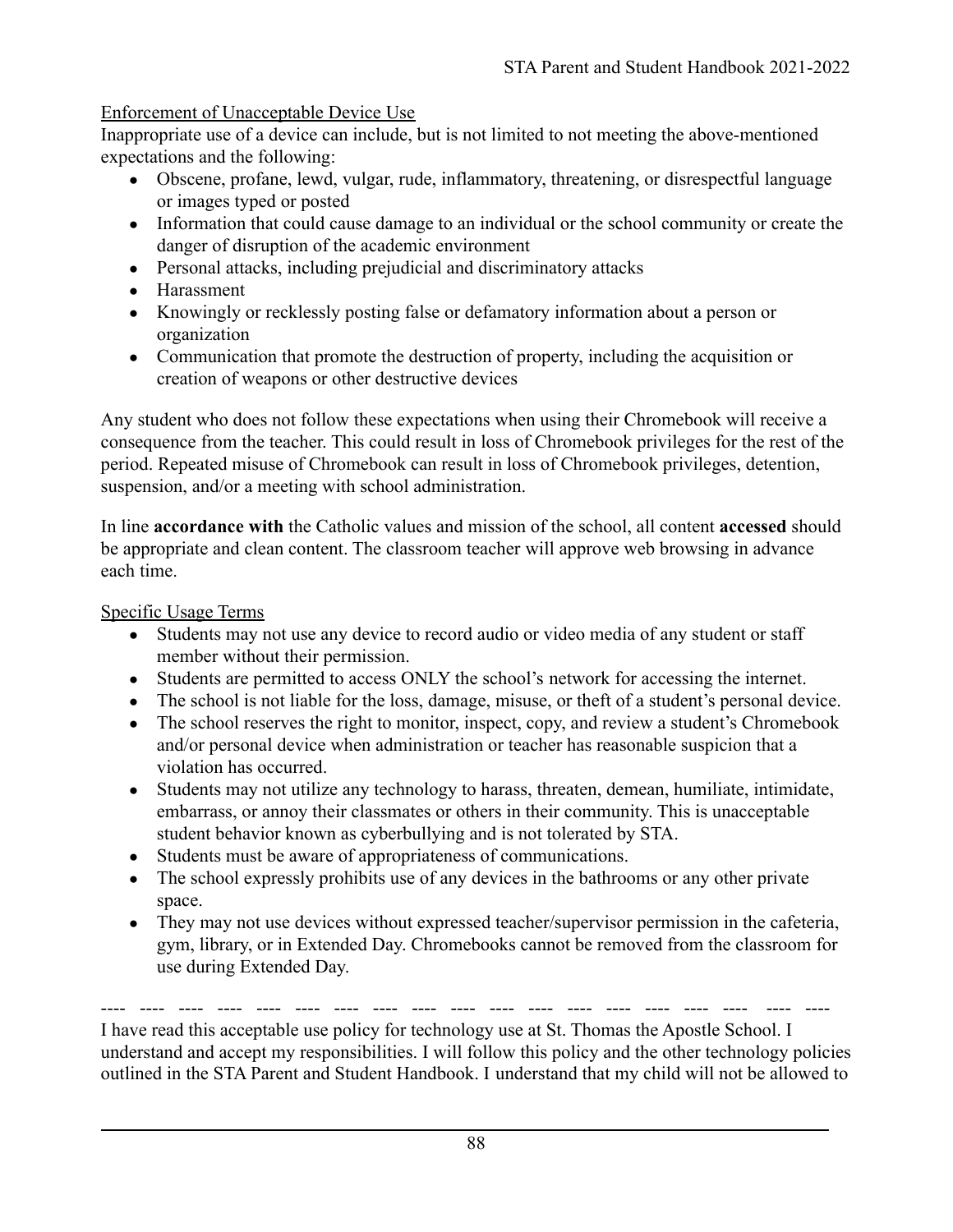Enforcement of Unacceptable Device Use

Inappropriate use of a device can include, but is not limited to not meeting the above-mentioned expectations and the following:

- Obscene, profane, lewd, vulgar, rude, inflammatory, threatening, or disrespectful language or images typed or posted
- Information that could cause damage to an individual or the school community or create the danger of disruption of the academic environment
- Personal attacks, including prejudicial and discriminatory attacks
- Harassment
- Knowingly or recklessly posting false or defamatory information about a person or organization
- Communication that promote the destruction of property, including the acquisition or creation of weapons or other destructive devices

Any student who does not follow these expectations when using their Chromebook will receive a consequence from the teacher. This could result in loss of Chromebook privileges for the rest of the period. Repeated misuse of Chromebook can result in loss of Chromebook privileges, detention, suspension, and/or a meeting with school administration.

In line **accordance with** the Catholic values and mission of the school, all content **accessed** should be appropriate and clean content. The classroom teacher will approve web browsing in advance each time.

Specific Usage Terms

- Students may not use any device to record audio or video media of any student or staff member without their permission.
- Students are permitted to access ONLY the school's network for accessing the internet.
- The school is not liable for the loss, damage, misuse, or theft of a student's personal device.
- The school reserves the right to monitor, inspect, copy, and review a student's Chromebook and/or personal device when administration or teacher has reasonable suspicion that a violation has occurred.
- Students may not utilize any technology to harass, threaten, demean, humiliate, intimidate, embarrass, or annoy their classmates or others in their community. This is unacceptable student behavior known as cyberbullying and is not tolerated by STA.
- Students must be aware of appropriateness of communications.
- The school expressly prohibits use of any devices in the bathrooms or any other private space.
- They may not use devices without expressed teacher/supervisor permission in the cafeteria, gym, library, or in Extended Day. Chromebooks cannot be removed from the classroom for use during Extended Day.

---- ---- ---- ---- ---- ---- ---- ---- ---- ---- ---- ---- ---- ---- ---- ---- ---- ---- ----

I have read this acceptable use policy for technology use at St. Thomas the Apostle School. I understand and accept my responsibilities. I will follow this policy and the other technology policies outlined in the STA Parent and Student Handbook. I understand that my child will not be allowed to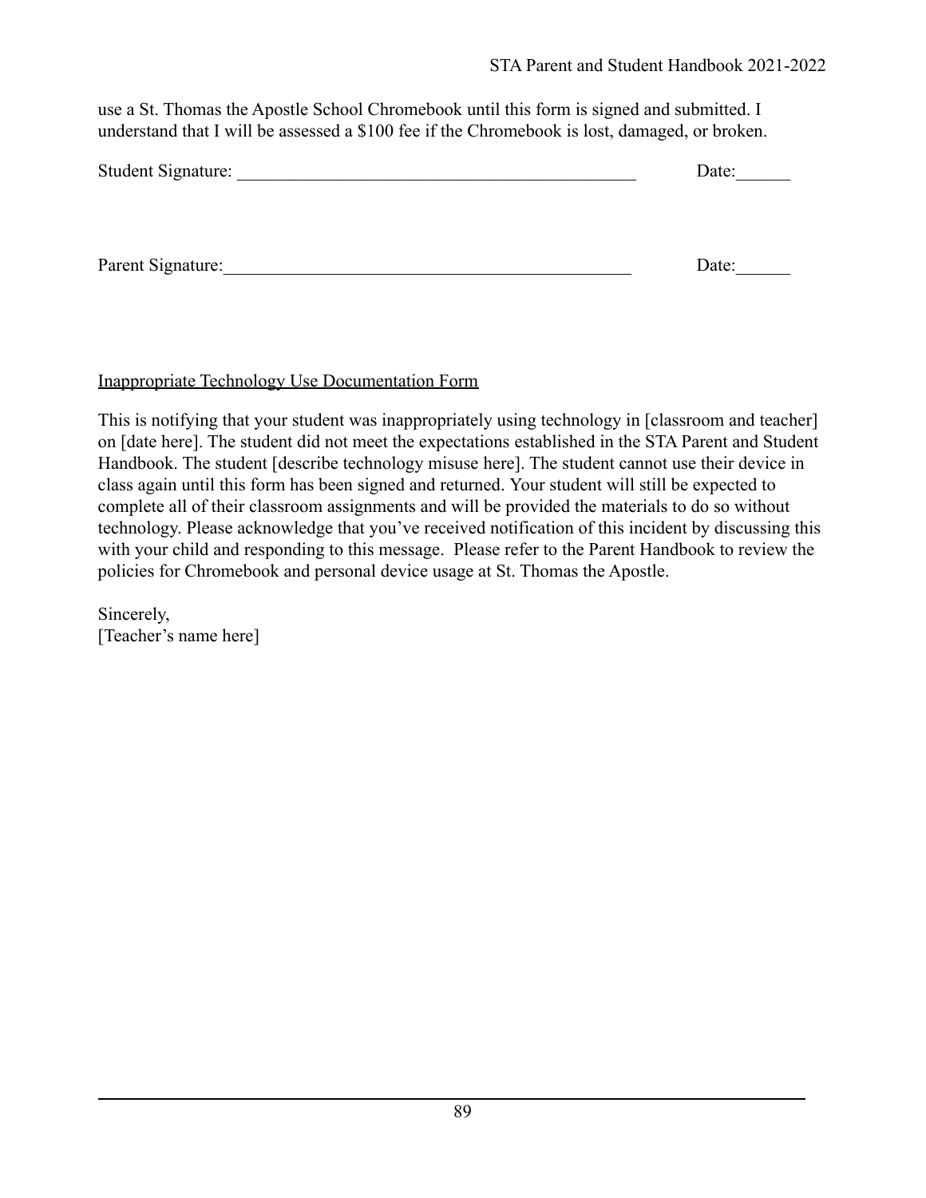use a St. Thomas the Apostle School Chromebook until this form is signed and submitted. I understand that I will be assessed a $100 fee if the Chromebook is lost, damaged, or broken.

Student Signature: _____________________________________________ Date:______

Parent Signature:______________________________________________ Date:______

<u>Inappropriate Technology Use Documentation Form</u>

This is notifying that your student was inappropriately using technology in [classroom and teacher] on [date here]. The student did not meet the expectations established in the STA Parent and Student Handbook. The student [describe technology misuse here]. The student cannot use their device in class again until this form has been signed and returned. Your student will still be expected to complete all of their classroom assignments and will be provided the materials to do so without technology. Please acknowledge that you've received notification of this incident by discussing this with your child and responding to this message. Please refer to the Parent Handbook to review the policies for Chromebook and personal device usage at St. Thomas the Apostle.

Sincerely,
[Teacher's name here]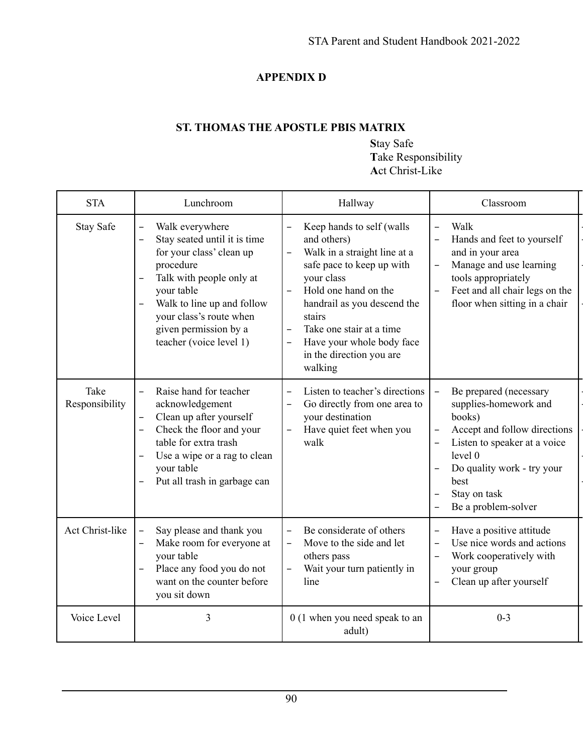## APPENDIX D

### ST. THOMAS THE APOSTLE PBIS MATRIX

**S**tay Safe
**T**ake Responsibility
**A**ct Christ-Like

| STA | Lunchroom | Hallway | Classroom |
|---|---|---|---|
| Stay Safe | – Walk everywhere<br>– Stay seated until it is time for your class' clean up procedure<br>– Talk with people only at your table<br>– Walk to line up and follow your class's route when given permission by a teacher (voice level 1) | – Keep hands to self (walls and others)<br>– Walk in a straight line at a safe pace to keep up with your class<br>– Hold one hand on the handrail as you descend the stairs<br>– Take one stair at a time<br>– Have your whole body face in the direction you are walking | – Walk<br>– Hands and feet to yourself and in your area<br>– Manage and use learning tools appropriately<br>– Feet and all chair legs on the floor when sitting in a chair |
| Take Responsibility | – Raise hand for teacher acknowledgement<br>– Clean up after yourself<br>– Check the floor and your table for extra trash<br>– Use a wipe or a rag to clean your table<br>– Put all trash in garbage can | – Listen to teacher's directions<br>– Go directly from one area to your destination<br>– Have quiet feet when you walk | – Be prepared (necessary supplies-homework and books)<br>– Accept and follow directions<br>– Listen to speaker at a voice level 0<br>– Do quality work - try your best<br>– Stay on task<br>– Be a problem-solver |
| Act Christ-like | – Say please and thank you<br>– Make room for everyone at your table<br>– Place any food you do not want on the counter before you sit down | – Be considerate of others<br>– Move to the side and let others pass<br>– Wait your turn patiently in line | – Have a positive attitude<br>– Use nice words and actions<br>– Work cooperatively with your group<br>– Clean up after yourself |
| Voice Level | 3 | 0 (1 when you need speak to an adult) | 0-3 |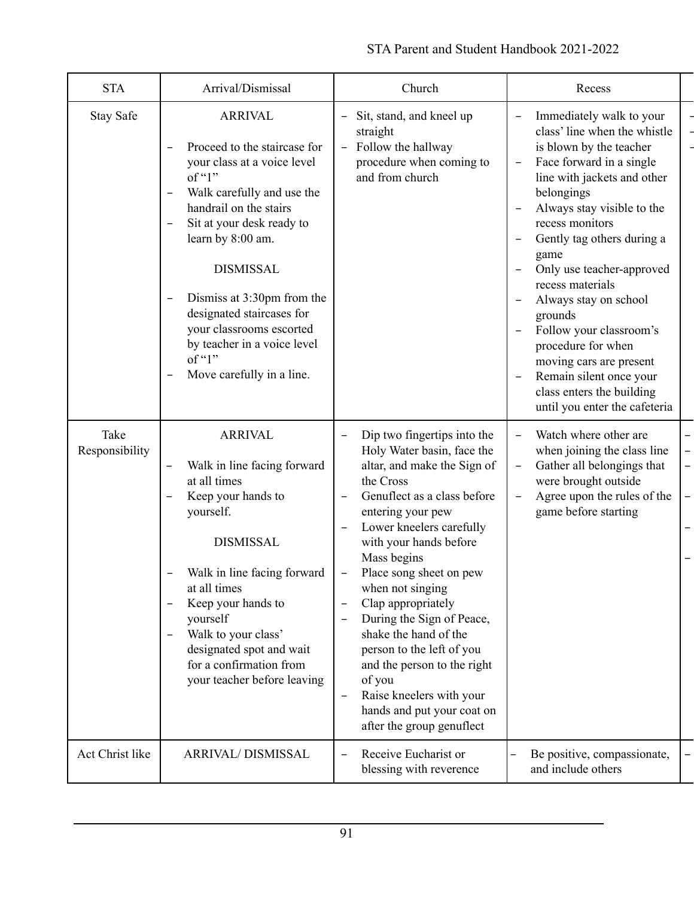| STA | Arrival/Dismissal | Church | Recess |
|---|---|---|---|
| Stay Safe | ARRIVAL<br><br>- Proceed to the staircase for your class at a voice level of "1"<br>- Walk carefully and use the handrail on the stairs<br>- Sit at your desk ready to learn by 8:00 am.<br><br>DISMISSAL<br><br>- Dismiss at 3:30pm from the designated staircases for your classrooms escorted by teacher in a voice level of "1"<br>- Move carefully in a line. | - Sit, stand, and kneel up straight<br>- Follow the hallway procedure when coming to and from church | - Immediately walk to your class' line when the whistle is blown by the teacher<br>- Face forward in a single line with jackets and other belongings<br>- Always stay visible to the recess monitors<br>- Gently tag others during a game<br>- Only use teacher-approved recess materials<br>- Always stay on school grounds<br>- Follow your classroom's procedure for when moving cars are present<br>- Remain silent once your class enters the building until you enter the cafeteria |
| Take Responsibility | ARRIVAL<br><br>- Walk in line facing forward at all times<br>- Keep your hands to yourself.<br><br>DISMISSAL<br><br>- Walk in line facing forward at all times<br>- Keep your hands to yourself<br>- Walk to your class' designated spot and wait for a confirmation from your teacher before leaving | - Dip two fingertips into the Holy Water basin, face the altar, and make the Sign of the Cross<br>- Genuflect as a class before entering your pew<br>- Lower kneelers carefully with your hands before Mass begins<br>- Place song sheet on pew when not singing<br>- Clap appropriately<br>- During the Sign of Peace, shake the hand of the person to the left of you and the person to the right of you<br>- Raise kneelers with your hands and put your coat on after the group genuflect | - Watch where other are when joining the class line<br>- Gather all belongings that were brought outside<br>- Agree upon the rules of the game before starting |
| Act Christ like | ARRIVAL/ DISMISSAL | - Receive Eucharist or blessing with reverence | - Be positive, compassionate, and include others |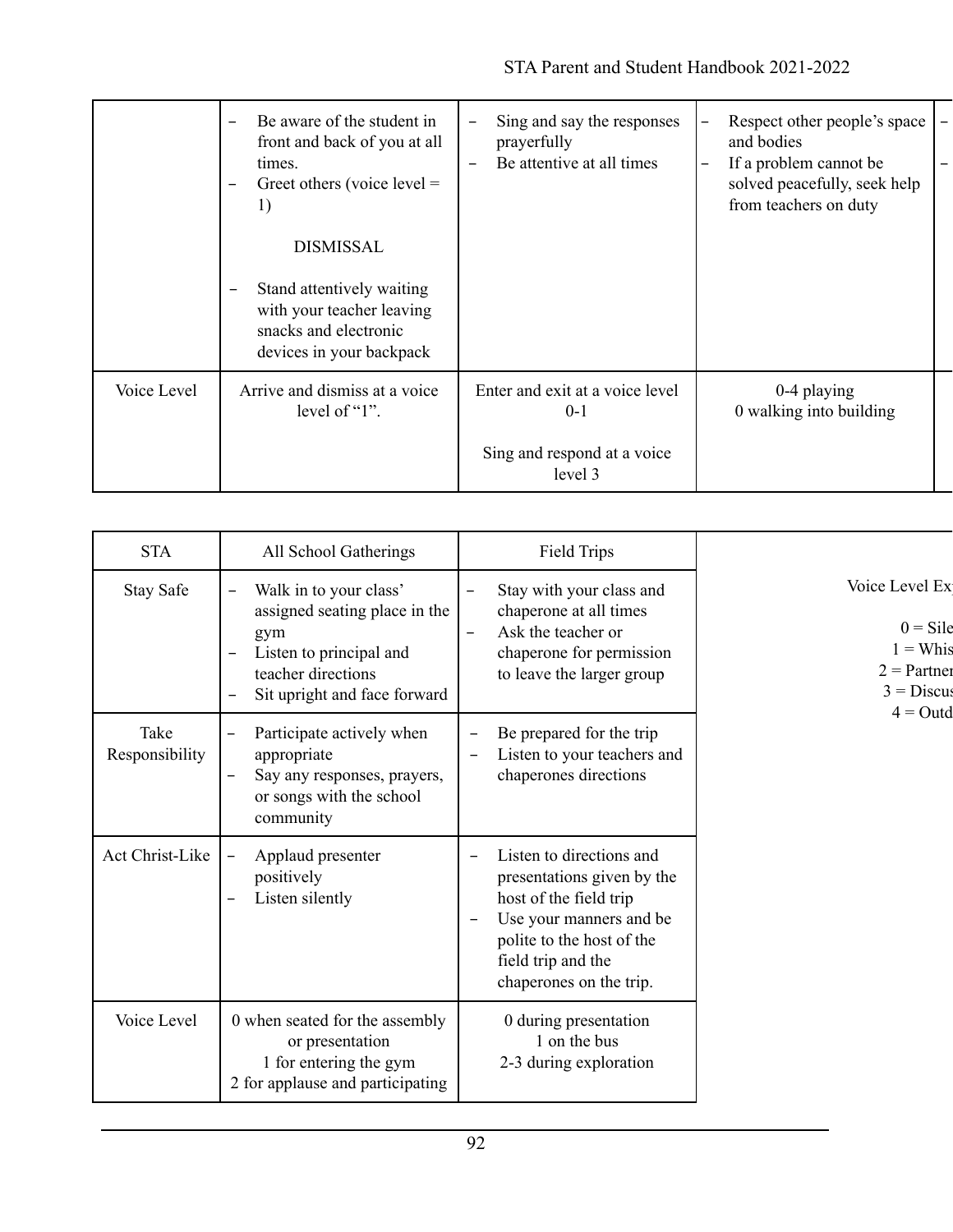| | | | | |
|---|---|---|---|---|
| | - Be aware of the student in front and back of you at all times.<br>- Greet others (voice level = 1)<br><br>DISMISSAL<br><br>- Stand attentively waiting with your teacher leaving snacks and electronic devices in your backpack | - Sing and say the responses prayerfully<br>- Be attentive at all times | - Respect other people's space and bodies<br>- If a problem cannot be solved peacefully, seek help from teachers on duty | -<br>- |
| Voice Level | Arrive and dismiss at a voice level of "1". | Enter and exit at a voice level 0-1<br><br>Sing and respond at a voice level 3 | 0-4 playing<br>0 walking into building | |

| STA | All School Gatherings | Field Trips |
|---|---|---|
| Stay Safe | - Walk in to your class' assigned seating place in the gym<br>- Listen to principal and teacher directions<br>- Sit upright and face forward | - Stay with your class and chaperone at all times<br>- Ask the teacher or chaperone for permission to leave the larger group |
| Take Responsibility | - Participate actively when appropriate<br>- Say any responses, prayers, or songs with the school community | - Be prepared for the trip<br>- Listen to your teachers and chaperones directions |
| Act Christ-Like | - Applaud presenter positively<br>- Listen silently | - Listen to directions and presentations given by the host of the field trip<br>- Use your manners and be polite to the host of the field trip and the chaperones on the trip. |
| Voice Level | 0 when seated for the assembly or presentation<br>1 for entering the gym<br>2 for applause and participating | 0 during presentation<br>1 on the bus<br>2-3 during exploration |

Voice Level Ex

0 = Sile
1 = Whis
2 = Partner
3 = Discus
4 = Outd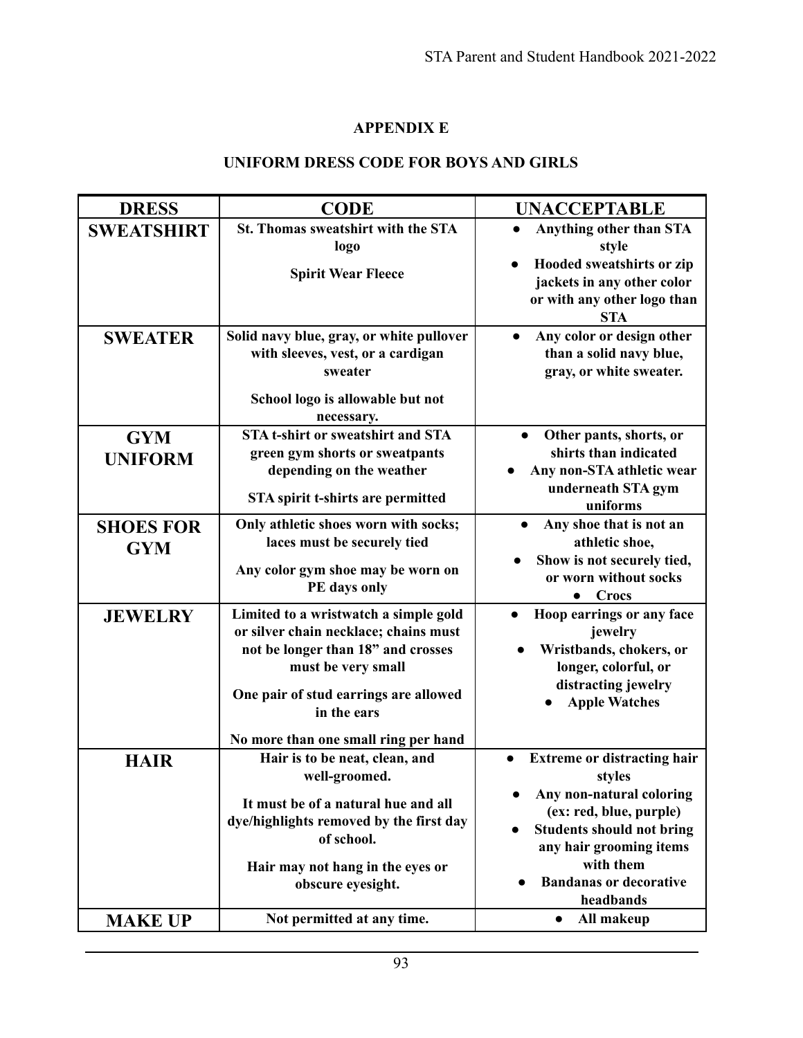## APPENDIX E

## UNIFORM DRESS CODE FOR BOYS AND GIRLS

| DRESS | CODE | UNACCEPTABLE |
|---|---|---|
| SWEATSHIRT | St. Thomas sweatshirt with the STA logo<br><br>Spirit Wear Fleece | • Anything other than STA style<br>• Hooded sweatshirts or zip jackets in any other color or with any other logo than STA |
| SWEATER | Solid navy blue, gray, or white pullover with sleeves, vest, or a cardigan sweater<br><br>School logo is allowable but not necessary. | • Any color or design other than a solid navy blue, gray, or white sweater. |
| GYM UNIFORM | STA t-shirt or sweatshirt and STA green gym shorts or sweatpants depending on the weather<br><br>STA spirit t-shirts are permitted | • Other pants, shorts, or shirts than indicated<br>• Any non-STA athletic wear underneath STA gym uniforms |
| SHOES FOR GYM | Only athletic shoes worn with socks; laces must be securely tied<br><br>Any color gym shoe may be worn on PE days only | • Any shoe that is not an athletic shoe,<br>• Show is not securely tied, or worn without socks<br>• Crocs |
| JEWELRY | Limited to a wristwatch a simple gold or silver chain necklace; chains must not be longer than 18" and crosses must be very small<br><br>One pair of stud earrings are allowed in the ears<br><br>No more than one small ring per hand | • Hoop earrings or any face jewelry<br>• Wristbands, chokers, or longer, colorful, or distracting jewelry<br>• Apple Watches |
| HAIR | Hair is to be neat, clean, and well-groomed.<br><br>It must be of a natural hue and all dye/highlights removed by the first day of school.<br><br>Hair may not hang in the eyes or obscure eyesight. | • Extreme or distracting hair styles<br>• Any non-natural coloring (ex: red, blue, purple)<br>• Students should not bring any hair grooming items with them<br>• Bandanas or decorative headbands |
| MAKE UP | Not permitted at any time. | • All makeup |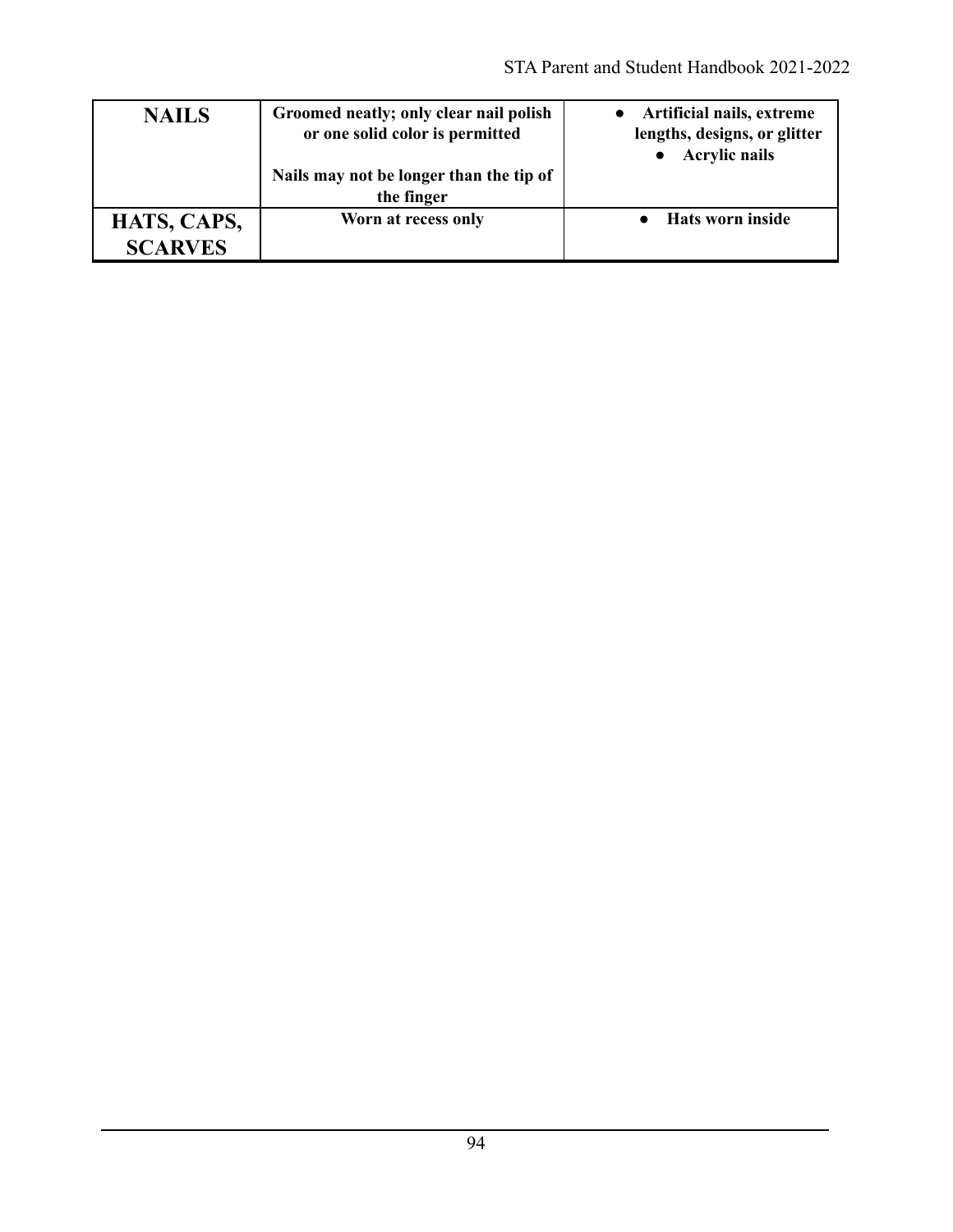| **NAILS** | **Groomed neatly; only clear nail polish or one solid color is permitted**<br><br>**Nails may not be longer than the tip of the finger** | • **Artificial nails, extreme lengths, designs, or glitter**<br>• **Acrylic nails** |
|---|---|---|
| **HATS, CAPS, SCARVES** | **Worn at recess only** | • **Hats worn inside** |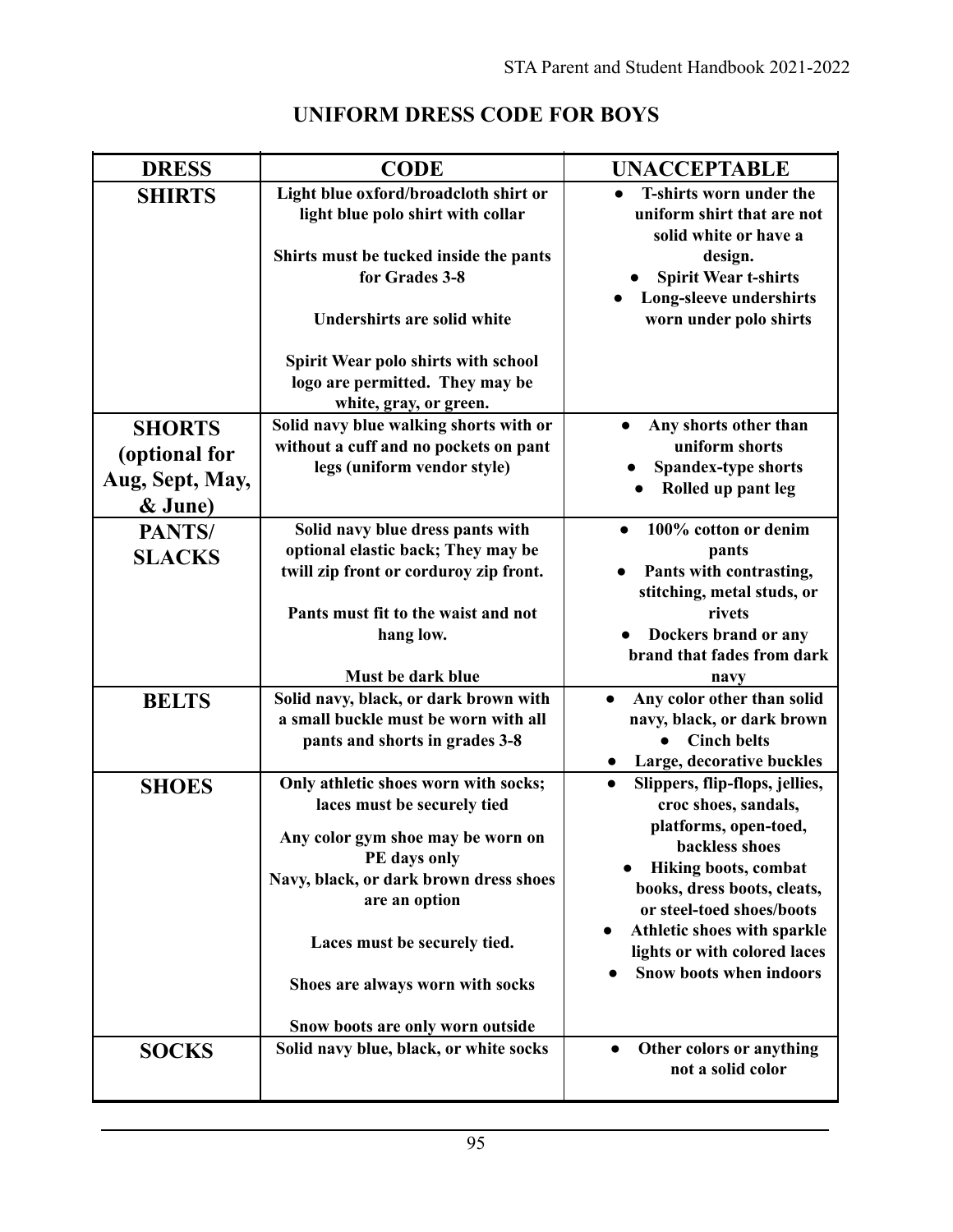# UNIFORM DRESS CODE FOR BOYS

| DRESS | CODE | UNACCEPTABLE |
|---|---|---|
| **SHIRTS** | **Light blue oxford/broadcloth shirt or light blue polo shirt with collar**<br><br>**Shirts must be tucked inside the pants for Grades 3-8**<br><br>**Undershirts are solid white**<br><br>**Spirit Wear polo shirts with school logo are permitted. They may be white, gray, or green.** | • **T-shirts worn under the uniform shirt that are not solid white or have a design.**<br>• **Spirit Wear t-shirts**<br>• **Long-sleeve undershirts worn under polo shirts** |
| **SHORTS (optional for Aug, Sept, May, & June)** | **Solid navy blue walking shorts with or without a cuff and no pockets on pant legs (uniform vendor style)** | • **Any shorts other than uniform shorts**<br>• **Spandex-type shorts**<br>• **Rolled up pant leg** |
| **PANTS/ SLACKS** | **Solid navy blue dress pants with optional elastic back; They may be twill zip front or corduroy zip front.**<br><br>**Pants must fit to the waist and not hang low.**<br><br>**Must be dark blue** | • **100% cotton or denim pants**<br>• **Pants with contrasting, stitching, metal studs, or rivets**<br>• **Dockers brand or any brand that fades from dark navy** |
| **BELTS** | **Solid navy, black, or dark brown with a small buckle must be worn with all pants and shorts in grades 3-8** | • **Any color other than solid navy, black, or dark brown**<br>• **Cinch belts**<br>• **Large, decorative buckles** |
| **SHOES** | **Only athletic shoes worn with socks; laces must be securely tied**<br><br>**Any color gym shoe may be worn on PE days only**<br>**Navy, black, or dark brown dress shoes are an option**<br><br>**Laces must be securely tied.**<br><br>**Shoes are always worn with socks**<br><br>**Snow boots are only worn outside** | • **Slippers, flip-flops, jellies, croc shoes, sandals, platforms, open-toed, backless shoes**<br>• **Hiking boots, combat books, dress boots, cleats, or steel-toed shoes/boots**<br>• **Athletic shoes with sparkle lights or with colored laces**<br>• **Snow boots when indoors** |
| **SOCKS** | **Solid navy blue, black, or white socks** | • **Other colors or anything not a solid color** |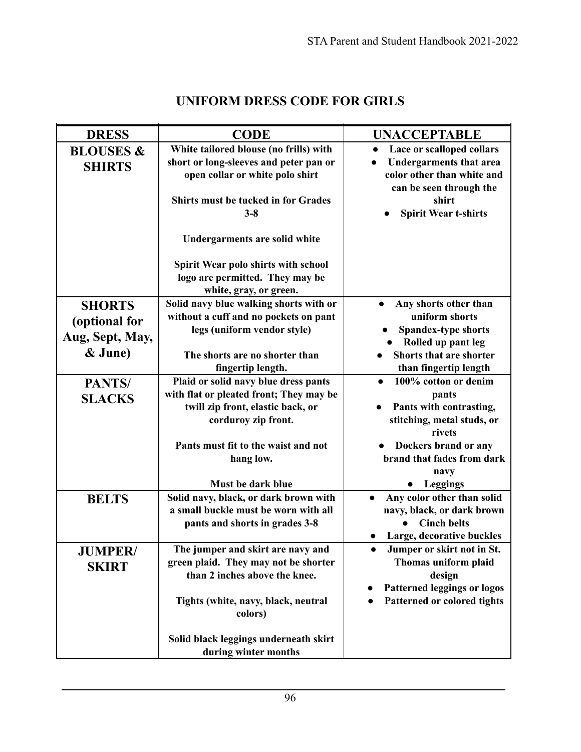## UNIFORM DRESS CODE FOR GIRLS

| DRESS | CODE | UNACCEPTABLE |
|---|---|---|
| **BLOUSES & SHIRTS** | **White tailored blouse (no frills) with short or long-sleeves and peter pan or open collar or white polo shirt**<br><br>**Shirts must be tucked in for Grades 3-8**<br><br>**Undergarments are solid white**<br><br>**Spirit Wear polo shirts with school logo are permitted. They may be white, gray, or green.** | • **Lace or scalloped collars**<br>• **Undergarments that area color other than white and can be seen through the shirt**<br>• **Spirit Wear t-shirts** |
| **SHORTS (optional for Aug, Sept, May, & June)** | **Solid navy blue walking shorts with or without a cuff and no pockets on pant legs (uniform vendor style)**<br><br>**The shorts are no shorter than fingertip length.** | • **Any shorts other than uniform shorts**<br>• **Spandex-type shorts**<br>• **Rolled up pant leg**<br>• **Shorts that are shorter than fingertip length** |
| **PANTS/ SLACKS** | **Plaid or solid navy blue dress pants with flat or pleated front; They may be twill zip front, elastic back, or corduroy zip front.**<br><br>**Pants must fit to the waist and not hang low.**<br><br>**Must be dark blue** | • **100% cotton or denim pants**<br>• **Pants with contrasting, stitching, metal studs, or rivets**<br>• **Dockers brand or any brand that fades from dark navy**<br>• **Leggings** |
| **BELTS** | **Solid navy, black, or dark brown with a small buckle must be worn with all pants and shorts in grades 3-8** | • **Any color other than solid navy, black, or dark brown**<br>• **Cinch belts**<br>• **Large, decorative buckles** |
| **JUMPER/ SKIRT** | **The jumper and skirt are navy and green plaid. They may not be shorter than 2 inches above the knee.**<br><br>**Tights (white, navy, black, neutral colors)**<br><br>**Solid black leggings underneath skirt during winter months** | • **Jumper or skirt not in St. Thomas uniform plaid design**<br>• **Patterned leggings or logos**<br>• **Patterned or colored tights** |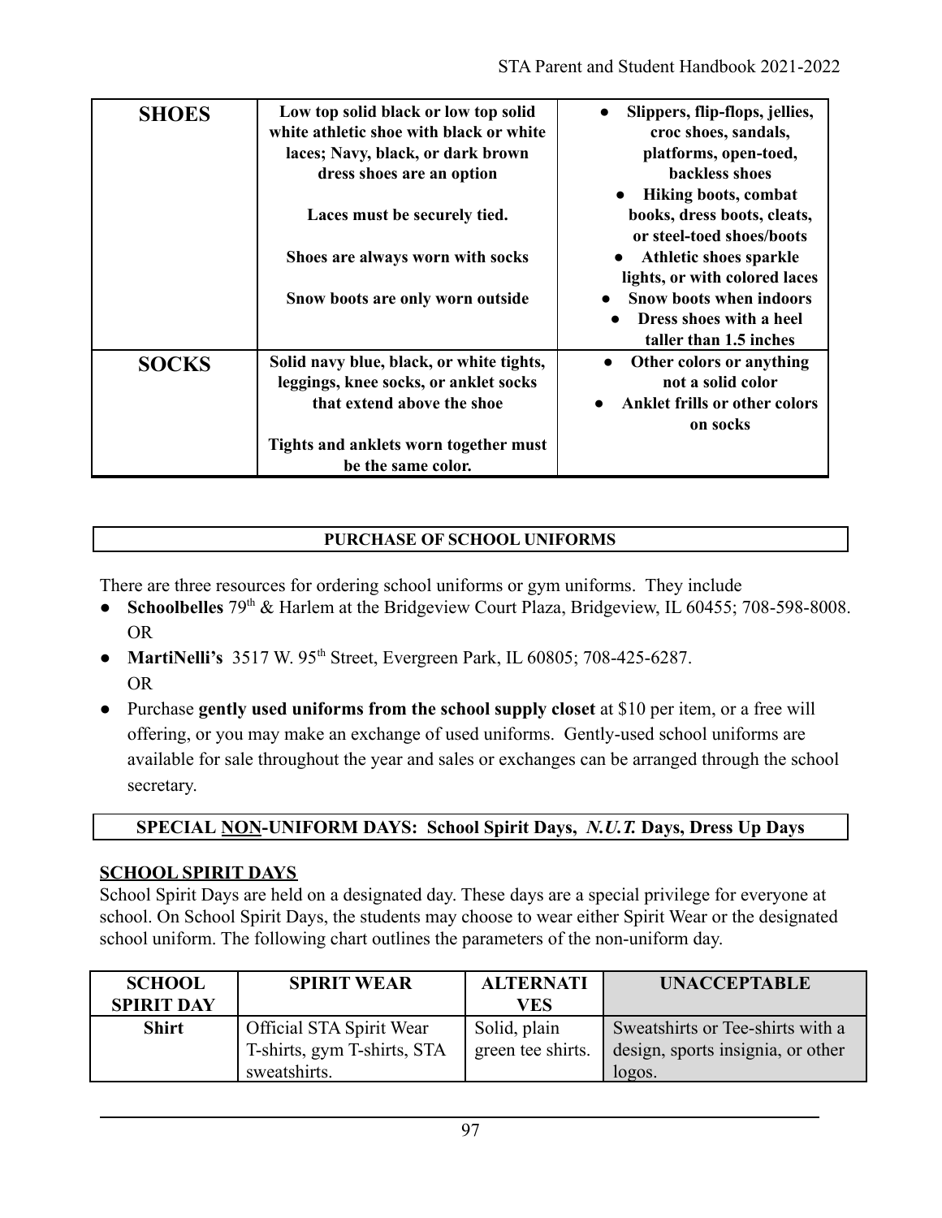| **SHOES** | **Low top solid black or low top solid white athletic shoe with black or white laces; Navy, black, or dark brown dress shoes are an option**<br><br>**Laces must be securely tied.**<br><br>**Shoes are always worn with socks**<br><br>**Snow boots are only worn outside** | ● **Slippers, flip-flops, jellies, croc shoes, sandals, platforms, open-toed, backless shoes**<br>● **Hiking boots, combat books, dress boots, cleats, or steel-toed shoes/boots**<br>● **Athletic shoes sparkle lights, or with colored laces**<br>● **Snow boots when indoors**<br>● **Dress shoes with a heel taller than 1.5 inches** |
|---|---|---|
| **SOCKS** | **Solid navy blue, black, or white tights, leggings, knee socks, or anklet socks that extend above the shoe**<br><br>**Tights and anklets worn together must be the same color.** | ● **Other colors or anything not a solid color**<br>● **Anklet frills or other colors on socks** |

## PURCHASE OF SCHOOL UNIFORMS

There are three resources for ordering school uniforms or gym uniforms. They include

- **Schoolbelles** 79th & Harlem at the Bridgeview Court Plaza, Bridgeview, IL 60455; 708-598-8008.
  OR
- **MartiNelli's** 3517 W. 95th Street, Evergreen Park, IL 60805; 708-425-6287.
  OR
- Purchase **gently used uniforms from the school supply closet** at $10 per item, or a free will offering, or you may make an exchange of used uniforms. Gently-used school uniforms are available for sale throughout the year and sales or exchanges can be arranged through the school secretary.

## SPECIAL <u>NON</u>-UNIFORM DAYS: School Spirit Days, *N.U.T.* Days, Dress Up Days

### <u>SCHOOL SPIRIT DAYS</u>

School Spirit Days are held on a designated day. These days are a special privilege for everyone at school. On School Spirit Days, the students may choose to wear either Spirit Wear or the designated school uniform. The following chart outlines the parameters of the non-uniform day.

| SCHOOL SPIRIT DAY | SPIRIT WEAR | ALTERNATIVES | UNACCEPTABLE |
|---|---|---|---|
| **Shirt** | Official STA Spirit Wear T-shirts, gym T-shirts, STA sweatshirts. | Solid, plain green tee shirts. | Sweatshirts or Tee-shirts with a design, sports insignia, or other logos. |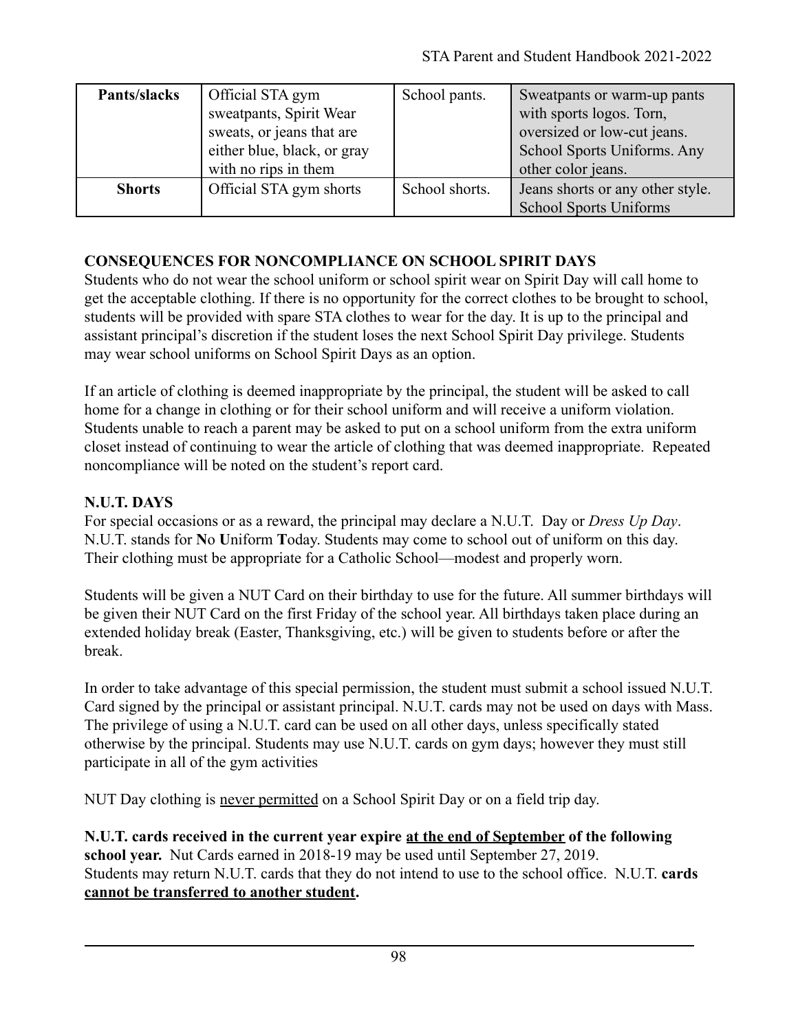| Pants/slacks | Official STA gym sweatpants, Spirit Wear sweats, or jeans that are either blue, black, or gray with no rips in them | School pants. | Sweatpants or warm-up pants with sports logos. Torn, oversized or low-cut jeans. School Sports Uniforms. Any other color jeans. |
|---|---|---|---|
| **Shorts** | Official STA gym shorts | School shorts. | Jeans shorts or any other style. School Sports Uniforms |

**CONSEQUENCES FOR NONCOMPLIANCE ON SCHOOL SPIRIT DAYS**

Students who do not wear the school uniform or school spirit wear on Spirit Day will call home to get the acceptable clothing. If there is no opportunity for the correct clothes to be brought to school, students will be provided with spare STA clothes to wear for the day. It is up to the principal and assistant principal's discretion if the student loses the next School Spirit Day privilege. Students may wear school uniforms on School Spirit Days as an option.

If an article of clothing is deemed inappropriate by the principal, the student will be asked to call home for a change in clothing or for their school uniform and will receive a uniform violation. Students unable to reach a parent may be asked to put on a school uniform from the extra uniform closet instead of continuing to wear the article of clothing that was deemed inappropriate. Repeated noncompliance will be noted on the student's report card.

**N.U.T. DAYS**

For special occasions or as a reward, the principal may declare a N.U.T. Day or *Dress Up Day*. N.U.T. stands for **N**o **U**niform **T**oday. Students may come to school out of uniform on this day. Their clothing must be appropriate for a Catholic School—modest and properly worn.

Students will be given a NUT Card on their birthday to use for the future. All summer birthdays will be given their NUT Card on the first Friday of the school year. All birthdays taken place during an extended holiday break (Easter, Thanksgiving, etc.) will be given to students before or after the break.

In order to take advantage of this special permission, the student must submit a school issued N.U.T. Card signed by the principal or assistant principal. N.U.T. cards may not be used on days with Mass. The privilege of using a N.U.T. card can be used on all other days, unless specifically stated otherwise by the principal. Students may use N.U.T. cards on gym days; however they must still participate in all of the gym activities

NUT Day clothing is <u>never permitted</u> on a School Spirit Day or on a field trip day.

**N.U.T. cards received in the current year expire <u>at the end of September</u> of the following school year.** Nut Cards earned in 2018-19 may be used until September 27, 2019. Students may return N.U.T. cards that they do not intend to use to the school office. N.U.T. **cards <u>cannot be transferred to another student</u>.**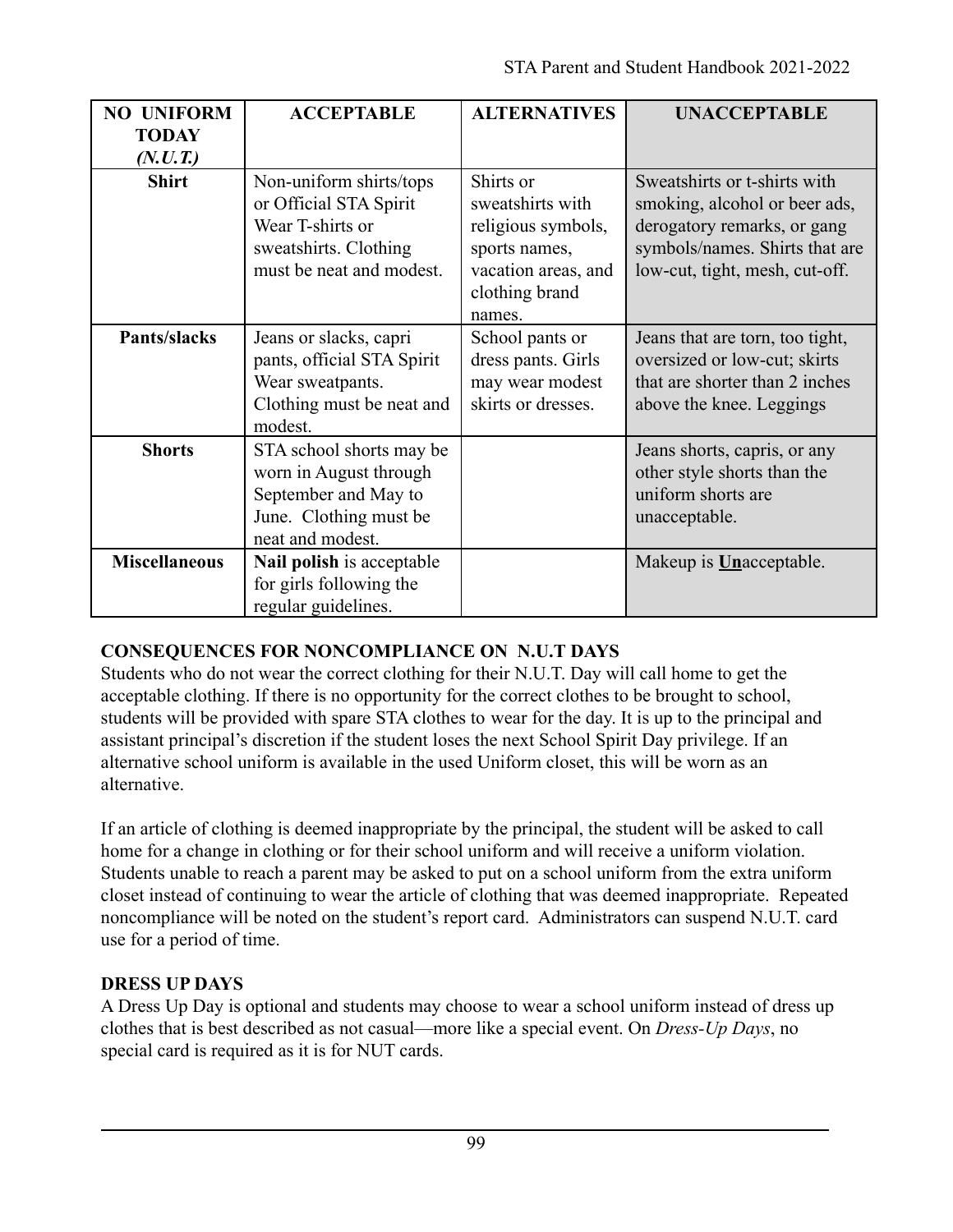| **NO UNIFORM TODAY *(N.U.T.)*** | **ACCEPTABLE** | **ALTERNATIVES** | **UNACCEPTABLE** |
|---|---|---|---|
| **Shirt** | Non-uniform shirts/tops or Official STA Spirit Wear T-shirts or sweatshirts. Clothing must be neat and modest. | Shirts or sweatshirts with religious symbols, sports names, vacation areas, and clothing brand names. | Sweatshirts or t-shirts with smoking, alcohol or beer ads, derogatory remarks, or gang symbols/names. Shirts that are low-cut, tight, mesh, cut-off. |
| **Pants/slacks** | Jeans or slacks, capri pants, official STA Spirit Wear sweatpants. Clothing must be neat and modest. | School pants or dress pants. Girls may wear modest skirts or dresses. | Jeans that are torn, too tight, oversized or low-cut; skirts that are shorter than 2 inches above the knee. Leggings |
| **Shorts** | STA school shorts may be worn in August through September and May to June. Clothing must be neat and modest. | | Jeans shorts, capris, or any other style shorts than the uniform shorts are unacceptable. |
| **Miscellaneous** | **Nail polish** is acceptable for girls following the regular guidelines. | | Makeup is <u>**Un**</u>acceptable. |

**CONSEQUENCES FOR NONCOMPLIANCE ON N.U.T DAYS**

Students who do not wear the correct clothing for their N.U.T. Day will call home to get the acceptable clothing. If there is no opportunity for the correct clothes to be brought to school, students will be provided with spare STA clothes to wear for the day. It is up to the principal and assistant principal's discretion if the student loses the next School Spirit Day privilege. If an alternative school uniform is available in the used Uniform closet, this will be worn as an alternative.

If an article of clothing is deemed inappropriate by the principal, the student will be asked to call home for a change in clothing or for their school uniform and will receive a uniform violation. Students unable to reach a parent may be asked to put on a school uniform from the extra uniform closet instead of continuing to wear the article of clothing that was deemed inappropriate. Repeated noncompliance will be noted on the student's report card. Administrators can suspend N.U.T. card use for a period of time.

**DRESS UP DAYS**

A Dress Up Day is optional and students may choose to wear a school uniform instead of dress up clothes that is best described as not casual—more like a special event. On *Dress-Up Days*, no special card is required as it is for NUT cards.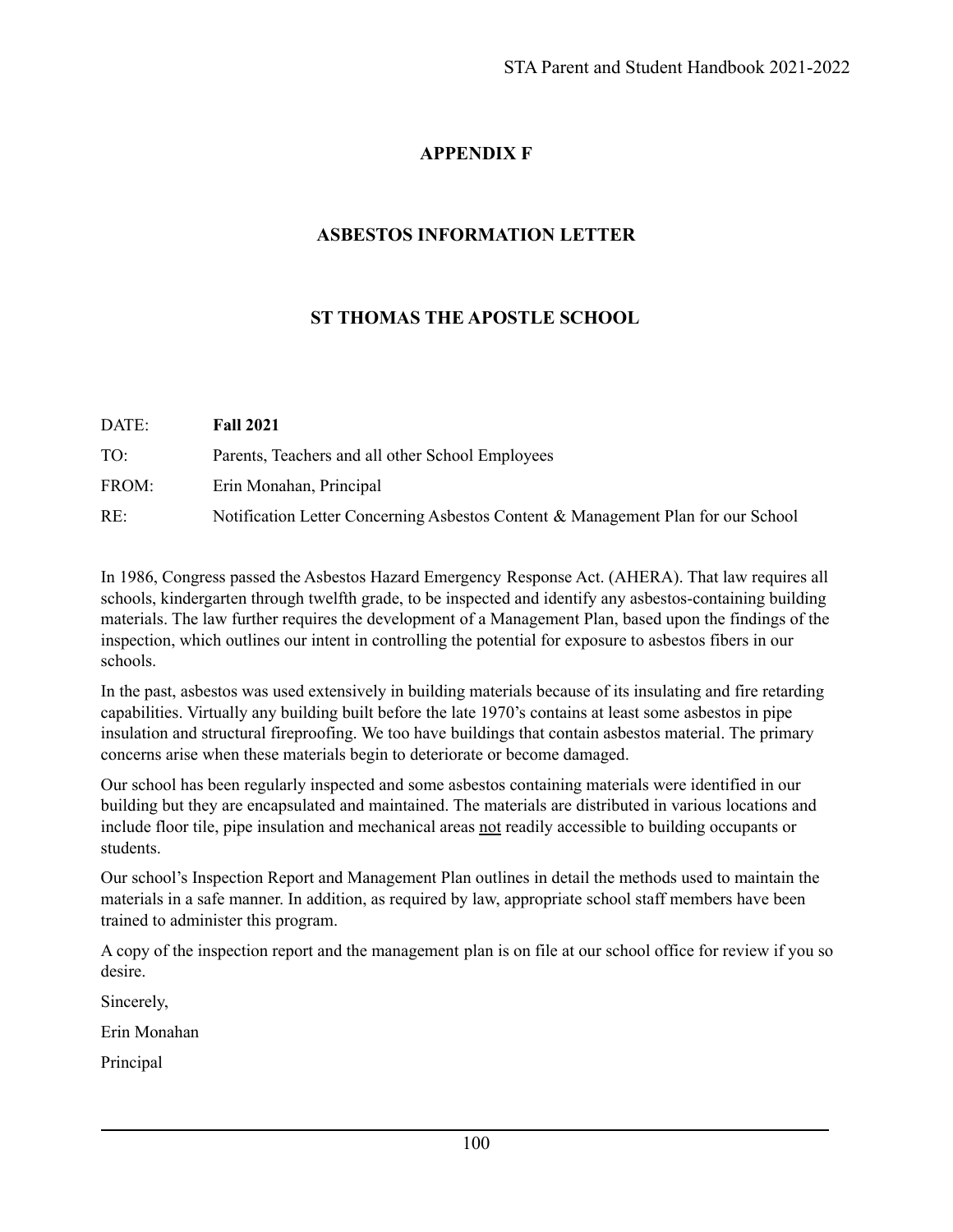# APPENDIX F

## ASBESTOS INFORMATION LETTER

## ST THOMAS THE APOSTLE SCHOOL

DATE: **Fall 2021**

TO: Parents, Teachers and all other School Employees

FROM: Erin Monahan, Principal

RE: Notification Letter Concerning Asbestos Content & Management Plan for our School

In 1986, Congress passed the Asbestos Hazard Emergency Response Act. (AHERA). That law requires all schools, kindergarten through twelfth grade, to be inspected and identify any asbestos-containing building materials. The law further requires the development of a Management Plan, based upon the findings of the inspection, which outlines our intent in controlling the potential for exposure to asbestos fibers in our schools.

In the past, asbestos was used extensively in building materials because of its insulating and fire retarding capabilities. Virtually any building built before the late 1970's contains at least some asbestos in pipe insulation and structural fireproofing. We too have buildings that contain asbestos material. The primary concerns arise when these materials begin to deteriorate or become damaged.

Our school has been regularly inspected and some asbestos containing materials were identified in our building but they are encapsulated and maintained. The materials are distributed in various locations and include floor tile, pipe insulation and mechanical areas <u>not</u> readily accessible to building occupants or students.

Our school's Inspection Report and Management Plan outlines in detail the methods used to maintain the materials in a safe manner. In addition, as required by law, appropriate school staff members have been trained to administer this program.

A copy of the inspection report and the management plan is on file at our school office for review if you so desire.

Sincerely,

Erin Monahan

Principal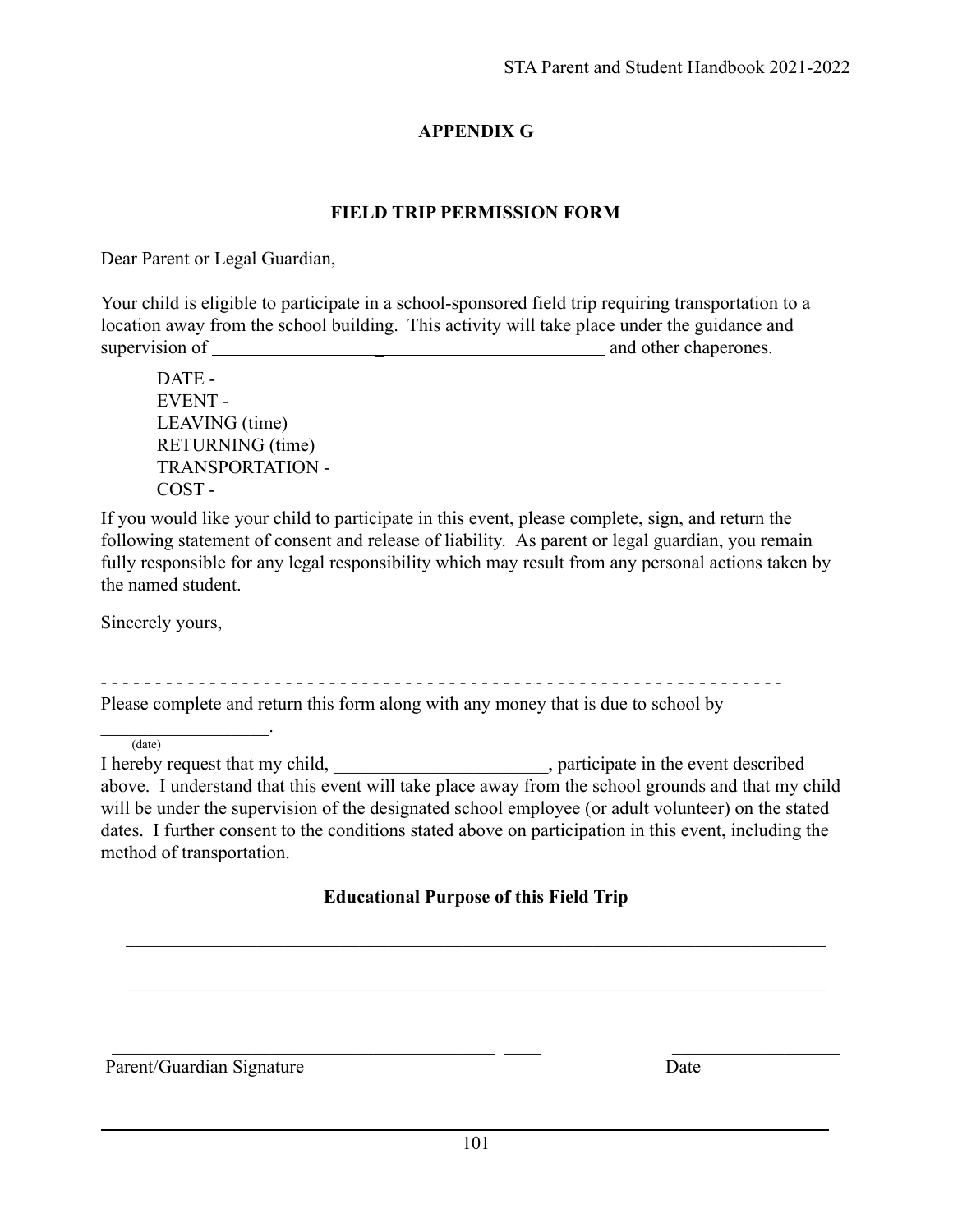## APPENDIX G

### FIELD TRIP PERMISSION FORM

Dear Parent or Legal Guardian,

Your child is eligible to participate in a school-sponsored field trip requiring transportation to a location away from the school building. This activity will take place under the guidance and supervision of ___________________________________________ and other chaperones.

> DATE -
> EVENT -
> LEAVING (time)
> RETURNING (time)
> TRANSPORTATION -
> COST -

If you would like your child to participate in this event, please complete, sign, and return the following statement of consent and release of liability. As parent or legal guardian, you remain fully responsible for any legal responsibility which may result from any personal actions taken by the named student.

Sincerely yours,

- - - - - - - - - - - - - - - - - - - - - - - - - - - - - - - - - - - - - - - - - - - - - - - - - - - - - - - - - - - - - - -

Please complete and return this form along with any money that is due to school by

__________________.
(date)

I hereby request that my child, _______________________, participate in the event described above. I understand that this event will take place away from the school grounds and that my child will be under the supervision of the designated school employee (or adult volunteer) on the stated dates. I further consent to the conditions stated above on participation in this event, including the method of transportation.

**Educational Purpose of this Field Trip**

______________________________________________________________________________

______________________________________________________________________________

_____________________________________________ ____ ___________________

Parent/Guardian Signature Date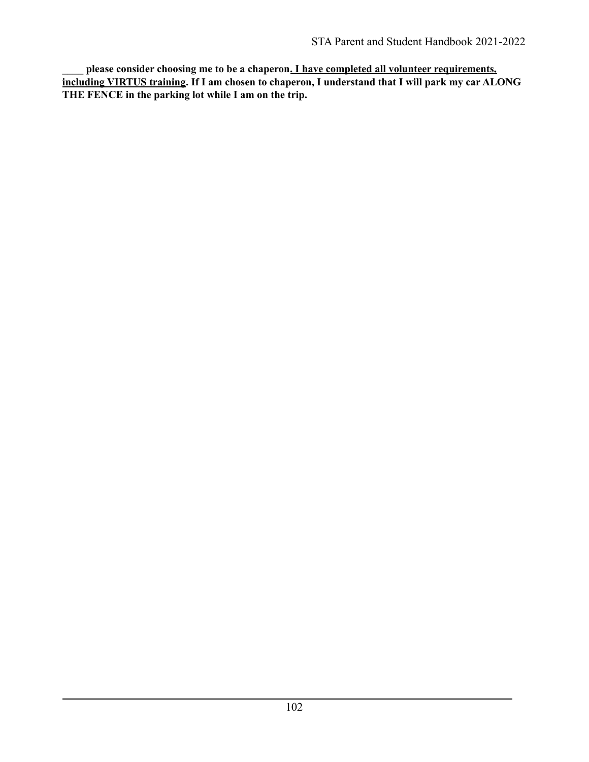____ **please consider choosing me to be a chaperon**<u>**. I have completed all volunteer requirements, including VIRTUS training**</u>**. If I am chosen to chaperon, I understand that I will park my car ALONG THE FENCE in the parking lot while I am on the trip.**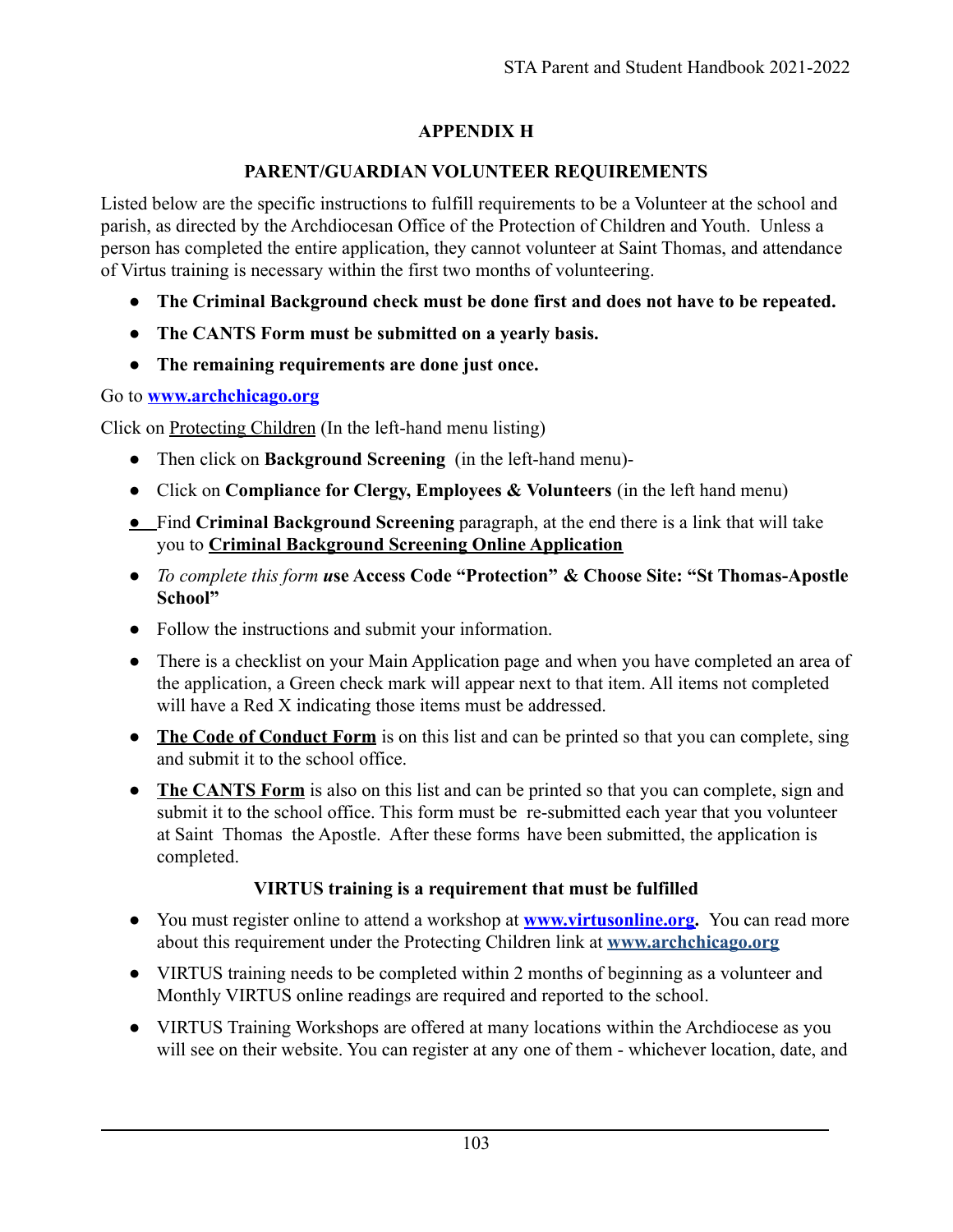# APPENDIX H

## PARENT/GUARDIAN VOLUNTEER REQUIREMENTS

Listed below are the specific instructions to fulfill requirements to be a Volunteer at the school and parish, as directed by the Archdiocesan Office of the Protection of Children and Youth. Unless a person has completed the entire application, they cannot volunteer at Saint Thomas, and attendance of Virtus training is necessary within the first two months of volunteering.

- **The Criminal Background check must be done first and does not have to be repeated.**
- **The CANTS Form must be submitted on a yearly basis.**
- **The remaining requirements are done just once.**

Go to **[www.archchicago.org](www.archchicago.org)**

Click on Protecting Children (In the left-hand menu listing)

- Then click on **Background Screening** (in the left-hand menu)-
- Click on **Compliance for Clergy, Employees & Volunteers** (in the left hand menu)
- Find **Criminal Background Screening** paragraph, at the end there is a link that will take you to **Criminal Background Screening Online Application**
- *To complete this form u***se Access Code "Protection" & Choose Site: "St Thomas-Apostle School"**
- Follow the instructions and submit your information.
- There is a checklist on your Main Application page and when you have completed an area of the application, a Green check mark will appear next to that item. All items not completed will have a Red X indicating those items must be addressed.
- **The Code of Conduct Form** is on this list and can be printed so that you can complete, sing and submit it to the school office.
- **The CANTS Form** is also on this list and can be printed so that you can complete, sign and submit it to the school office. This form must be re-submitted each year that you volunteer at Saint Thomas the Apostle. After these forms have been submitted, the application is completed.

### VIRTUS training is a requirement that must be fulfilled

- You must register online to attend a workshop at **[www.virtusonline.org](www.virtusonline.org).** You can read more about this requirement under the Protecting Children link at **[www.archchicago.org](www.archchicago.org)**
- VIRTUS training needs to be completed within 2 months of beginning as a volunteer and Monthly VIRTUS online readings are required and reported to the school.
- VIRTUS Training Workshops are offered at many locations within the Archdiocese as you will see on their website. You can register at any one of them - whichever location, date, and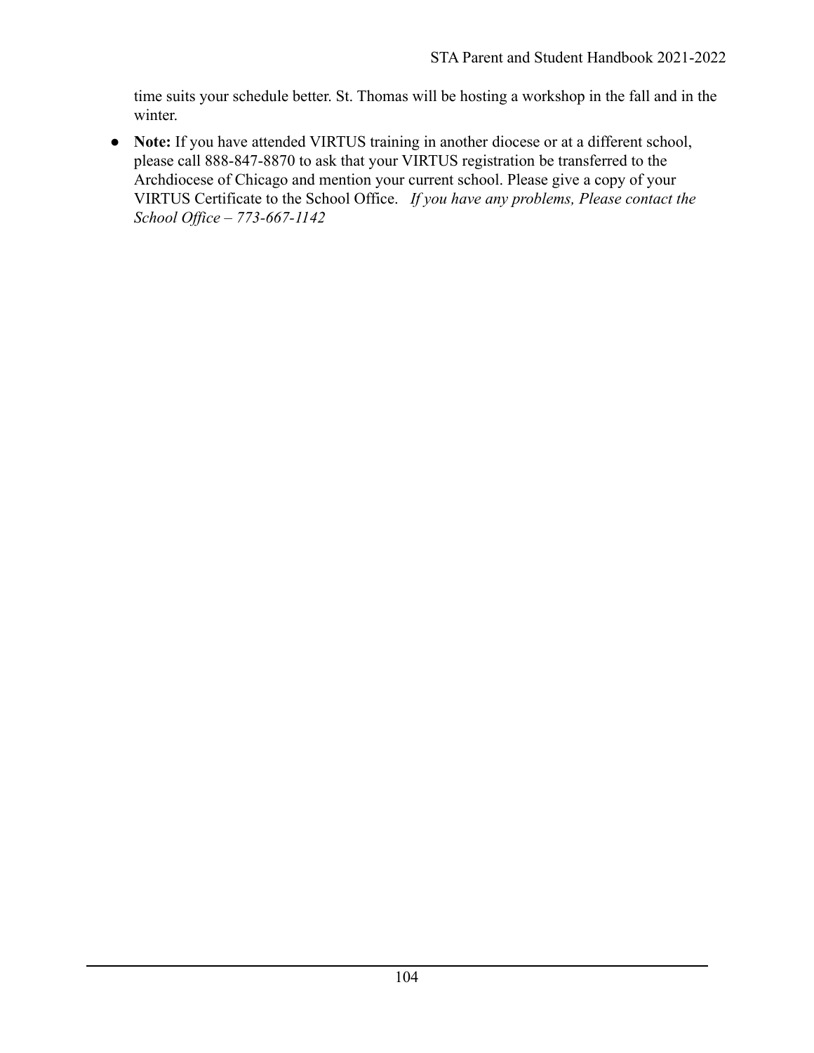time suits your schedule better. St. Thomas will be hosting a workshop in the fall and in the winter.

- **Note:** If you have attended VIRTUS training in another diocese or at a different school, please call 888-847-8870 to ask that your VIRTUS registration be transferred to the Archdiocese of Chicago and mention your current school. Please give a copy of your VIRTUS Certificate to the School Office. *If you have any problems, Please contact the School Office – 773-667-1142*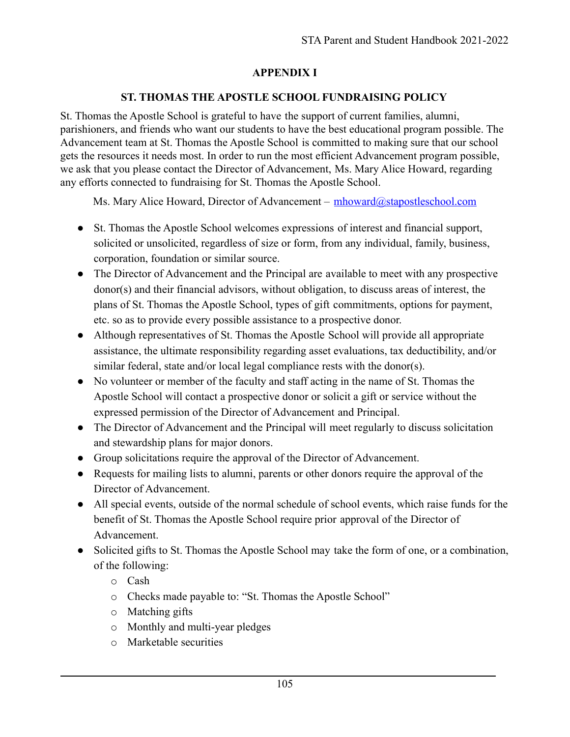## APPENDIX I

## ST. THOMAS THE APOSTLE SCHOOL FUNDRAISING POLICY

St. Thomas the Apostle School is grateful to have the support of current families, alumni, parishioners, and friends who want our students to have the best educational program possible. The Advancement team at St. Thomas the Apostle School is committed to making sure that our school gets the resources it needs most. In order to run the most efficient Advancement program possible, we ask that you please contact the Director of Advancement, Ms. Mary Alice Howard, regarding any efforts connected to fundraising for St. Thomas the Apostle School.

Ms. Mary Alice Howard, Director of Advancement – mhoward@stapostleschool.com

- St. Thomas the Apostle School welcomes expressions of interest and financial support, solicited or unsolicited, regardless of size or form, from any individual, family, business, corporation, foundation or similar source.
- The Director of Advancement and the Principal are available to meet with any prospective donor(s) and their financial advisors, without obligation, to discuss areas of interest, the plans of St. Thomas the Apostle School, types of gift commitments, options for payment, etc. so as to provide every possible assistance to a prospective donor.
- Although representatives of St. Thomas the Apostle School will provide all appropriate assistance, the ultimate responsibility regarding asset evaluations, tax deductibility, and/or similar federal, state and/or local legal compliance rests with the donor(s).
- No volunteer or member of the faculty and staff acting in the name of St. Thomas the Apostle School will contact a prospective donor or solicit a gift or service without the expressed permission of the Director of Advancement and Principal.
- The Director of Advancement and the Principal will meet regularly to discuss solicitation and stewardship plans for major donors.
- Group solicitations require the approval of the Director of Advancement.
- Requests for mailing lists to alumni, parents or other donors require the approval of the Director of Advancement.
- All special events, outside of the normal schedule of school events, which raise funds for the benefit of St. Thomas the Apostle School require prior approval of the Director of Advancement.
- Solicited gifts to St. Thomas the Apostle School may take the form of one, or a combination, of the following:
  - Cash
  - Checks made payable to: "St. Thomas the Apostle School"
  - Matching gifts
  - Monthly and multi-year pledges
  - Marketable securities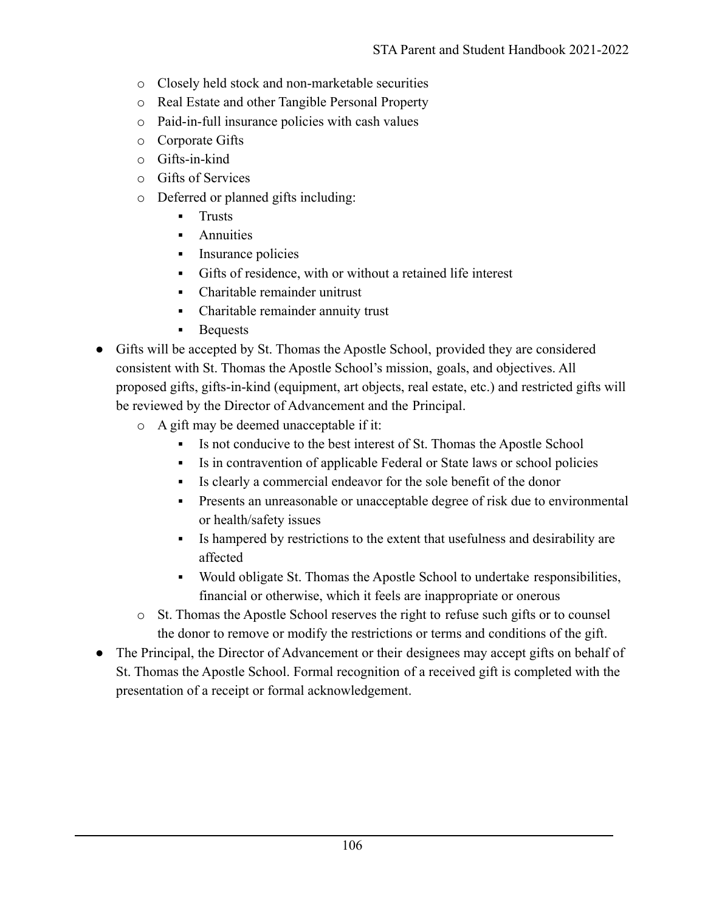- Closely held stock and non-marketable securities
  - Real Estate and other Tangible Personal Property
  - Paid-in-full insurance policies with cash values
  - Corporate Gifts
  - Gifts-in-kind
  - Gifts of Services
  - Deferred or planned gifts including:
    - Trusts
    - Annuities
    - Insurance policies
    - Gifts of residence, with or without a retained life interest
    - Charitable remainder unitrust
    - Charitable remainder annuity trust
    - Bequests
- Gifts will be accepted by St. Thomas the Apostle School, provided they are considered consistent with St. Thomas the Apostle School's mission, goals, and objectives. All proposed gifts, gifts-in-kind (equipment, art objects, real estate, etc.) and restricted gifts will be reviewed by the Director of Advancement and the Principal.
  - A gift may be deemed unacceptable if it:
    - Is not conducive to the best interest of St. Thomas the Apostle School
    - Is in contravention of applicable Federal or State laws or school policies
    - Is clearly a commercial endeavor for the sole benefit of the donor
    - Presents an unreasonable or unacceptable degree of risk due to environmental or health/safety issues
    - Is hampered by restrictions to the extent that usefulness and desirability are affected
    - Would obligate St. Thomas the Apostle School to undertake responsibilities, financial or otherwise, which it feels are inappropriate or onerous
  - St. Thomas the Apostle School reserves the right to refuse such gifts or to counsel the donor to remove or modify the restrictions or terms and conditions of the gift.
- The Principal, the Director of Advancement or their designees may accept gifts on behalf of St. Thomas the Apostle School. Formal recognition of a received gift is completed with the presentation of a receipt or formal acknowledgement.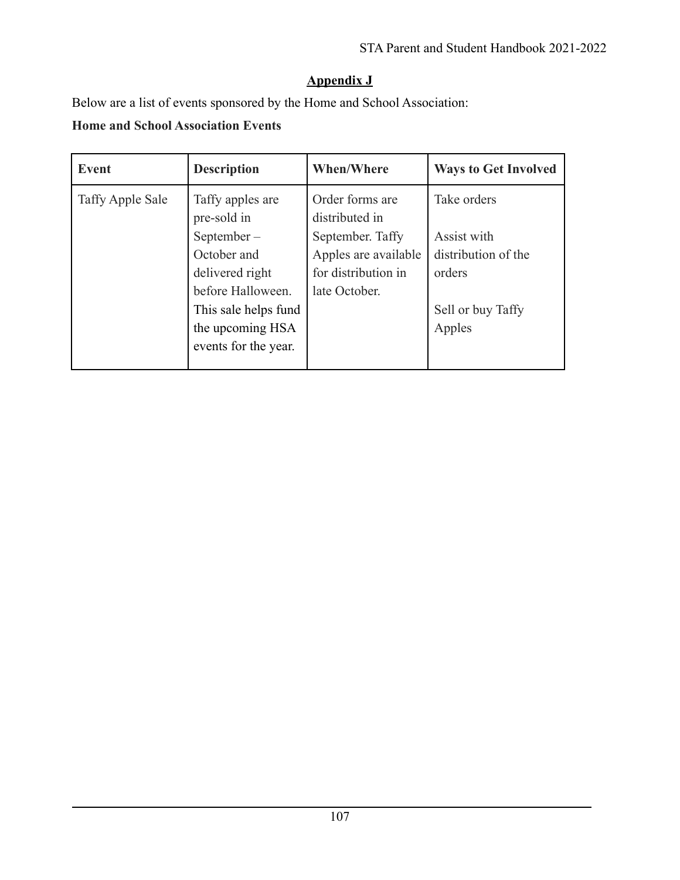## Appendix J

Below are a list of events sponsored by the Home and School Association:

**Home and School Association Events**

| Event | Description | When/Where | Ways to Get Involved |
|---|---|---|---|
| Taffy Apple Sale | Taffy apples are pre-sold in September – October and delivered right before Halloween. This sale helps fund the upcoming HSA events for the year. | Order forms are distributed in September. Taffy Apples are available for distribution in late October. | Take orders<br><br>Assist with distribution of the orders<br><br>Sell or buy Taffy Apples |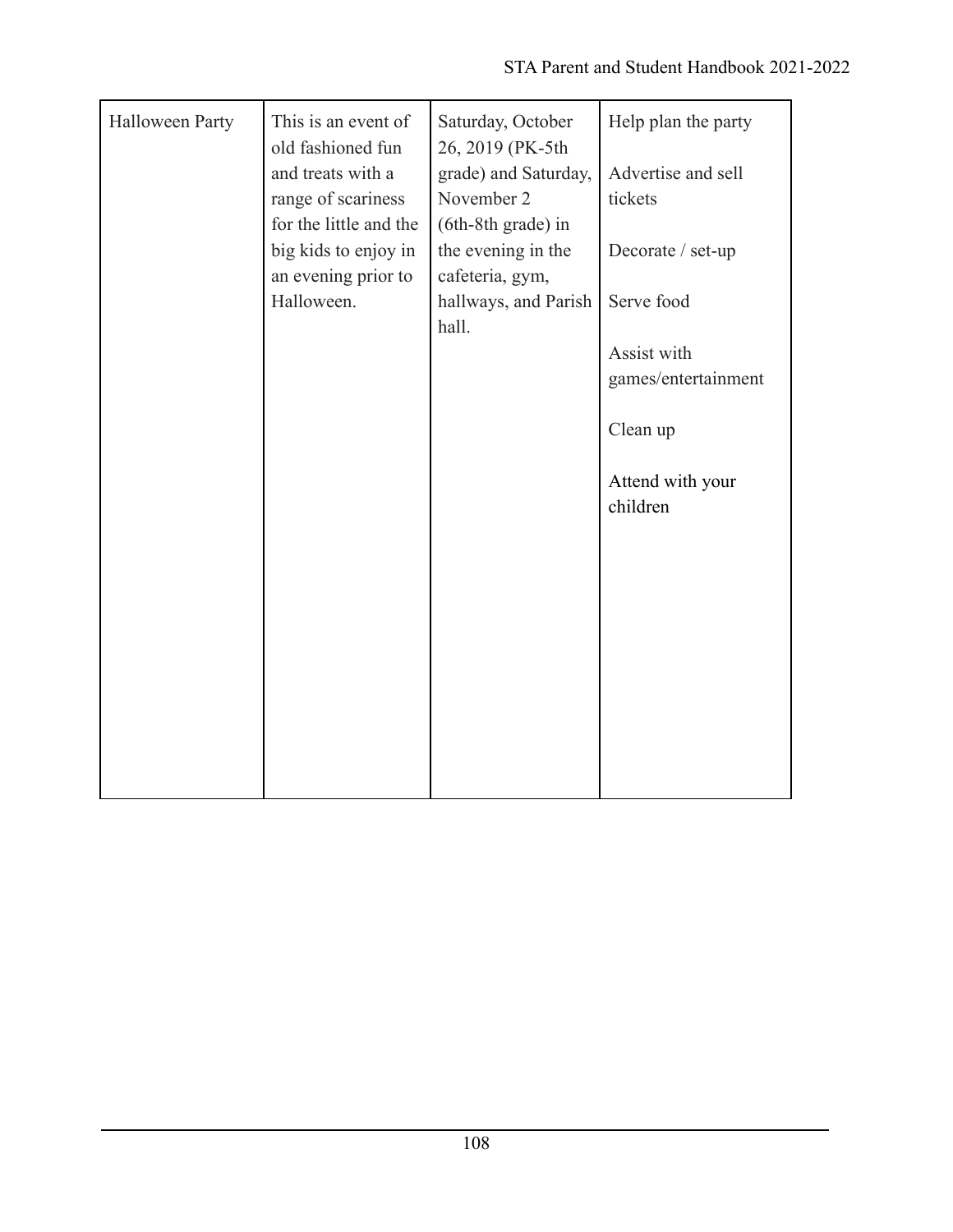| Halloween Party | This is an event of old fashioned fun and treats with a range of scariness for the little and the big kids to enjoy in an evening prior to Halloween. | Saturday, October 26, 2019 (PK-5th grade) and Saturday, November 2 (6th-8th grade) in the evening in the cafeteria, gym, hallways, and Parish hall. | Help plan the party<br><br>Advertise and sell tickets<br><br>Decorate / set-up<br><br>Serve food<br><br>Assist with games/entertainment<br><br>Clean up<br><br>Attend with your children |
|---|---|---|---|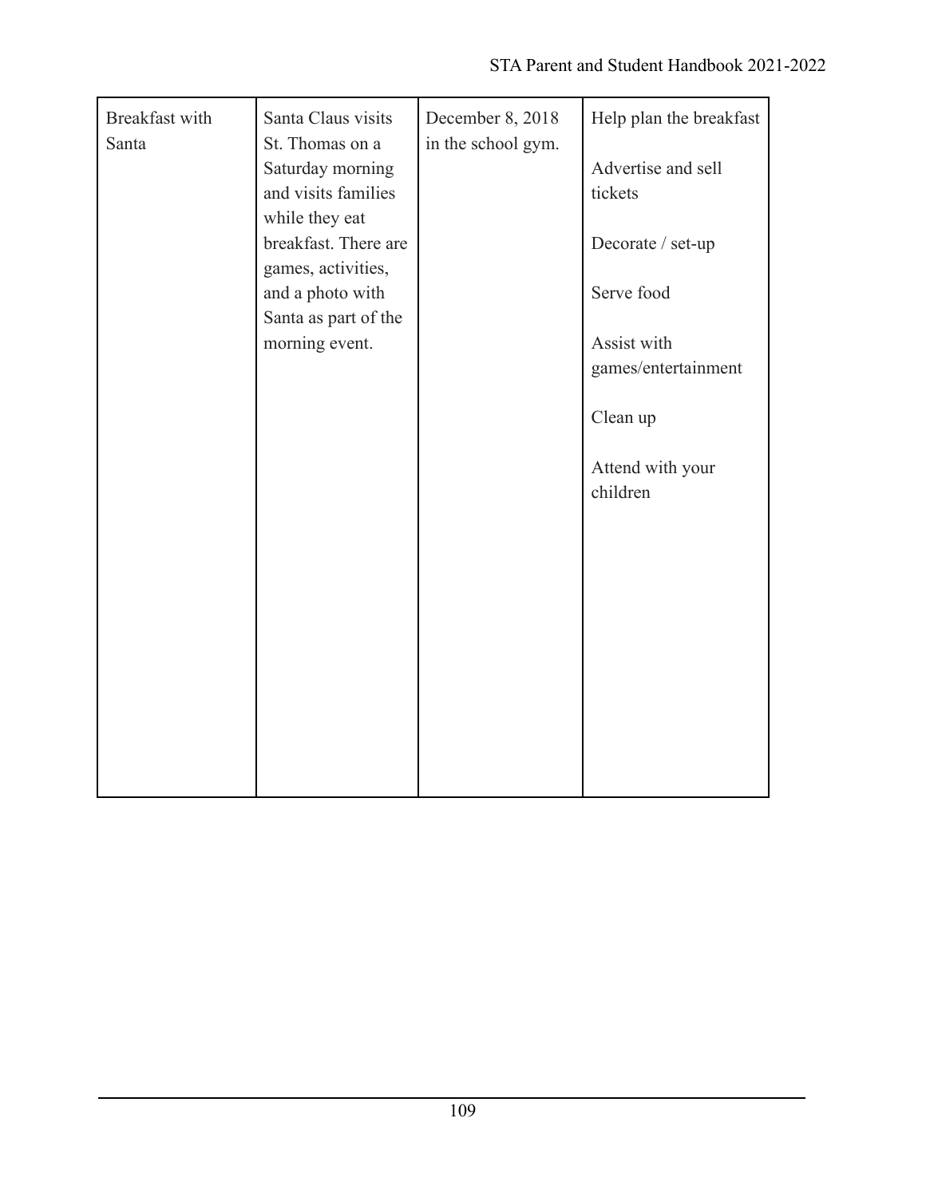| Breakfast with Santa | Santa Claus visits St. Thomas on a Saturday morning and visits families while they eat breakfast. There are games, activities, and a photo with Santa as part of the morning event. | December 8, 2018 in the school gym. | Help plan the breakfast<br><br>Advertise and sell tickets<br><br>Decorate / set-up<br><br>Serve food<br><br>Assist with games/entertainment<br><br>Clean up<br><br>Attend with your children |
|---|---|---|---|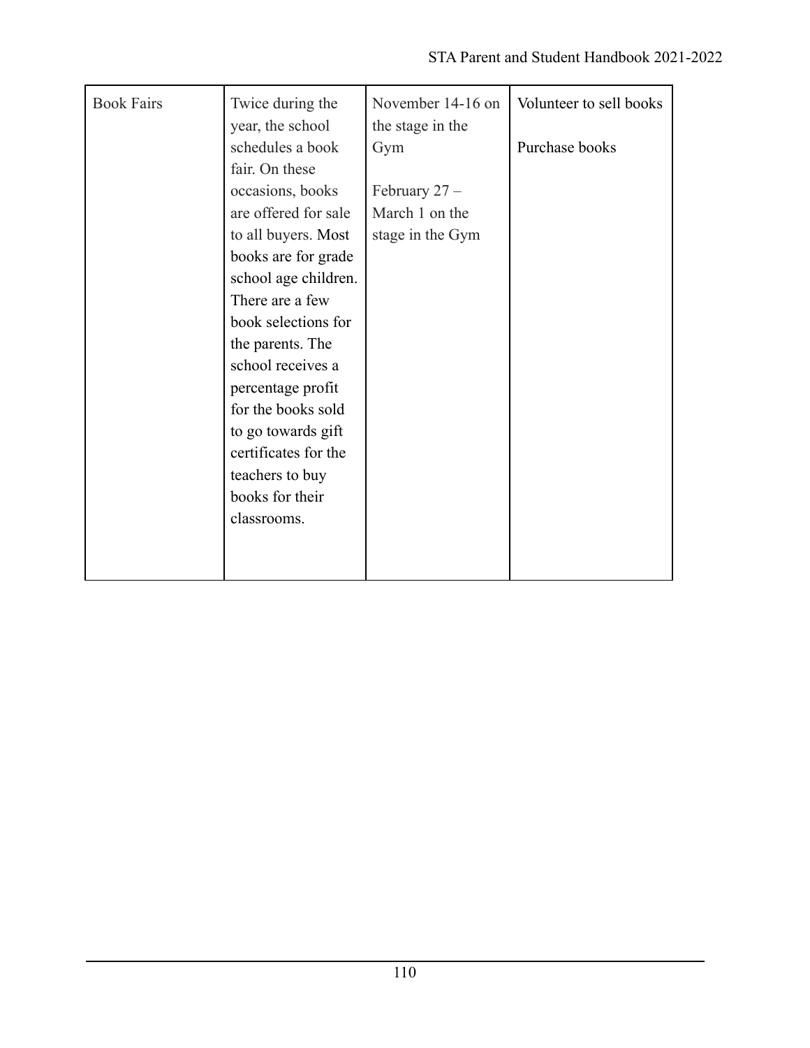| | | | |
|---|---|---|---|
| Book Fairs | Twice during the year, the school schedules a book fair. On these occasions, books are offered for sale to all buyers. Most books are for grade school age children. There are a few book selections for the parents. The school receives a percentage profit for the books sold to go towards gift certificates for the teachers to buy books for their classrooms. | November 14-16 on the stage in the Gym<br><br>February 27 – March 1 on the stage in the Gym | Volunteer to sell books<br><br>Purchase books |